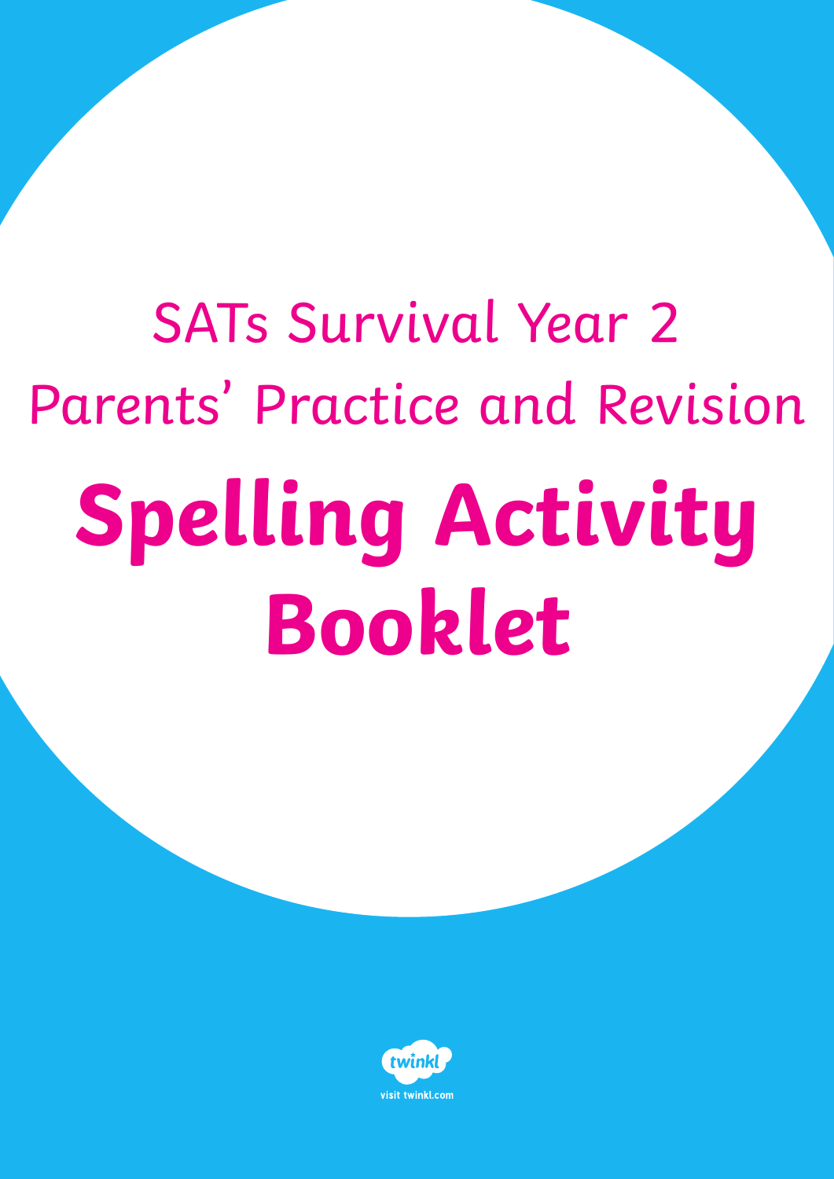SATs Survival Year 2

Parents' Practice and Revision

# Spelling Activity Booklet

visit twinkl.com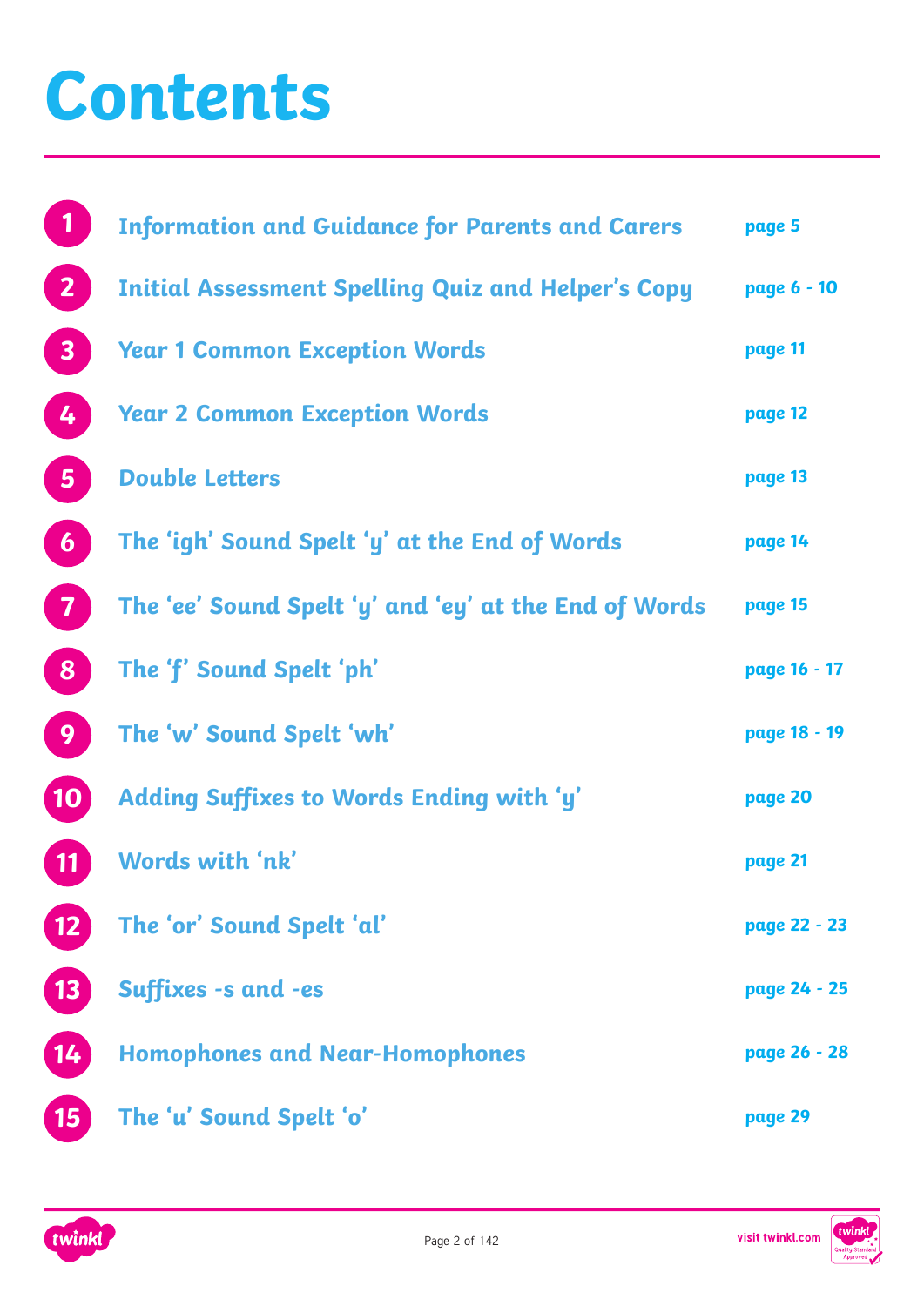# Contents

| | | |
|---|---|---|
| 1 | Information and Guidance for Parents and Carers | page 5 |
| 2 | Initial Assessment Spelling Quiz and Helper's Copy | page 6 - 10 |
| 3 | Year 1 Common Exception Words | page 11 |
| 4 | Year 2 Common Exception Words | page 12 |
| 5 | Double Letters | page 13 |
| 6 | The 'igh' Sound Spelt 'y' at the End of Words | page 14 |
| 7 | The 'ee' Sound Spelt 'y' and 'ey' at the End of Words | page 15 |
| 8 | The 'f' Sound Spelt 'ph' | page 16 - 17 |
| 9 | The 'w' Sound Spelt 'wh' | page 18 - 19 |
| 10 | Adding Suffixes to Words Ending with 'y' | page 20 |
| 11 | Words with 'nk' | page 21 |
| 12 | The 'or' Sound Spelt 'al' | page 22 - 23 |
| 13 | Suffixes -s and -es | page 24 - 25 |
| 14 | Homophones and Near-Homophones | page 26 - 28 |
| 15 | The 'u' Sound Spelt 'o' | page 29 |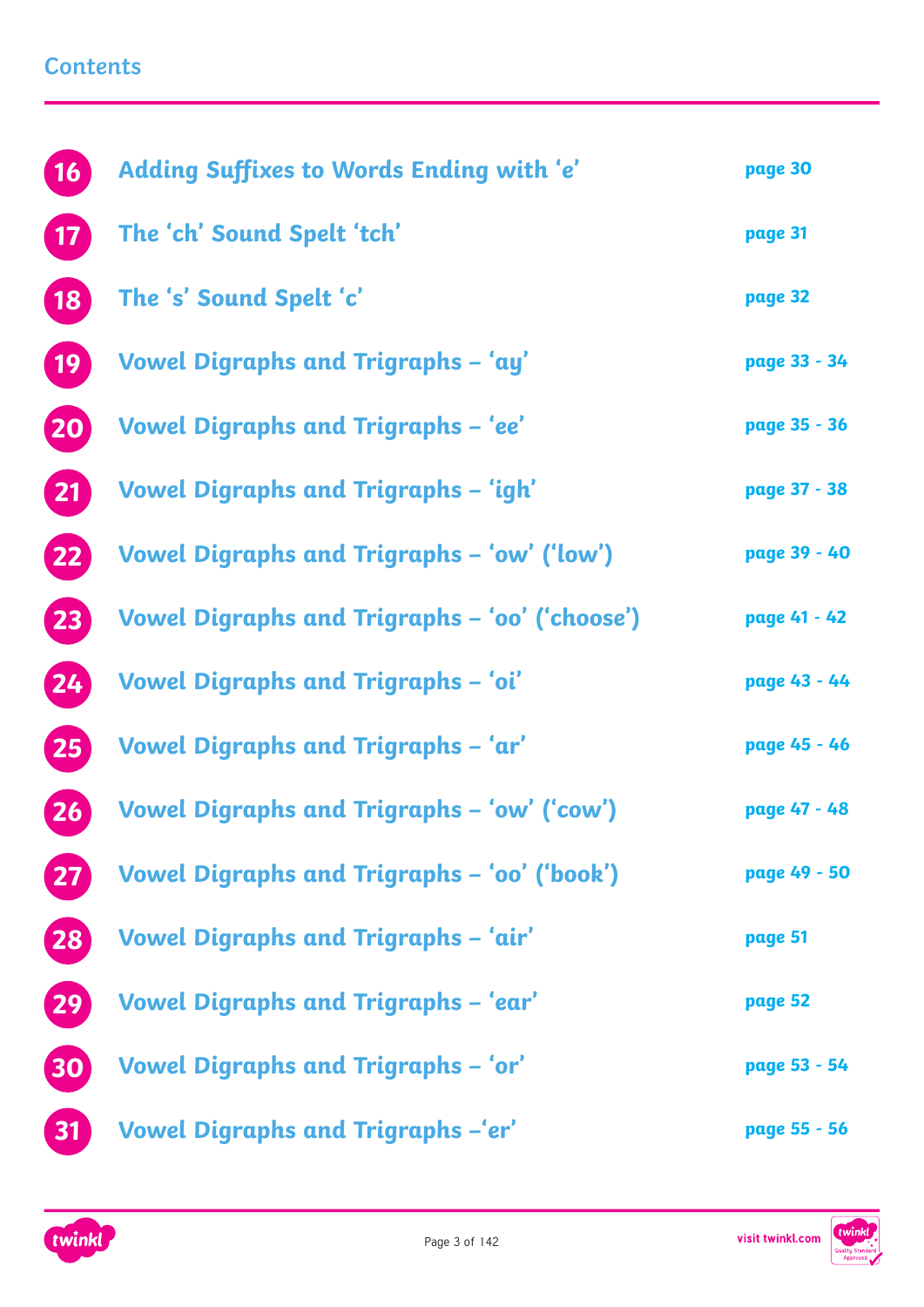## Contents

| | | |
|---|---|---|
| 16 | Adding Suffixes to Words Ending with 'e' | page 30 |
| 17 | The 'ch' Sound Spelt 'tch' | page 31 |
| 18 | The 's' Sound Spelt 'c' | page 32 |
| 19 | Vowel Digraphs and Trigraphs – 'ay' | page 33 - 34 |
| 20 | Vowel Digraphs and Trigraphs – 'ee' | page 35 - 36 |
| 21 | Vowel Digraphs and Trigraphs – 'igh' | page 37 - 38 |
| 22 | Vowel Digraphs and Trigraphs – 'ow' ('low') | page 39 - 40 |
| 23 | Vowel Digraphs and Trigraphs – 'oo' ('choose') | page 41 - 42 |
| 24 | Vowel Digraphs and Trigraphs – 'oi' | page 43 - 44 |
| 25 | Vowel Digraphs and Trigraphs – 'ar' | page 45 - 46 |
| 26 | Vowel Digraphs and Trigraphs – 'ow' ('cow') | page 47 - 48 |
| 27 | Vowel Digraphs and Trigraphs – 'oo' ('book') | page 49 - 50 |
| 28 | Vowel Digraphs and Trigraphs – 'air' | page 51 |
| 29 | Vowel Digraphs and Trigraphs – 'ear' | page 52 |
| 30 | Vowel Digraphs and Trigraphs – 'or' | page 53 - 54 |
| 31 | Vowel Digraphs and Trigraphs –'er' | page 55 - 56 |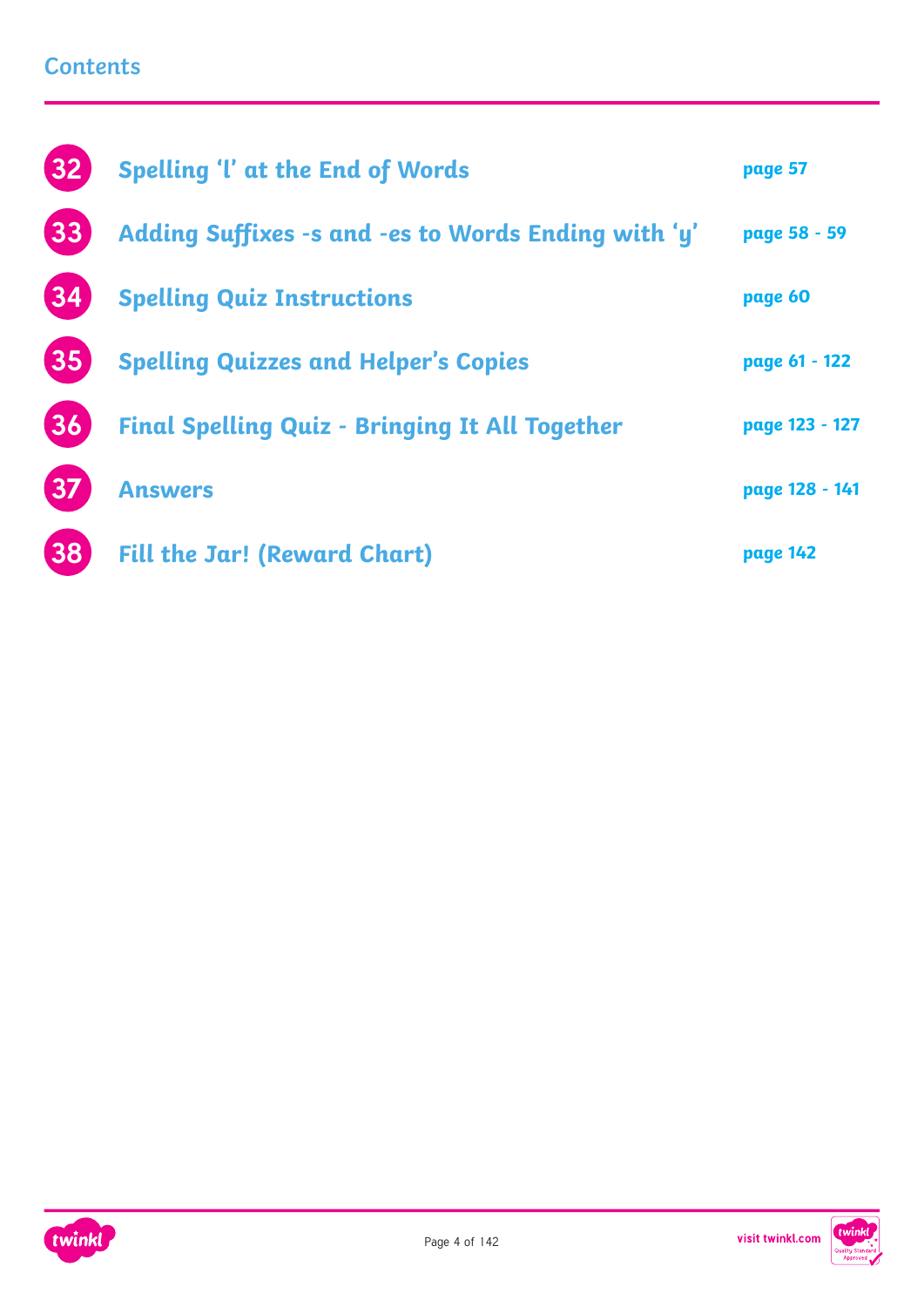## Contents

| | | |
|---|---|---|
| 32 | Spelling ‘l’ at the End of Words | page 57 |
| 33 | Adding Suffixes -s and -es to Words Ending with ‘y’ | page 58 - 59 |
| 34 | Spelling Quiz Instructions | page 60 |
| 35 | Spelling Quizzes and Helper’s Copies | page 61 - 122 |
| 36 | Final Spelling Quiz - Bringing It All Together | page 123 - 127 |
| 37 | Answers | page 128 - 141 |
| 38 | Fill the Jar! (Reward Chart) | page 142 |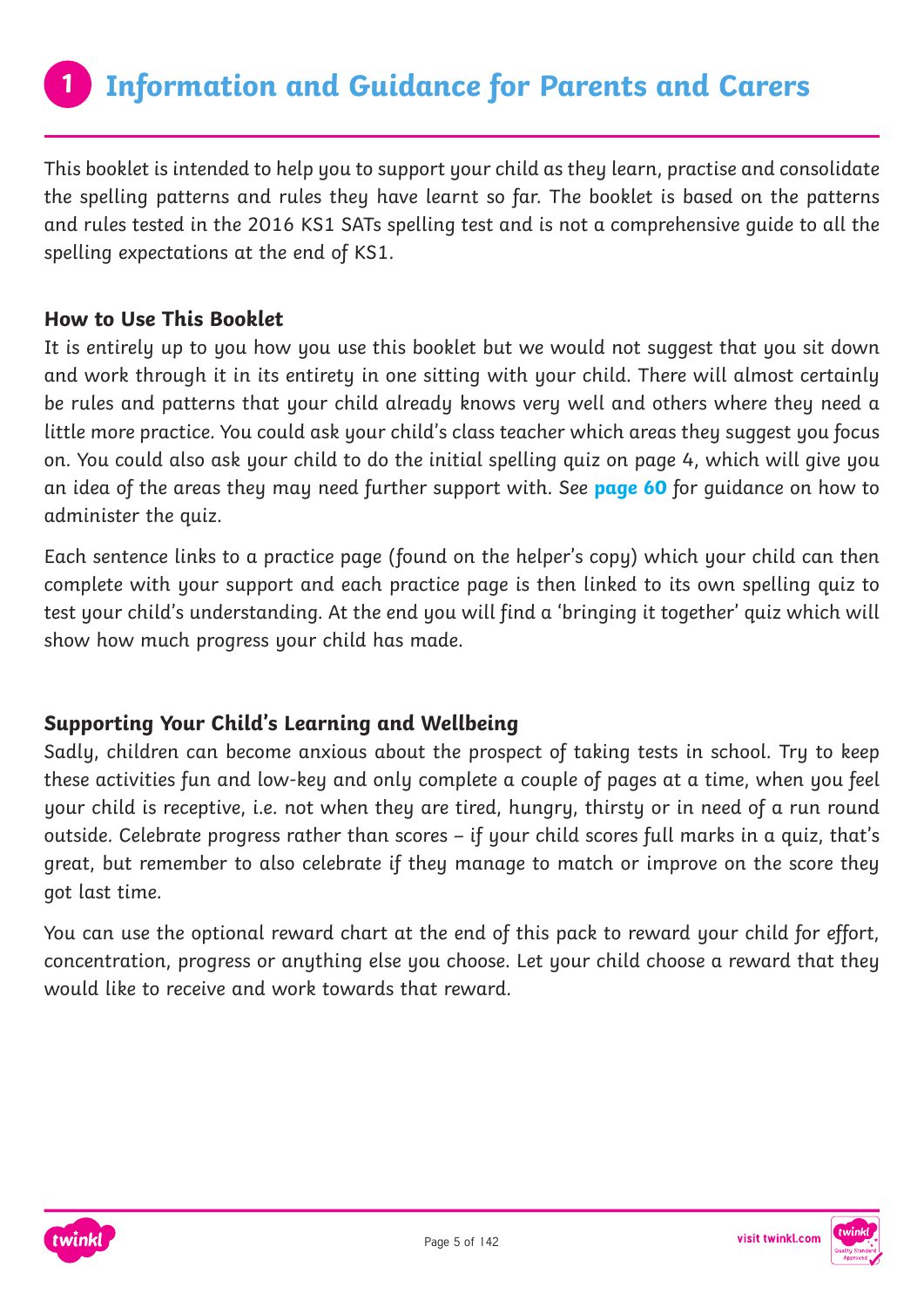# 1 Information and Guidance for Parents and Carers

This booklet is intended to help you to support your child as they learn, practise and consolidate the spelling patterns and rules they have learnt so far. The booklet is based on the patterns and rules tested in the 2016 KS1 SATs spelling test and is not a comprehensive guide to all the spelling expectations at the end of KS1.

## How to Use This Booklet

It is entirely up to you how you use this booklet but we would not suggest that you sit down and work through it in its entirety in one sitting with your child. There will almost certainly be rules and patterns that your child already knows very well and others where they need a little more practice. You could ask your child's class teacher which areas they suggest you focus on. You could also ask your child to do the initial spelling quiz on page 4, which will give you an idea of the areas they may need further support with. See **page 60** for guidance on how to administer the quiz.

Each sentence links to a practice page (found on the helper's copy) which your child can then complete with your support and each practice page is then linked to its own spelling quiz to test your child's understanding. At the end you will find a 'bringing it together' quiz which will show how much progress your child has made.

## Supporting Your Child's Learning and Wellbeing

Sadly, children can become anxious about the prospect of taking tests in school. Try to keep these activities fun and low-key and only complete a couple of pages at a time, when you feel your child is receptive, i.e. not when they are tired, hungry, thirsty or in need of a run round outside. Celebrate progress rather than scores – if your child scores full marks in a quiz, that's great, but remember to also celebrate if they manage to match or improve on the score they got last time.

You can use the optional reward chart at the end of this pack to reward your child for effort, concentration, progress or anything else you choose. Let your child choose a reward that they would like to receive and work towards that reward.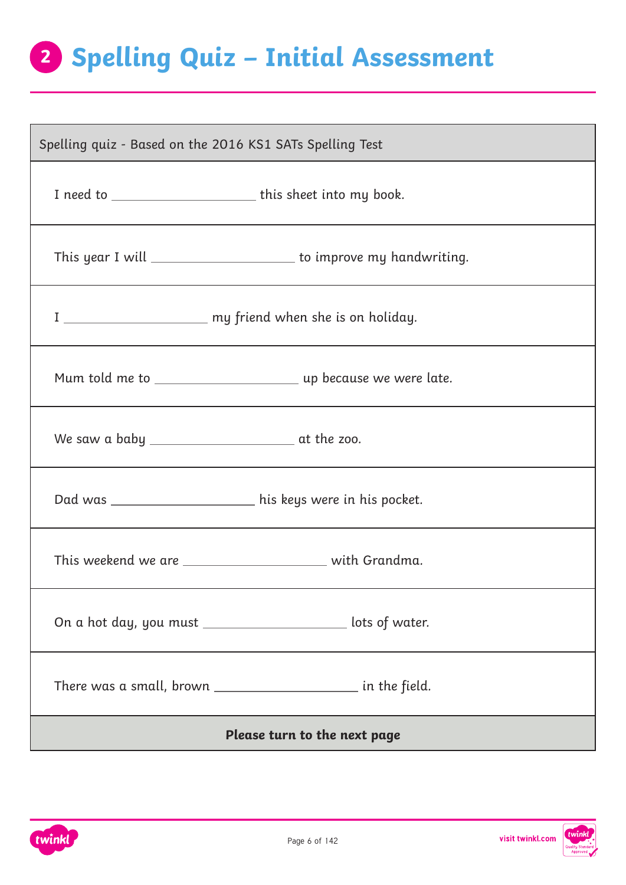# 2 Spelling Quiz – Initial Assessment

| Spelling quiz - Based on the 2016 KS1 SATs Spelling Test |
|---|
| I need to ____________________ this sheet into my book. |
| This year I will ____________________ to improve my handwriting. |
| I ____________________ my friend when she is on holiday. |
| Mum told me to ____________________ up because we were late. |
| We saw a baby ____________________ at the zoo. |
| Dad was ____________________ his keys were in his pocket. |
| This weekend we are ____________________ with Grandma. |
| On a hot day, you must ____________________ lots of water. |
| There was a small, brown ____________________ in the field. |
| **Please turn to the next page** |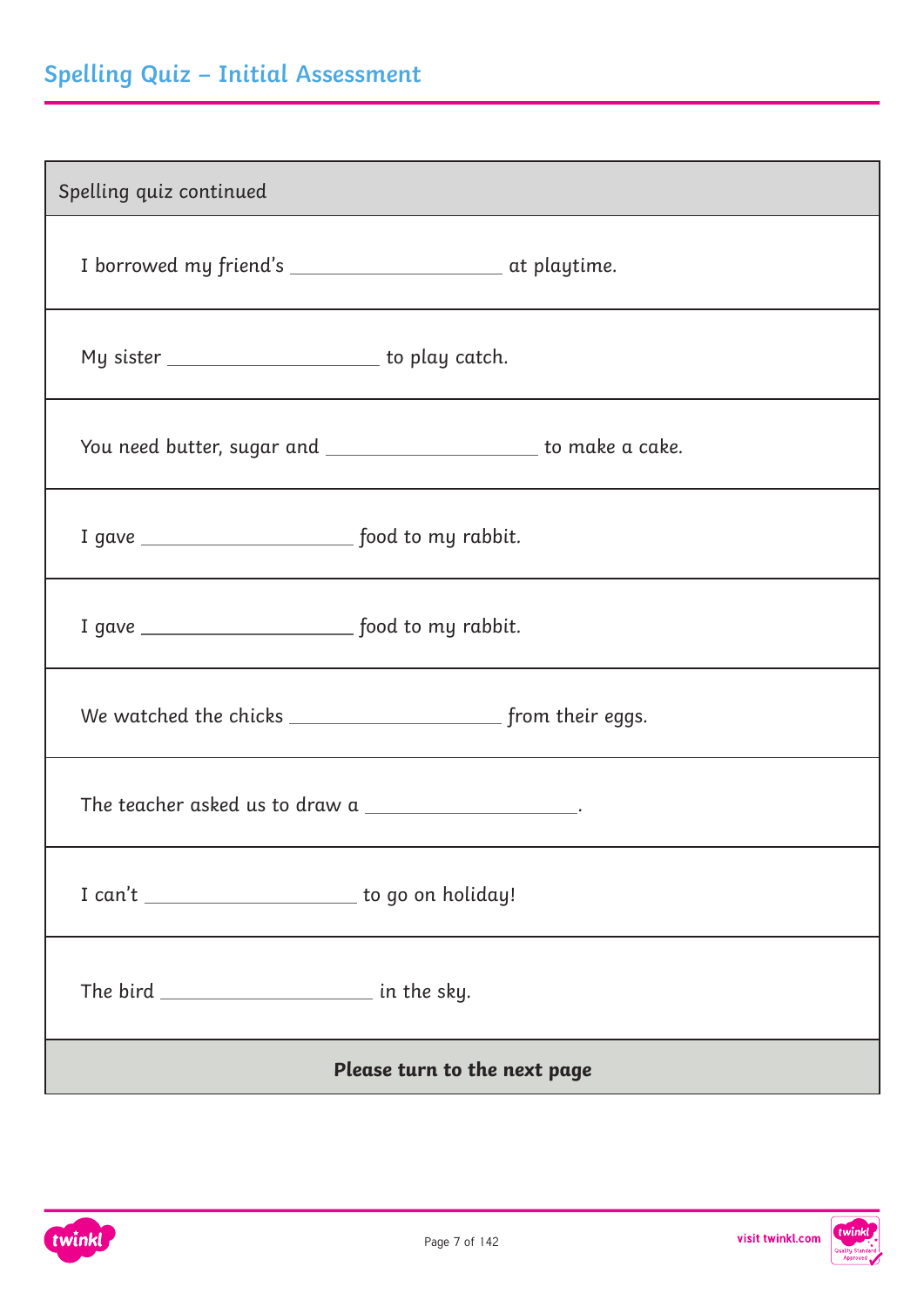## Spelling Quiz – Initial Assessment

| Spelling quiz continued |
|---|
| I borrowed my friend's ____________________ at playtime. |
| My sister ____________________ to play catch. |
| You need butter, sugar and ____________________ to make a cake. |
| I gave ____________________ food to my rabbit. |
| I gave ____________________ food to my rabbit. |
| We watched the chicks ____________________ from their eggs. |
| The teacher asked us to draw a ____________________. |
| I can't ____________________ to go on holiday! |
| The bird ____________________ in the sky. |
| **Please turn to the next page** |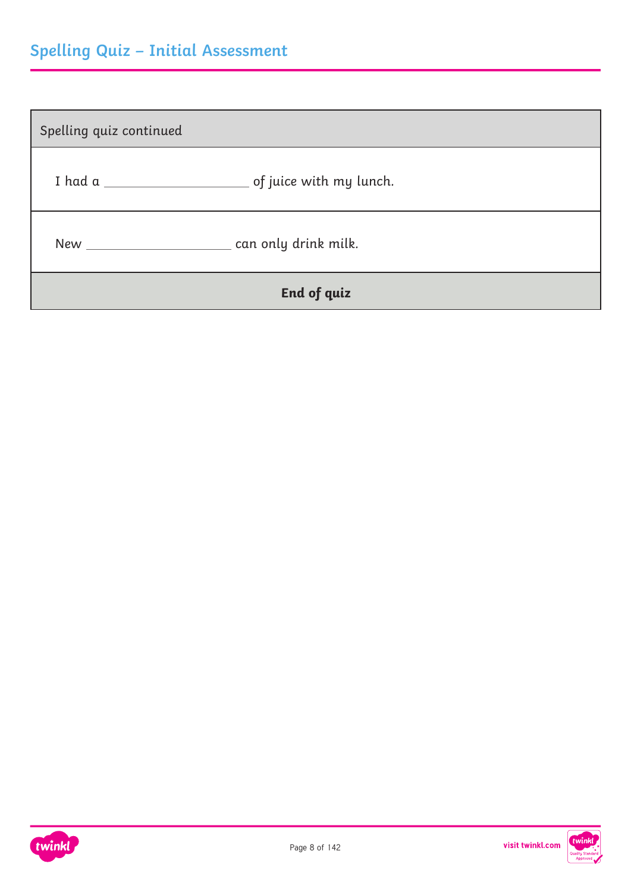## Spelling Quiz – Initial Assessment

| Spelling quiz continued |
| --- |
| I had a ____________________ of juice with my lunch. |
| New ____________________ can only drink milk. |
| **End of quiz** |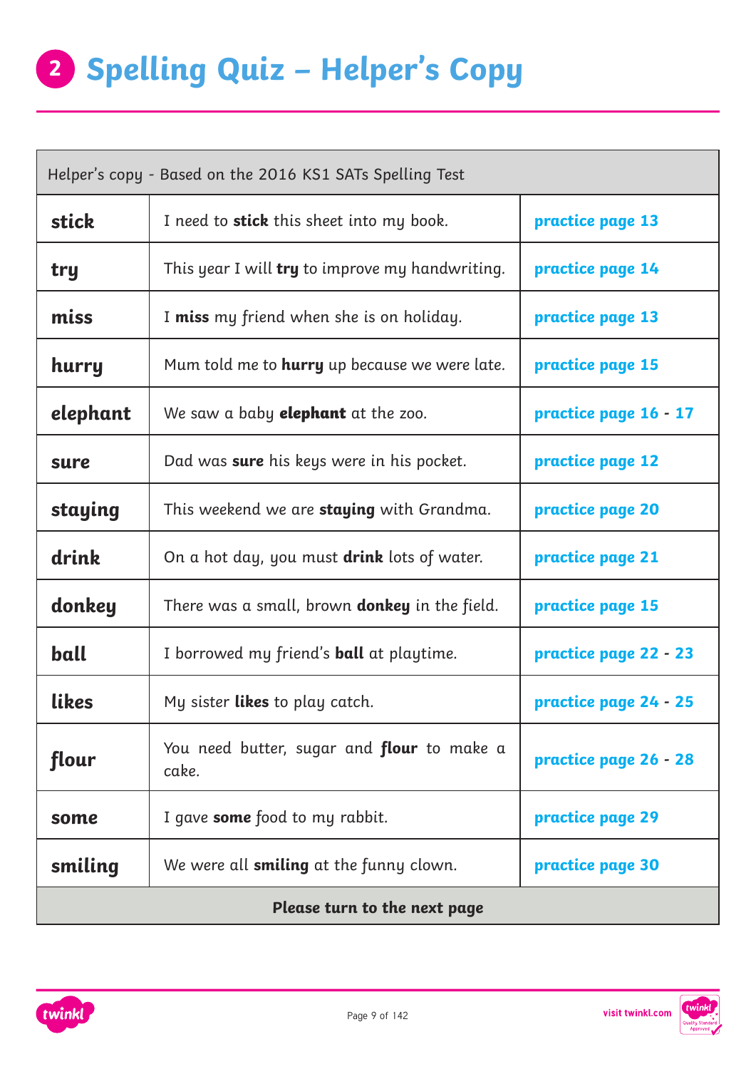# 2 Spelling Quiz – Helper's Copy

| Helper's copy - Based on the 2016 KS1 SATs Spelling Test | | |
|---|---|---|
| **stick** | I need to **stick** this sheet into my book. | **practice page 13** |
| **try** | This year I will **try** to improve my handwriting. | **practice page 14** |
| **miss** | I **miss** my friend when she is on holiday. | **practice page 13** |
| **hurry** | Mum told me to **hurry** up because we were late. | **practice page 15** |
| **elephant** | We saw a baby **elephant** at the zoo. | **practice page 16 - 17** |
| **sure** | Dad was **sure** his keys were in his pocket. | **practice page 12** |
| **staying** | This weekend we are **staying** with Grandma. | **practice page 20** |
| **drink** | On a hot day, you must **drink** lots of water. | **practice page 21** |
| **donkey** | There was a small, brown **donkey** in the field. | **practice page 15** |
| **ball** | I borrowed my friend's **ball** at playtime. | **practice page 22 - 23** |
| **likes** | My sister **likes** to play catch. | **practice page 24 - 25** |
| **flour** | You need butter, sugar and **flour** to make a cake. | **practice page 26 - 28** |
| **some** | I gave **some** food to my rabbit. | **practice page 29** |
| **smiling** | We were all **smiling** at the funny clown. | **practice page 30** |
| **Please turn to the next page** | | |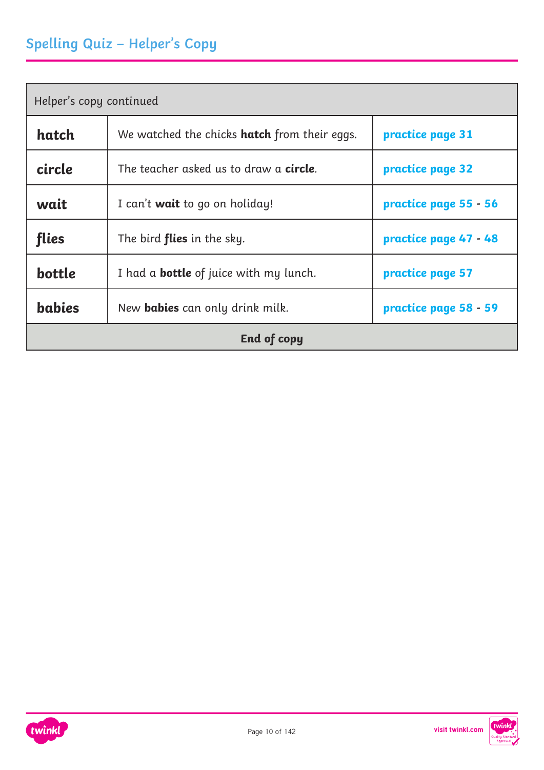## Spelling Quiz – Helper's Copy

| Helper's copy continued | | |
|---|---|---|
| **hatch** | We watched the chicks **hatch** from their eggs. | **practice page 31** |
| **circle** | The teacher asked us to draw a **circle**. | **practice page 32** |
| **wait** | I can't **wait** to go on holiday! | **practice page 55 - 56** |
| **flies** | The bird **flies** in the sky. | **practice page 47 - 48** |
| **bottle** | I had a **bottle** of juice with my lunch. | **practice page 57** |
| **babies** | New **babies** can only drink milk. | **practice page 58 - 59** |
| **End of copy** | | |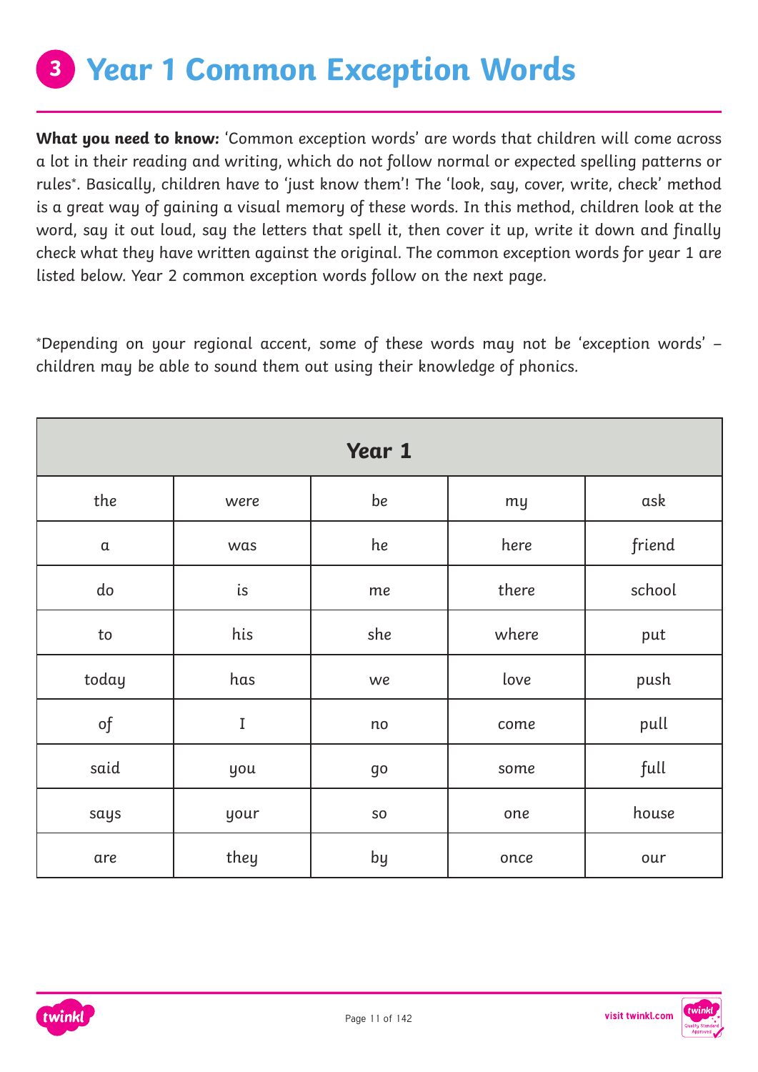# 3 Year 1 Common Exception Words

**What you need to know:** 'Common exception words' are words that children will come across a lot in their reading and writing, which do not follow normal or expected spelling patterns or rules*. Basically, children have to 'just know them'! The 'look, say, cover, write, check' method is a great way of gaining a visual memory of these words. In this method, children look at the word, say it out loud, say the letters that spell it, then cover it up, write it down and finally check what they have written against the original. The common exception words for year 1 are listed below. Year 2 common exception words follow on the next page.

*Depending on your regional accent, some of these words may not be 'exception words' – children may be able to sound them out using their knowledge of phonics.

| **Year 1** | | | | |
|---|---|---|---|---|
| the | were | be | my | ask |
| a | was | he | here | friend |
| do | is | me | there | school |
| to | his | she | where | put |
| today | has | we | love | push |
| of | I | no | come | pull |
| said | you | go | some | full |
| says | your | so | one | house |
| are | they | by | once | our |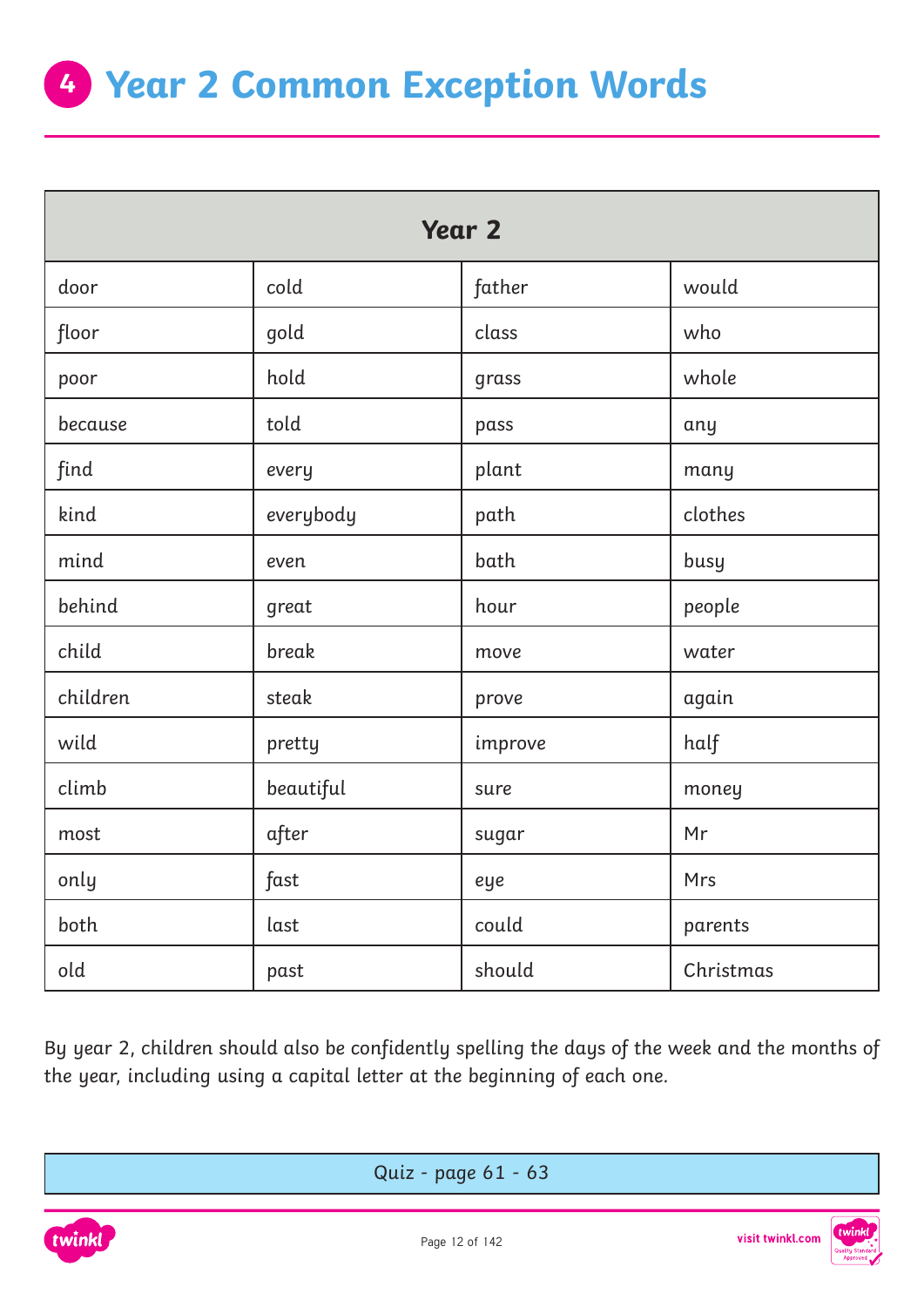# 4 Year 2 Common Exception Words

| Year 2 | | | |
|---|---|---|---|
| door | cold | father | would |
| floor | gold | class | who |
| poor | hold | grass | whole |
| because | told | pass | any |
| find | every | plant | many |
| kind | everybody | path | clothes |
| mind | even | bath | busy |
| behind | great | hour | people |
| child | break | move | water |
| children | steak | prove | again |
| wild | pretty | improve | half |
| climb | beautiful | sure | money |
| most | after | sugar | Mr |
| only | fast | eye | Mrs |
| both | last | could | parents |
| old | past | should | Christmas |

By year 2, children should also be confidently spelling the days of the week and the months of the year, including using a capital letter at the beginning of each one.

Quiz - page 61 - 63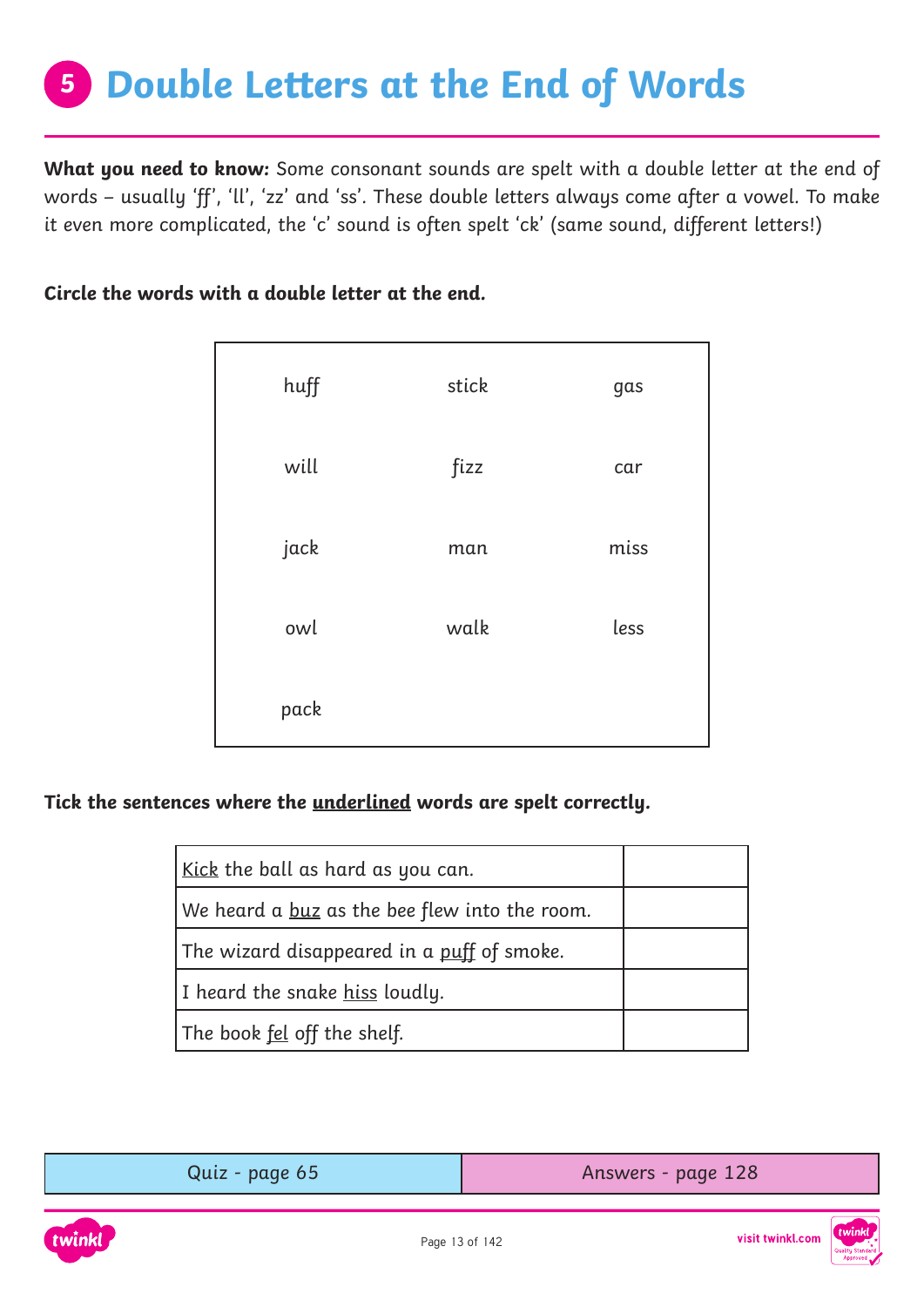# 5 Double Letters at the End of Words

**What you need to know:** Some consonant sounds are spelt with a double letter at the end of words – usually 'ff', 'll', 'zz' and 'ss'. These double letters always come after a vowel. To make it even more complicated, the 'c' sound is often spelt 'ck' (same sound, different letters!)

**Circle the words with a double letter at the end.**

| | | |
|---|---|---|
| huff | stick | gas |
| will | fizz | car |
| jack | man | miss |
| owl | walk | less |
| pack | | |

**Tick the sentences where the <u>underlined</u> words are spelt correctly.**

| | |
|---|---|
| <u>Kick</u> the ball as hard as you can. | |
| We heard a <u>buz</u> as the bee flew into the room. | |
| The wizard disappeared in a <u>puff</u> of smoke. | |
| I heard the snake <u>hiss</u> loudly. | |
| The book <u>fel</u> off the shelf. | |

| Quiz - page 65 | Answers - page 128 |
|---|---|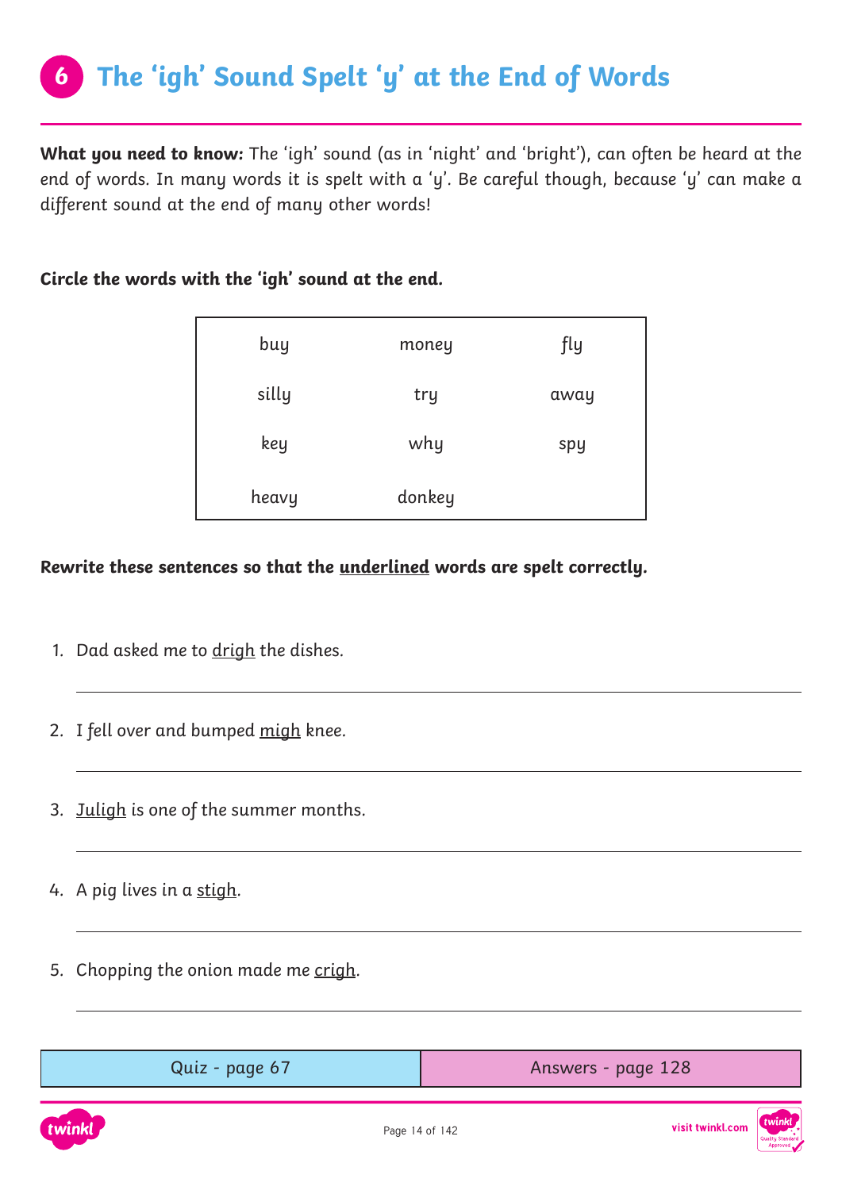# 6 The ‘igh’ Sound Spelt ‘y’ at the End of Words

**What you need to know:** The ‘igh’ sound (as in ‘night’ and ‘bright’), can often be heard at the end of words. In many words it is spelt with a ‘y’. Be careful though, because ‘y’ can make a different sound at the end of many other words!

**Circle the words with the ‘igh’ sound at the end.**

| | | |
|---|---|---|
| buy | money | fly |
| silly | try | away |
| key | why | spy |
| heavy | donkey | |

**Rewrite these sentences so that the <u>underlined</u> words are spelt correctly.**

1. Dad asked me to <u>drigh</u> the dishes.

   ______________________________

2. I fell over and bumped <u>migh</u> knee.

   ______________________________

3. <u>Juligh</u> is one of the summer months.

   ______________________________

4. A pig lives in a <u>stigh</u>.

   ______________________________

5. Chopping the onion made me <u>crigh</u>.

   ______________________________

| Quiz - page 67 | Answers - page 128 |
|---|---|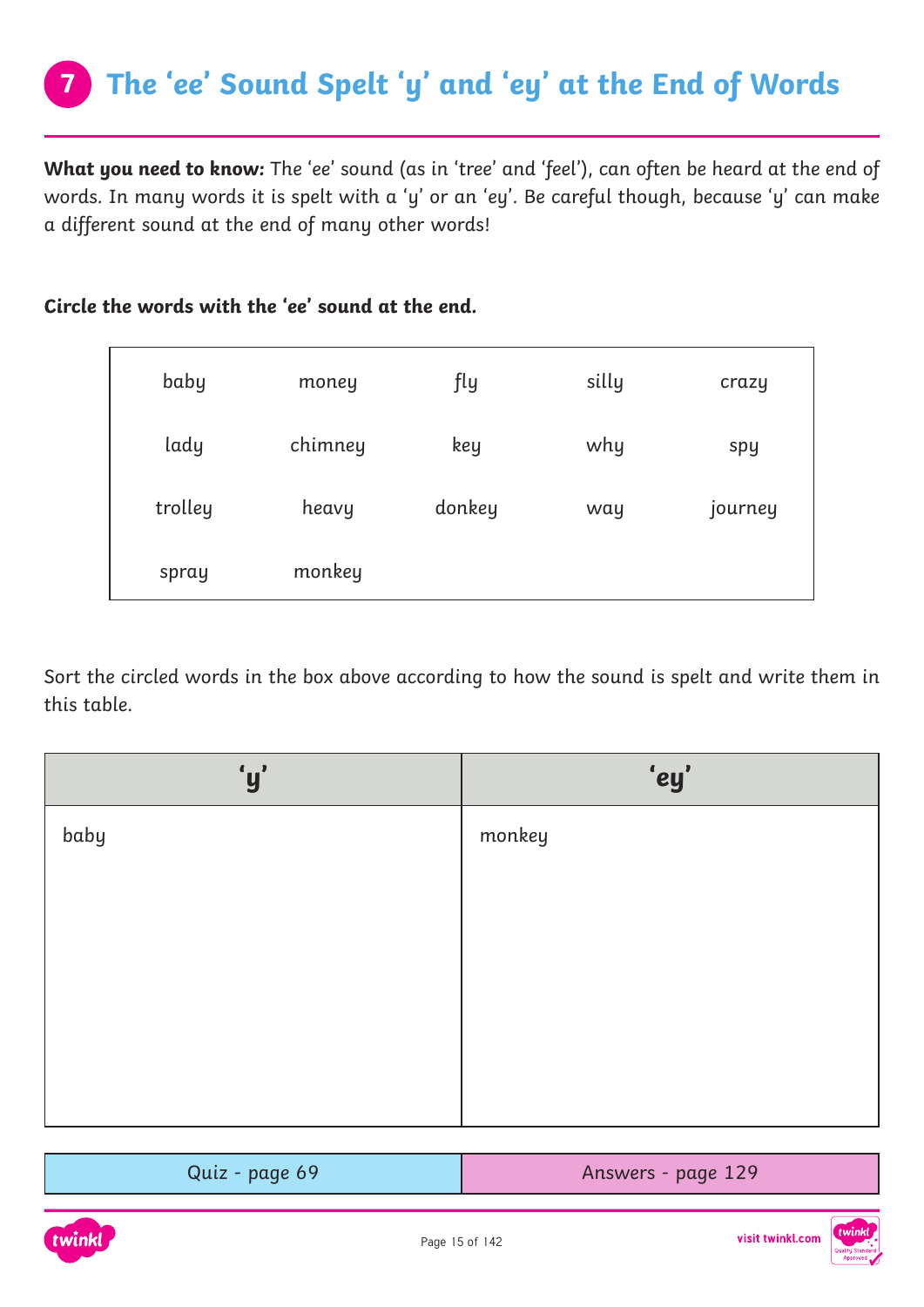# 7 The 'ee' Sound Spelt 'y' and 'ey' at the End of Words

**What you need to know:** The 'ee' sound (as in 'tree' and 'feel'), can often be heard at the end of words. In many words it is spelt with a 'y' or an 'ey'. Be careful though, because 'y' can make a different sound at the end of many other words!

**Circle the words with the 'ee' sound at the end.**

| | | | | |
|---|---|---|---|---|
| baby | money | fly | silly | crazy |
| lady | chimney | key | why | spy |
| trolley | heavy | donkey | way | journey |
| spray | monkey | | | |

Sort the circled words in the box above according to how the sound is spelt and write them in this table.

| 'y' | 'ey' |
|---|---|
| baby | monkey |

| Quiz - page 69 | Answers - page 129 |
|---|---|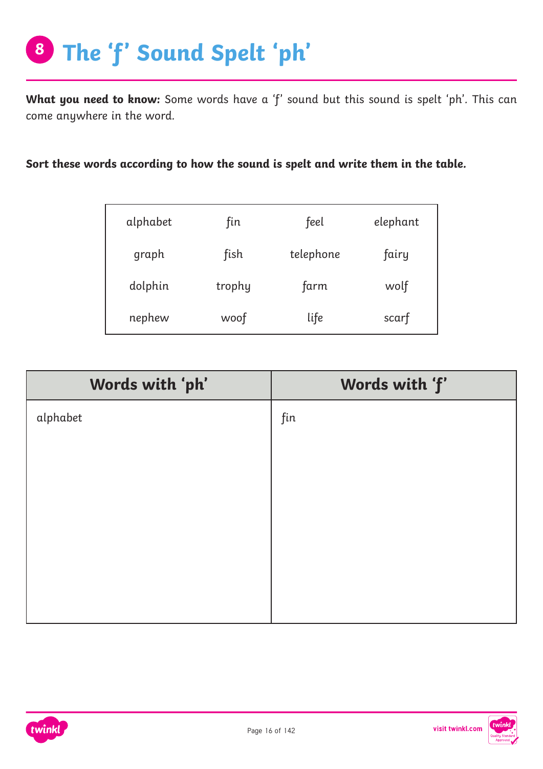# 8 The 'f' Sound Spelt 'ph'

**What you need to know:** Some words have a 'f' sound but this sound is spelt 'ph'. This can come anywhere in the word.

**Sort these words according to how the sound is spelt and write them in the table.**

| | | | |
|---|---|---|---|
| alphabet | fin | feel | elephant |
| graph | fish | telephone | fairy |
| dolphin | trophy | farm | wolf |
| nephew | woof | life | scarf |

| Words with 'ph' | Words with 'f' |
|---|---|
| alphabet | fin |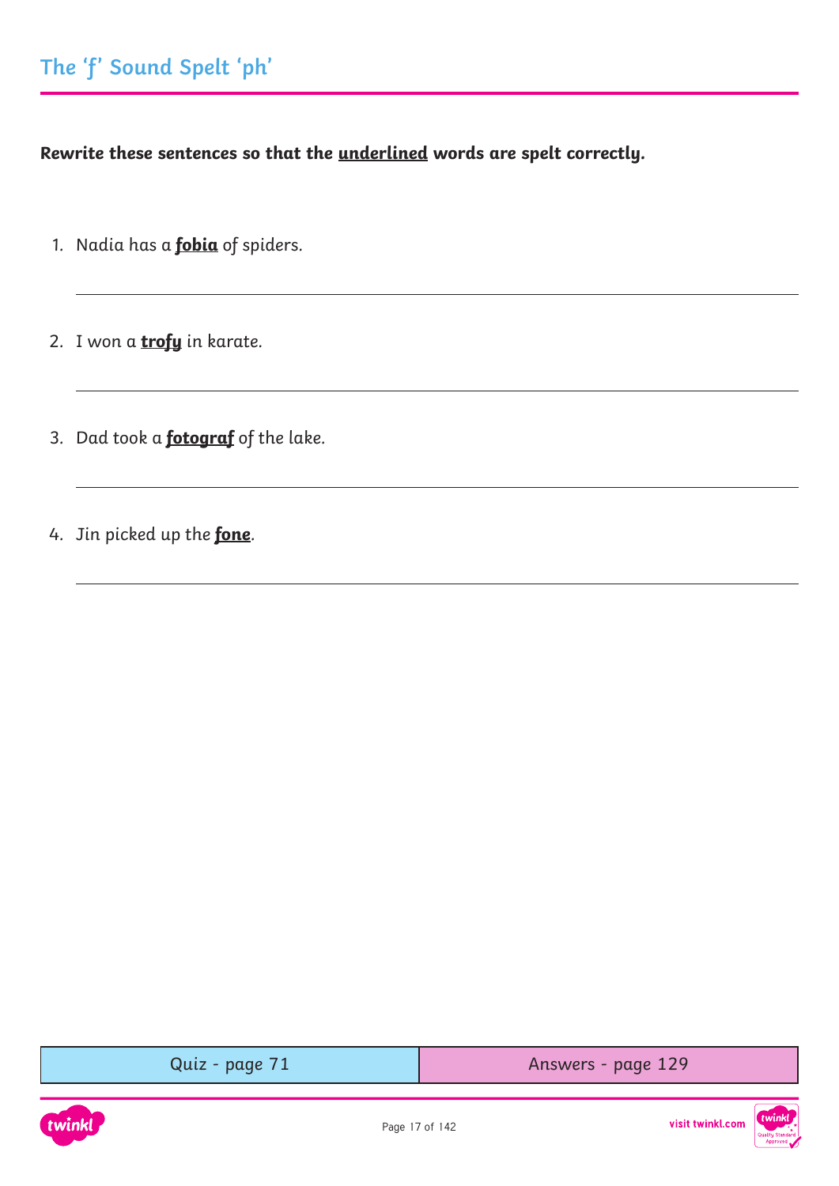## The 'f' Sound Spelt 'ph'

**Rewrite these sentences so that the underlined words are spelt correctly.**

1. Nadia has a **fobia** of spiders.

2. I won a **trofy** in karate.

3. Dad took a **fotograf** of the lake.

4. Jin picked up the **fone**.

| Quiz - page 71 | Answers - page 129 |
| --- | --- |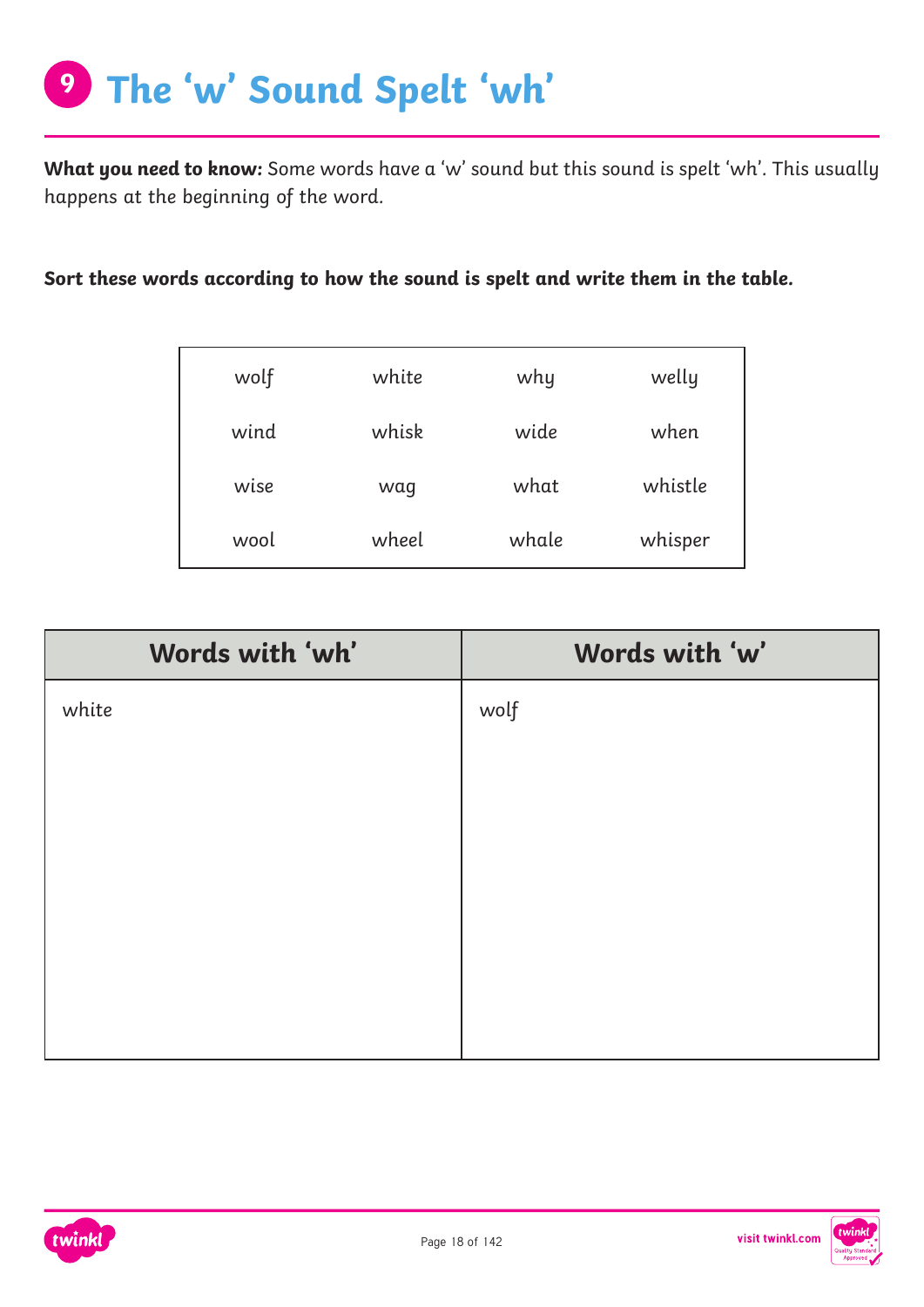# 9 The 'w' Sound Spelt 'wh'

**What you need to know:** Some words have a 'w' sound but this sound is spelt 'wh'. This usually happens at the beginning of the word.

**Sort these words according to how the sound is spelt and write them in the table.**

| | | | |
|---|---|---|---|
| wolf | white | why | welly |
| wind | whisk | wide | when |
| wise | wag | what | whistle |
| wool | wheel | whale | whisper |

| Words with 'wh' | Words with 'w' |
|---|---|
| white | wolf |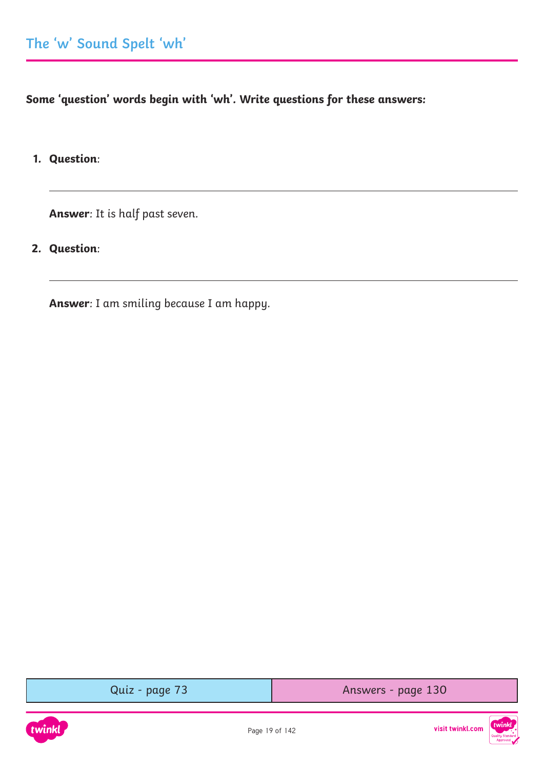## The 'w' Sound Spelt 'wh'

**Some 'question' words begin with 'wh'. Write questions for these answers:**

1. **Question**: 

   ______________________________________________

   **Answer**: It is half past seven.

2. **Question**: 

   ______________________________________________

   **Answer**: I am smiling because I am happy.

| Quiz - page 73 | Answers - page 130 |
| --- | --- |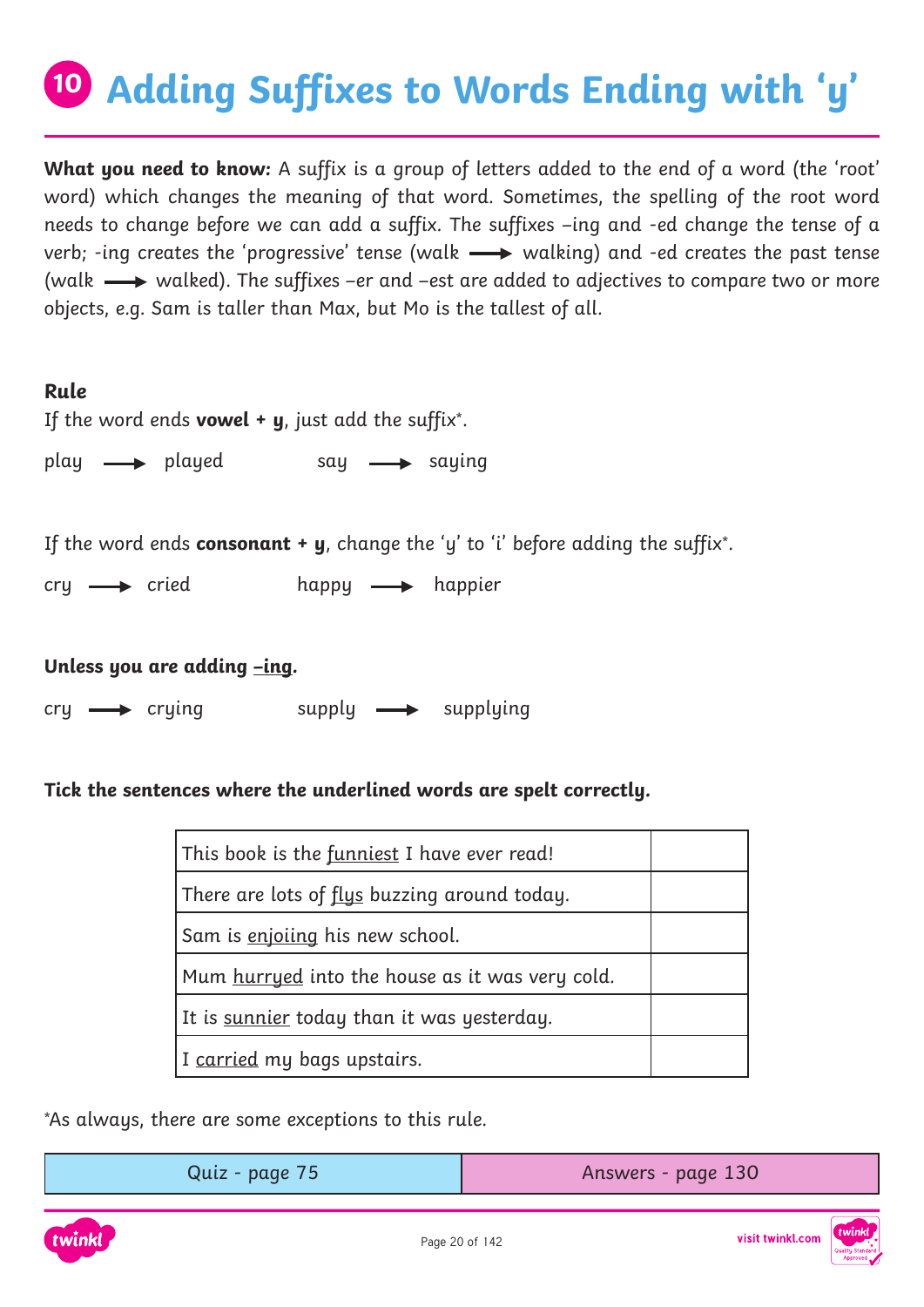# 10 Adding Suffixes to Words Ending with 'y'

**What you need to know:** A suffix is a group of letters added to the end of a word (the 'root' word) which changes the meaning of that word. Sometimes, the spelling of the root word needs to change before we can add a suffix. The suffixes –ing and -ed change the tense of a verb; -ing creates the 'progressive' tense (walk → walking) and -ed creates the past tense (walk → walked). The suffixes –er and –est are added to adjectives to compare two or more objects, e.g. Sam is taller than Max, but Mo is the tallest of all.

**Rule**

If the word ends **vowel + y**, just add the suffix*.

play → played    say → saying

If the word ends **consonant + y**, change the 'y' to 'i' before adding the suffix*.

cry → cried    happy → happier

**Unless you are adding –ing.**

cry → crying    supply → supplying

**Tick the sentences where the underlined words are spelt correctly.**

| | |
|---|---|
| This book is the <u>funniest</u> I have ever read! | |
| There are lots of <u>flys</u> buzzing around today. | |
| Sam is <u>enjoiing</u> his new school. | |
| Mum <u>hurryed</u> into the house as it was very cold. | |
| It is <u>sunnier</u> today than it was yesterday. | |
| I <u>carried</u> my bags upstairs. | |

*As always, there are some exceptions to this rule.

| Quiz - page 75 | Answers - page 130 |
|---|---|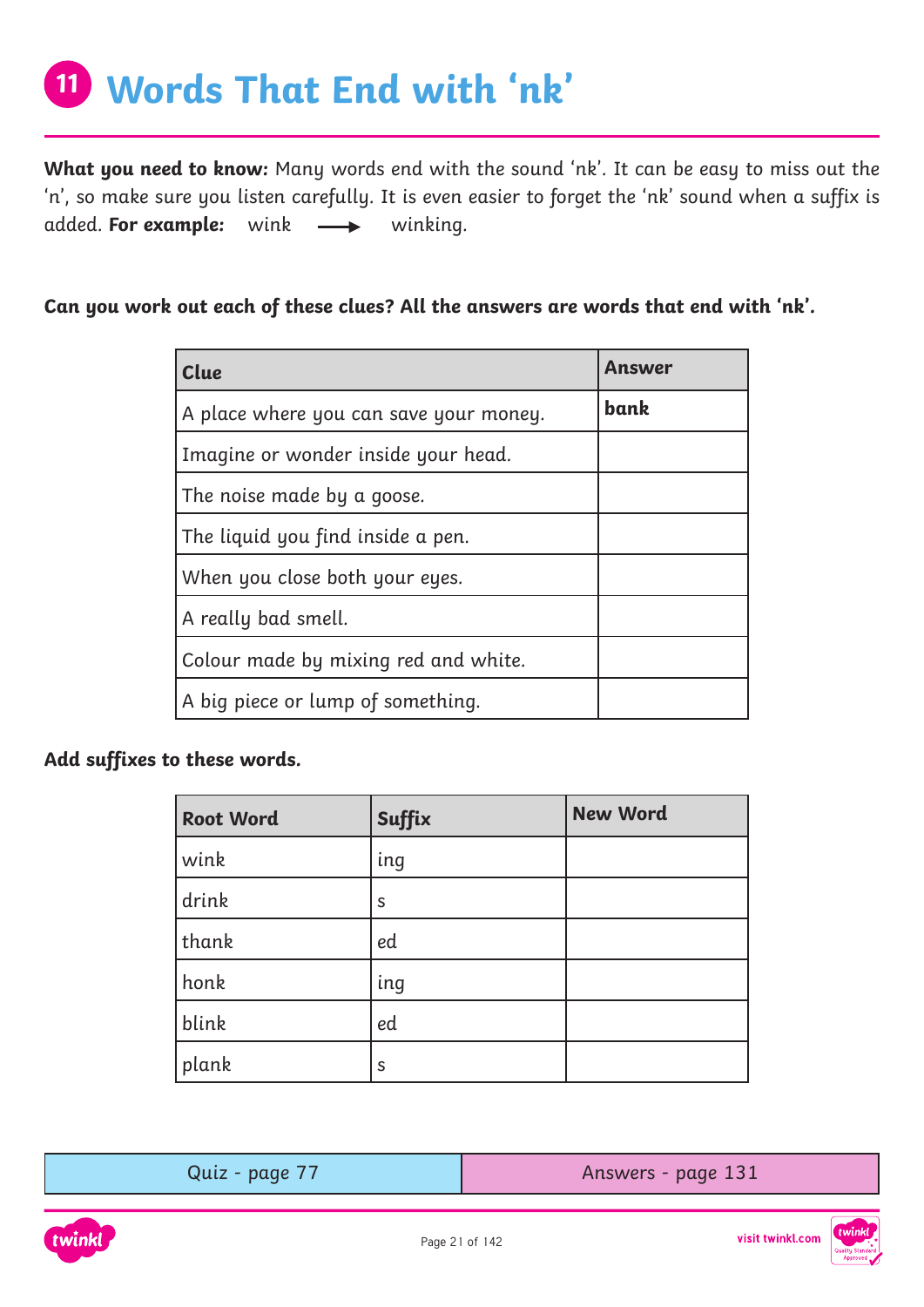# 11 Words That End with 'nk'

**What you need to know:** Many words end with the sound 'nk'. It can be easy to miss out the 'n', so make sure you listen carefully. It is even easier to forget the 'nk' sound when a suffix is added. **For example:** wink → winking.

**Can you work out each of these clues? All the answers are words that end with 'nk'.**

| Clue | Answer |
|---|---|
| A place where you can save your money. | **bank** |
| Imagine or wonder inside your head. | |
| The noise made by a goose. | |
| The liquid you find inside a pen. | |
| When you close both your eyes. | |
| A really bad smell. | |
| Colour made by mixing red and white. | |
| A big piece or lump of something. | |

**Add suffixes to these words.**

| Root Word | Suffix | New Word |
|---|---|---|
| wink | ing | |
| drink | s | |
| thank | ed | |
| honk | ing | |
| blink | ed | |
| plank | s | |

| Quiz - page 77 | Answers - page 131 |
|---|---|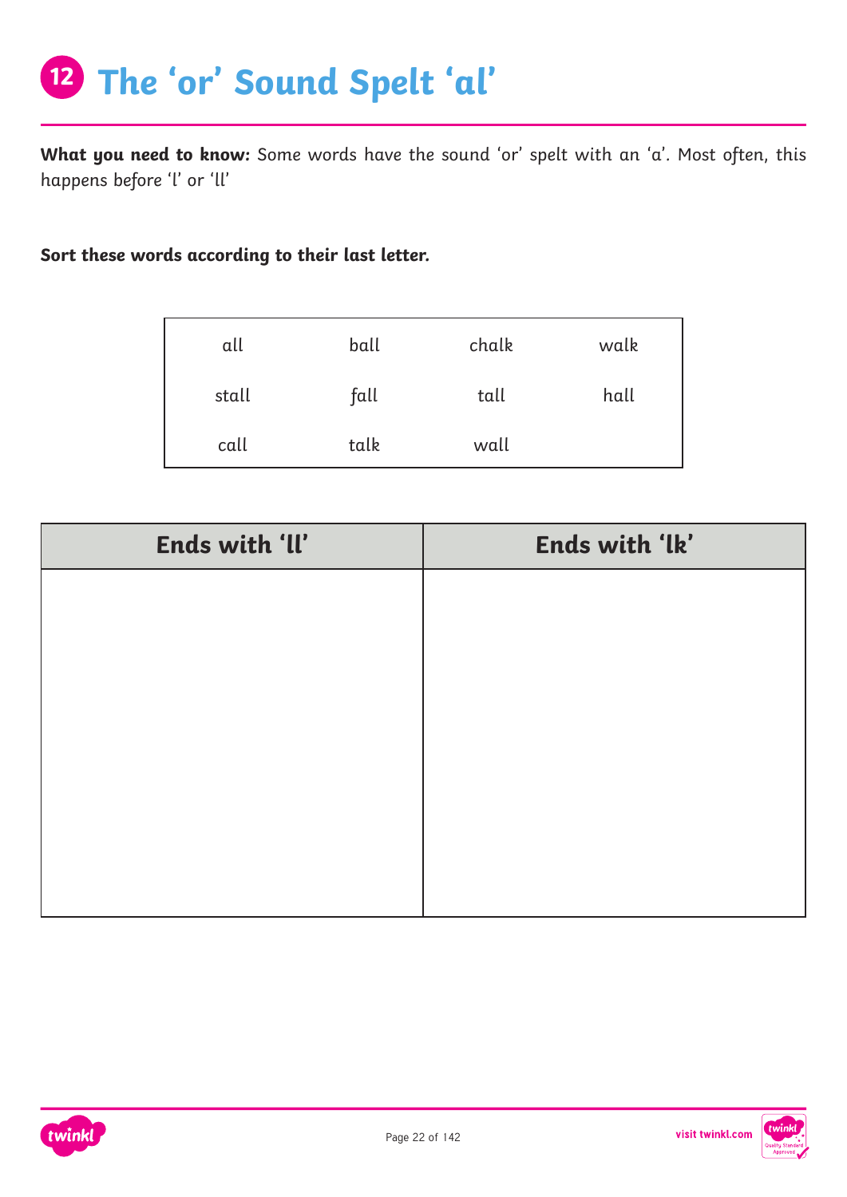# 12 The 'or' Sound Spelt 'al'

**What you need to know:** Some words have the sound 'or' spelt with an 'a'. Most often, this happens before 'l' or 'll'

**Sort these words according to their last letter.**

| | | | |
|---|---|---|---|
| all | ball | chalk | walk |
| stall | fall | tall | hall |
| call | talk | wall | |

| Ends with 'll' | Ends with 'lk' |
|---|---|
| | |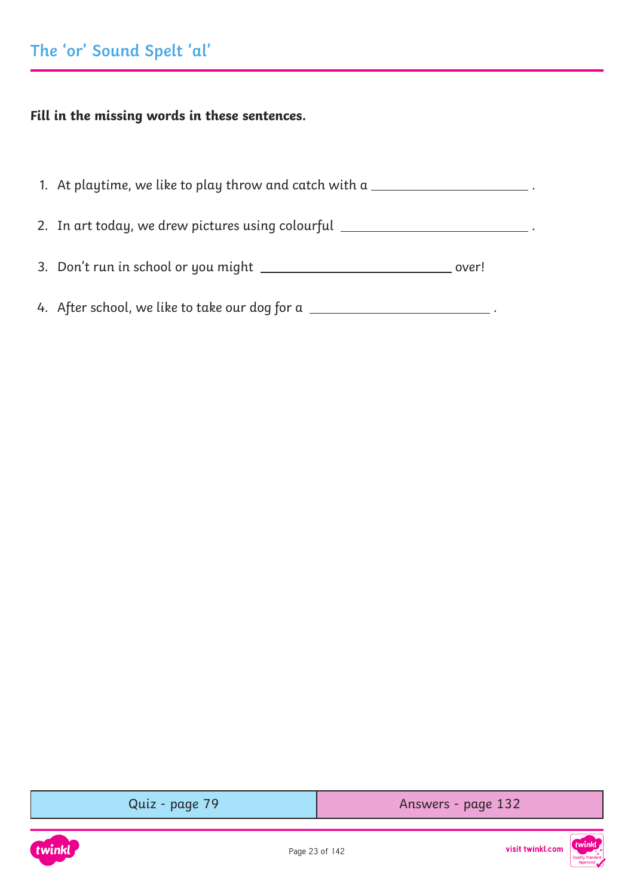# The 'or' Sound Spelt 'al'

**Fill in the missing words in these sentences.**

1. At playtime, we like to play throw and catch with a \_\_\_\_\_\_\_\_\_\_\_\_\_\_\_\_\_\_\_\_ .
2. In art today, we drew pictures using colourful \_\_\_\_\_\_\_\_\_\_\_\_\_\_\_\_\_\_\_\_ .
3. Don't run in school or you might \_\_\_\_\_\_\_\_\_\_\_\_\_\_\_\_\_\_\_\_ over!
4. After school, we like to take our dog for a \_\_\_\_\_\_\_\_\_\_\_\_\_\_\_\_\_\_\_\_ .

| Quiz - page 79 | Answers - page 132 |
| --- | --- |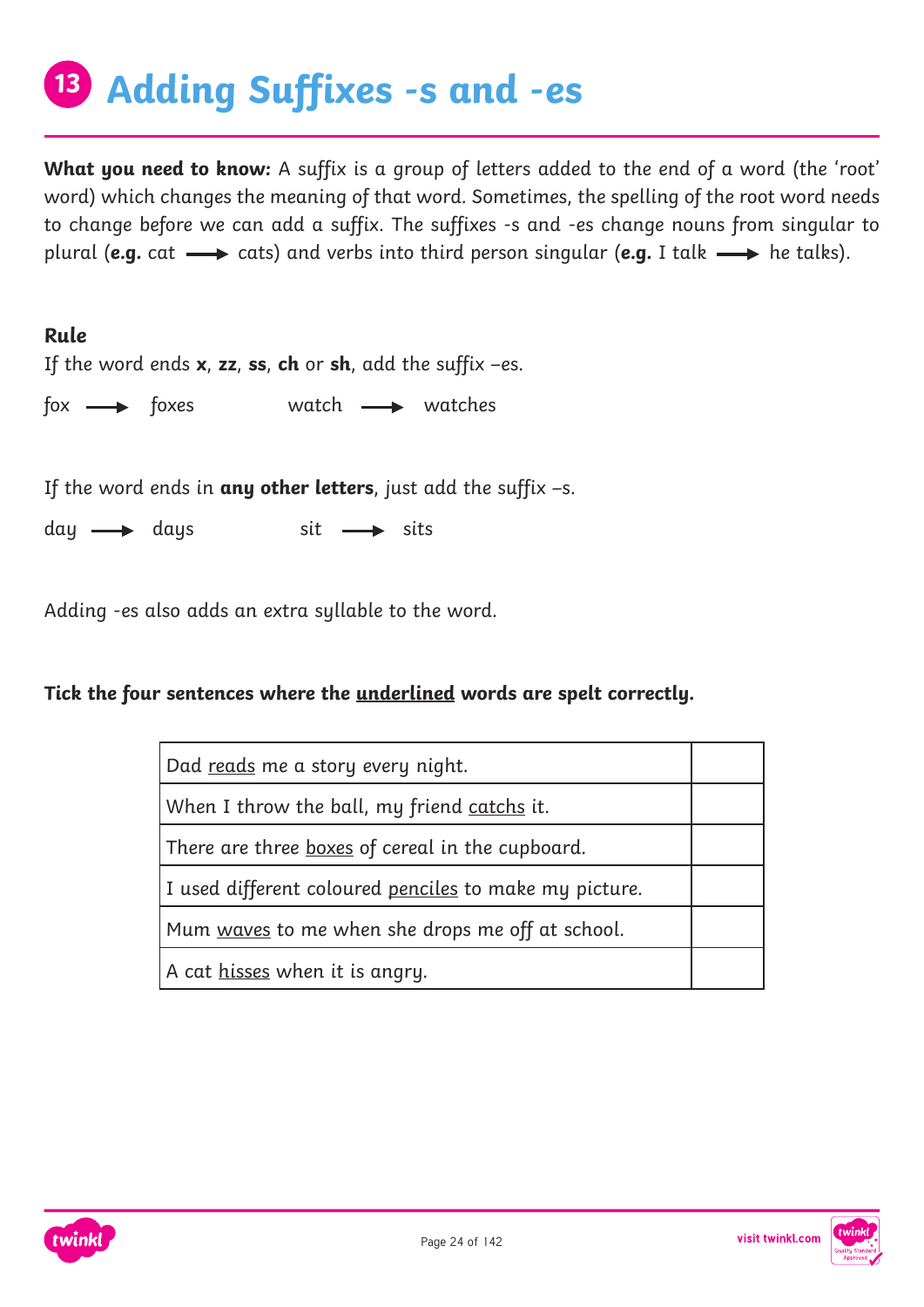# 13 Adding Suffixes -s and -es

**What you need to know:** A suffix is a group of letters added to the end of a word (the 'root' word) which changes the meaning of that word. Sometimes, the spelling of the root word needs to change before we can add a suffix. The suffixes -s and -es change nouns from singular to plural (**e.g.** cat → cats) and verbs into third person singular (**e.g.** I talk → he talks).

**Rule**

If the word ends **x**, **zz**, **ss**, **ch** or **sh**, add the suffix –es.

fox → foxes  watch → watches

If the word ends in **any other letters**, just add the suffix –s.

day → days  sit → sits

Adding -es also adds an extra syllable to the word.

**Tick the four sentences where the underlined words are spelt correctly.**

| Sentence | |
|---|---|
| Dad <u>reads</u> me a story every night. | |
| When I throw the ball, my friend <u>catchs</u> it. | |
| There are three <u>boxes</u> of cereal in the cupboard. | |
| I used different coloured <u>penciles</u> to make my picture. | |
| Mum <u>waves</u> to me when she drops me off at school. | |
| A cat <u>hisses</u> when it is angry. | |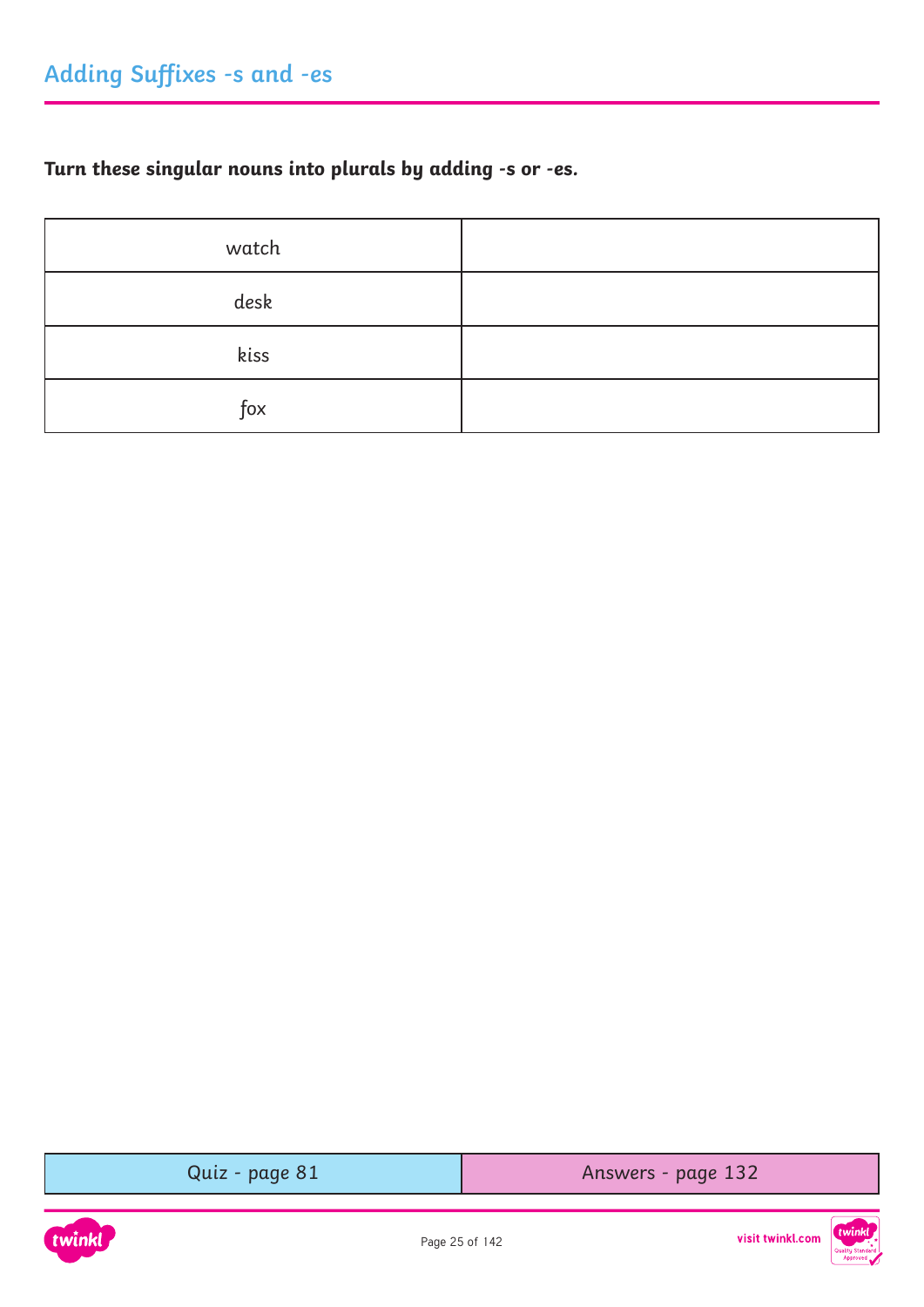# Adding Suffixes -s and -es

**Turn these singular nouns into plurals by adding -s or -es.**

| | |
|---|---|
| watch | |
| desk | |
| kiss | |
| fox | |

| Quiz - page 81 | Answers - page 132 |
|---|---|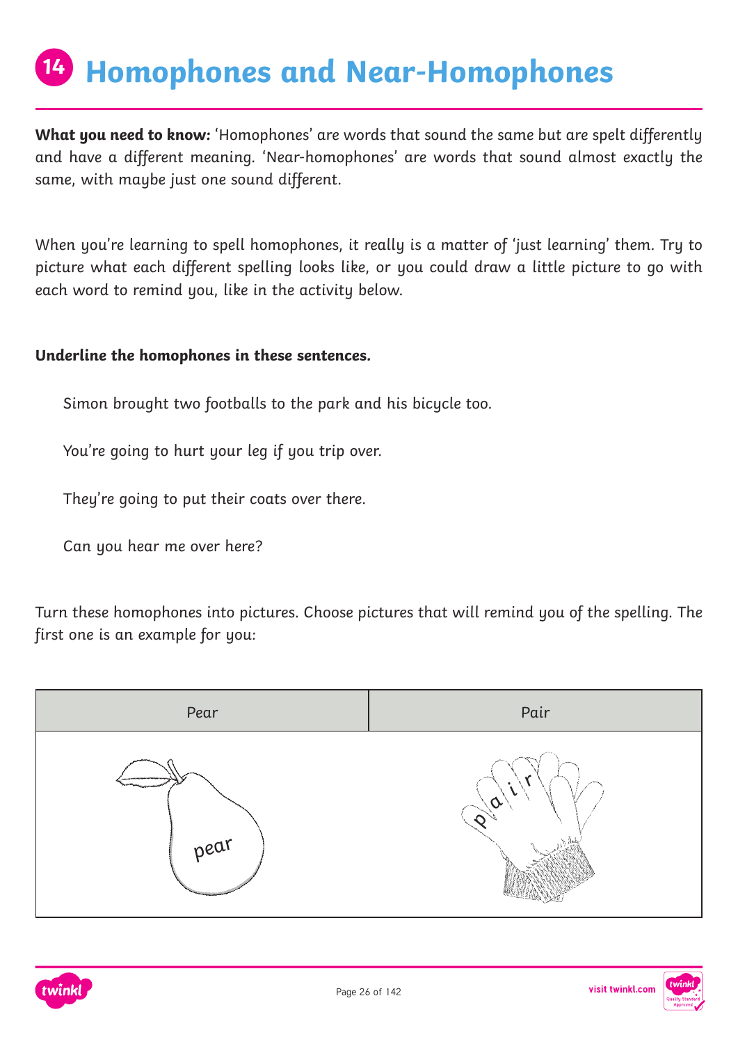# 14 Homophones and Near-Homophones

**What you need to know:** 'Homophones' are words that sound the same but are spelt differently and have a different meaning. 'Near-homophones' are words that sound almost exactly the same, with maybe just one sound different.

When you're learning to spell homophones, it really is a matter of 'just learning' them. Try to picture what each different spelling looks like, or you could draw a little picture to go with each word to remind you, like in the activity below.

**Underline the homophones in these sentences.**

Simon brought two footballs to the park and his bicycle too.

You're going to hurt your leg if you trip over.

They're going to put their coats over there.

Can you hear me over here?

Turn these homophones into pictures. Choose pictures that will remind you of the spelling. The first one is an example for you:

| Pear | Pair |
| --- | --- |
| pear | pair |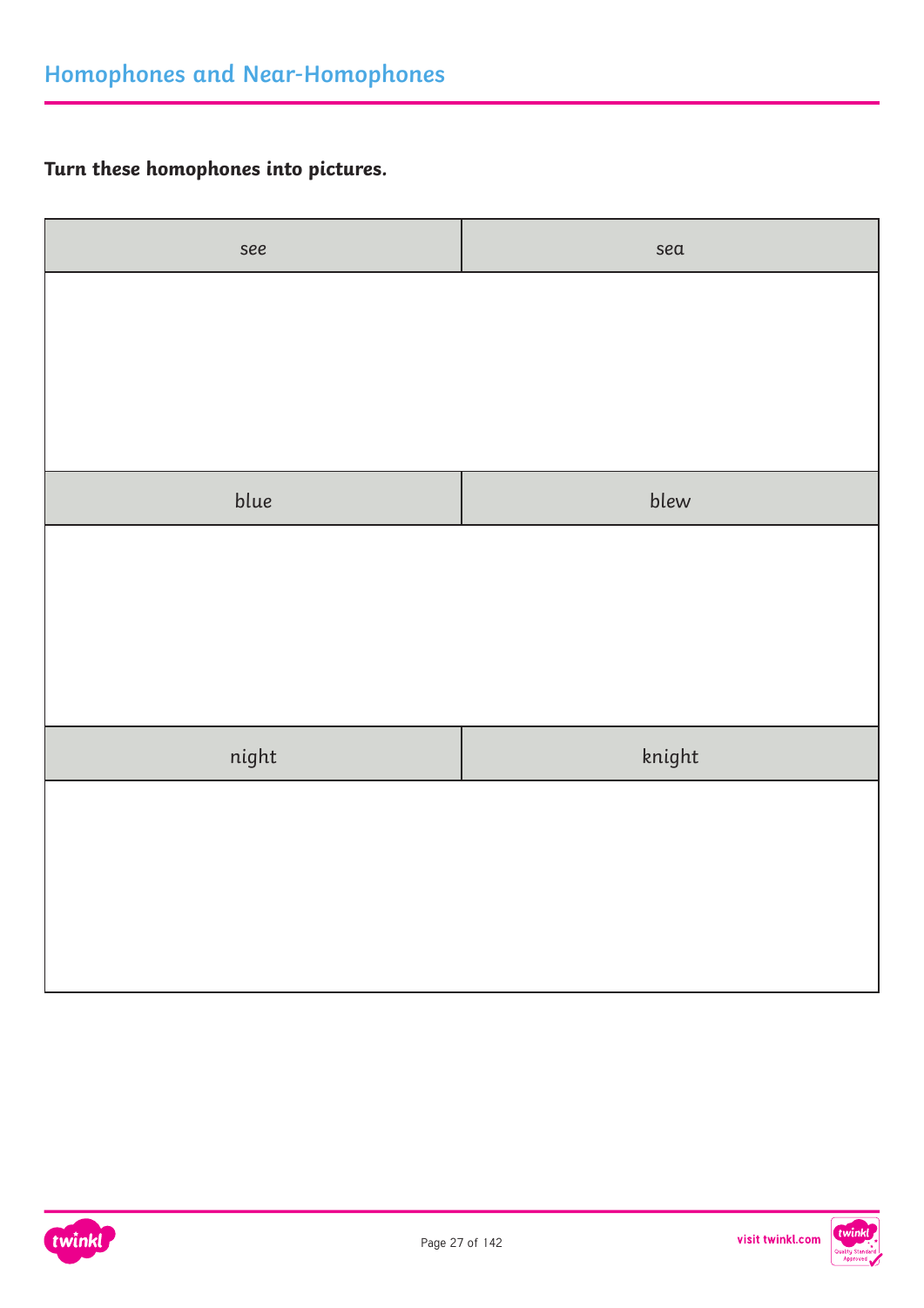## Homophones and Near-Homophones

**Turn these homophones into pictures.**

| see | sea |
| --- | --- |
| | |
| blue | blew |
| | |
| night | knight |
| | |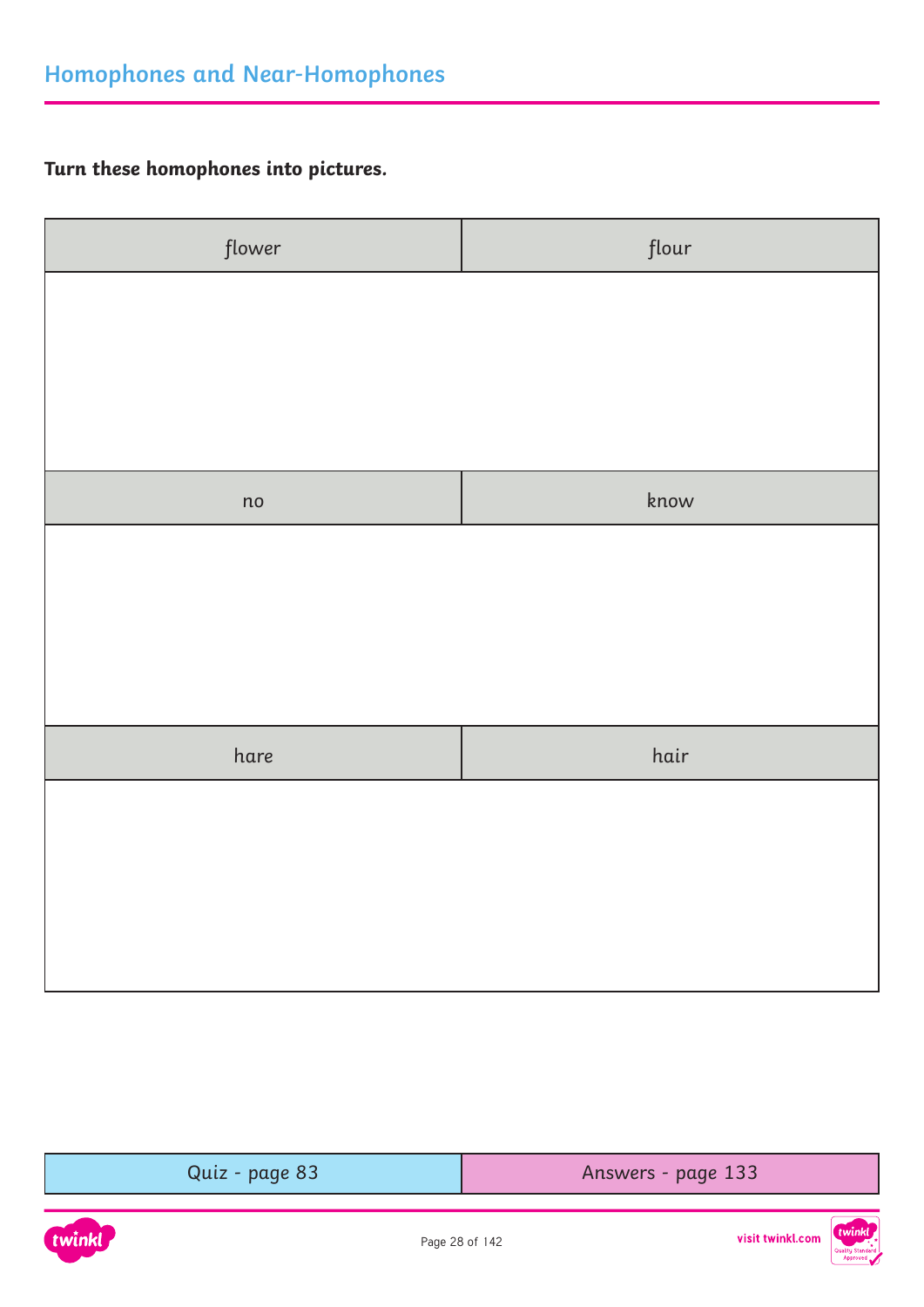## Homophones and Near-Homophones

**Turn these homophones into pictures.**

| flower | flour |
| --- | --- |
| | |
| no | know |
| | |
| hare | hair |
| | |

| Quiz - page 83 | Answers - page 133 |
| --- | --- |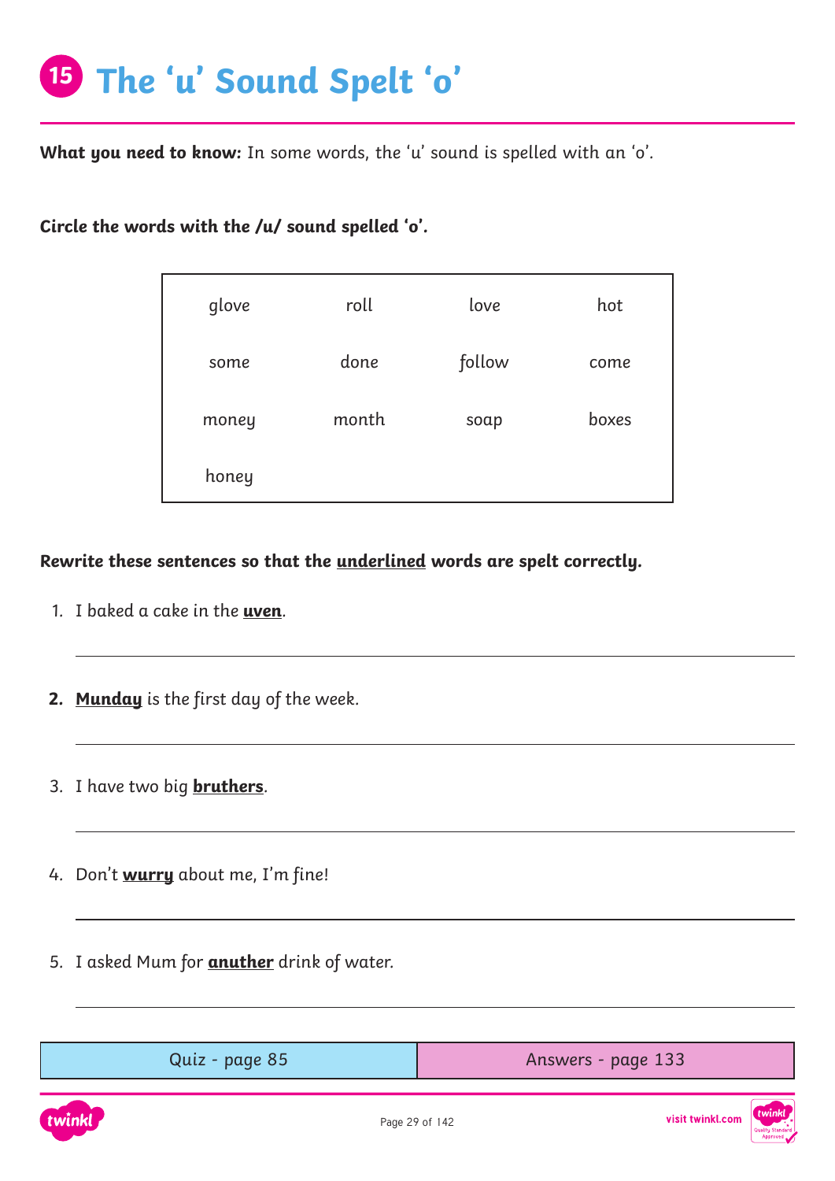# 15 The ‘u’ Sound Spelt ‘o’

**What you need to know:** In some words, the ‘u’ sound is spelled with an ‘o’.

**Circle the words with the /u/ sound spelled ‘o’.**

| | | | |
|---|---|---|---|
| glove | roll | love | hot |
| some | done | follow | come |
| money | month | soap | boxes |
| honey | | | |

**Rewrite these sentences so that the underlined words are spelt correctly.**

1. I baked a cake in the **uven**.

______________________________

2. **Munday** is the first day of the week.

______________________________

3. I have two big **bruthers**.

______________________________

4. Don’t **wurry** about me, I’m fine!

______________________________

5. I asked Mum for **anuther** drink of water.

______________________________

| Quiz - page 85 | Answers - page 133 |
|---|---|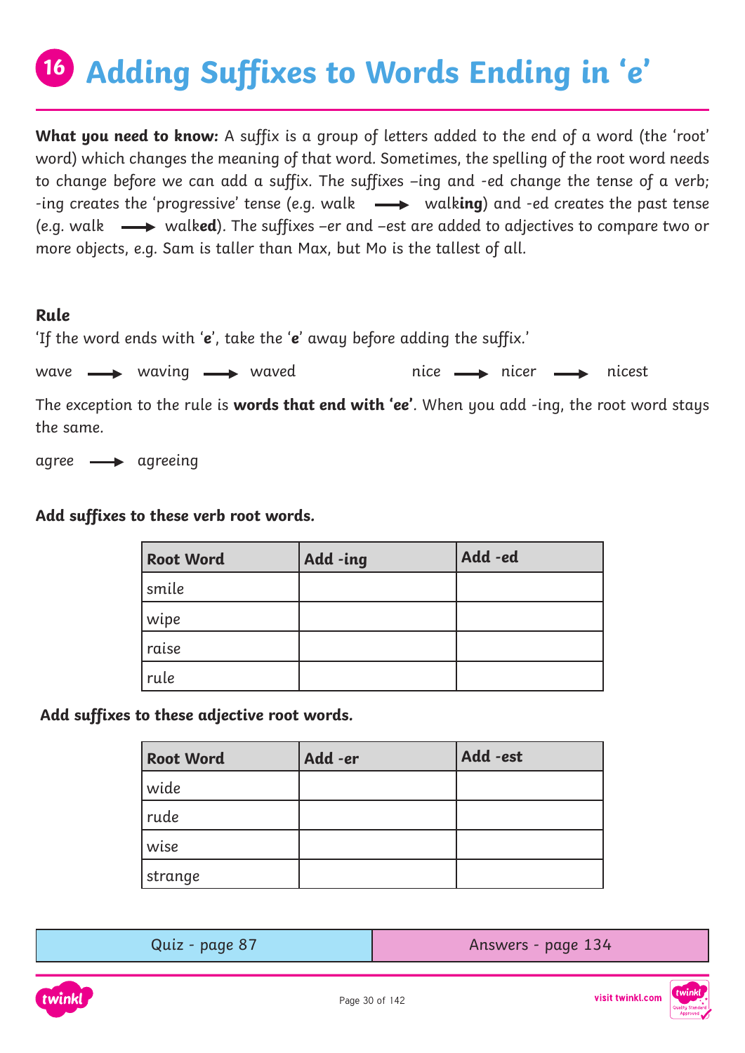# 16 Adding Suffixes to Words Ending in 'e'

**What you need to know:** A suffix is a group of letters added to the end of a word (the 'root' word) which changes the meaning of that word. Sometimes, the spelling of the root word needs to change before we can add a suffix. The suffixes –ing and -ed change the tense of a verb; -ing creates the 'progressive' tense (e.g. walk → walk**ing**) and -ed creates the past tense (e.g. walk → walk**ed**). The suffixes –er and –est are added to adjectives to compare two or more objects, e.g. Sam is taller than Max, but Mo is the tallest of all.

**Rule**

'If the word ends with '**e**', take the '**e**' away before adding the suffix.'

wave → waving → waved

nice → nicer → nicest

The exception to the rule is **words that end with 'ee'**. When you add -ing, the root word stays the same.

agree → agreeing

**Add suffixes to these verb root words.**

| Root Word | Add -ing | Add -ed |
|---|---|---|
| smile | | |
| wipe | | |
| raise | | |
| rule | | |

**Add suffixes to these adjective root words.**

| Root Word | Add -er | Add -est |
|---|---|---|
| wide | | |
| rude | | |
| wise | | |
| strange | | |

| Quiz - page 87 | Answers - page 134 |
|---|---|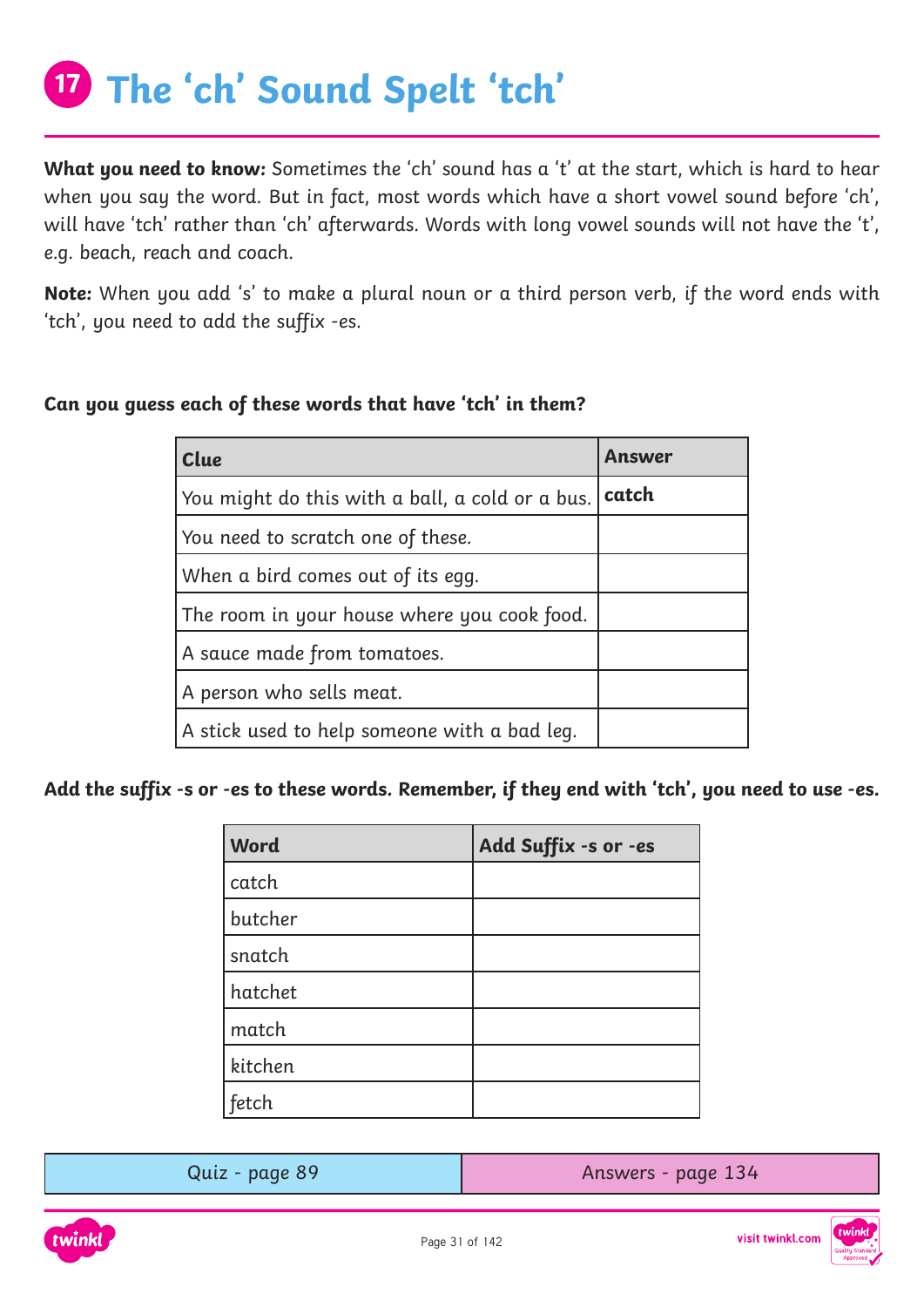# 17 The 'ch' Sound Spelt 'tch'

**What you need to know:** Sometimes the 'ch' sound has a 't' at the start, which is hard to hear when you say the word. But in fact, most words which have a short vowel sound before 'ch', will have 'tch' rather than 'ch' afterwards. Words with long vowel sounds will not have the 't', e.g. beach, reach and coach.

**Note:** When you add 's' to make a plural noun or a third person verb, if the word ends with 'tch', you need to add the suffix -es.

**Can you guess each of these words that have 'tch' in them?**

| Clue | Answer |
| --- | --- |
| You might do this with a ball, a cold or a bus. | **catch** |
| You need to scratch one of these. | |
| When a bird comes out of its egg. | |
| The room in your house where you cook food. | |
| A sauce made from tomatoes. | |
| A person who sells meat. | |
| A stick used to help someone with a bad leg. | |

**Add the suffix -s or -es to these words. Remember, if they end with 'tch', you need to use -es.**

| Word | Add Suffix -s or -es |
| --- | --- |
| catch | |
| butcher | |
| snatch | |
| hatchet | |
| match | |
| kitchen | |
| fetch | |

| Quiz - page 89 | Answers - page 134 |
| --- | --- |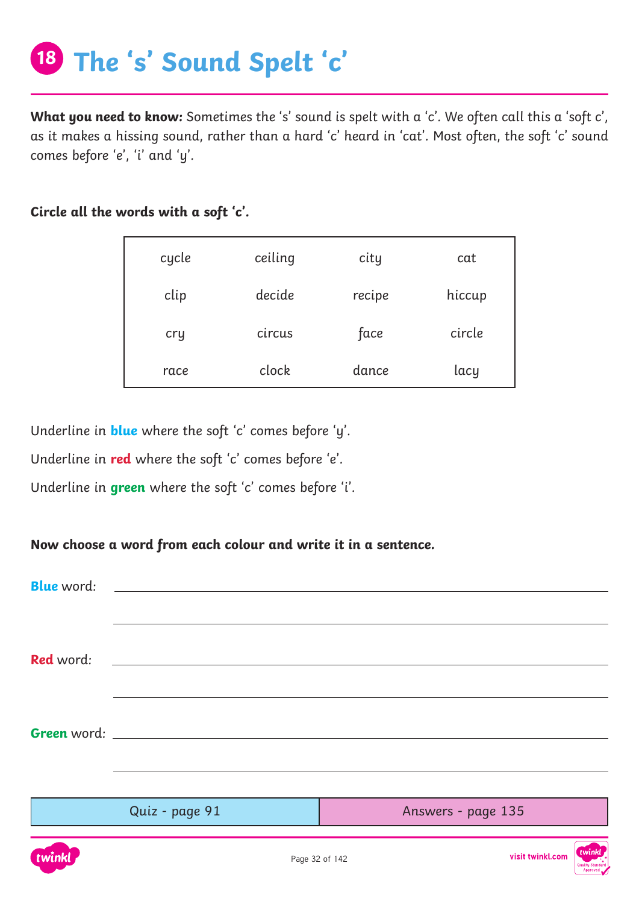# 18 The 's' Sound Spelt 'c'

**What you need to know:** Sometimes the 's' sound is spelt with a 'c'. We often call this a 'soft c', as it makes a hissing sound, rather than a hard 'c' heard in 'cat'. Most often, the soft 'c' sound comes before 'e', 'i' and 'y'.

**Circle all the words with a soft 'c'.**

| | | | |
|---|---|---|---|
| cycle | ceiling | city | cat |
| clip | decide | recipe | hiccup |
| cry | circus | face | circle |
| race | clock | dance | lacy |

Underline in **blue** where the soft 'c' comes before 'y'.

Underline in **red** where the soft 'c' comes before 'e'.

Underline in **green** where the soft 'c' comes before 'i'.

**Now choose a word from each colour and write it in a sentence.**

**Blue** word: ______________________________

______________________________

**Red** word: ______________________________

______________________________

**Green** word: ______________________________

______________________________

| Quiz - page 91 | Answers - page 135 |
|---|---|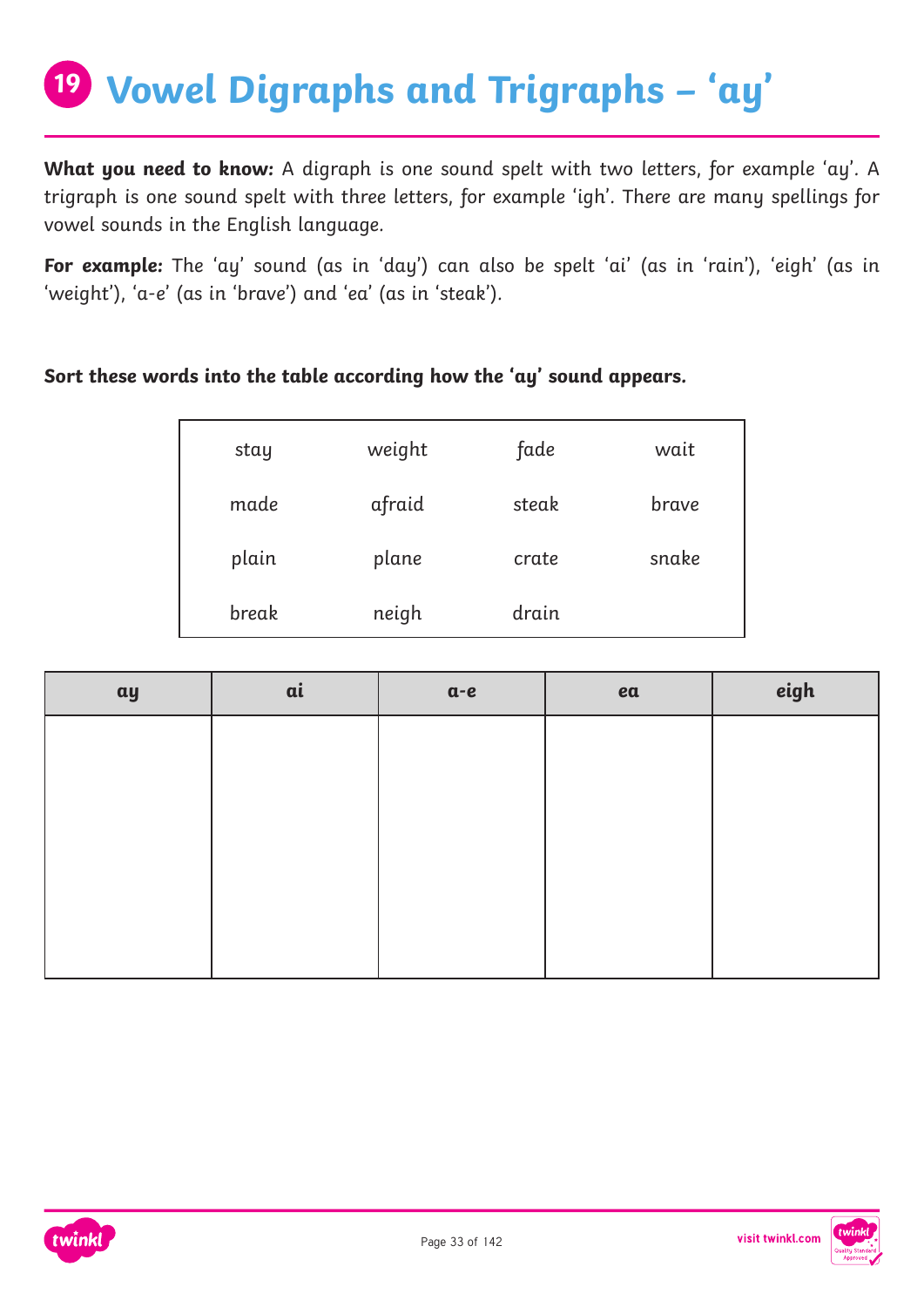# 19 Vowel Digraphs and Trigraphs – 'ay'

**What you need to know:** A digraph is one sound spelt with two letters, for example 'ay'. A trigraph is one sound spelt with three letters, for example 'igh'. There are many spellings for vowel sounds in the English language.

**For example:** The 'ay' sound (as in 'day') can also be spelt 'ai' (as in 'rain'), 'eigh' (as in 'weight'), 'a-e' (as in 'brave') and 'ea' (as in 'steak').

**Sort these words into the table according how the 'ay' sound appears.**

| | | | |
|---|---|---|---|
| stay | weight | fade | wait |
| made | afraid | steak | brave |
| plain | plane | crate | snake |
| break | neigh | drain | |

| ay | ai | a-e | ea | eigh |
|---|---|---|---|---|
| | | | | |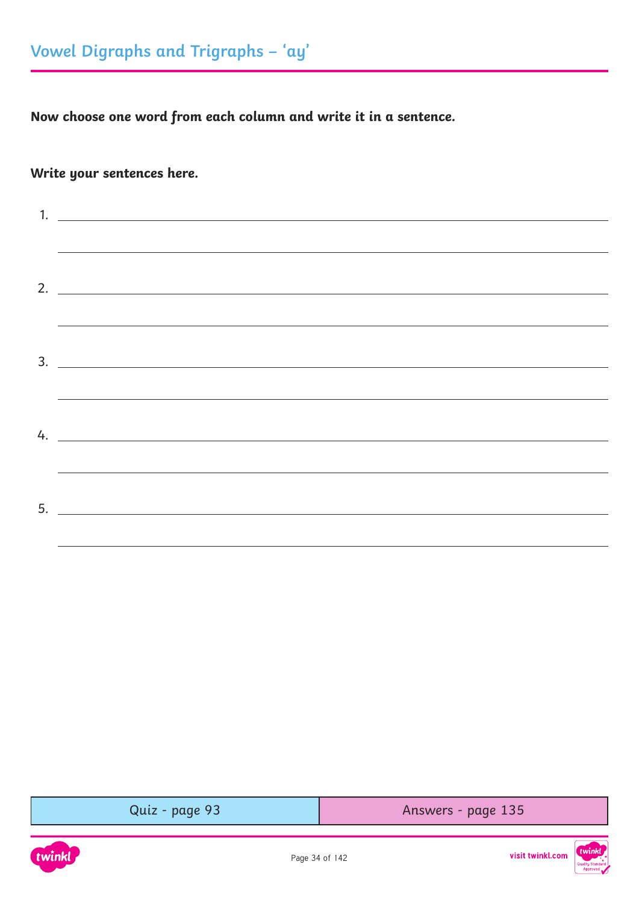## Vowel Digraphs and Trigraphs – 'ay'

**Now choose one word from each column and write it in a sentence.**

**Write your sentences here.**

1. ______________________________________________

______________________________________________

2. ______________________________________________

______________________________________________

3. ______________________________________________

______________________________________________

4. ______________________________________________

______________________________________________

5. ______________________________________________

______________________________________________

| Quiz - page 93 | Answers - page 135 |
| --- | --- |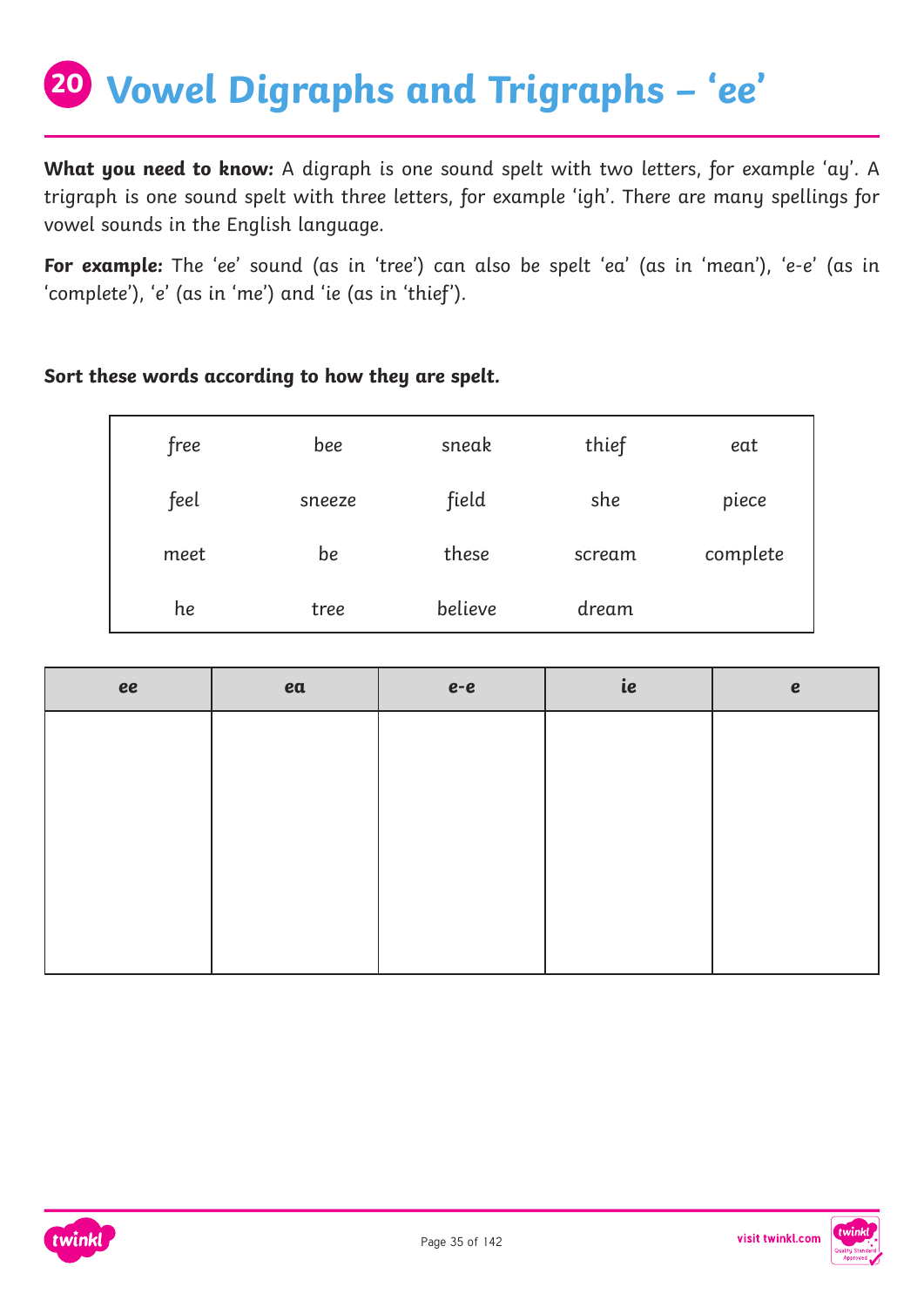# 20 Vowel Digraphs and Trigraphs – 'ee'

**What you need to know:** A digraph is one sound spelt with two letters, for example 'ay'. A trigraph is one sound spelt with three letters, for example 'igh'. There are many spellings for vowel sounds in the English language.

**For example:** The 'ee' sound (as in 'tree') can also be spelt 'ea' (as in 'mean'), 'e-e' (as in 'complete'), 'e' (as in 'me') and 'ie (as in 'thief').

**Sort these words according to how they are spelt.**

| | | | | |
|---|---|---|---|---|
| free | bee | sneak | thief | eat |
| feel | sneeze | field | she | piece |
| meet | be | these | scream | complete |
| he | tree | believe | dream | |

| ee | ea | e-e | ie | e |
|---|---|---|---|---|
| | | | | |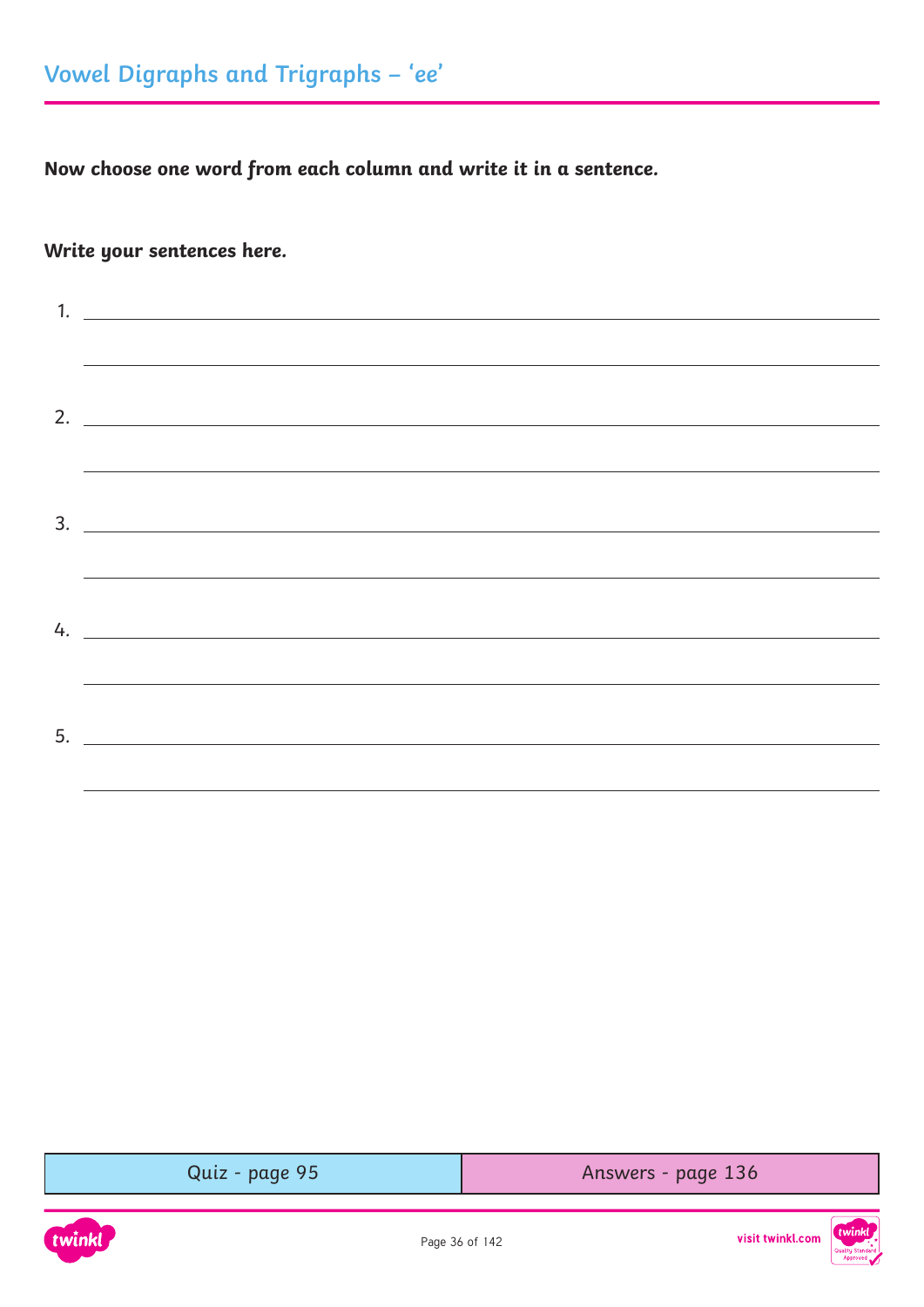## Vowel Digraphs and Trigraphs – 'ee'

**Now choose one word from each column and write it in a sentence.**

**Write your sentences here.**

1. ______________________________________________________________

______________________________________________________________

2. ______________________________________________________________

______________________________________________________________

3. ______________________________________________________________

______________________________________________________________

4. ______________________________________________________________

______________________________________________________________

5. ______________________________________________________________

______________________________________________________________

| Quiz - page 95 | Answers - page 136 |
| --- | --- |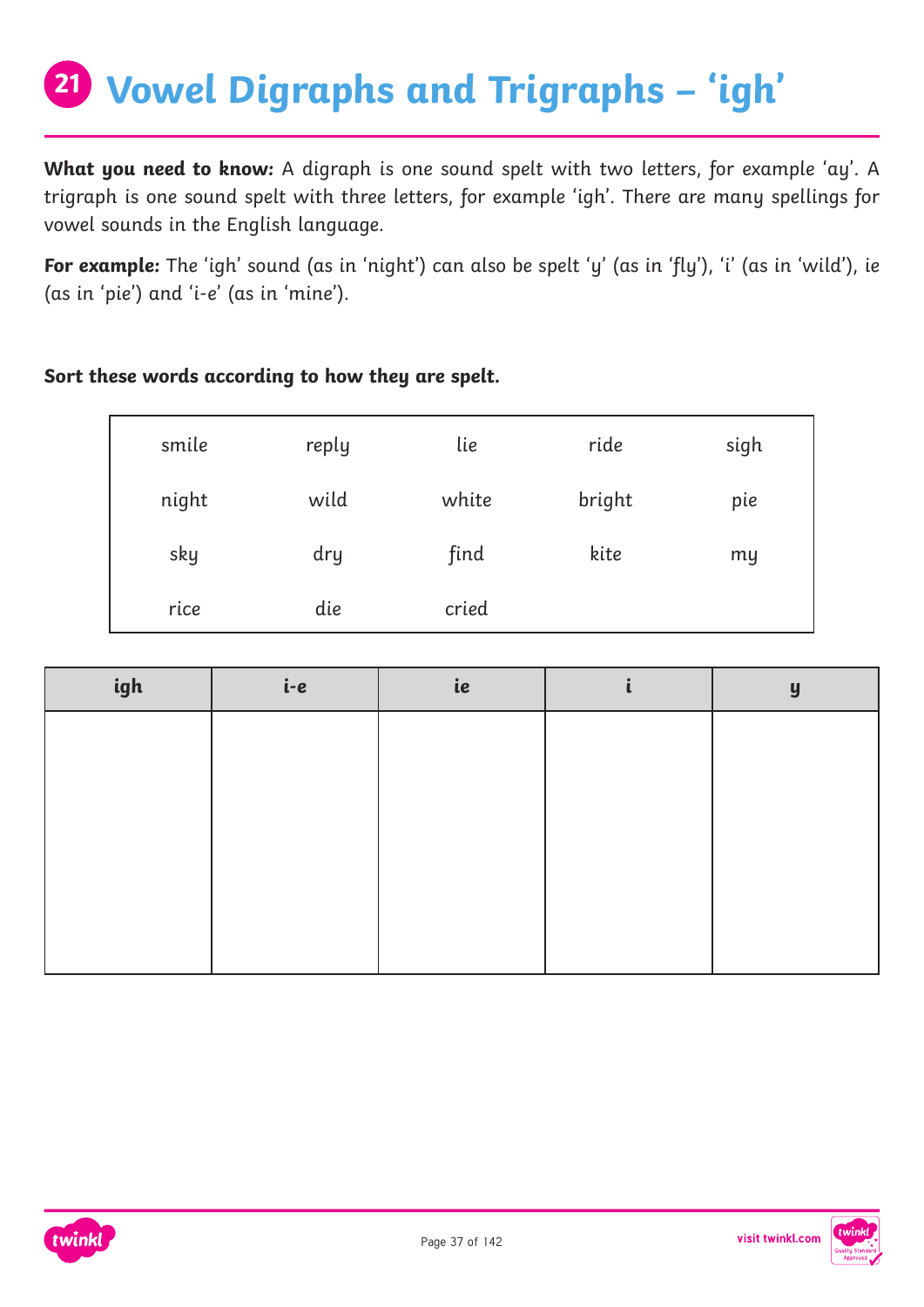# 21 Vowel Digraphs and Trigraphs – 'igh'

**What you need to know:** A digraph is one sound spelt with two letters, for example 'ay'. A trigraph is one sound spelt with three letters, for example 'igh'. There are many spellings for vowel sounds in the English language.

**For example:** The 'igh' sound (as in 'night') can also be spelt 'y' (as in 'fly'), 'i' (as in 'wild'), ie (as in 'pie') and 'i-e' (as in 'mine').

**Sort these words according to how they are spelt.**

| | | | | |
|---|---|---|---|---|
| smile | reply | lie | ride | sigh |
| night | wild | white | bright | pie |
| sky | dry | find | kite | my |
| rice | die | cried | | |

| igh | i-e | ie | i | y |
|---|---|---|---|---|
| | | | | |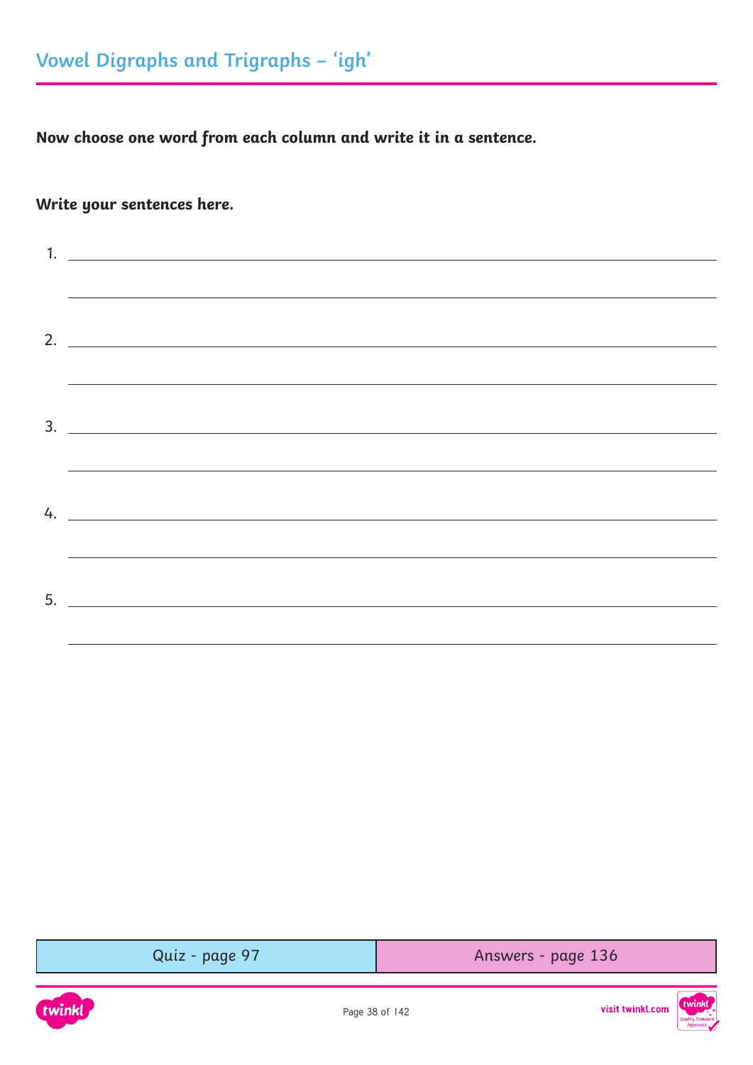## Vowel Digraphs and Trigraphs – 'igh'

**Now choose one word from each column and write it in a sentence.**

**Write your sentences here.**

1. 

2. 

3. 

4. 

5. 

| Quiz - page 97 | Answers - page 136 |
| --- | --- |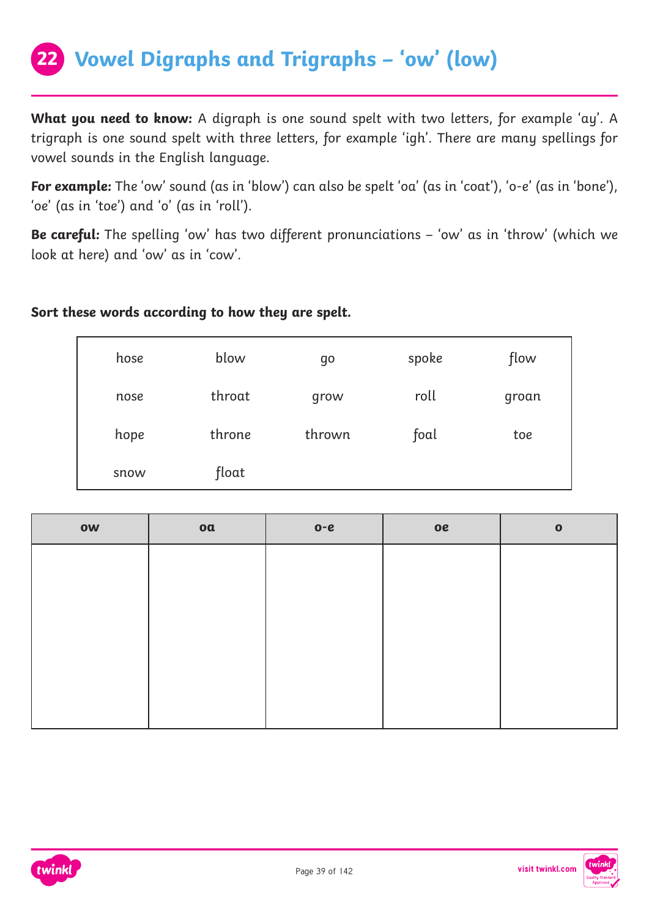# 22 Vowel Digraphs and Trigraphs – 'ow' (low)

**What you need to know:** A digraph is one sound spelt with two letters, for example 'ay'. A trigraph is one sound spelt with three letters, for example 'igh'. There are many spellings for vowel sounds in the English language.

**For example:** The 'ow' sound (as in 'blow') can also be spelt 'oa' (as in 'coat'), 'o-e' (as in 'bone'), 'oe' (as in 'toe') and 'o' (as in 'roll').

**Be careful:** The spelling 'ow' has two different pronunciations – 'ow' as in 'throw' (which we look at here) and 'ow' as in 'cow'.

**Sort these words according to how they are spelt.**

| | | | | |
|---|---|---|---|---|
| hose | blow | go | spoke | flow |
| nose | throat | grow | roll | groan |
| hope | throne | thrown | foal | toe |
| snow | float | | | |

| ow | oa | o-e | oe | o |
|---|---|---|---|---|
| | | | | |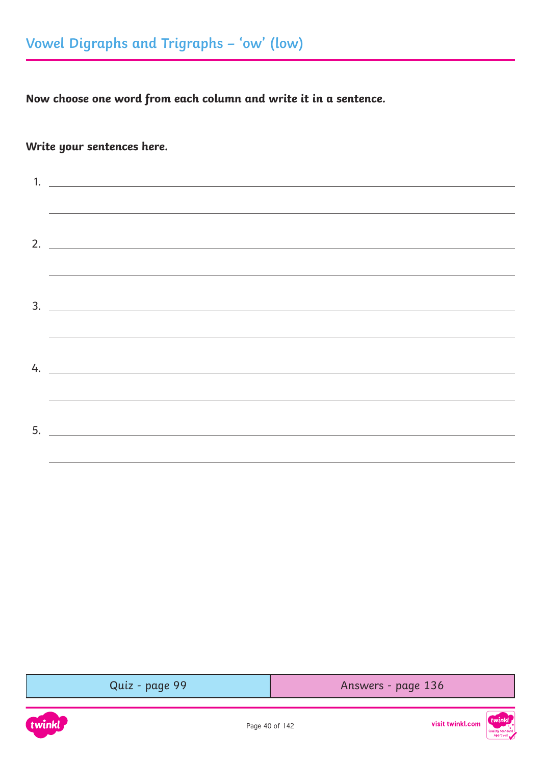## Vowel Digraphs and Trigraphs – 'ow' (low)

**Now choose one word from each column and write it in a sentence.**

**Write your sentences here.**

1. ______________________________________________

______________________________________________

2. ______________________________________________

______________________________________________

3. ______________________________________________

______________________________________________

4. ______________________________________________

______________________________________________

5. ______________________________________________

______________________________________________

| Quiz - page 99 | Answers - page 136 |
| --- | --- |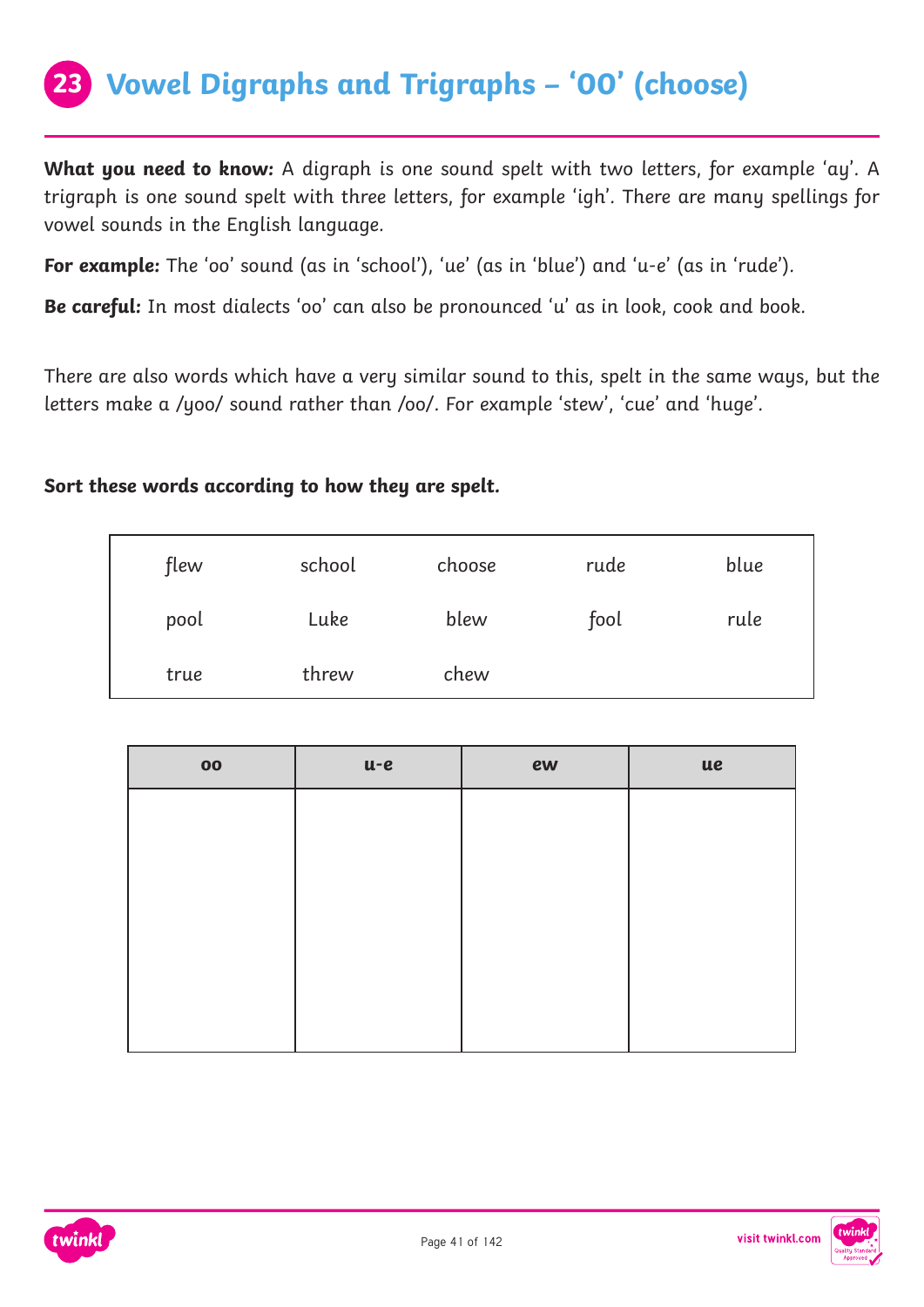# 23 Vowel Digraphs and Trigraphs – 'OO' (choose)

**What you need to know:** A digraph is one sound spelt with two letters, for example 'ay'. A trigraph is one sound spelt with three letters, for example 'igh'. There are many spellings for vowel sounds in the English language.

**For example:** The 'oo' sound (as in 'school'), 'ue' (as in 'blue') and 'u-e' (as in 'rude').

**Be careful:** In most dialects 'oo' can also be pronounced 'u' as in look, cook and book.

There are also words which have a very similar sound to this, spelt in the same ways, but the letters make a /yoo/ sound rather than /oo/. For example 'stew', 'cue' and 'huge'.

**Sort these words according to how they are spelt.**

| | | | | |
|---|---|---|---|---|
| flew | school | choose | rude | blue |
| pool | Luke | blew | fool | rule |
| true | threw | chew | | |

| oo | u-e | ew | ue |
|---|---|---|---|
| | | | |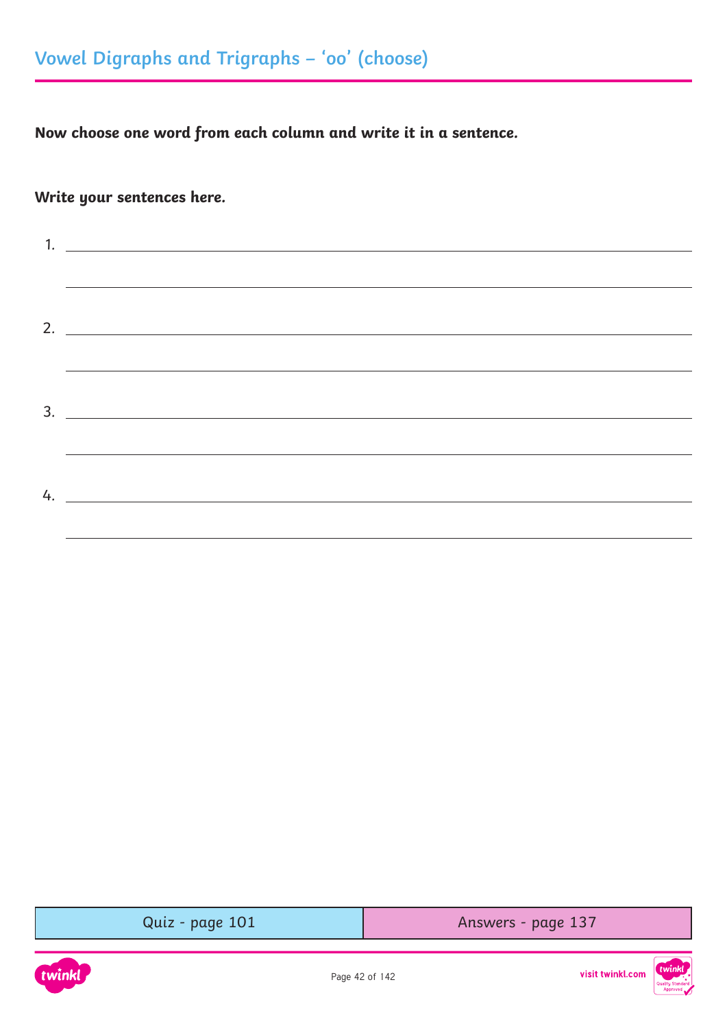# Vowel Digraphs and Trigraphs – 'oo' (choose)

**Now choose one word from each column and write it in a sentence.**

**Write your sentences here.**

1. ______________________________________________

______________________________________________

2. ______________________________________________

______________________________________________

3. ______________________________________________

______________________________________________

4. ______________________________________________

______________________________________________

| Quiz - page 101 | Answers - page 137 |
|---|---|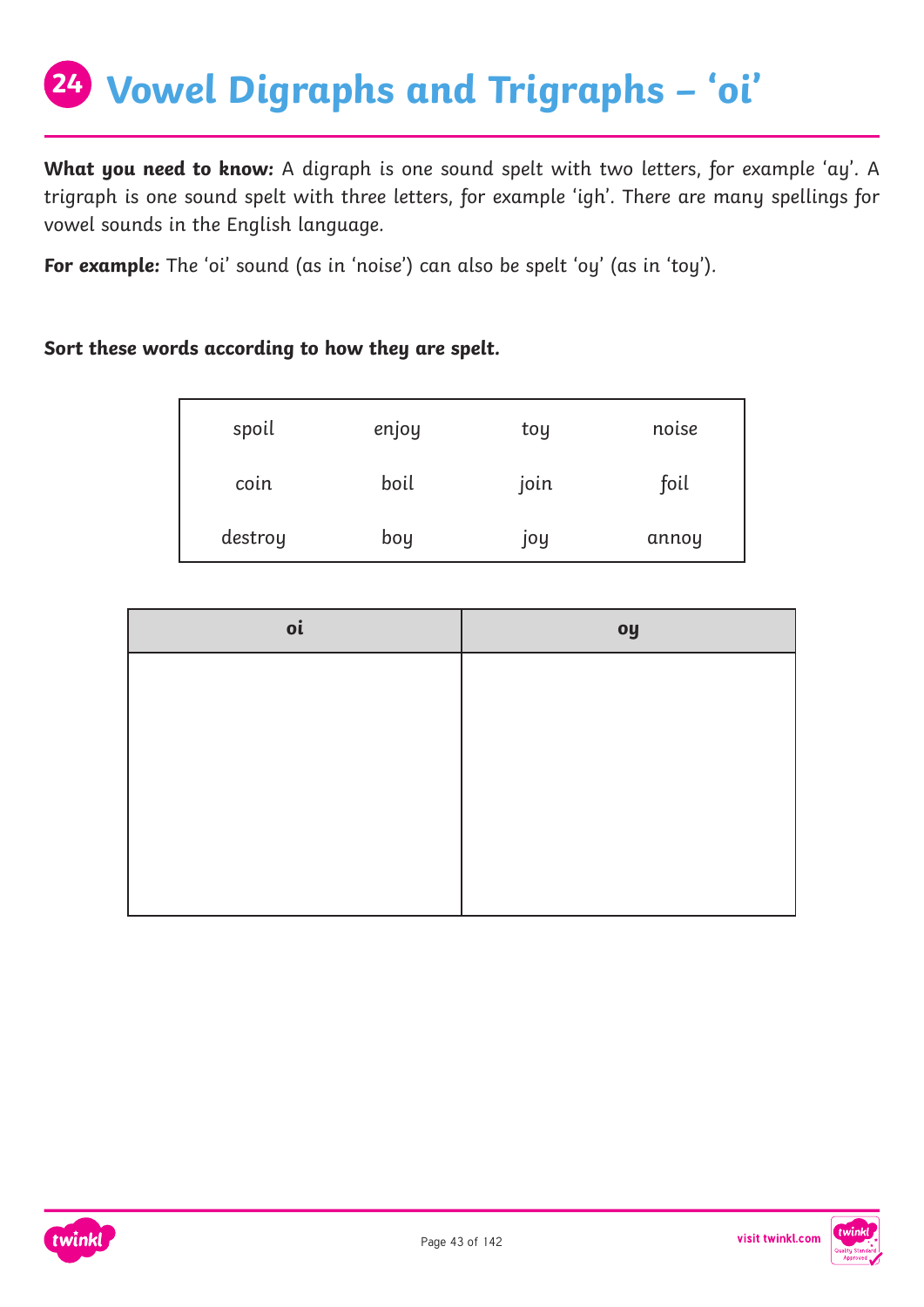# 24 Vowel Digraphs and Trigraphs – 'oi'

**What you need to know:** A digraph is one sound spelt with two letters, for example 'ay'. A trigraph is one sound spelt with three letters, for example 'igh'. There are many spellings for vowel sounds in the English language.

**For example:** The 'oi' sound (as in 'noise') can also be spelt 'oy' (as in 'toy').

**Sort these words according to how they are spelt.**

| | | | |
|---|---|---|---|
| spoil | enjoy | toy | noise |
| coin | boil | join | foil |
| destroy | boy | joy | annoy |

| oi | oy |
|---|---|
| | |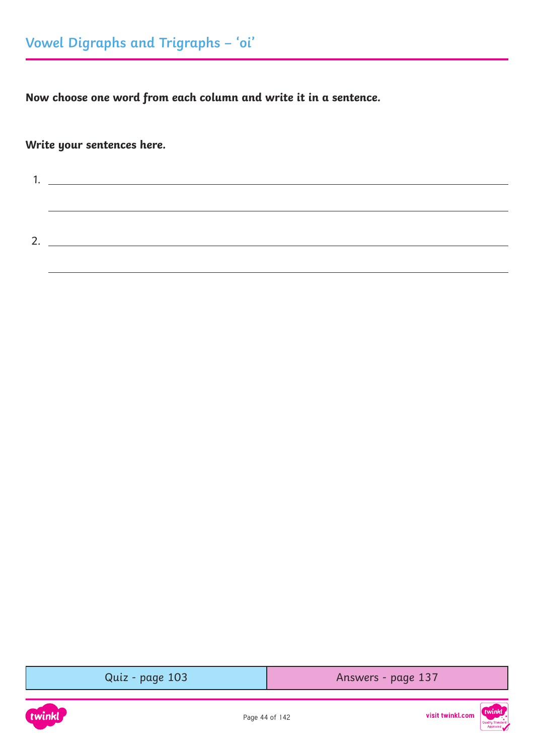## Vowel Digraphs and Trigraphs – 'oi'

**Now choose one word from each column and write it in a sentence.**

**Write your sentences here.**

1. ______________________________________________

   ______________________________________________

2. ______________________________________________

   ______________________________________________

| Quiz - page 103 | Answers - page 137 |
| --- | --- |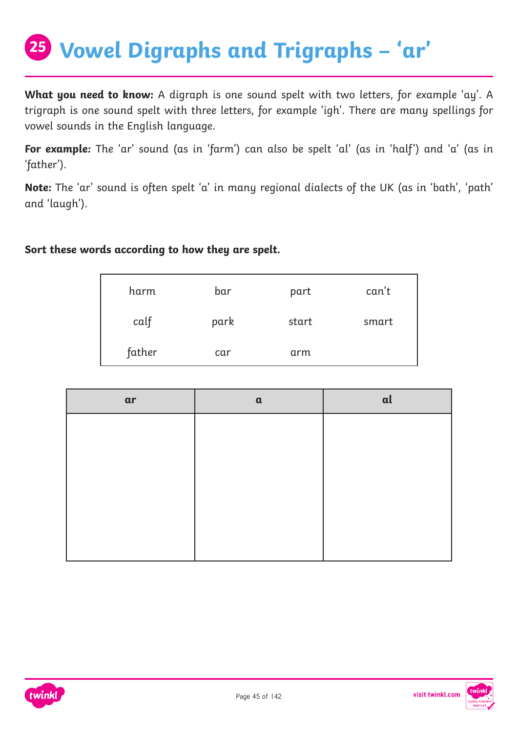# 25 Vowel Digraphs and Trigraphs – 'ar'

**What you need to know:** A digraph is one sound spelt with two letters, for example 'ay'. A trigraph is one sound spelt with three letters, for example 'igh'. There are many spellings for vowel sounds in the English language.

**For example:** The 'ar' sound (as in 'farm') can also be spelt 'al' (as in 'half') and 'a' (as in 'father').

**Note:** The 'ar' sound is often spelt 'a' in many regional dialects of the UK (as in 'bath', 'path' and 'laugh').

**Sort these words according to how they are spelt.**

| | | | |
|---|---|---|---|
| harm | bar | part | can't |
| calf | park | start | smart |
| father | car | arm | |

| ar | a | al |
|---|---|---|
| | | |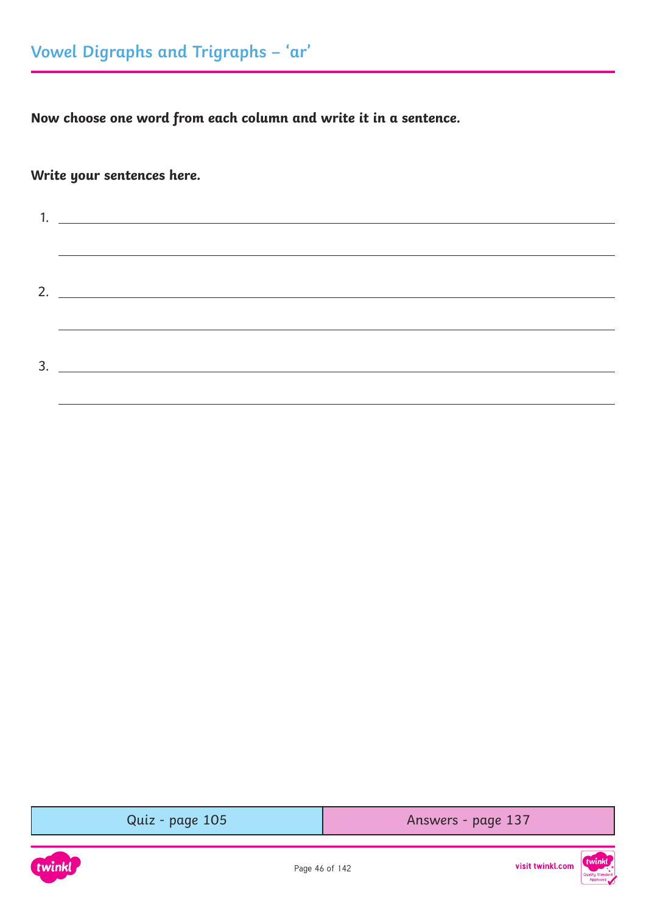## Vowel Digraphs and Trigraphs – 'ar'

**Now choose one word from each column and write it in a sentence.**

**Write your sentences here.**

1. ______________________________________________

   ______________________________________________

2. ______________________________________________

   ______________________________________________

3. ______________________________________________

   ______________________________________________

| Quiz - page 105 | Answers - page 137 |
|---|---|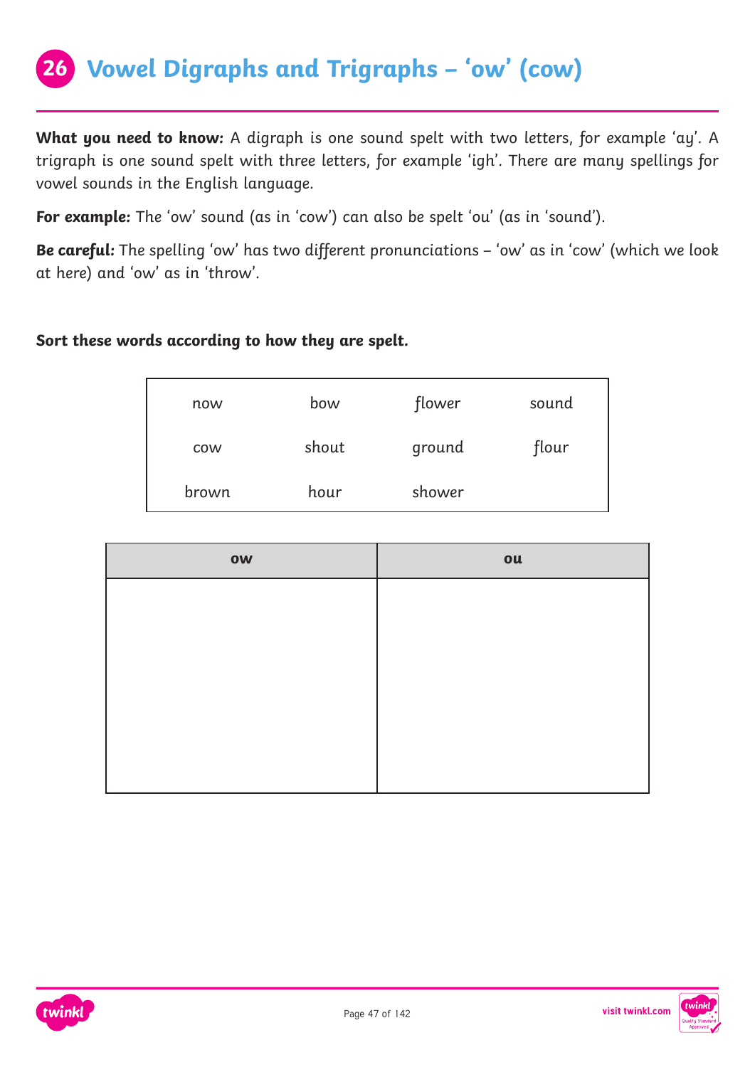# 26 Vowel Digraphs and Trigraphs – 'ow' (cow)

**What you need to know:** A digraph is one sound spelt with two letters, for example 'ay'. A trigraph is one sound spelt with three letters, for example 'igh'. There are many spellings for vowel sounds in the English language.

**For example:** The 'ow' sound (as in 'cow') can also be spelt 'ou' (as in 'sound').

**Be careful:** The spelling 'ow' has two different pronunciations – 'ow' as in 'cow' (which we look at here) and 'ow' as in 'throw'.

**Sort these words according to how they are spelt.**

| | | | |
|---|---|---|---|
| now | bow | flower | sound |
| cow | shout | ground | flour |
| brown | hour | shower | |

| ow | ou |
|---|---|
| | |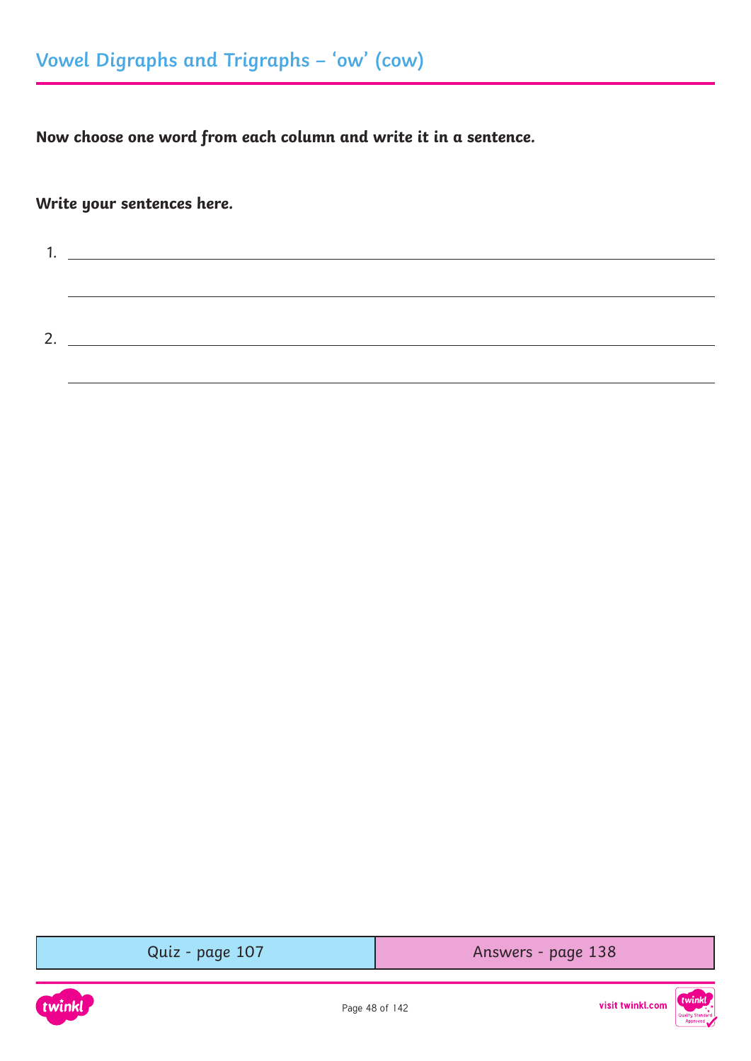## Vowel Digraphs and Trigraphs – 'ow' (cow)

**Now choose one word from each column and write it in a sentence.**

**Write your sentences here.**

1. ______________________________________________________________

   ______________________________________________________________

2. ______________________________________________________________

   ______________________________________________________________

| Quiz - page 107 | Answers - page 138 |
|---|---|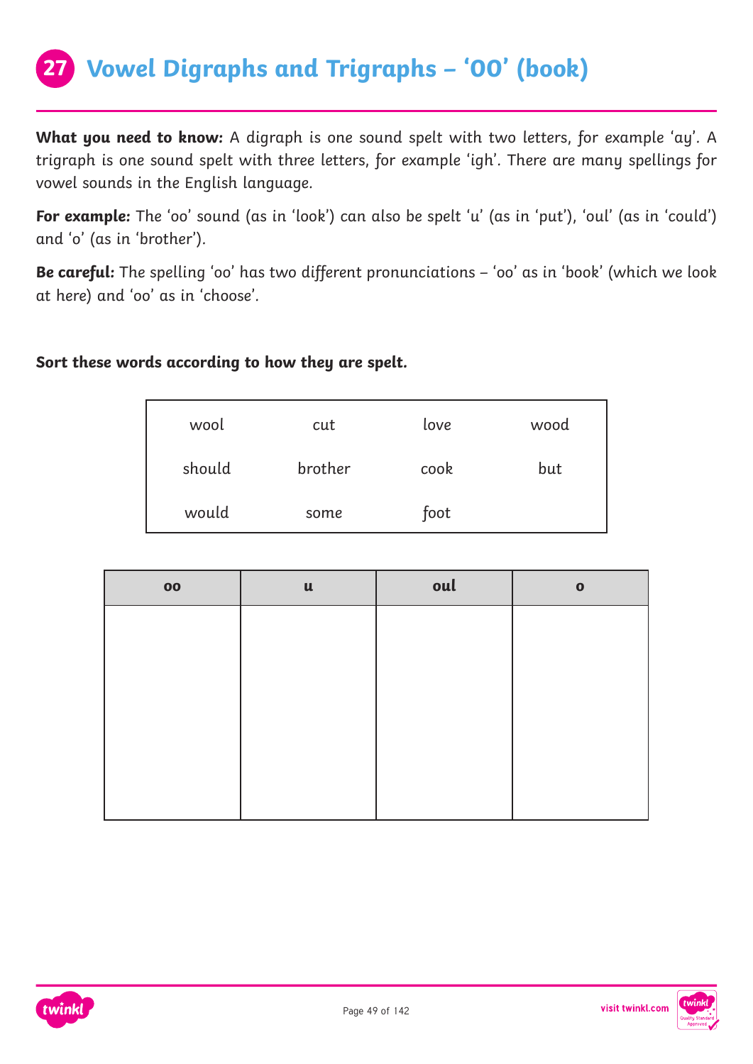# 27 Vowel Digraphs and Trigraphs – 'OO' (book)

**What you need to know:** A digraph is one sound spelt with two letters, for example 'ay'. A trigraph is one sound spelt with three letters, for example 'igh'. There are many spellings for vowel sounds in the English language.

**For example:** The 'oo' sound (as in 'look') can also be spelt 'u' (as in 'put'), 'oul' (as in 'could') and 'o' (as in 'brother').

**Be careful:** The spelling 'oo' has two different pronunciations – 'oo' as in 'book' (which we look at here) and 'oo' as in 'choose'.

**Sort these words according to how they are spelt.**

| | | | |
|---|---|---|---|
| wool | cut | love | wood |
| should | brother | cook | but |
| would | some | foot | |

| oo | u | oul | o |
|---|---|---|---|
| | | | |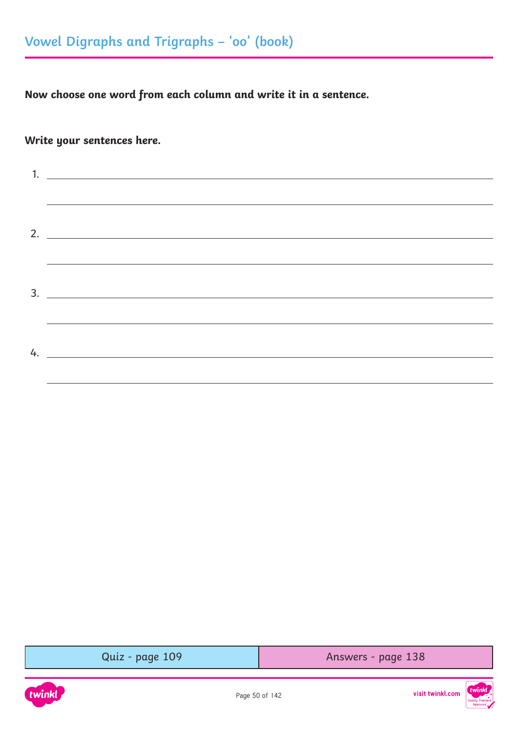## Vowel Digraphs and Trigraphs – 'oo' (book)

**Now choose one word from each column and write it in a sentence.**

**Write your sentences here.**

1. ______________________________________________

______________________________________________

2. ______________________________________________

______________________________________________

3. ______________________________________________

______________________________________________

4. ______________________________________________

______________________________________________

| Quiz - page 109 | Answers - page 138 |
|---|---|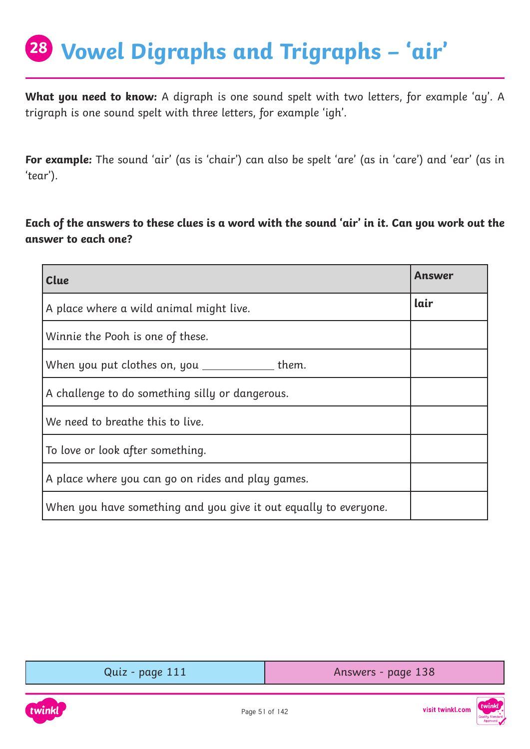# 28 Vowel Digraphs and Trigraphs – 'air'

**What you need to know:** A digraph is one sound spelt with two letters, for example 'ay'. A trigraph is one sound spelt with three letters, for example 'igh'.

**For example:** The sound 'air' (as is 'chair') can also be spelt 'are' (as in 'care') and 'ear' (as in 'tear').

**Each of the answers to these clues is a word with the sound 'air' in it. Can you work out the answer to each one?**

| Clue | Answer |
|---|---|
| A place where a wild animal might live. | **lair** |
| Winnie the Pooh is one of these. | |
| When you put clothes on, you ___________ them. | |
| A challenge to do something silly or dangerous. | |
| We need to breathe this to live. | |
| To love or look after something. | |
| A place where you can go on rides and play games. | |
| When you have something and you give it out equally to everyone. | |

| Quiz - page 111 | Answers - page 138 |
|---|---|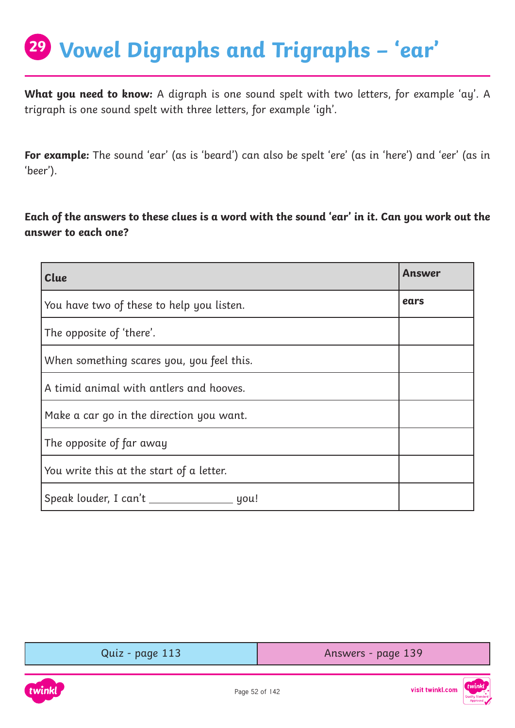# 29 Vowel Digraphs and Trigraphs – 'ear'

**What you need to know:** A digraph is one sound spelt with two letters, for example 'ay'. A trigraph is one sound spelt with three letters, for example 'igh'.

**For example:** The sound 'ear' (as is 'beard') can also be spelt 'ere' (as in 'here') and 'eer' (as in 'beer').

**Each of the answers to these clues is a word with the sound 'ear' in it. Can you work out the answer to each one?**

| Clue | Answer |
|---|---|
| You have two of these to help you listen. | **ears** |
| The opposite of 'there'. | |
| When something scares you, you feel this. | |
| A timid animal with antlers and hooves. | |
| Make a car go in the direction you want. | |
| The opposite of far away | |
| You write this at the start of a letter. | |
| Speak louder, I can't ______________ you! | |

| Quiz - page 113 | Answers - page 139 |
|---|---|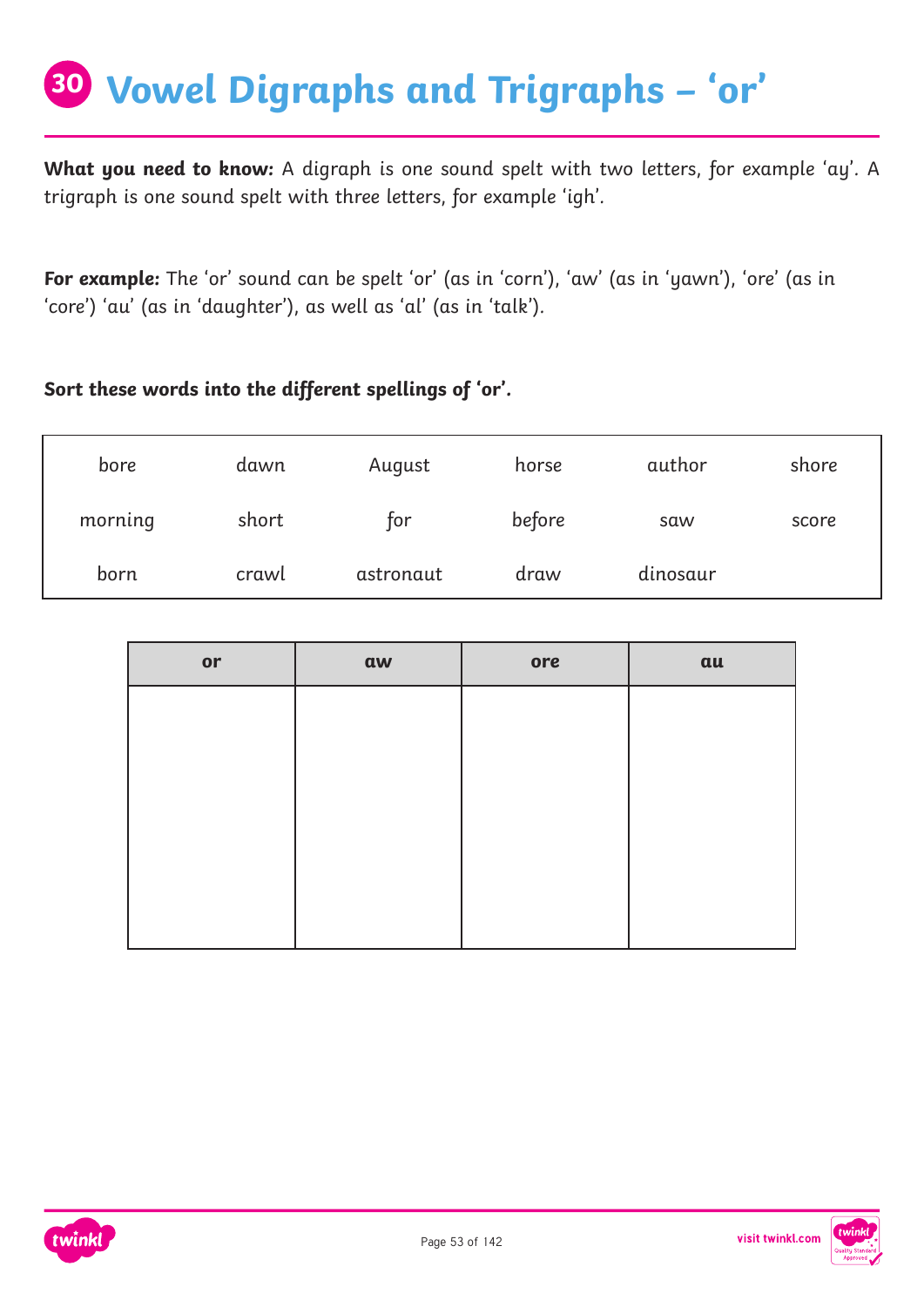# 30 Vowel Digraphs and Trigraphs – 'or'

**What you need to know:** A digraph is one sound spelt with two letters, for example 'ay'. A trigraph is one sound spelt with three letters, for example 'igh'.

**For example:** The 'or' sound can be spelt 'or' (as in 'corn'), 'aw' (as in 'yawn'), 'ore' (as in 'core') 'au' (as in 'daughter'), as well as 'al' (as in 'talk').

**Sort these words into the different spellings of 'or'.**

| | | | | | |
|---|---|---|---|---|---|
| bore | dawn | August | horse | author | shore |
| morning | short | for | before | saw | score |
| born | crawl | astronaut | draw | dinosaur | |

| or | aw | ore | au |
|---|---|---|---|
| | | | |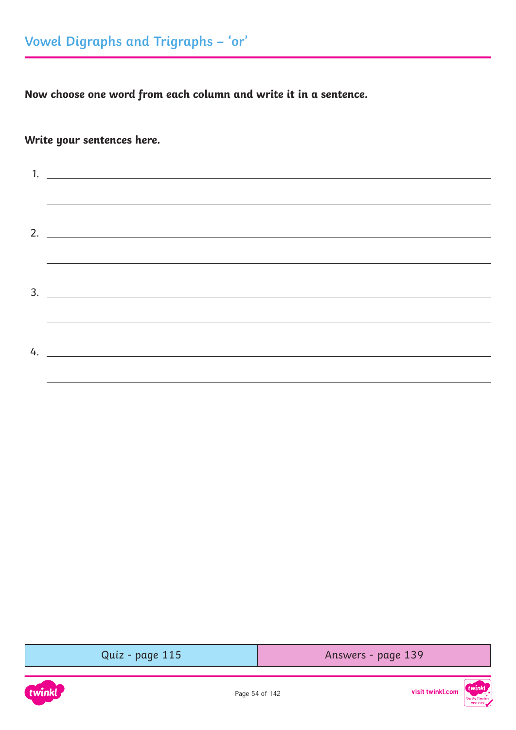# Vowel Digraphs and Trigraphs – 'or'

**Now choose one word from each column and write it in a sentence.**

**Write your sentences here.**

1. ______________________________________________

   ______________________________________________

2. ______________________________________________

   ______________________________________________

3. ______________________________________________

   ______________________________________________

4. ______________________________________________

   ______________________________________________

| Quiz - page 115 | Answers - page 139 |
| --- | --- |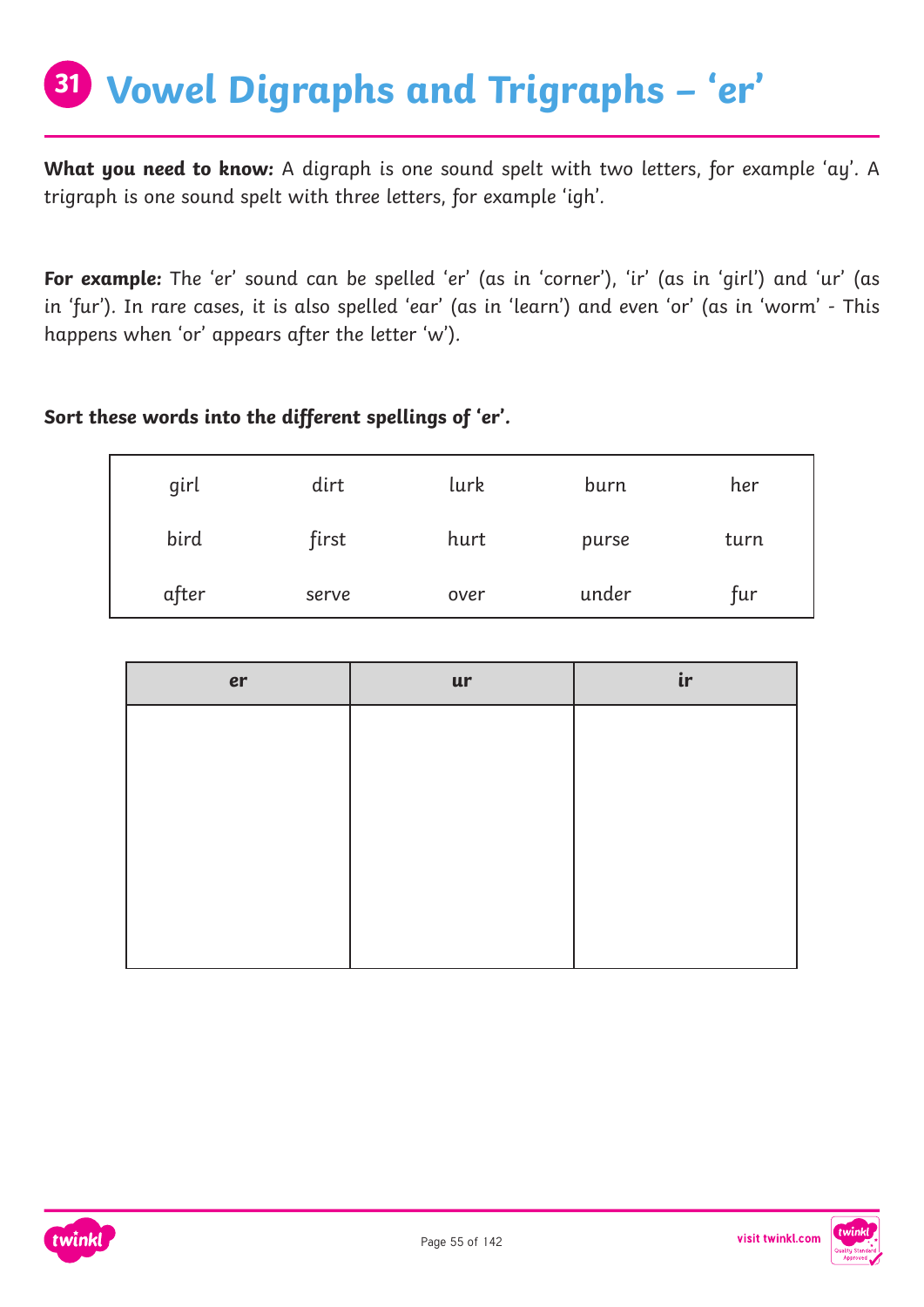# 31 Vowel Digraphs and Trigraphs – 'er'

**What you need to know:** A digraph is one sound spelt with two letters, for example 'ay'. A trigraph is one sound spelt with three letters, for example 'igh'.

**For example:** The 'er' sound can be spelled 'er' (as in 'corner'), 'ir' (as in 'girl') and 'ur' (as in 'fur'). In rare cases, it is also spelled 'ear' (as in 'learn') and even 'or' (as in 'worm' - This happens when 'or' appears after the letter 'w').

**Sort these words into the different spellings of 'er'.**

| | | | | |
|---|---|---|---|---|
| girl | dirt | lurk | burn | her |
| bird | first | hurt | purse | turn |
| after | serve | over | under | fur |

| er | ur | ir |
|---|---|---|
| | | |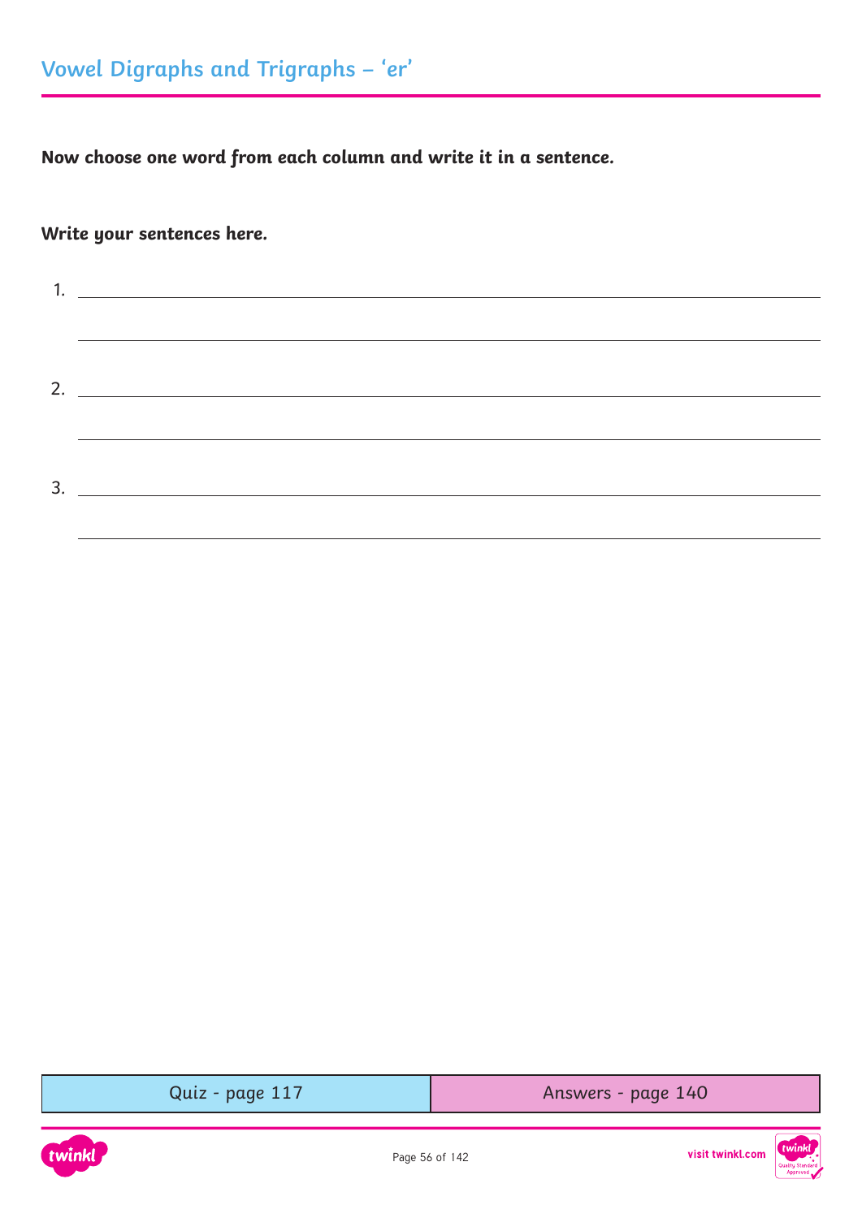## Vowel Digraphs and Trigraphs – 'er'

**Now choose one word from each column and write it in a sentence.**

**Write your sentences here.**

1. ______________________________________________

______________________________________________

2. ______________________________________________

______________________________________________

3. ______________________________________________

______________________________________________

| Quiz - page 117 | Answers - page 140 |
| --- | --- |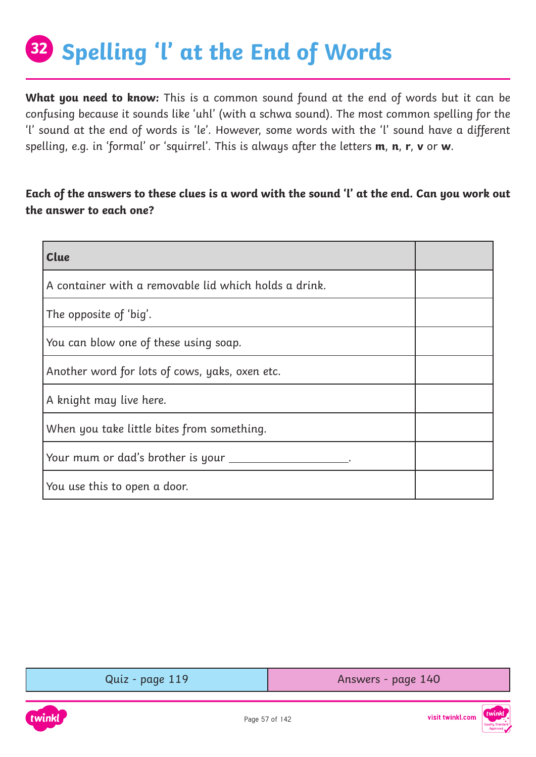# 32 Spelling 'l' at the End of Words

**What you need to know:** This is a common sound found at the end of words but it can be confusing because it sounds like 'uhl' (with a schwa sound). The most common spelling for the 'l' sound at the end of words is 'le'. However, some words with the 'l' sound have a different spelling, e.g. in 'formal' or 'squirrel'. This is always after the letters **m**, **n**, **r**, **v** or **w**.

**Each of the answers to these clues is a word with the sound 'l' at the end. Can you work out the answer to each one?**

| Clue | |
|---|---|
| A container with a removable lid which holds a drink. | |
| The opposite of 'big'. | |
| You can blow one of these using soap. | |
| Another word for lots of cows, yaks, oxen etc. | |
| A knight may live here. | |
| When you take little bites from something. | |
| Your mum or dad's brother is your ___________________. | |
| You use this to open a door. | |

| Quiz - page 119 | Answers - page 140 |
|---|---|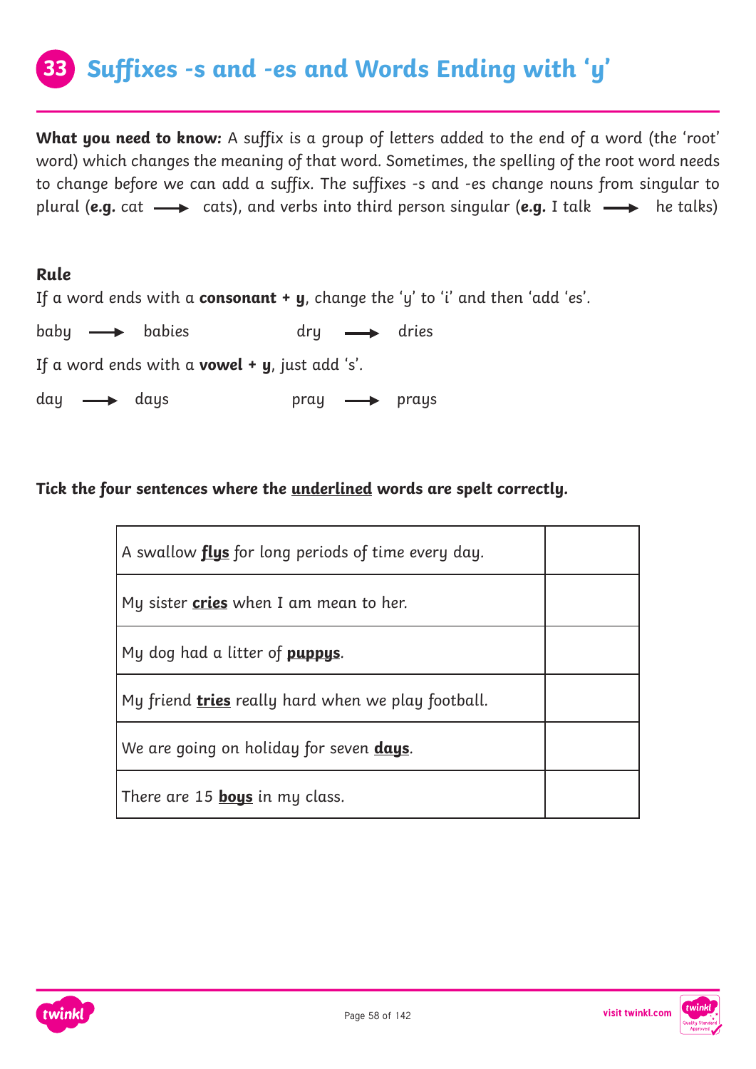# 33 Suffixes -s and -es and Words Ending with 'y'

**What you need to know:** A suffix is a group of letters added to the end of a word (the 'root' word) which changes the meaning of that word. Sometimes, the spelling of the root word needs to change before we can add a suffix. The suffixes -s and -es change nouns from singular to plural (**e.g.** cat ⟶ cats), and verbs into third person singular (**e.g.** I talk ⟶ he talks)

**Rule**

If a word ends with a **consonant + y**, change the 'y' to 'i' and then 'add 'es'.

baby ⟶ babies        dry ⟶ dries

If a word ends with a **vowel + y**, just add 's'.

day ⟶ days        pray ⟶ prays

**Tick the four sentences where the underlined words are spelt correctly.**

| | |
|---|---|
| A swallow <u>**flys**</u> for long periods of time every day. | |
| My sister <u>**cries**</u> when I am mean to her. | |
| My dog had a litter of <u>**puppys**</u>. | |
| My friend <u>**tries**</u> really hard when we play football. | |
| We are going on holiday for seven <u>**days**</u>. | |
| There are 15 <u>**boys**</u> in my class. | |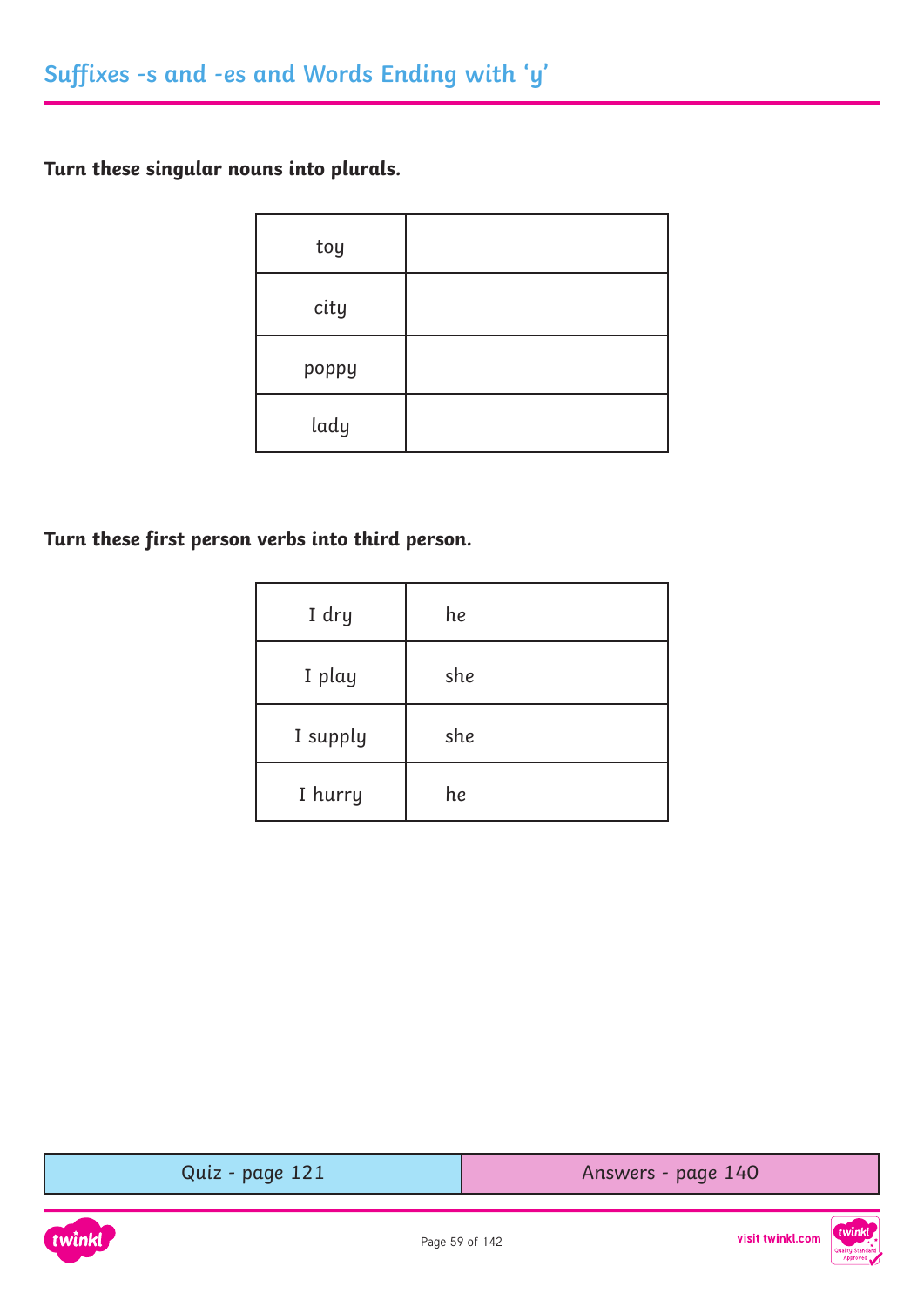## Suffixes -s and -es and Words Ending with 'y'

**Turn these singular nouns into plurals.**

| | |
|---|---|
| toy | |
| city | |
| poppy | |
| lady | |

**Turn these first person verbs into third person.**

| | |
|---|---|
| I dry | he |
| I play | she |
| I supply | she |
| I hurry | he |

| Quiz - page 121 | Answers - page 140 |
|---|---|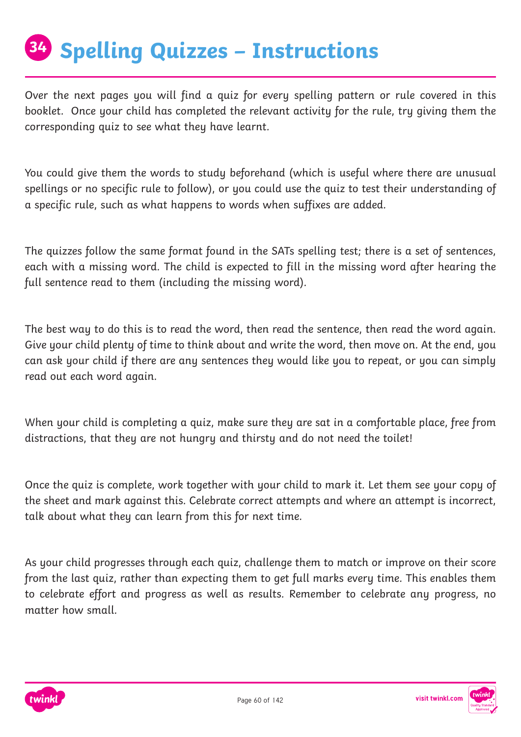# 34 Spelling Quizzes – Instructions

Over the next pages you will find a quiz for every spelling pattern or rule covered in this booklet. Once your child has completed the relevant activity for the rule, try giving them the corresponding quiz to see what they have learnt.

You could give them the words to study beforehand (which is useful where there are unusual spellings or no specific rule to follow), or you could use the quiz to test their understanding of a specific rule, such as what happens to words when suffixes are added.

The quizzes follow the same format found in the SATs spelling test; there is a set of sentences, each with a missing word. The child is expected to fill in the missing word after hearing the full sentence read to them (including the missing word).

The best way to do this is to read the word, then read the sentence, then read the word again. Give your child plenty of time to think about and write the word, then move on. At the end, you can ask your child if there are any sentences they would like you to repeat, or you can simply read out each word again.

When your child is completing a quiz, make sure they are sat in a comfortable place, free from distractions, that they are not hungry and thirsty and do not need the toilet!

Once the quiz is complete, work together with your child to mark it. Let them see your copy of the sheet and mark against this. Celebrate correct attempts and where an attempt is incorrect, talk about what they can learn from this for next time.

As your child progresses through each quiz, challenge them to match or improve on their score from the last quiz, rather than expecting them to get full marks every time. This enables them to celebrate effort and progress as well as results. Remember to celebrate any progress, no matter how small.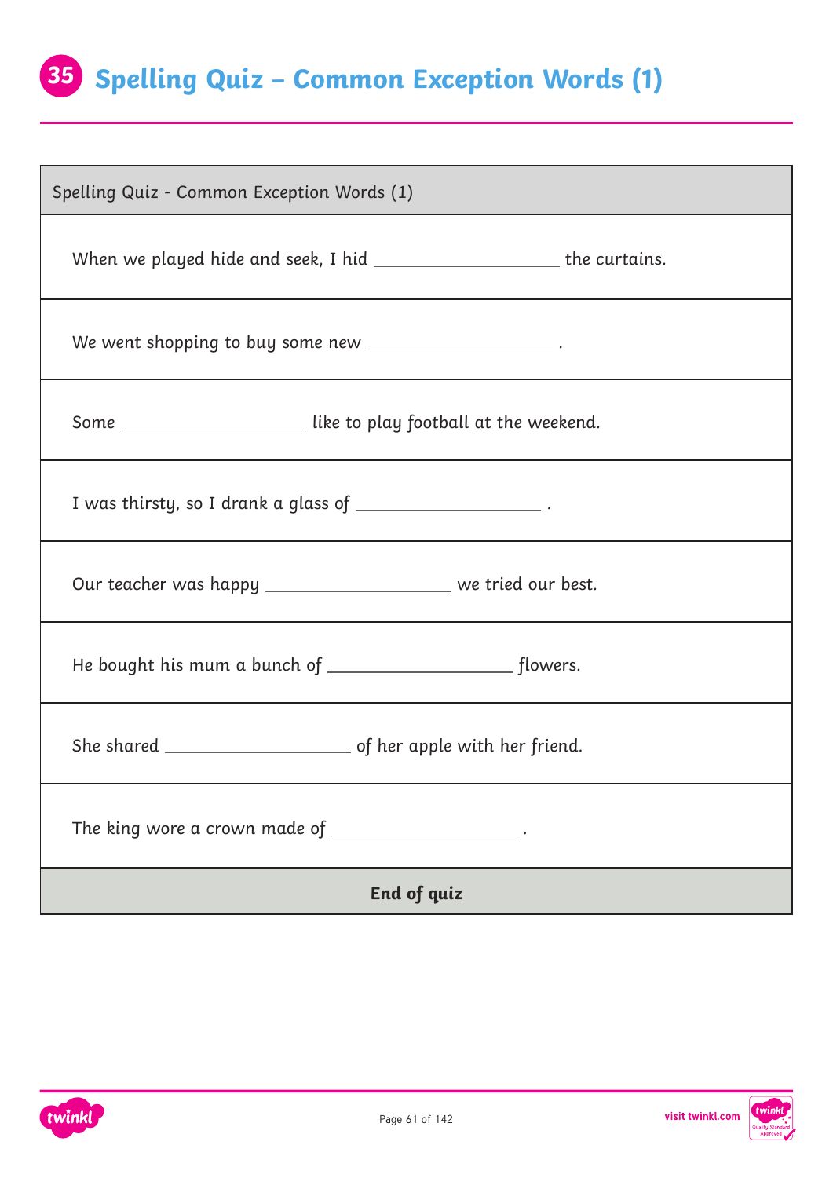# 35 Spelling Quiz – Common Exception Words (1)

| Spelling Quiz - Common Exception Words (1) |
| --- |
| When we played hide and seek, I hid ____________________ the curtains. |
| We went shopping to buy some new ____________________ . |
| Some ____________________ like to play football at the weekend. |
| I was thirsty, so I drank a glass of ____________________ . |
| Our teacher was happy ____________________ we tried our best. |
| He bought his mum a bunch of ____________________ flowers. |
| She shared ____________________ of her apple with her friend. |
| The king wore a crown made of ____________________ . |
| **End of quiz** |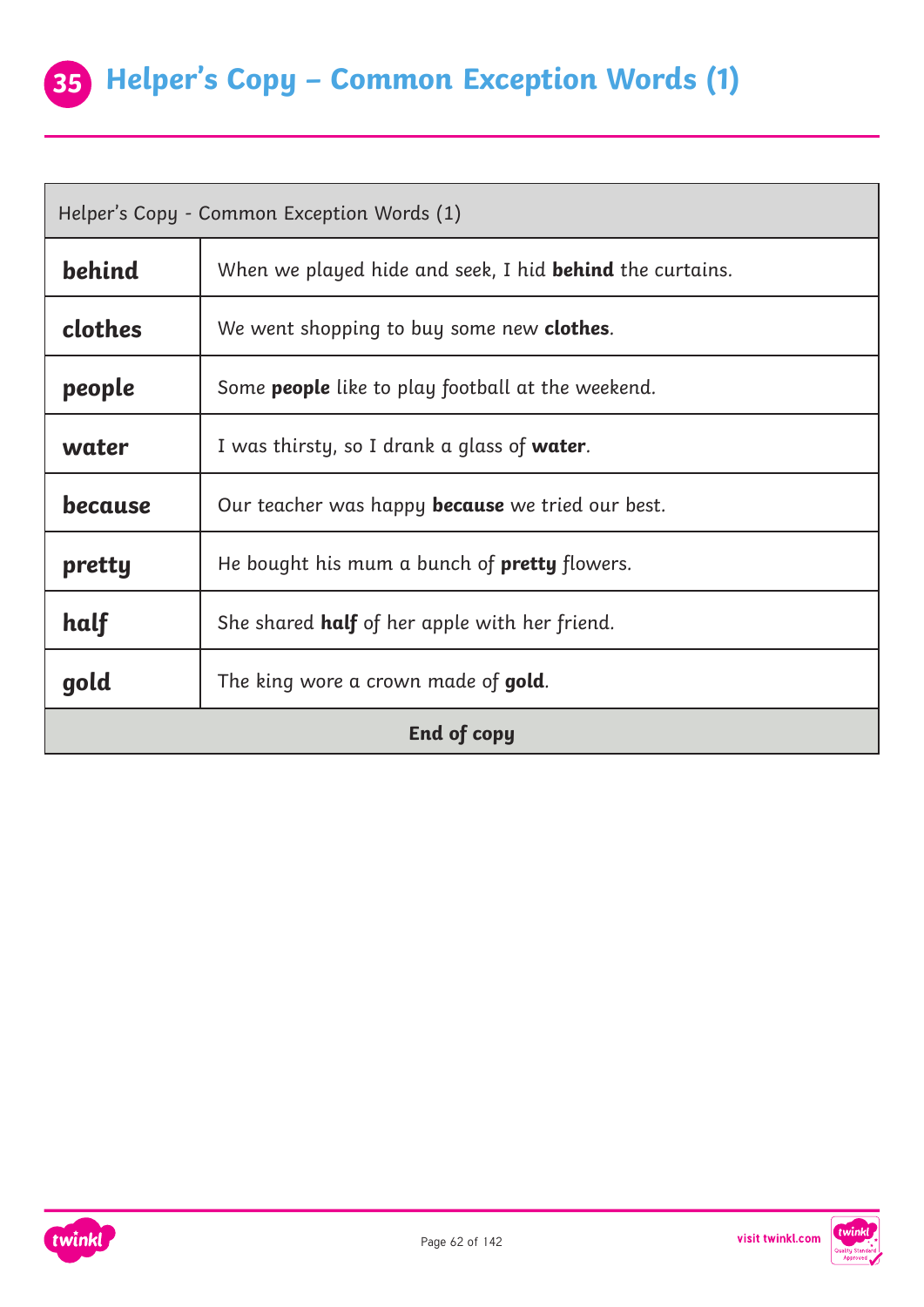# 35 Helper's Copy – Common Exception Words (1)

| Helper's Copy - Common Exception Words (1) | |
|---|---|
| **behind** | When we played hide and seek, I hid **behind** the curtains. |
| **clothes** | We went shopping to buy some new **clothes**. |
| **people** | Some **people** like to play football at the weekend. |
| **water** | I was thirsty, so I drank a glass of **water**. |
| **because** | Our teacher was happy **because** we tried our best. |
| **pretty** | He bought his mum a bunch of **pretty** flowers. |
| **half** | She shared **half** of her apple with her friend. |
| **gold** | The king wore a crown made of **gold**. |
| **End of copy** | |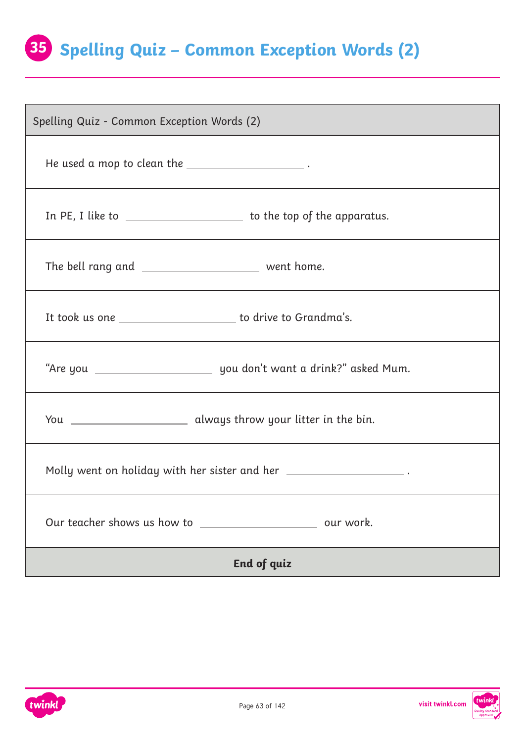# 35 Spelling Quiz – Common Exception Words (2)

| Spelling Quiz - Common Exception Words (2) |
| --- |
| He used a mop to clean the ____________________ . |
| In PE, I like to ____________________ to the top of the apparatus. |
| The bell rang and ____________________ went home. |
| It took us one ____________________ to drive to Grandma's. |
| "Are you ____________________ you don't want a drink?" asked Mum. |
| You ____________________ always throw your litter in the bin. |
| Molly went on holiday with her sister and her ____________________ . |
| Our teacher shows us how to ____________________ our work. |
| **End of quiz** |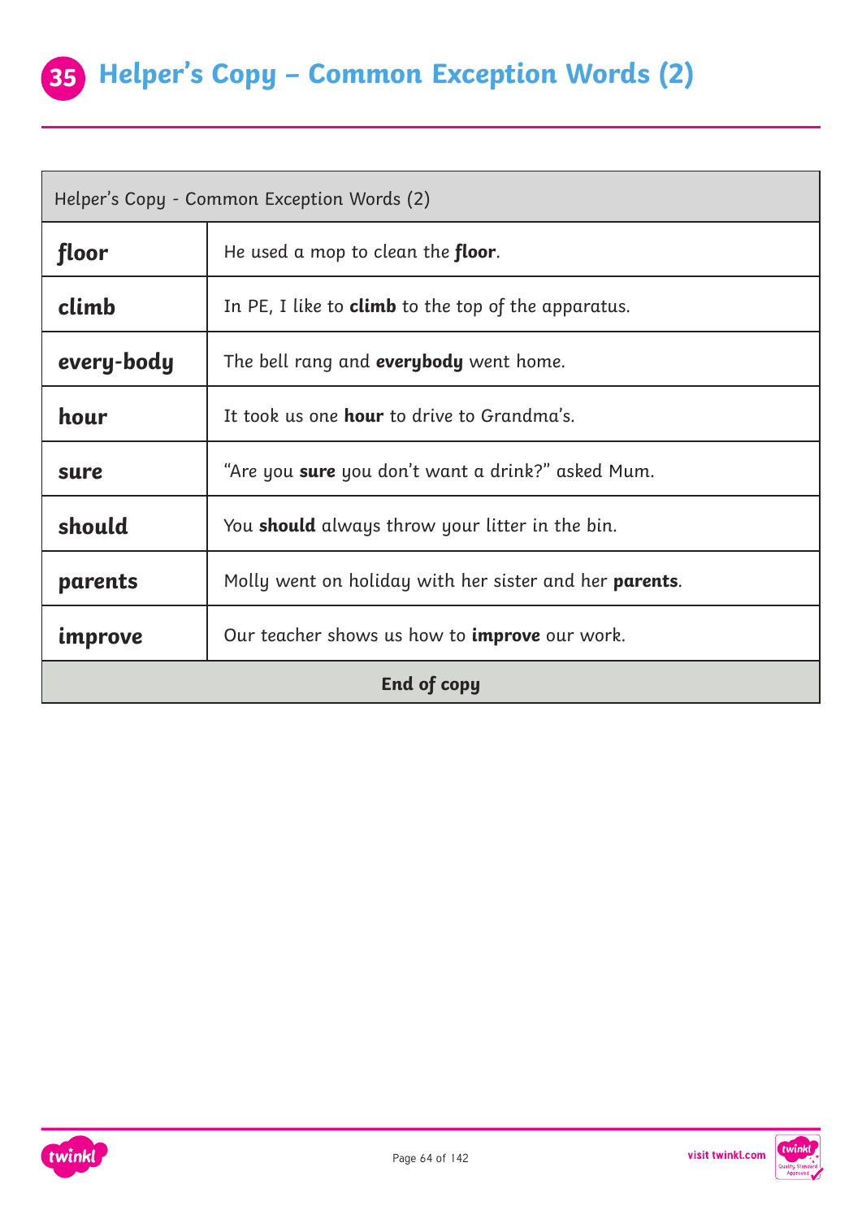# 35 Helper's Copy – Common Exception Words (2)

| Helper's Copy - Common Exception Words (2) | |
|---|---|
| **floor** | He used a mop to clean the **floor**. |
| **climb** | In PE, I like to **climb** to the top of the apparatus. |
| **every-body** | The bell rang and **everybody** went home. |
| **hour** | It took us one **hour** to drive to Grandma's. |
| **sure** | "Are you **sure** you don't want a drink?" asked Mum. |
| **should** | You **should** always throw your litter in the bin. |
| **parents** | Molly went on holiday with her sister and her **parents**. |
| **improve** | Our teacher shows us how to **improve** our work. |
| **End of copy** | |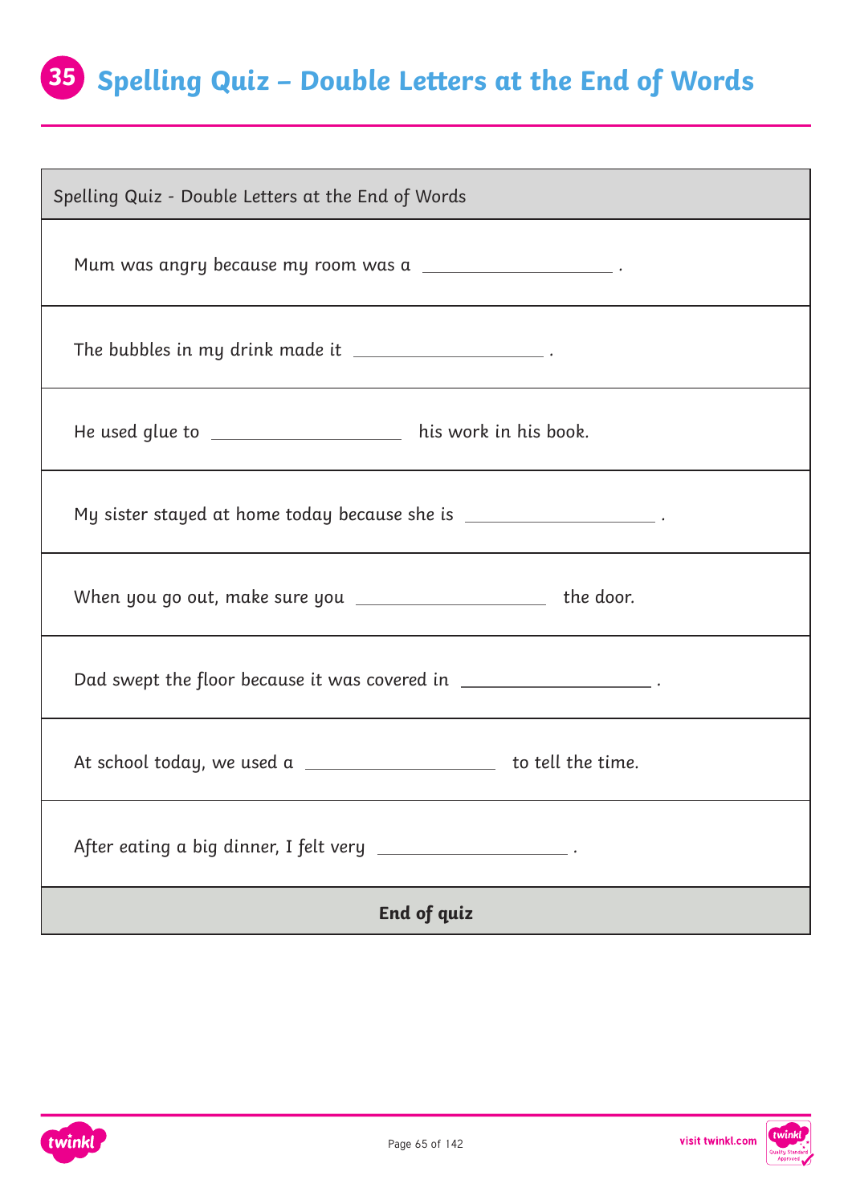# 35 Spelling Quiz – Double Letters at the End of Words

| Spelling Quiz - Double Letters at the End of Words |
| --- |
| Mum was angry because my room was a ____________________ . |
| The bubbles in my drink made it ____________________ . |
| He used glue to ____________________ his work in his book. |
| My sister stayed at home today because she is ____________________ . |
| When you go out, make sure you ____________________ the door. |
| Dad swept the floor because it was covered in ____________________ . |
| At school today, we used a ____________________ to tell the time. |
| After eating a big dinner, I felt very ____________________ . |
| **End of quiz** |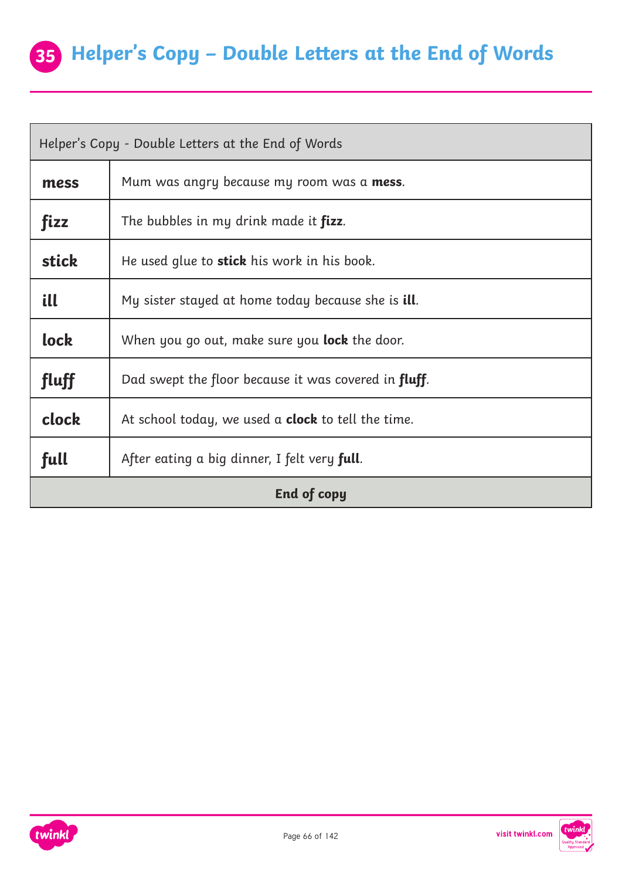# 35 Helper's Copy – Double Letters at the End of Words

| Helper's Copy - Double Letters at the End of Words | |
|---|---|
| **mess** | Mum was angry because my room was a **mess**. |
| **fizz** | The bubbles in my drink made it **fizz**. |
| **stick** | He used glue to **stick** his work in his book. |
| **ill** | My sister stayed at home today because she is **ill**. |
| **lock** | When you go out, make sure you **lock** the door. |
| **fluff** | Dad swept the floor because it was covered in **fluff**. |
| **clock** | At school today, we used a **clock** to tell the time. |
| **full** | After eating a big dinner, I felt very **full**. |
| **End of copy** | |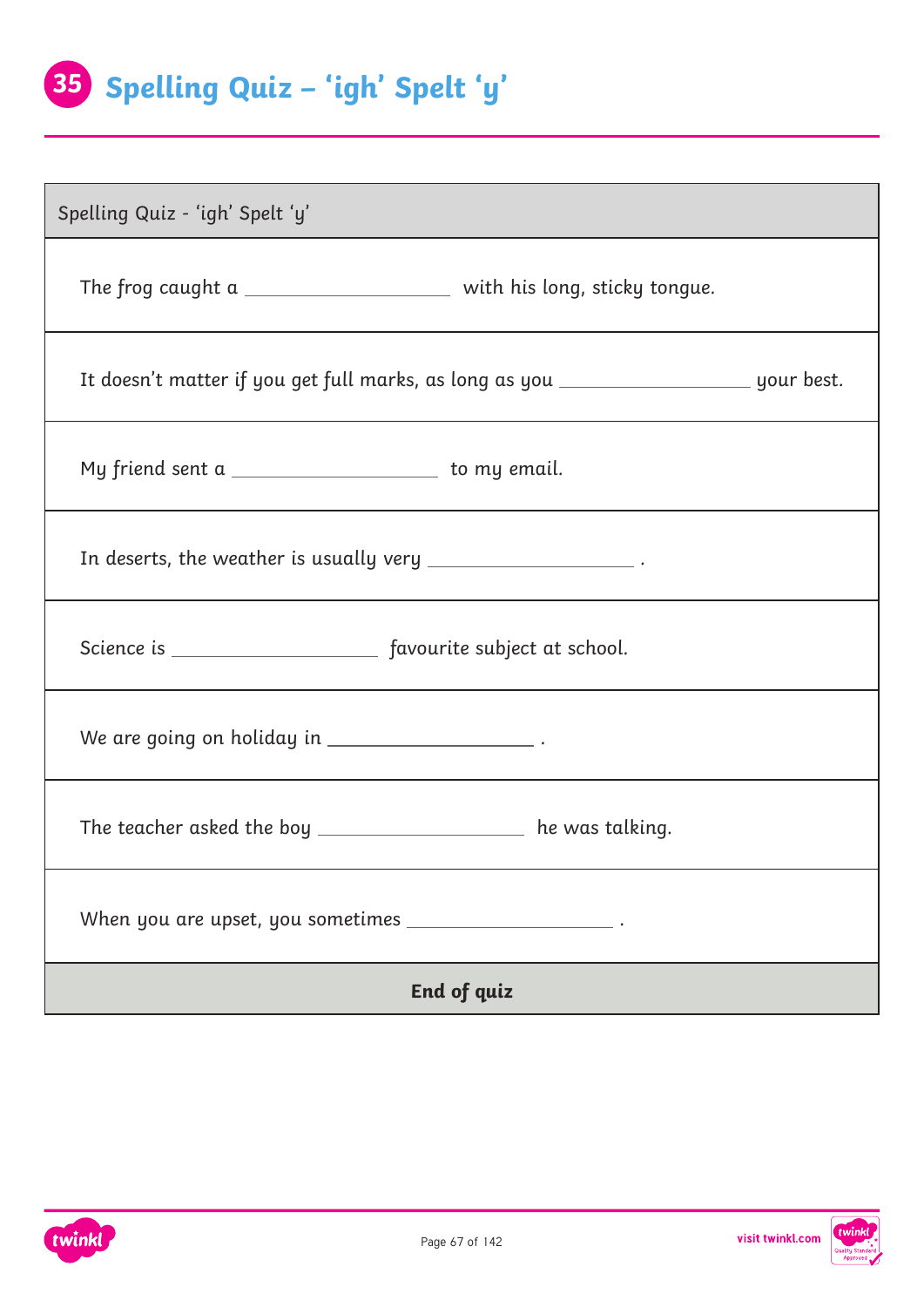# 35 Spelling Quiz – 'igh' Spelt 'y'

| Spelling Quiz - 'igh' Spelt 'y' |
|---|
| The frog caught a ____________________ with his long, sticky tongue. |
| It doesn't matter if you get full marks, as long as you ____________________ your best. |
| My friend sent a ____________________ to my email. |
| In deserts, the weather is usually very ____________________ . |
| Science is ____________________ favourite subject at school. |
| We are going on holiday in ____________________ . |
| The teacher asked the boy ____________________ he was talking. |
| When you are upset, you sometimes ____________________ . |
| **End of quiz** |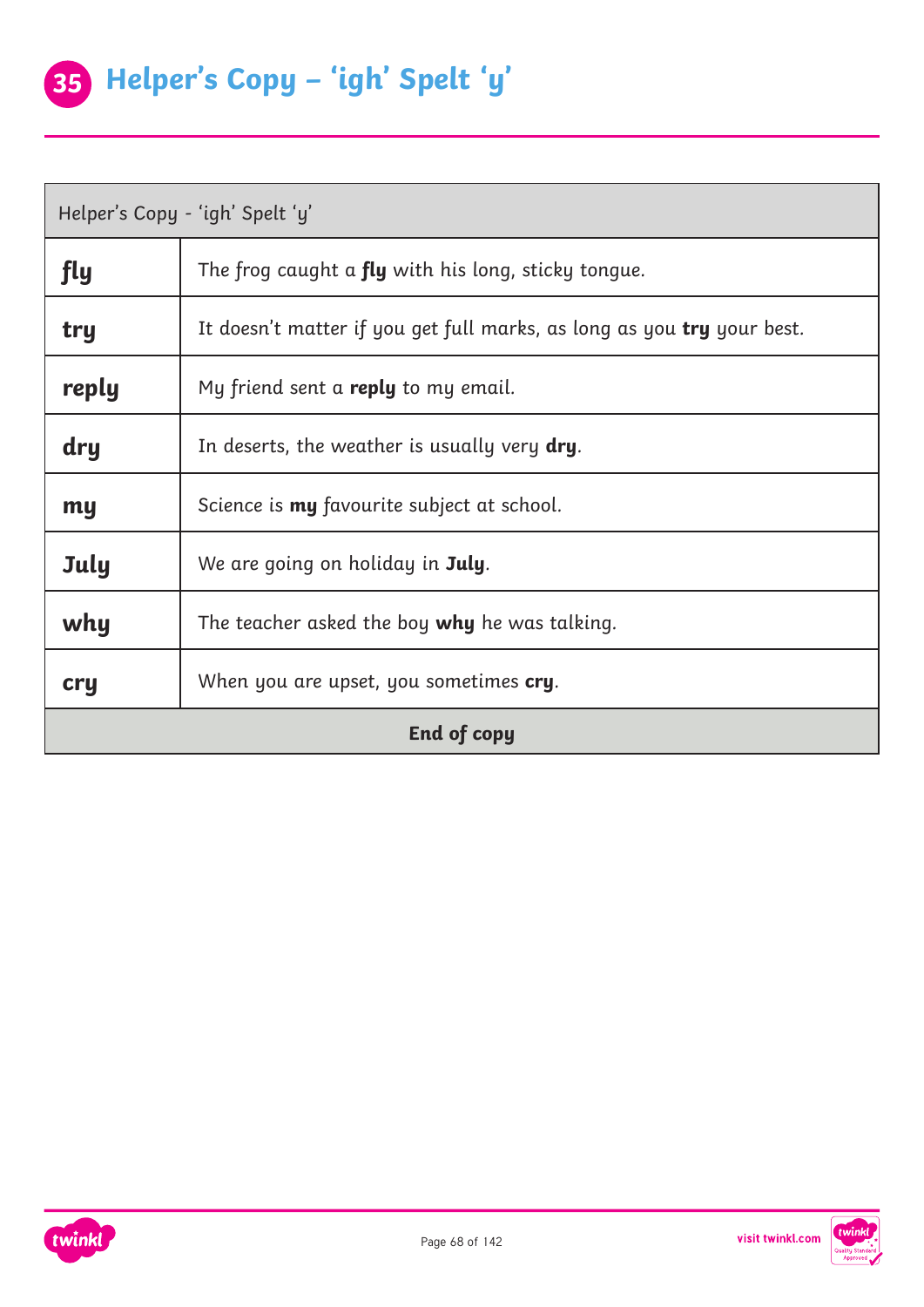# 35 Helper's Copy – 'igh' Spelt 'y'

| Helper's Copy - 'igh' Spelt 'y' | |
|---|---|
| **fly** | The frog caught a **fly** with his long, sticky tongue. |
| **try** | It doesn't matter if you get full marks, as long as you **try** your best. |
| **reply** | My friend sent a **reply** to my email. |
| **dry** | In deserts, the weather is usually very **dry**. |
| **my** | Science is **my** favourite subject at school. |
| **July** | We are going on holiday in **July**. |
| **why** | The teacher asked the boy **why** he was talking. |
| **cry** | When you are upset, you sometimes **cry**. |
| **End of copy** | |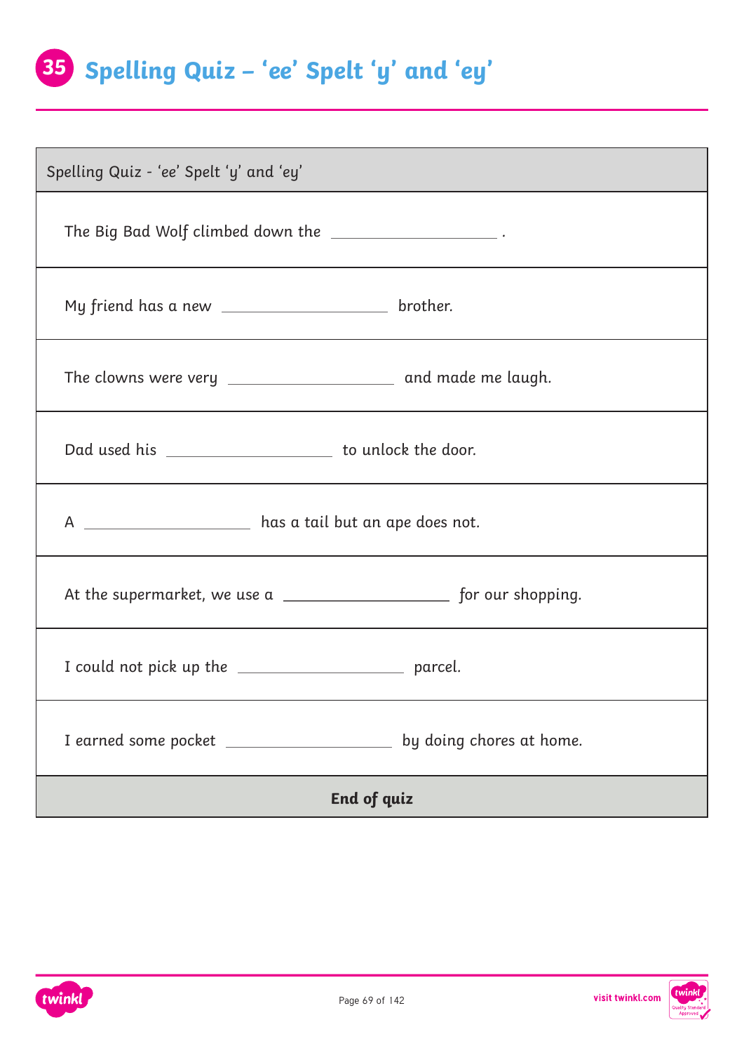# 35 Spelling Quiz – 'ee' Spelt 'y' and 'ey'

| Spelling Quiz - 'ee' Spelt 'y' and 'ey' |
|---|
| The Big Bad Wolf climbed down the ____________________ . |
| My friend has a new ____________________ brother. |
| The clowns were very ____________________ and made me laugh. |
| Dad used his ____________________ to unlock the door. |
| A ____________________ has a tail but an ape does not. |
| At the supermarket, we use a ____________________ for our shopping. |
| I could not pick up the ____________________ parcel. |
| I earned some pocket ____________________ by doing chores at home. |
| **End of quiz** |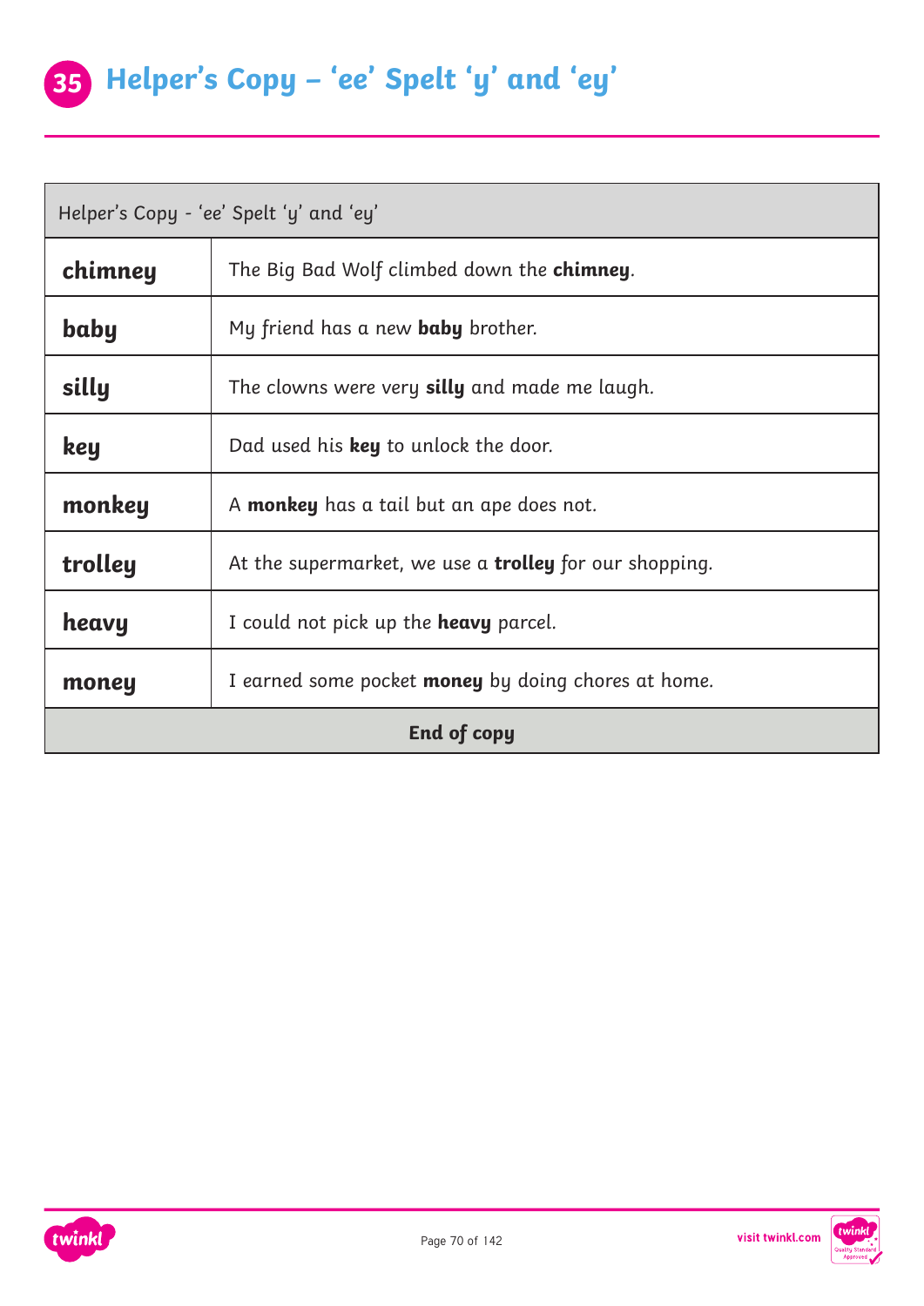# 35 Helper's Copy – 'ee' Spelt 'y' and 'ey'

| Helper's Copy - 'ee' Spelt 'y' and 'ey' | |
|---|---|
| **chimney** | The Big Bad Wolf climbed down the **chimney**. |
| **baby** | My friend has a new **baby** brother. |
| **silly** | The clowns were very **silly** and made me laugh. |
| **key** | Dad used his **key** to unlock the door. |
| **monkey** | A **monkey** has a tail but an ape does not. |
| **trolley** | At the supermarket, we use a **trolley** for our shopping. |
| **heavy** | I could not pick up the **heavy** parcel. |
| **money** | I earned some pocket **money** by doing chores at home. |
| **End of copy** | |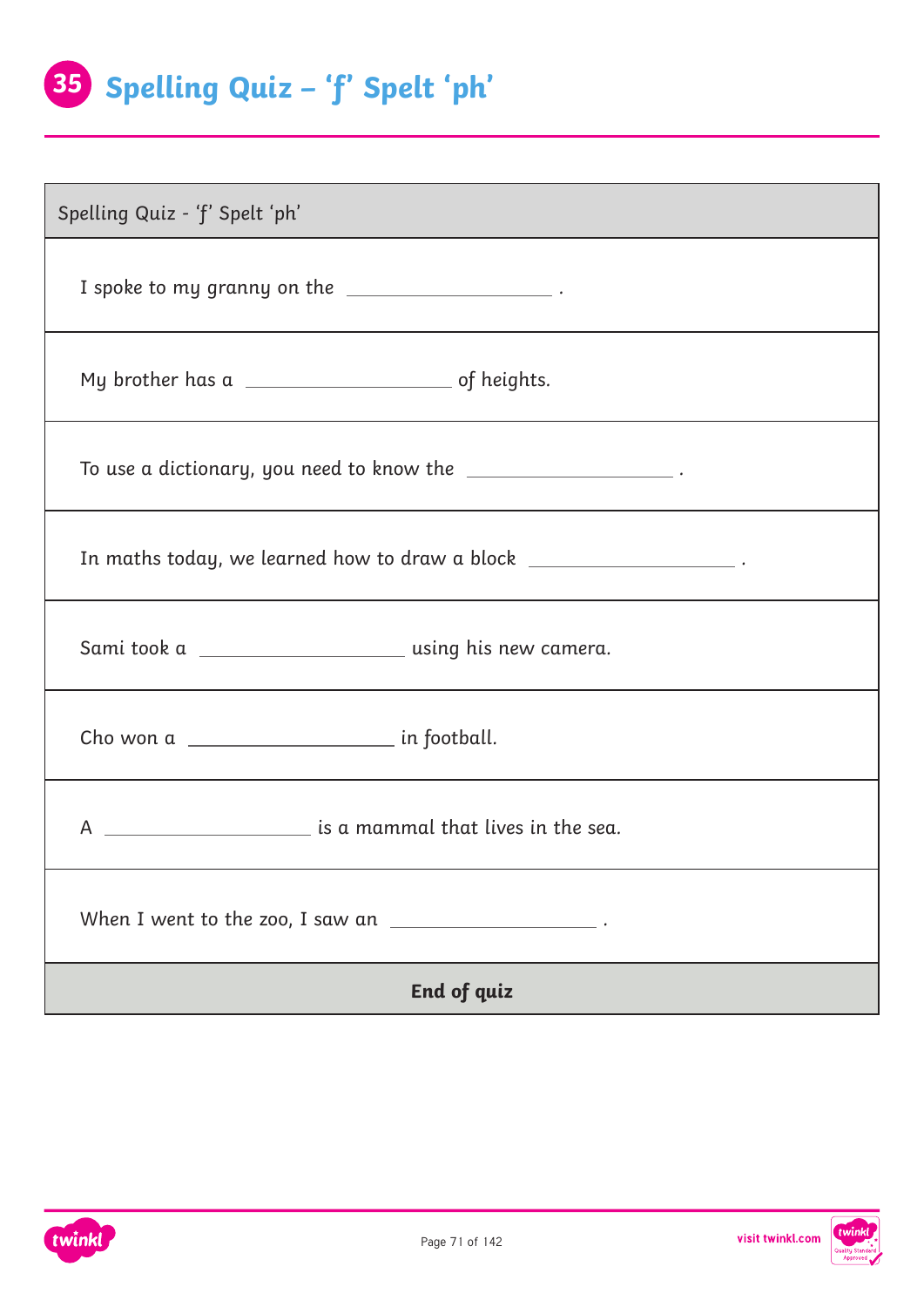# 35 Spelling Quiz – 'f' Spelt 'ph'

| Spelling Quiz - 'f' Spelt 'ph' |
| --- |
| I spoke to my granny on the \_\_\_\_\_\_\_\_\_\_\_\_\_\_\_\_\_\_\_\_ . |
| My brother has a \_\_\_\_\_\_\_\_\_\_\_\_\_\_\_\_\_\_\_\_ of heights. |
| To use a dictionary, you need to know the \_\_\_\_\_\_\_\_\_\_\_\_\_\_\_\_\_\_\_\_ . |
| In maths today, we learned how to draw a block \_\_\_\_\_\_\_\_\_\_\_\_\_\_\_\_\_\_\_\_ . |
| Sami took a \_\_\_\_\_\_\_\_\_\_\_\_\_\_\_\_\_\_\_\_ using his new camera. |
| Cho won a \_\_\_\_\_\_\_\_\_\_\_\_\_\_\_\_\_\_\_\_ in football. |
| A \_\_\_\_\_\_\_\_\_\_\_\_\_\_\_\_\_\_\_\_ is a mammal that lives in the sea. |
| When I went to the zoo, I saw an \_\_\_\_\_\_\_\_\_\_\_\_\_\_\_\_\_\_\_\_ . |
| **End of quiz** |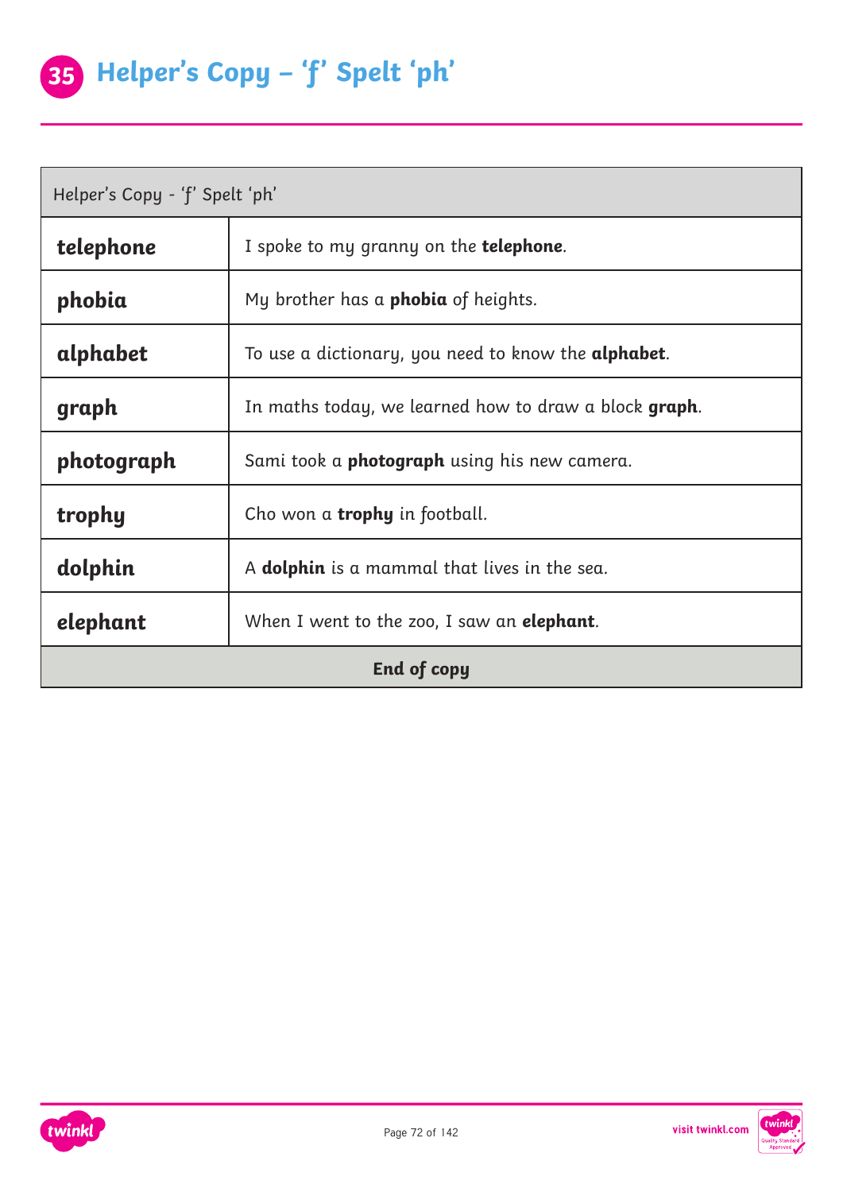# 35 Helper's Copy – 'f' Spelt 'ph'

| Helper's Copy - 'f' Spelt 'ph' | |
|---|---|
| **telephone** | I spoke to my granny on the **telephone**. |
| **phobia** | My brother has a **phobia** of heights. |
| **alphabet** | To use a dictionary, you need to know the **alphabet**. |
| **graph** | In maths today, we learned how to draw a block **graph**. |
| **photograph** | Sami took a **photograph** using his new camera. |
| **trophy** | Cho won a **trophy** in football. |
| **dolphin** | A **dolphin** is a mammal that lives in the sea. |
| **elephant** | When I went to the zoo, I saw an **elephant**. |
| **End of copy** | |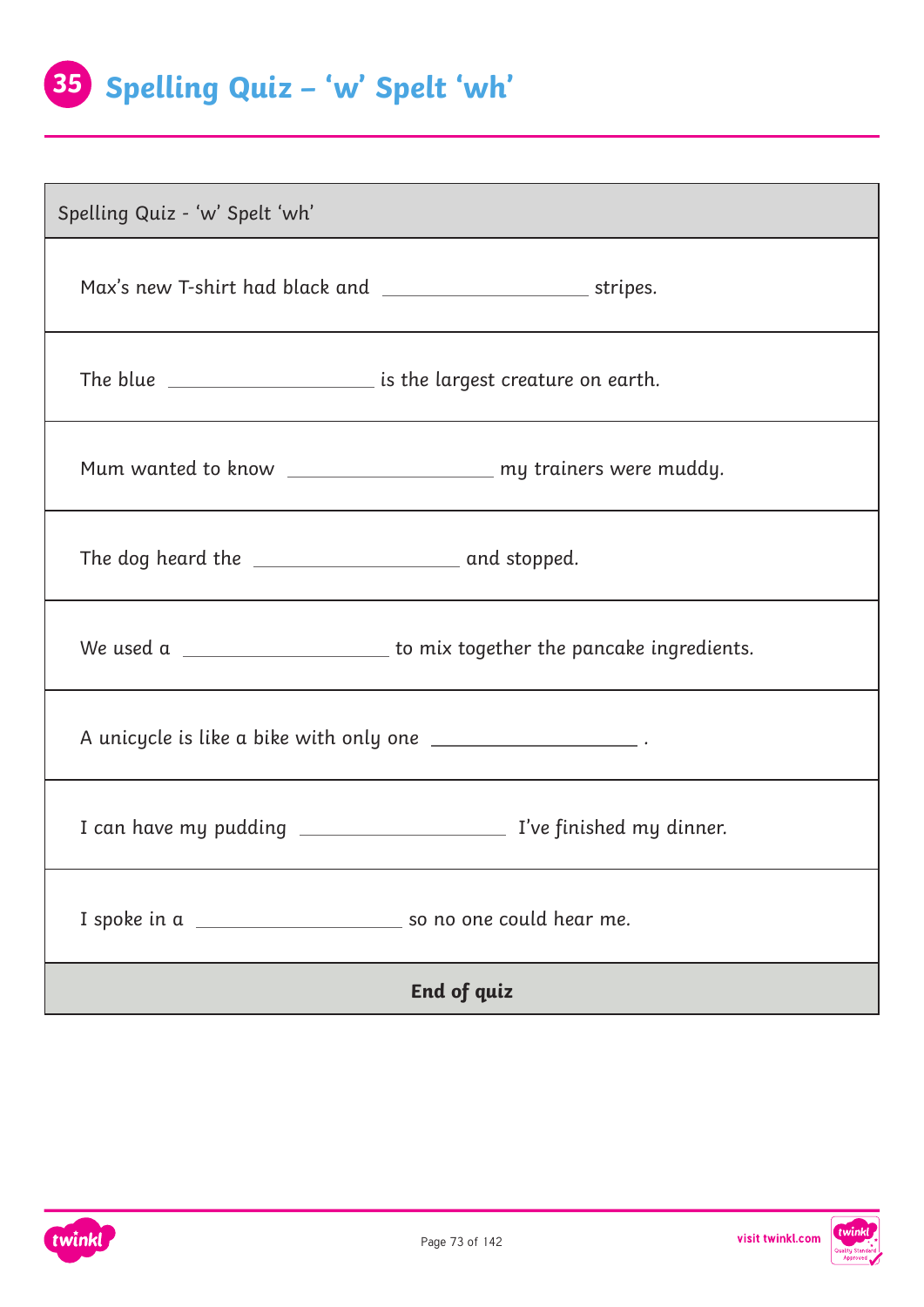# 35 Spelling Quiz – ‘w’ Spelt ‘wh’

| Spelling Quiz - ‘w’ Spelt ‘wh’ |
|---|
| Max’s new T-shirt had black and \_\_\_\_\_\_\_\_\_\_\_\_\_\_\_\_\_\_\_\_ stripes. |
| The blue \_\_\_\_\_\_\_\_\_\_\_\_\_\_\_\_\_\_\_\_ is the largest creature on earth. |
| Mum wanted to know \_\_\_\_\_\_\_\_\_\_\_\_\_\_\_\_\_\_\_\_ my trainers were muddy. |
| The dog heard the \_\_\_\_\_\_\_\_\_\_\_\_\_\_\_\_\_\_\_\_ and stopped. |
| We used a \_\_\_\_\_\_\_\_\_\_\_\_\_\_\_\_\_\_\_\_ to mix together the pancake ingredients. |
| A unicycle is like a bike with only one \_\_\_\_\_\_\_\_\_\_\_\_\_\_\_\_\_\_\_\_ . |
| I can have my pudding \_\_\_\_\_\_\_\_\_\_\_\_\_\_\_\_\_\_\_\_ I’ve finished my dinner. |
| I spoke in a \_\_\_\_\_\_\_\_\_\_\_\_\_\_\_\_\_\_\_\_ so no one could hear me. |
| **End of quiz** |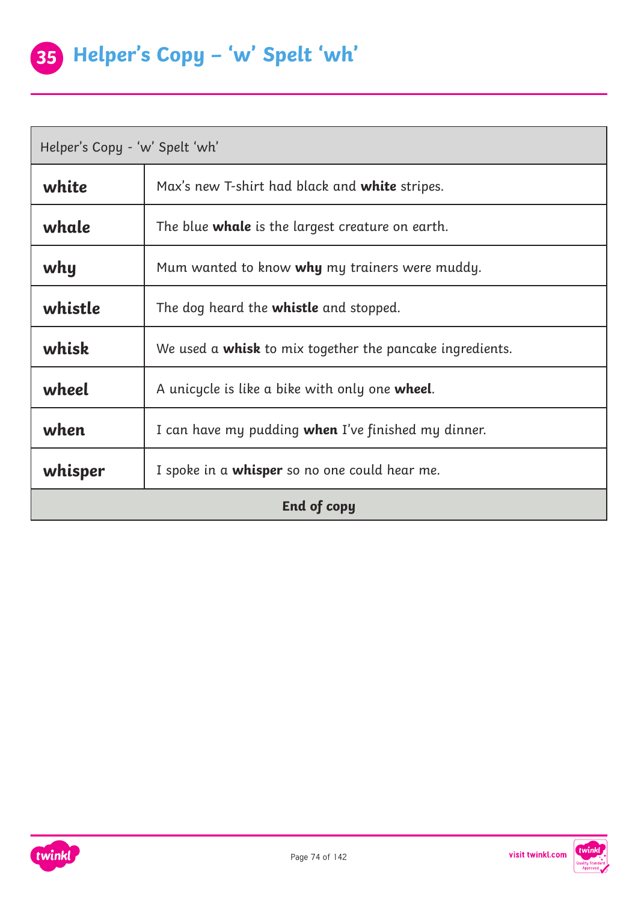# 35 Helper's Copy – 'w' Spelt 'wh'

| Helper's Copy - 'w' Spelt 'wh' | |
|---|---|
| **white** | Max's new T-shirt had black and **white** stripes. |
| **whale** | The blue **whale** is the largest creature on earth. |
| **why** | Mum wanted to know **why** my trainers were muddy. |
| **whistle** | The dog heard the **whistle** and stopped. |
| **whisk** | We used a **whisk** to mix together the pancake ingredients. |
| **wheel** | A unicycle is like a bike with only one **wheel**. |
| **when** | I can have my pudding **when** I've finished my dinner. |
| **whisper** | I spoke in a **whisper** so no one could hear me. |
| **End of copy** | |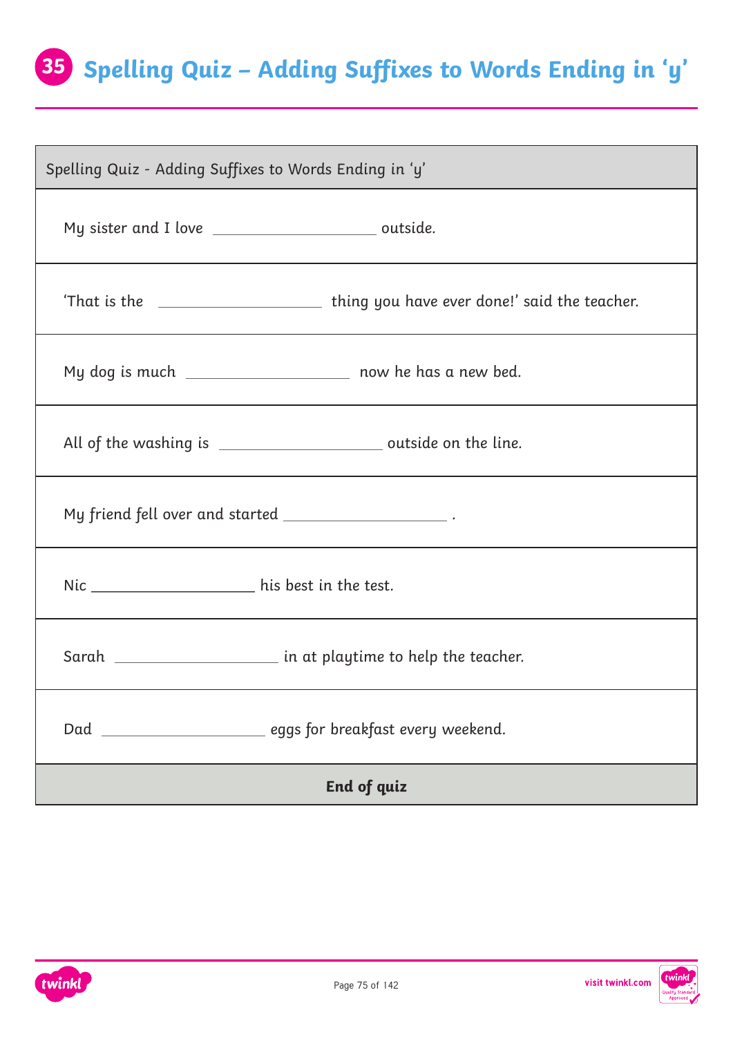# 35 Spelling Quiz – Adding Suffixes to Words Ending in 'y'

| Spelling Quiz - Adding Suffixes to Words Ending in 'y' |
| --- |
| My sister and I love ____________________ outside. |
| 'That is the ____________________ thing you have ever done!' said the teacher. |
| My dog is much ____________________ now he has a new bed. |
| All of the washing is ____________________ outside on the line. |
| My friend fell over and started ____________________ . |
| Nic ____________________ his best in the test. |
| Sarah ____________________ in at playtime to help the teacher. |
| Dad ____________________ eggs for breakfast every weekend. |
| **End of quiz** |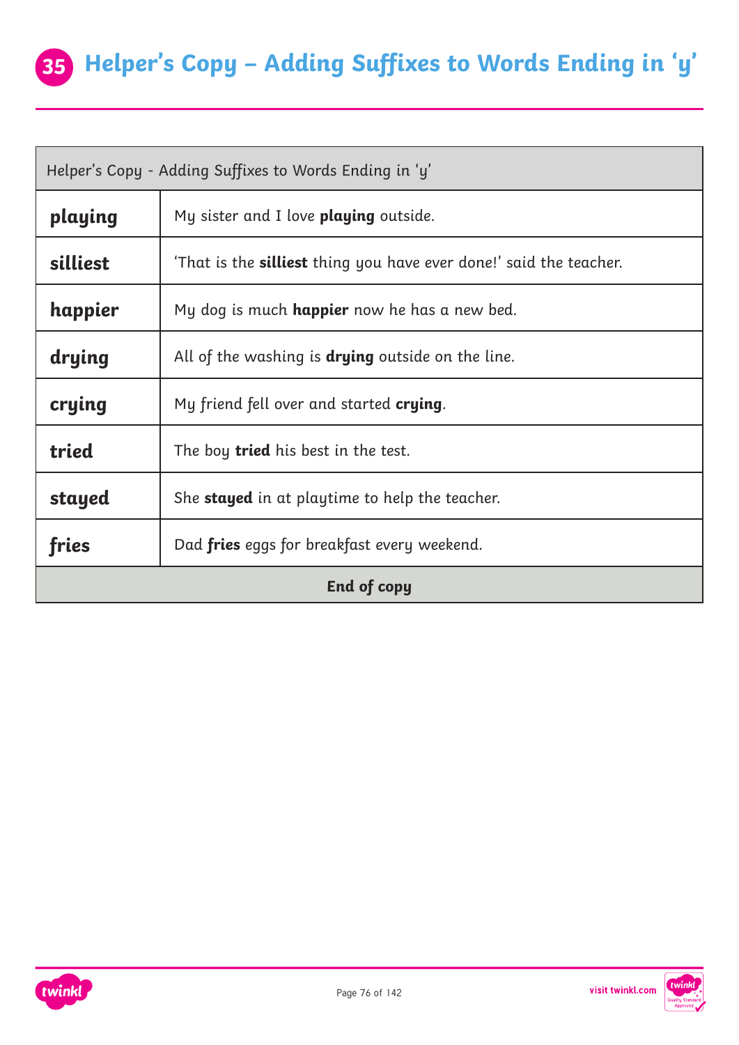# 35 Helper's Copy – Adding Suffixes to Words Ending in 'y'

| Helper's Copy - Adding Suffixes to Words Ending in 'y' | |
|---|---|
| **playing** | My sister and I love **playing** outside. |
| **silliest** | 'That is the **silliest** thing you have ever done!' said the teacher. |
| **happier** | My dog is much **happier** now he has a new bed. |
| **drying** | All of the washing is **drying** outside on the line. |
| **crying** | My friend fell over and started **crying**. |
| **tried** | The boy **tried** his best in the test. |
| **stayed** | She **stayed** in at playtime to help the teacher. |
| **fries** | Dad **fries** eggs for breakfast every weekend. |
| **End of copy** | |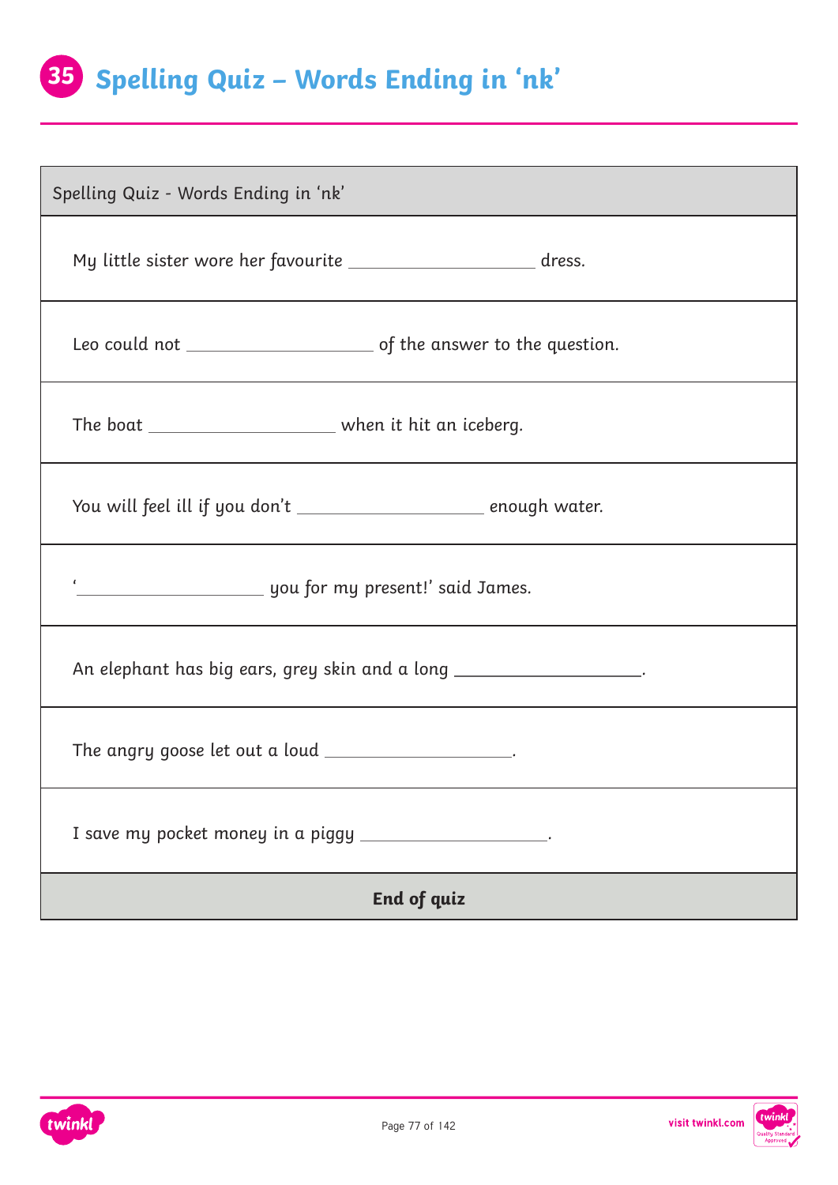# 35 Spelling Quiz – Words Ending in 'nk'

| Spelling Quiz - Words Ending in 'nk' |
| --- |
| My little sister wore her favourite ____________________ dress. |
| Leo could not ____________________ of the answer to the question. |
| The boat ____________________ when it hit an iceberg. |
| You will feel ill if you don't ____________________ enough water. |
| '____________________ you for my present!' said James. |
| An elephant has big ears, grey skin and a long ____________________. |
| The angry goose let out a loud ____________________. |
| I save my pocket money in a piggy ____________________. |
| **End of quiz** |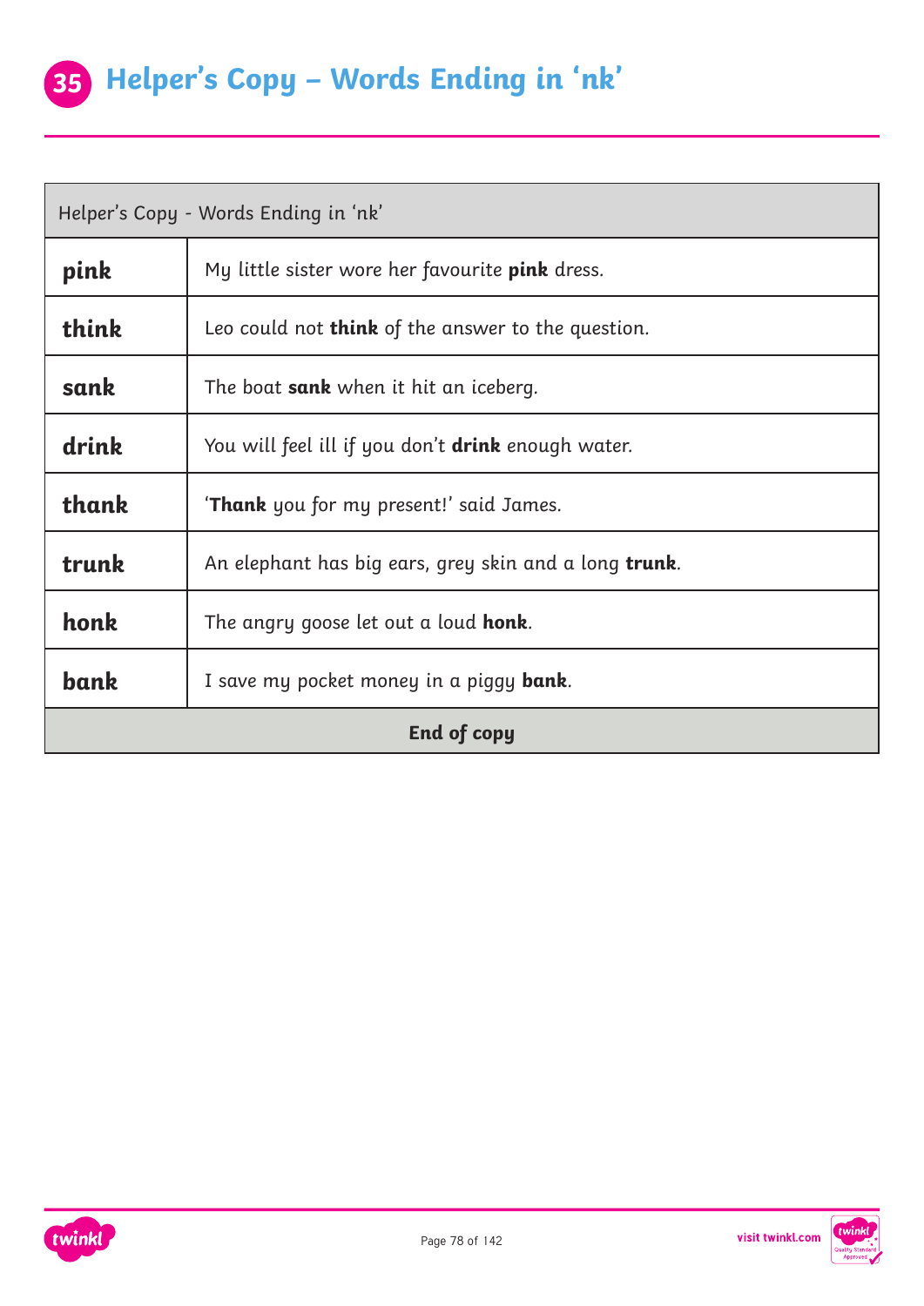# 35 Helper's Copy – Words Ending in 'nk'

| Helper's Copy - Words Ending in 'nk' | |
|---|---|
| **pink** | My little sister wore her favourite **pink** dress. |
| **think** | Leo could not **think** of the answer to the question. |
| **sank** | The boat **sank** when it hit an iceberg. |
| **drink** | You will feel ill if you don't **drink** enough water. |
| **thank** | '**Thank** you for my present!' said James. |
| **trunk** | An elephant has big ears, grey skin and a long **trunk**. |
| **honk** | The angry goose let out a loud **honk**. |
| **bank** | I save my pocket money in a piggy **bank**. |
| **End of copy** | |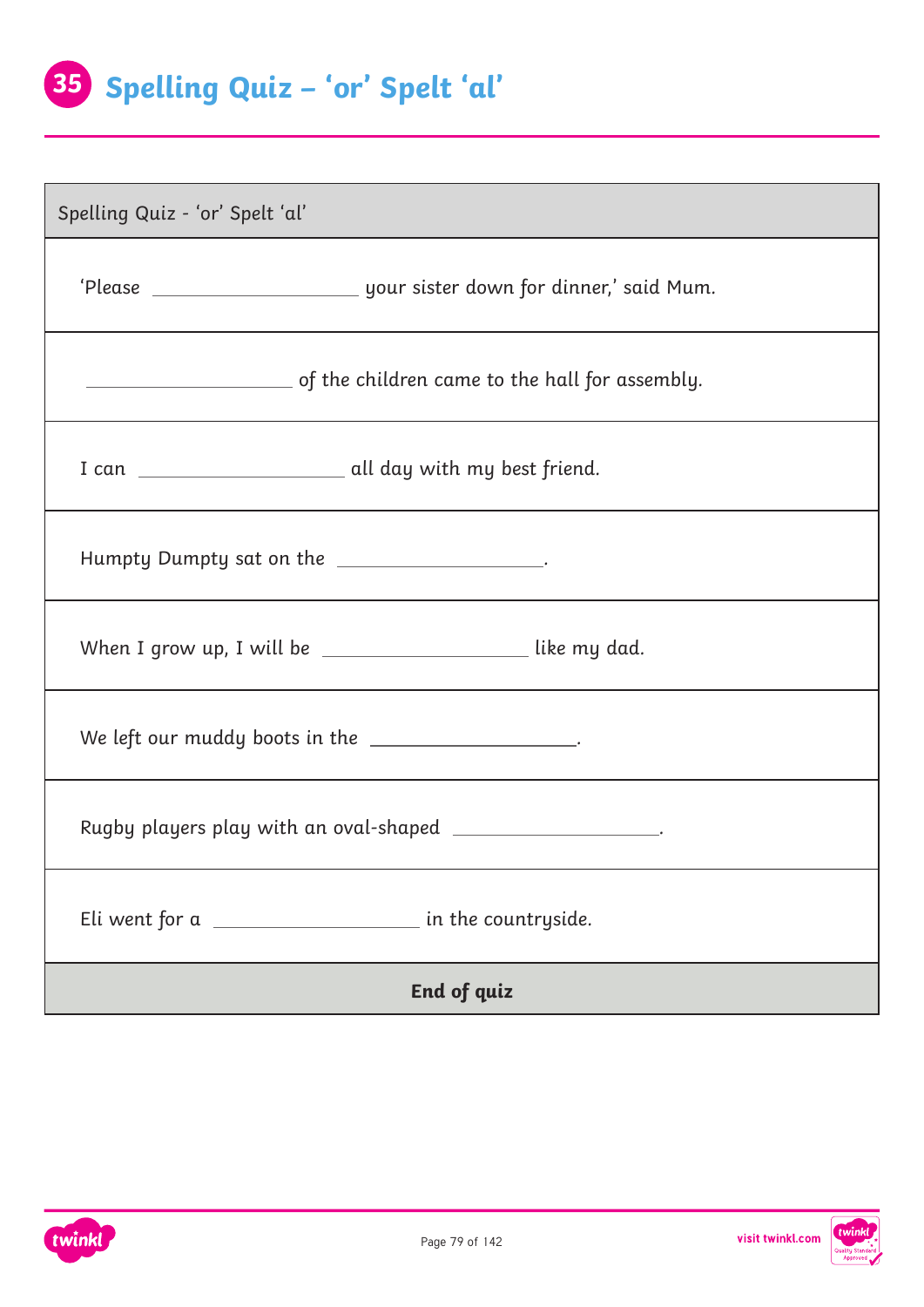# 35 Spelling Quiz – ‘or’ Spelt ‘al’

| Spelling Quiz - ‘or’ Spelt ‘al’ |
|---|
| ‘Please ____________________ your sister down for dinner,’ said Mum. |
| ____________________ of the children came to the hall for assembly. |
| I can ____________________ all day with my best friend. |
| Humpty Dumpty sat on the ____________________. |
| When I grow up, I will be ____________________ like my dad. |
| We left our muddy boots in the ____________________. |
| Rugby players play with an oval-shaped ____________________. |
| Eli went for a ____________________ in the countryside. |
| **End of quiz** |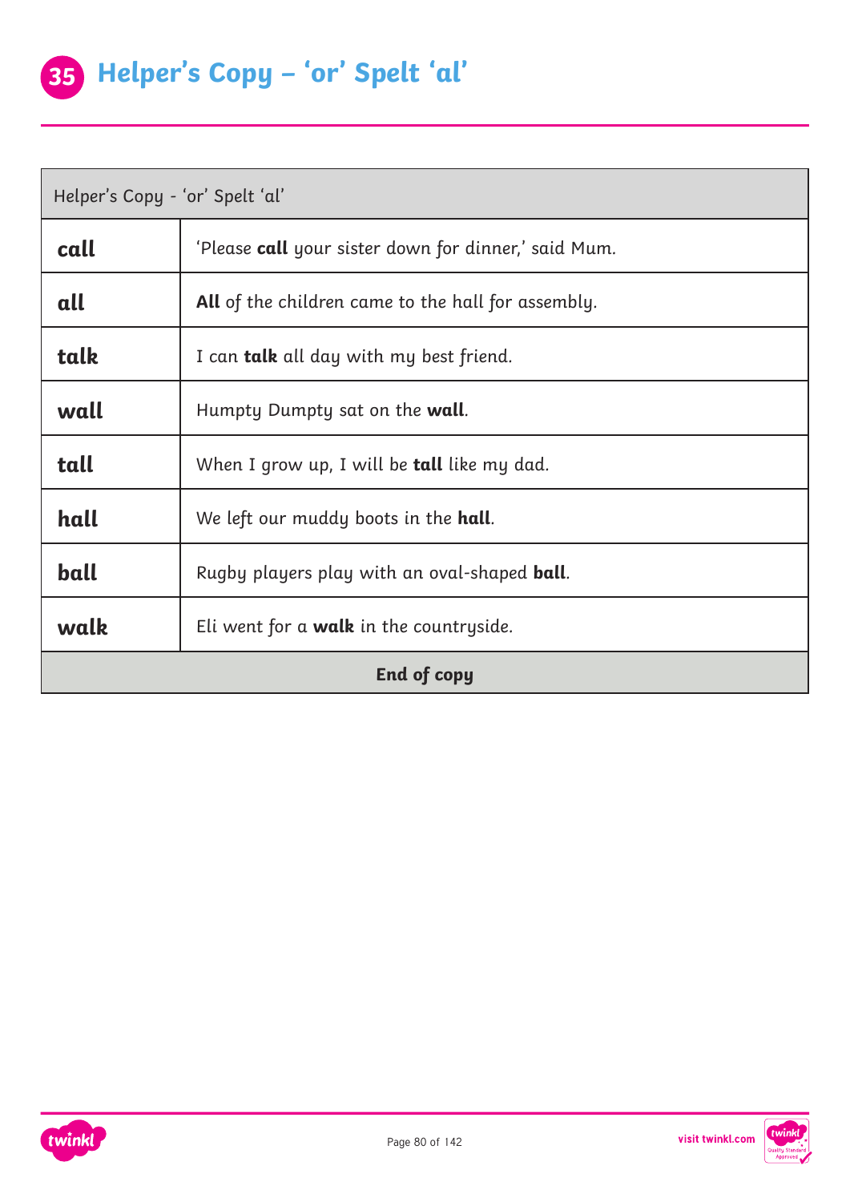# 35 Helper's Copy – 'or' Spelt 'al'

| Helper's Copy - 'or' Spelt 'al' | |
|---|---|
| **call** | 'Please **call** your sister down for dinner,' said Mum. |
| **all** | **All** of the children came to the hall for assembly. |
| **talk** | I can **talk** all day with my best friend. |
| **wall** | Humpty Dumpty sat on the **wall**. |
| **tall** | When I grow up, I will be **tall** like my dad. |
| **hall** | We left our muddy boots in the **hall**. |
| **ball** | Rugby players play with an oval-shaped **ball**. |
| **walk** | Eli went for a **walk** in the countryside. |
| **End of copy** | |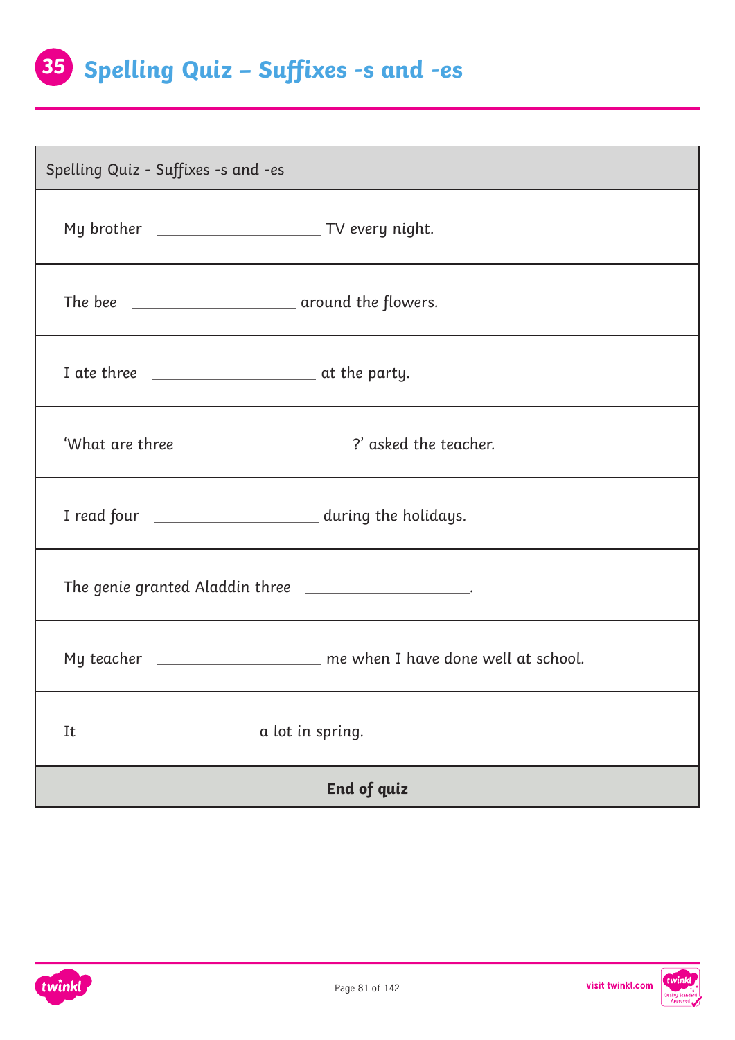# 35 Spelling Quiz – Suffixes -s and -es

| Spelling Quiz - Suffixes -s and -es |
|---|
| My brother ____________________ TV every night. |
| The bee ____________________ around the flowers. |
| I ate three ____________________ at the party. |
| 'What are three ____________________?' asked the teacher. |
| I read four ____________________ during the holidays. |
| The genie granted Aladdin three ____________________. |
| My teacher ____________________ me when I have done well at school. |
| It ____________________ a lot in spring. |
| **End of quiz** |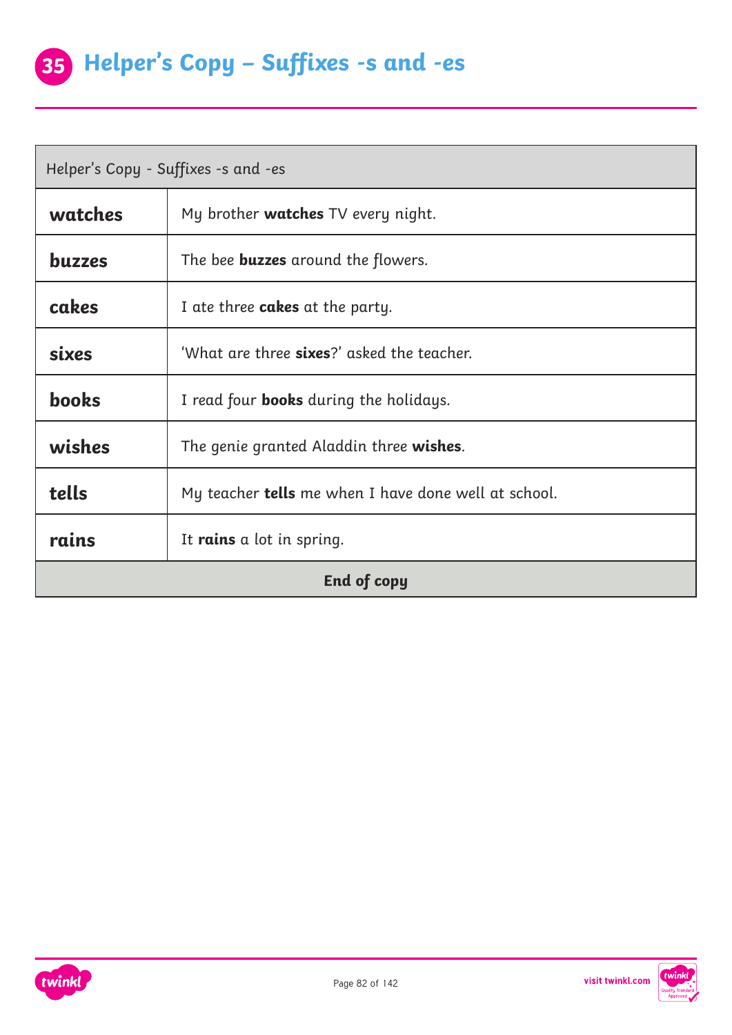# 35 Helper's Copy – Suffixes -s and -es

| Helper's Copy - Suffixes -s and -es | |
|---|---|
| **watches** | My brother **watches** TV every night. |
| **buzzes** | The bee **buzzes** around the flowers. |
| **cakes** | I ate three **cakes** at the party. |
| **sixes** | 'What are three **sixes**?' asked the teacher. |
| **books** | I read four **books** during the holidays. |
| **wishes** | The genie granted Aladdin three **wishes**. |
| **tells** | My teacher **tells** me when I have done well at school. |
| **rains** | It **rains** a lot in spring. |
| **End of copy** | |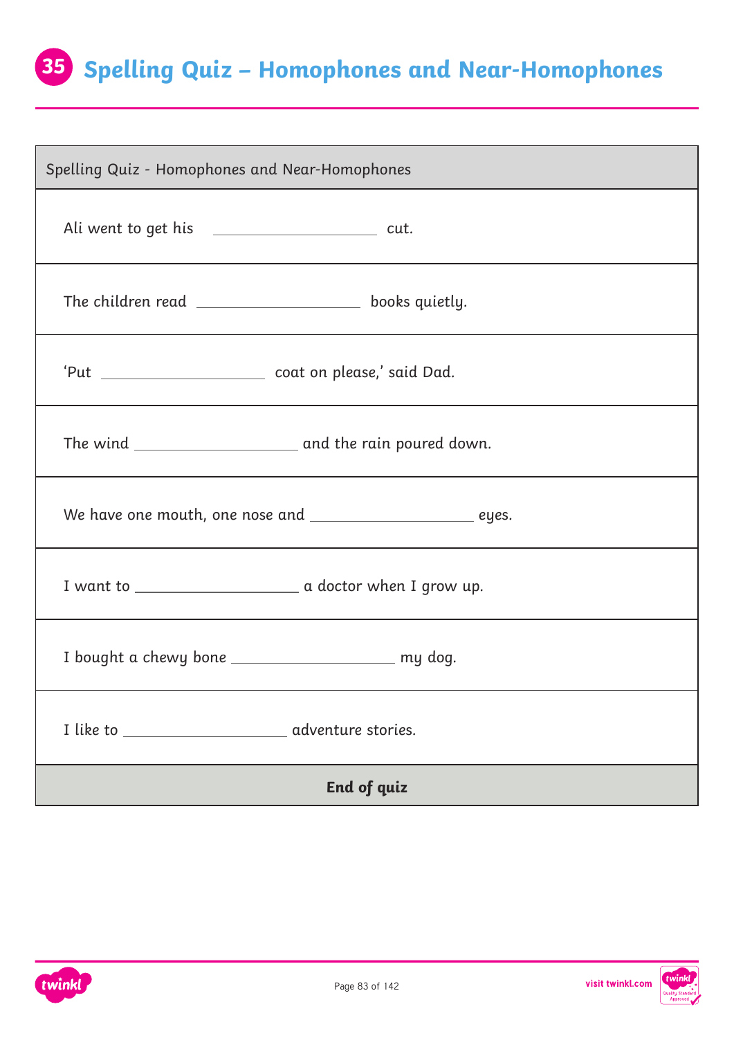# 35 Spelling Quiz – Homophones and Near-Homophones

| Spelling Quiz - Homophones and Near-Homophones |
|---|
| Ali went to get his \_\_\_\_\_\_\_\_\_\_\_\_\_\_\_\_\_\_\_\_ cut. |
| The children read \_\_\_\_\_\_\_\_\_\_\_\_\_\_\_\_\_\_\_\_ books quietly. |
| 'Put \_\_\_\_\_\_\_\_\_\_\_\_\_\_\_\_\_\_\_\_ coat on please,' said Dad. |
| The wind \_\_\_\_\_\_\_\_\_\_\_\_\_\_\_\_\_\_\_\_ and the rain poured down. |
| We have one mouth, one nose and \_\_\_\_\_\_\_\_\_\_\_\_\_\_\_\_\_\_\_\_ eyes. |
| I want to \_\_\_\_\_\_\_\_\_\_\_\_\_\_\_\_\_\_\_\_ a doctor when I grow up. |
| I bought a chewy bone \_\_\_\_\_\_\_\_\_\_\_\_\_\_\_\_\_\_\_\_ my dog. |
| I like to \_\_\_\_\_\_\_\_\_\_\_\_\_\_\_\_\_\_\_\_ adventure stories. |
| **End of quiz** |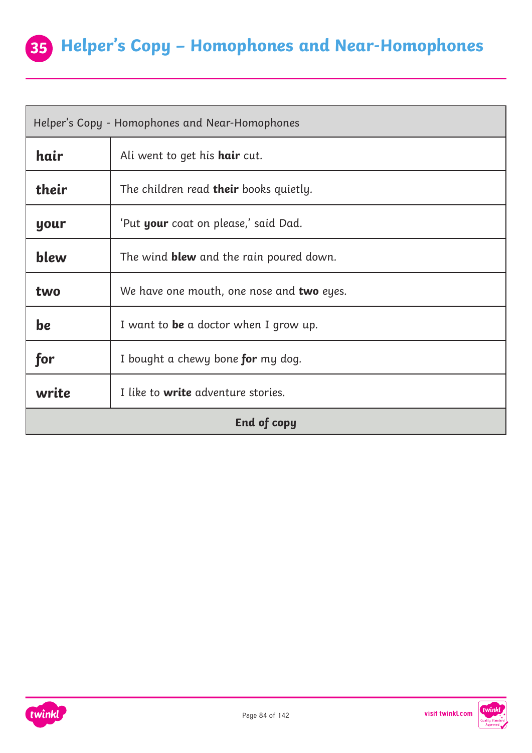# 35 Helper's Copy – Homophones and Near-Homophones

| Helper's Copy - Homophones and Near-Homophones | |
|---|---|
| **hair** | Ali went to get his **hair** cut. |
| **their** | The children read **their** books quietly. |
| **your** | 'Put **your** coat on please,' said Dad. |
| **blew** | The wind **blew** and the rain poured down. |
| **two** | We have one mouth, one nose and **two** eyes. |
| **be** | I want to **be** a doctor when I grow up. |
| **for** | I bought a chewy bone **for** my dog. |
| **write** | I like to **write** adventure stories. |
| **End of copy** | |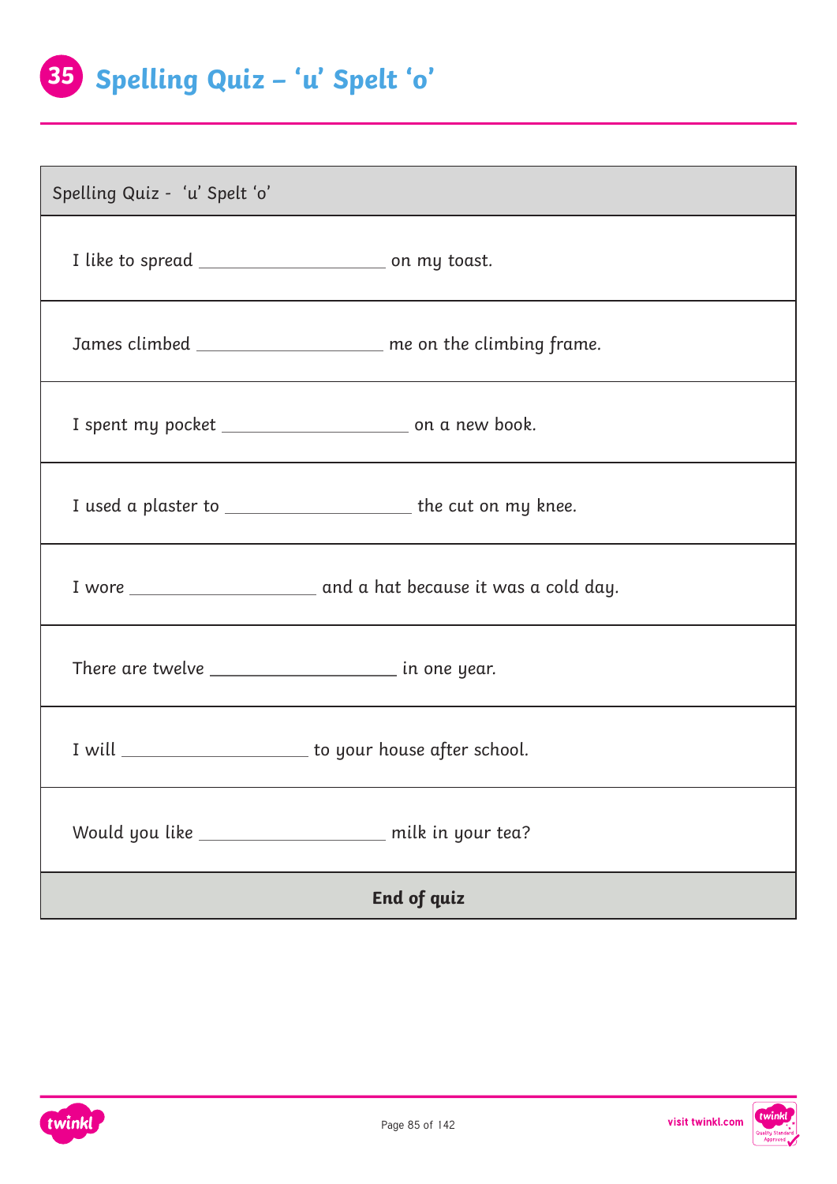# 35 Spelling Quiz – ‘u’ Spelt ‘o’

| Spelling Quiz - ‘u’ Spelt ‘o’ |
| --- |
| I like to spread ____________________ on my toast. |
| James climbed ____________________ me on the climbing frame. |
| I spent my pocket ____________________ on a new book. |
| I used a plaster to ____________________ the cut on my knee. |
| I wore ____________________ and a hat because it was a cold day. |
| There are twelve ____________________ in one year. |
| I will ____________________ to your house after school. |
| Would you like ____________________ milk in your tea? |
| **End of quiz** |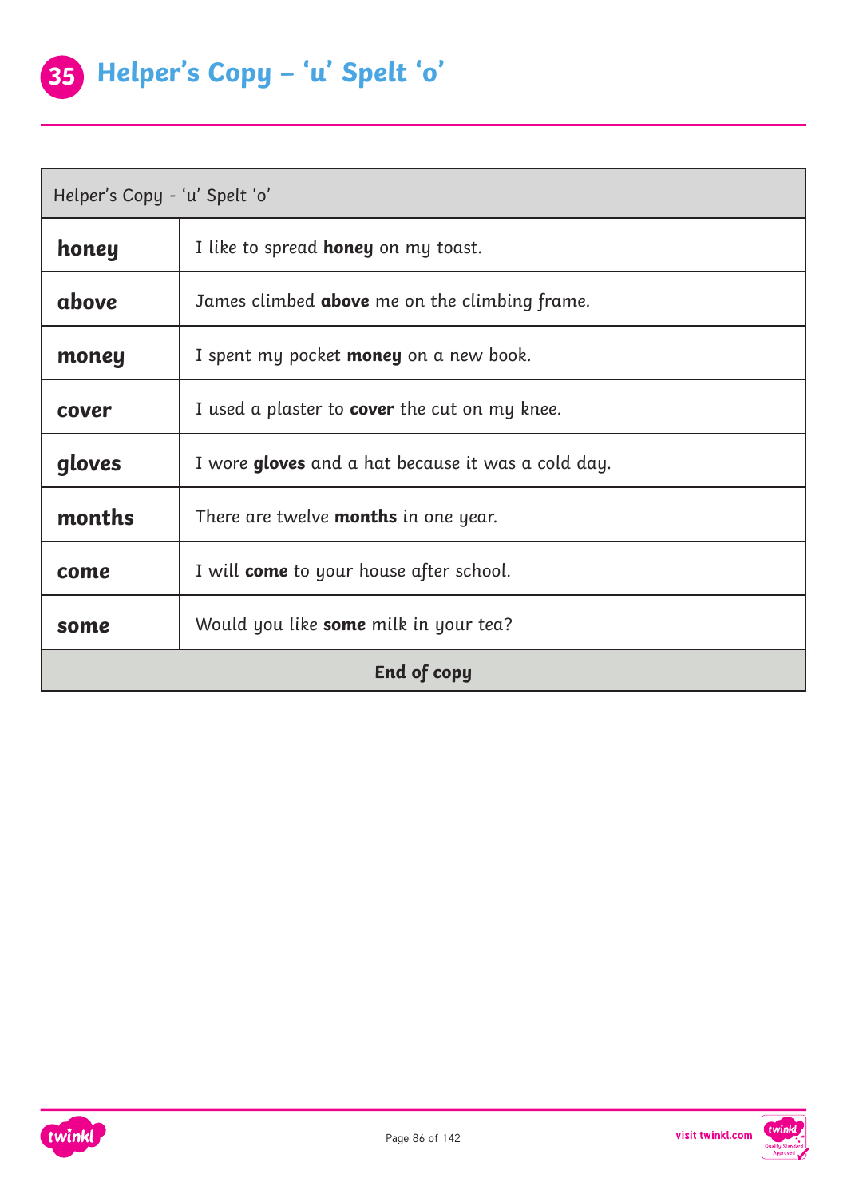# 35 Helper's Copy – 'u' Spelt 'o'

| Helper's Copy - 'u' Spelt 'o' | |
|---|---|
| **honey** | I like to spread **honey** on my toast. |
| **above** | James climbed **above** me on the climbing frame. |
| **money** | I spent my pocket **money** on a new book. |
| **cover** | I used a plaster to **cover** the cut on my knee. |
| **gloves** | I wore **gloves** and a hat because it was a cold day. |
| **months** | There are twelve **months** in one year. |
| **come** | I will **come** to your house after school. |
| **some** | Would you like **some** milk in your tea? |
| **End of copy** | |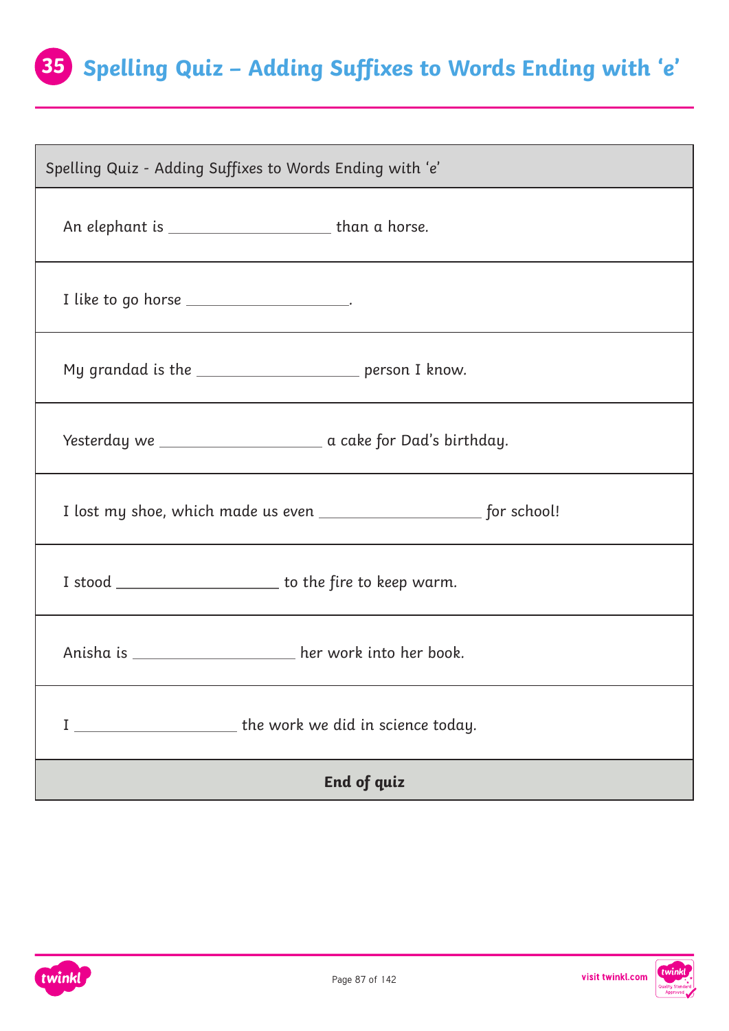# 35 Spelling Quiz – Adding Suffixes to Words Ending with 'e'

| Spelling Quiz - Adding Suffixes to Words Ending with 'e' |
| --- |
| An elephant is ____________________ than a horse. |
| I like to go horse ____________________. |
| My grandad is the ____________________ person I know. |
| Yesterday we ____________________ a cake for Dad's birthday. |
| I lost my shoe, which made us even ____________________ for school! |
| I stood ____________________ to the fire to keep warm. |
| Anisha is ____________________ her work into her book. |
| I ____________________ the work we did in science today. |
| **End of quiz** |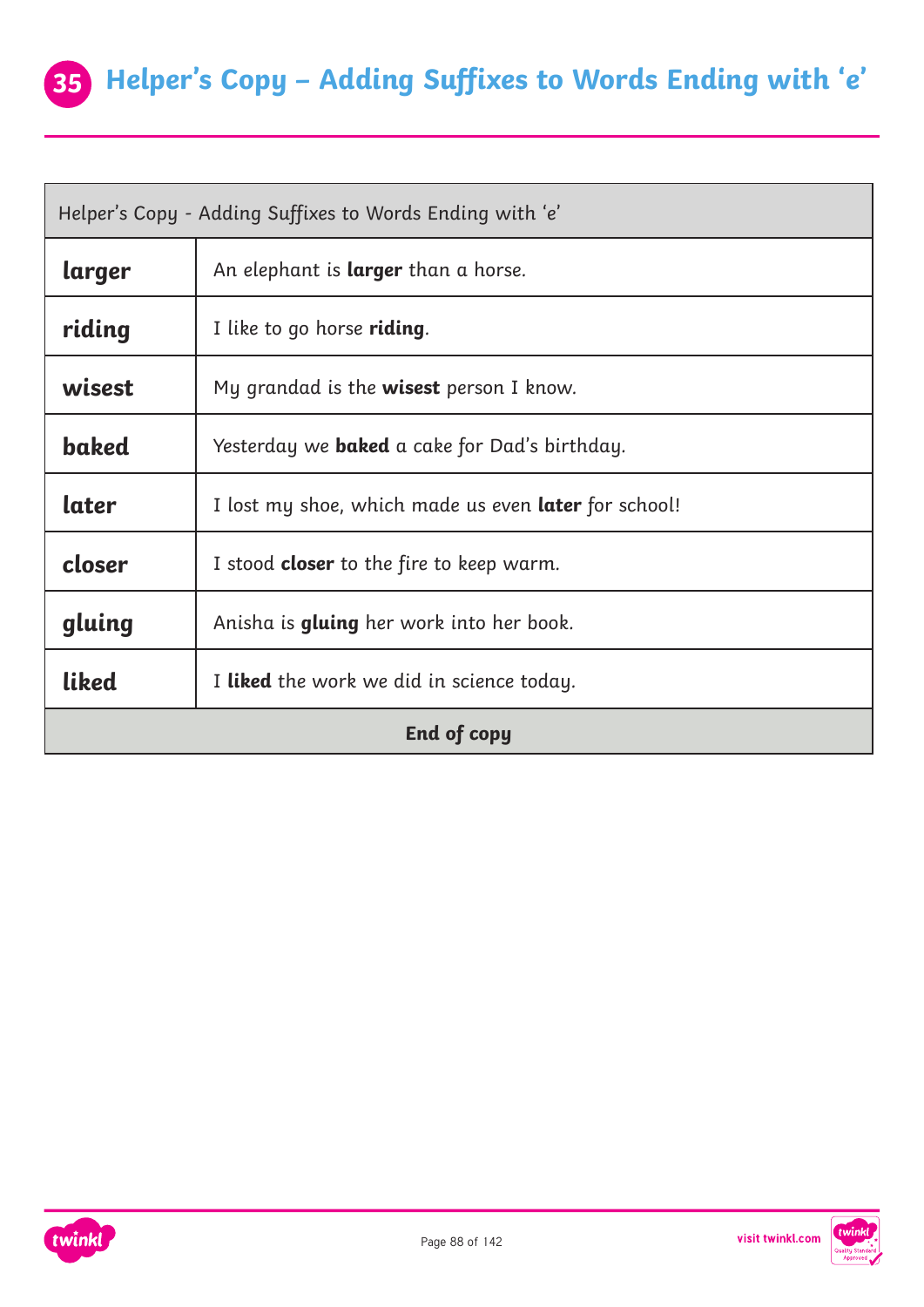# 35 Helper's Copy – Adding Suffixes to Words Ending with 'e'

| Helper's Copy - Adding Suffixes to Words Ending with 'e' | |
|---|---|
| **larger** | An elephant is **larger** than a horse. |
| **riding** | I like to go horse **riding**. |
| **wisest** | My grandad is the **wisest** person I know. |
| **baked** | Yesterday we **baked** a cake for Dad's birthday. |
| **later** | I lost my shoe, which made us even **later** for school! |
| **closer** | I stood **closer** to the fire to keep warm. |
| **gluing** | Anisha is **gluing** her work into her book. |
| **liked** | I **liked** the work we did in science today. |
| **End of copy** | |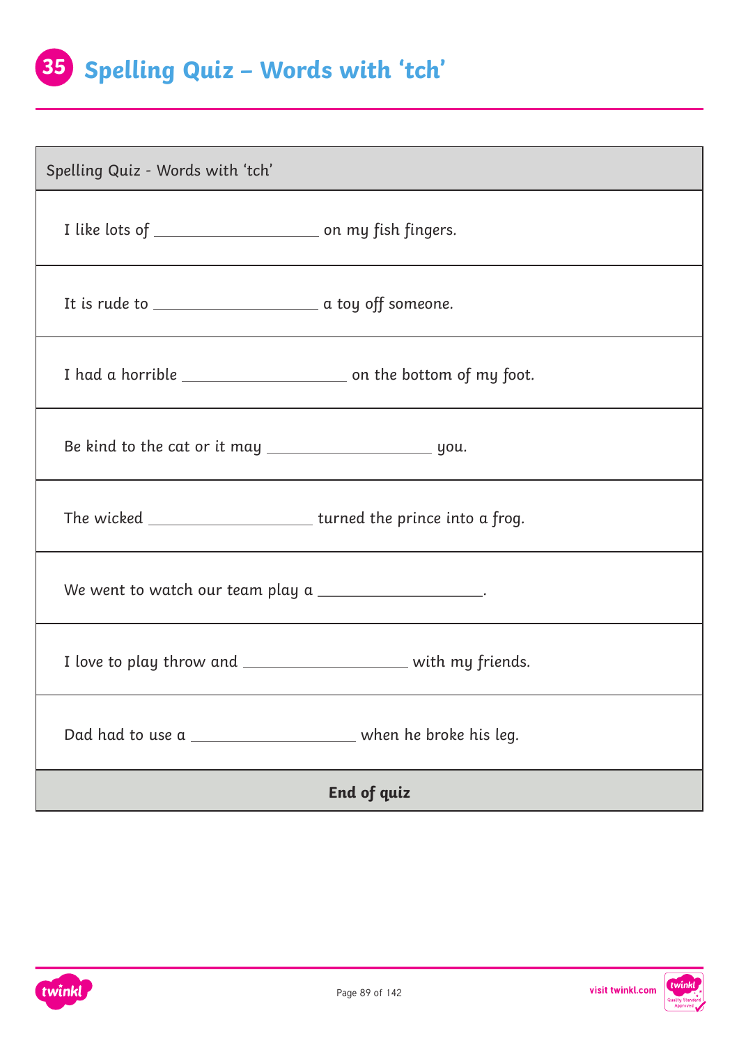# 35 Spelling Quiz – Words with ‘tch’

| Spelling Quiz - Words with ‘tch’ |
| --- |
| I like lots of ____________________ on my fish fingers. |
| It is rude to ____________________ a toy off someone. |
| I had a horrible ____________________ on the bottom of my foot. |
| Be kind to the cat or it may ____________________ you. |
| The wicked ____________________ turned the prince into a frog. |
| We went to watch our team play a ____________________. |
| I love to play throw and ____________________ with my friends. |
| Dad had to use a ____________________ when he broke his leg. |
| **End of quiz** |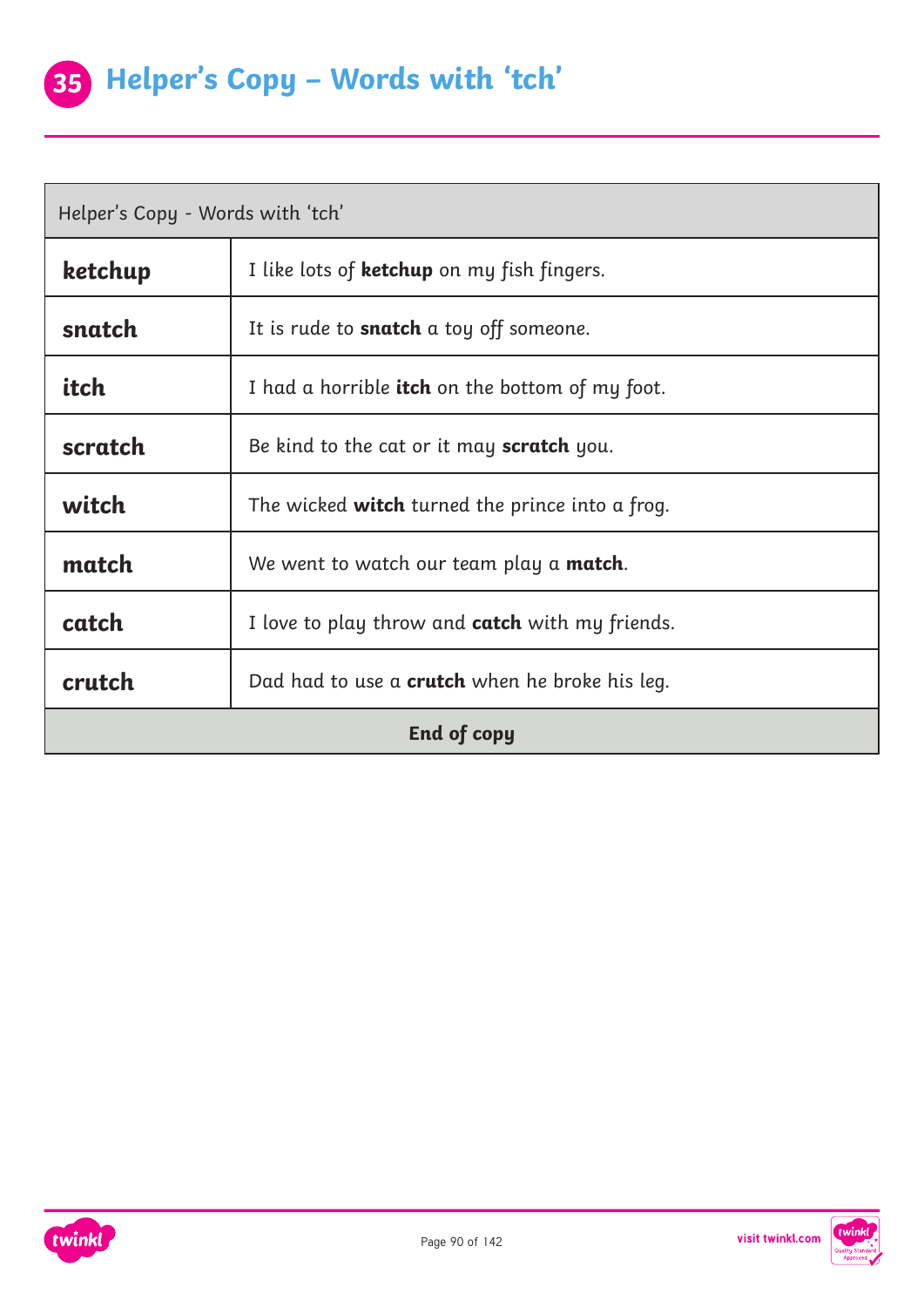# 35 Helper's Copy – Words with 'tch'

| Helper's Copy - Words with 'tch' | |
|---|---|
| **ketchup** | I like lots of **ketchup** on my fish fingers. |
| **snatch** | It is rude to **snatch** a toy off someone. |
| **itch** | I had a horrible **itch** on the bottom of my foot. |
| **scratch** | Be kind to the cat or it may **scratch** you. |
| **witch** | The wicked **witch** turned the prince into a frog. |
| **match** | We went to watch our team play a **match**. |
| **catch** | I love to play throw and **catch** with my friends. |
| **crutch** | Dad had to use a **crutch** when he broke his leg. |
| **End of copy** | |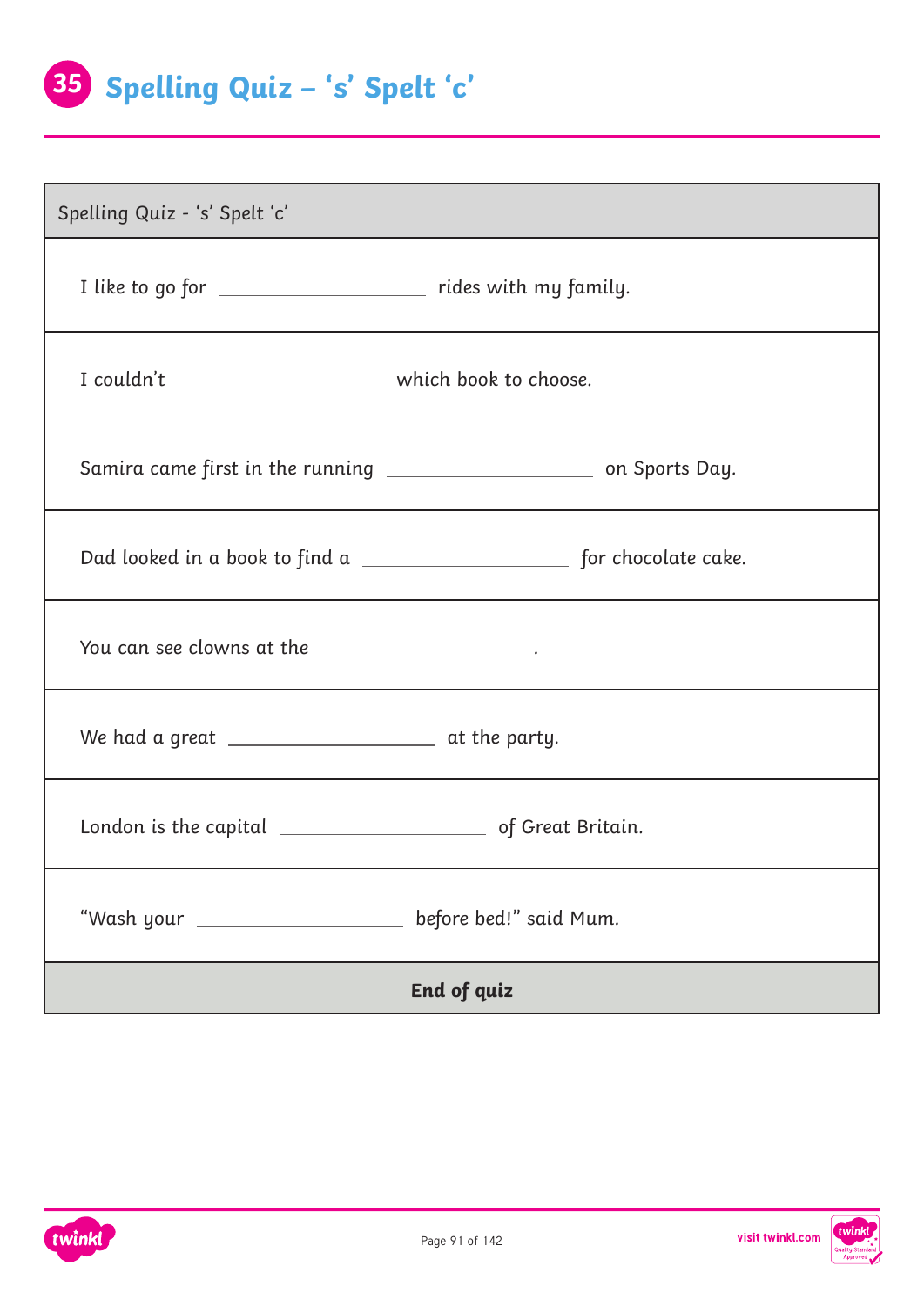# 35 Spelling Quiz – 's' Spelt 'c'

| Spelling Quiz - 's' Spelt 'c' |
|---|
| I like to go for ____________ rides with my family. |
| I couldn't ____________ which book to choose. |
| Samira came first in the running ____________ on Sports Day. |
| Dad looked in a book to find a ____________ for chocolate cake. |
| You can see clowns at the ____________ . |
| We had a great ____________ at the party. |
| London is the capital ____________ of Great Britain. |
| "Wash your ____________ before bed!" said Mum. |
| **End of quiz** |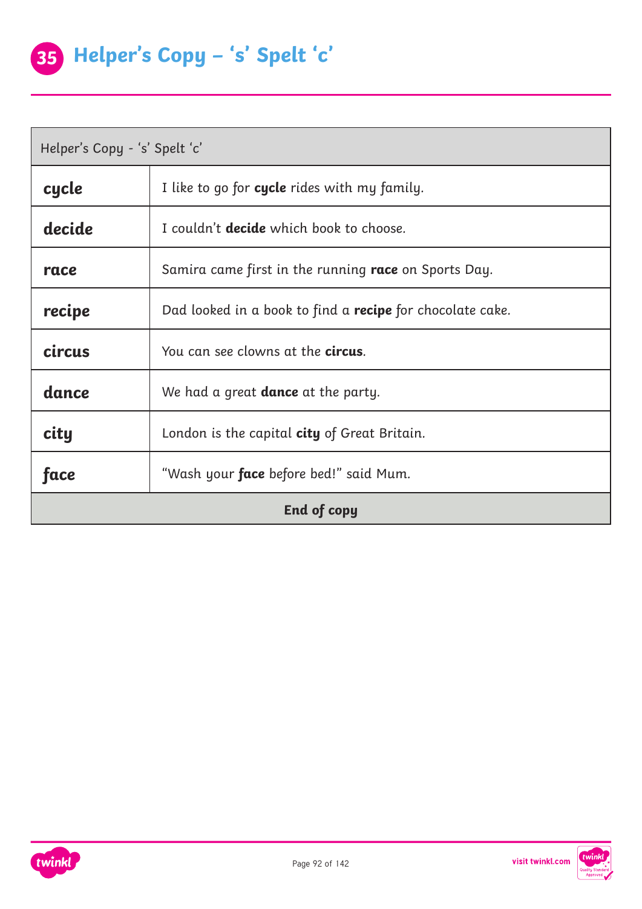# 35 Helper's Copy – 's' Spelt 'c'

| Helper's Copy - 's' Spelt 'c' | |
|---|---|
| **cycle** | I like to go for **cycle** rides with my family. |
| **decide** | I couldn't **decide** which book to choose. |
| **race** | Samira came first in the running **race** on Sports Day. |
| **recipe** | Dad looked in a book to find a **recipe** for chocolate cake. |
| **circus** | You can see clowns at the **circus**. |
| **dance** | We had a great **dance** at the party. |
| **city** | London is the capital **city** of Great Britain. |
| **face** | "Wash your **face** before bed!" said Mum. |
| **End of copy** | |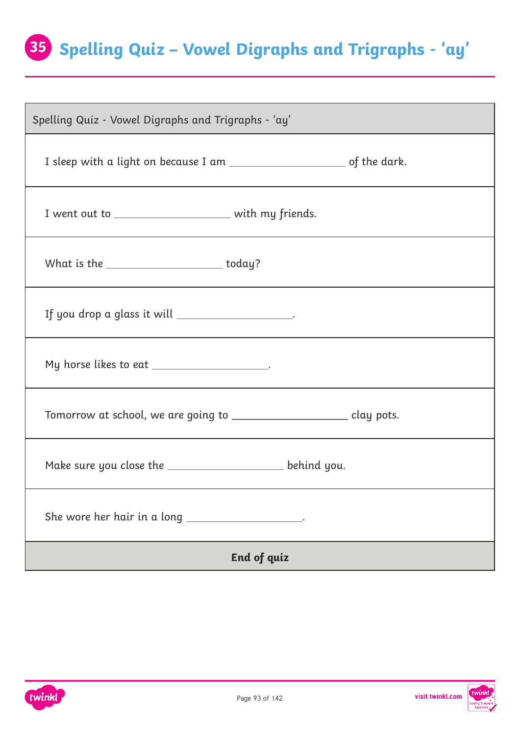# 35 Spelling Quiz – Vowel Digraphs and Trigraphs - 'ay'

| Spelling Quiz - Vowel Digraphs and Trigraphs - 'ay' |
| --- |
| I sleep with a light on because I am ____________________ of the dark. |
| I went out to ____________________ with my friends. |
| What is the ____________________ today? |
| If you drop a glass it will ____________________. |
| My horse likes to eat ____________________. |
| Tomorrow at school, we are going to ____________________ clay pots. |
| Make sure you close the ____________________ behind you. |
| She wore her hair in a long ____________________. |
| **End of quiz** |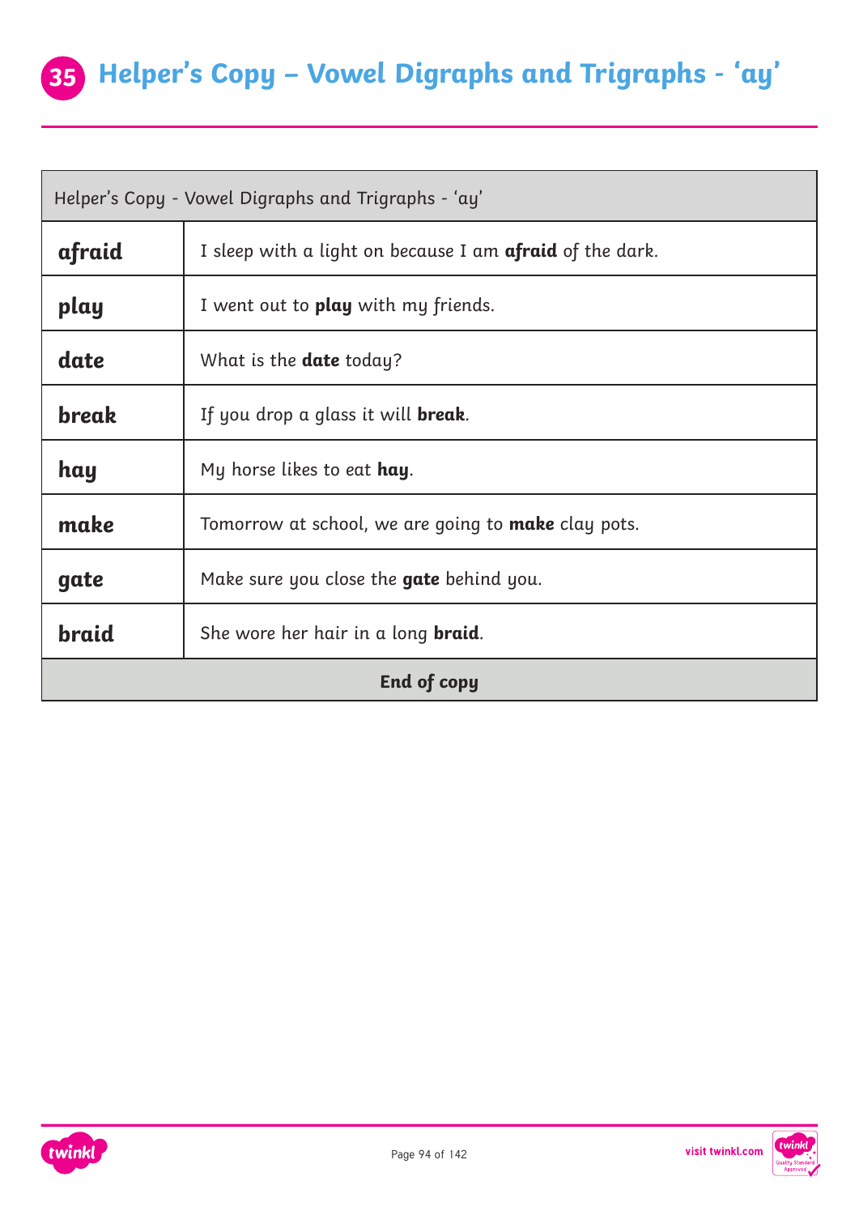# 35 Helper's Copy – Vowel Digraphs and Trigraphs - 'ay'

| Helper's Copy - Vowel Digraphs and Trigraphs - 'ay' | |
|---|---|
| **afraid** | I sleep with a light on because I am **afraid** of the dark. |
| **play** | I went out to **play** with my friends. |
| **date** | What is the **date** today? |
| **break** | If you drop a glass it will **break**. |
| **hay** | My horse likes to eat **hay**. |
| **make** | Tomorrow at school, we are going to **make** clay pots. |
| **gate** | Make sure you close the **gate** behind you. |
| **braid** | She wore her hair in a long **braid**. |
| **End of copy** | |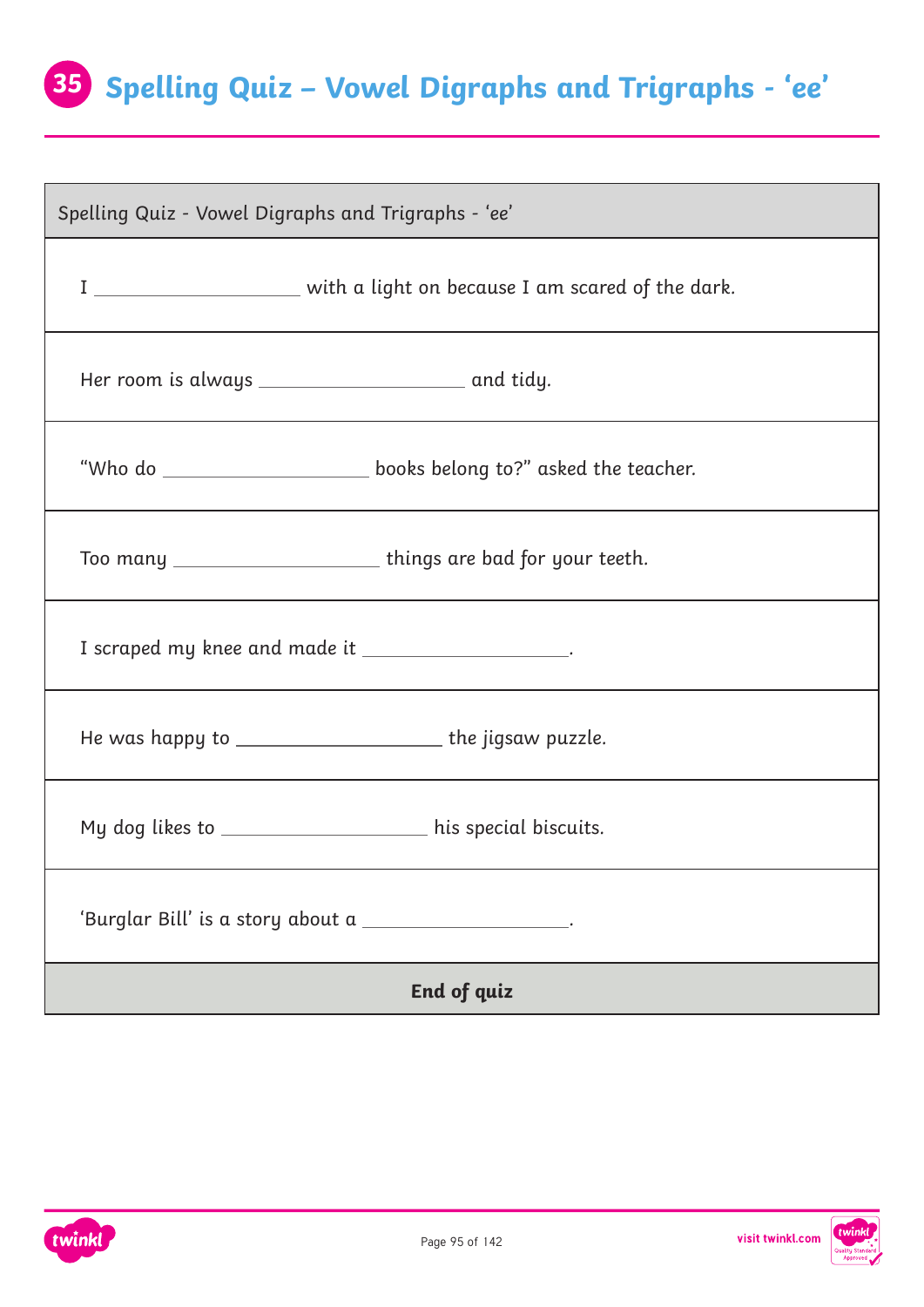# 35 Spelling Quiz – Vowel Digraphs and Trigraphs - 'ee'

| Spelling Quiz - Vowel Digraphs and Trigraphs - 'ee' |
| --- |
| I ____________________ with a light on because I am scared of the dark. |
| Her room is always ____________________ and tidy. |
| "Who do ____________________ books belong to?" asked the teacher. |
| Too many ____________________ things are bad for your teeth. |
| I scraped my knee and made it ____________________. |
| He was happy to ____________________ the jigsaw puzzle. |
| My dog likes to ____________________ his special biscuits. |
| 'Burglar Bill' is a story about a ____________________. |
| **End of quiz** |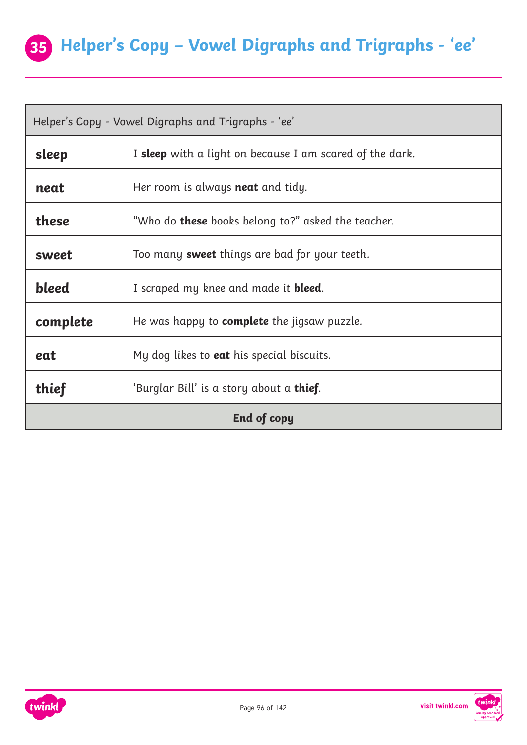## 35 Helper's Copy – Vowel Digraphs and Trigraphs - 'ee'

| Helper's Copy - Vowel Digraphs and Trigraphs - 'ee' | |
|---|---|
| **sleep** | I **sleep** with a light on because I am scared of the dark. |
| **neat** | Her room is always **neat** and tidy. |
| **these** | "Who do **these** books belong to?" asked the teacher. |
| **sweet** | Too many **sweet** things are bad for your teeth. |
| **bleed** | I scraped my knee and made it **bleed**. |
| **complete** | He was happy to **complete** the jigsaw puzzle. |
| **eat** | My dog likes to **eat** his special biscuits. |
| **thief** | 'Burglar Bill' is a story about a **thief**. |
| **End of copy** | |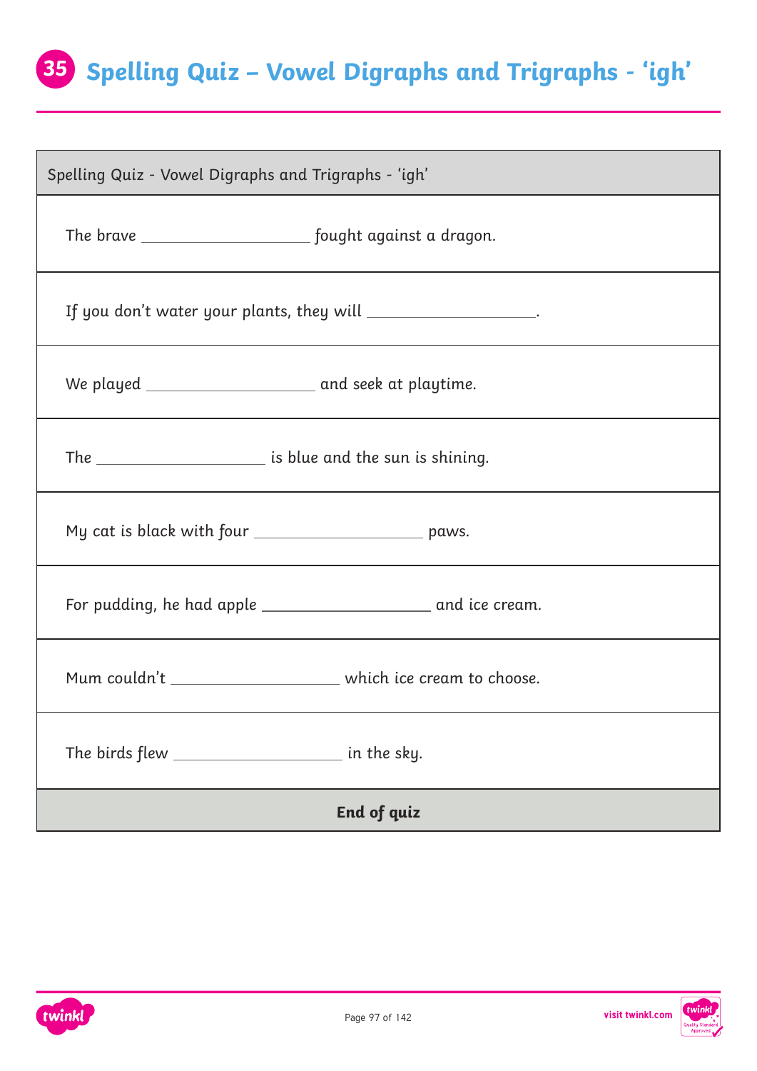# 35 Spelling Quiz – Vowel Digraphs and Trigraphs - 'igh'

| Spelling Quiz - Vowel Digraphs and Trigraphs - 'igh' |
| --- |
| The brave ____________________ fought against a dragon. |
| If you don't water your plants, they will ____________________. |
| We played ____________________ and seek at playtime. |
| The ____________________ is blue and the sun is shining. |
| My cat is black with four ____________________ paws. |
| For pudding, he had apple ____________________ and ice cream. |
| Mum couldn't ____________________ which ice cream to choose. |
| The birds flew ____________________ in the sky. |
| **End of quiz** |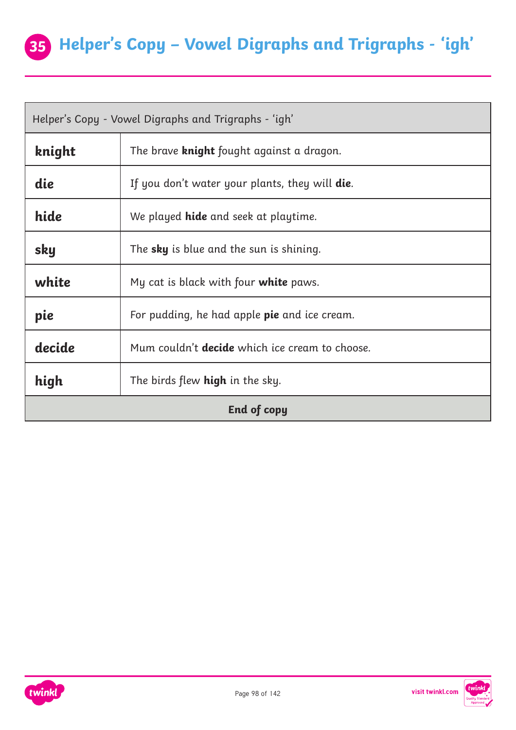# 35 Helper's Copy – Vowel Digraphs and Trigraphs - 'igh'

| Helper's Copy - Vowel Digraphs and Trigraphs - 'igh' | |
|---|---|
| **knight** | The brave **knight** fought against a dragon. |
| **die** | If you don't water your plants, they will **die**. |
| **hide** | We played **hide** and seek at playtime. |
| **sky** | The **sky** is blue and the sun is shining. |
| **white** | My cat is black with four **white** paws. |
| **pie** | For pudding, he had apple **pie** and ice cream. |
| **decide** | Mum couldn't **decide** which ice cream to choose. |
| **high** | The birds flew **high** in the sky. |
| **End of copy** | |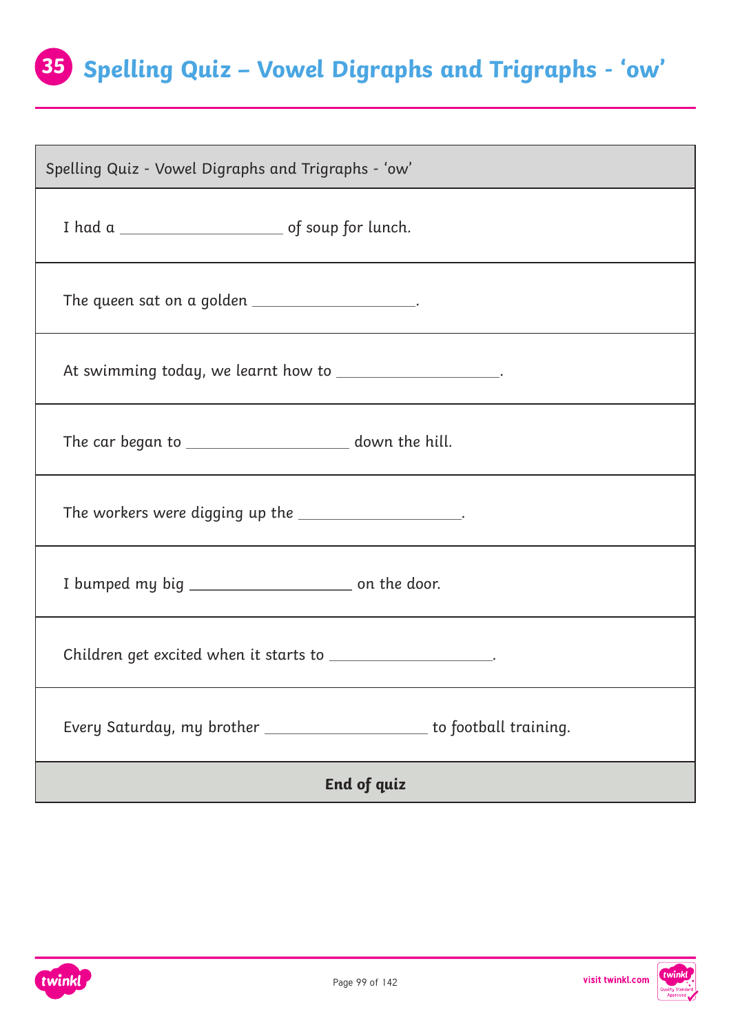# 35 Spelling Quiz – Vowel Digraphs and Trigraphs - 'ow'

| Spelling Quiz - Vowel Digraphs and Trigraphs - 'ow' |
| --- |
| I had a ____________________ of soup for lunch. |
| The queen sat on a golden ____________________. |
| At swimming today, we learnt how to ____________________. |
| The car began to ____________________ down the hill. |
| The workers were digging up the ____________________. |
| I bumped my big ____________________ on the door. |
| Children get excited when it starts to ____________________. |
| Every Saturday, my brother ____________________ to football training. |
| **End of quiz** |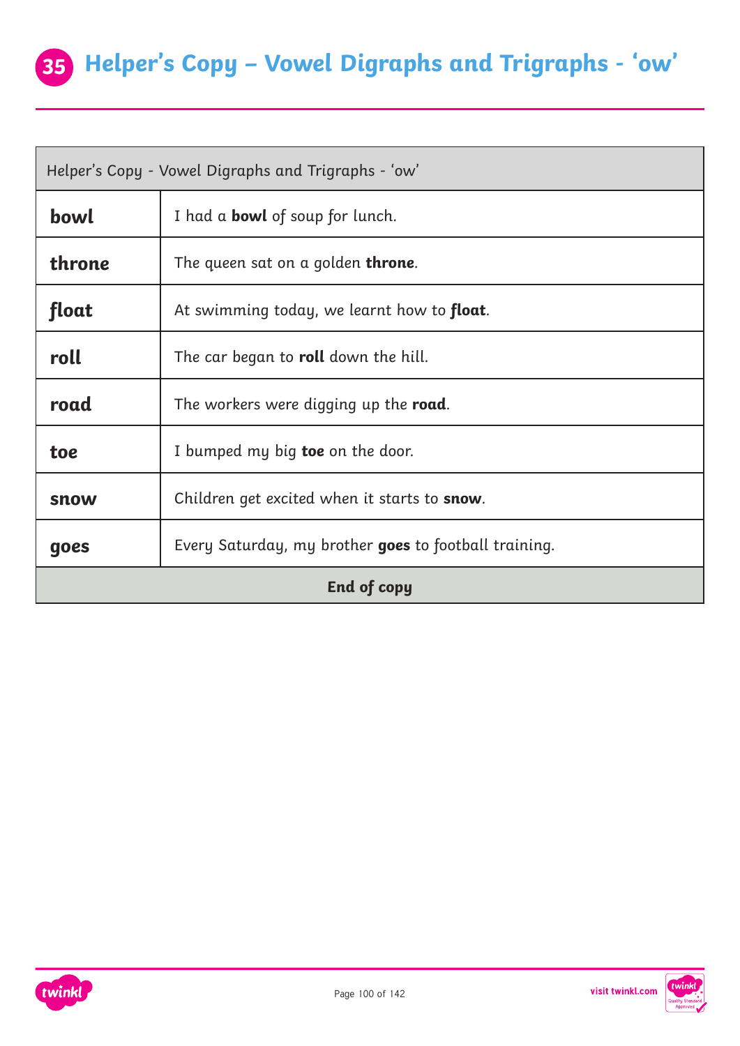# 35 Helper's Copy – Vowel Digraphs and Trigraphs - 'ow'

| Helper's Copy - Vowel Digraphs and Trigraphs - 'ow' | |
|---|---|
| **bowl** | I had a **bowl** of soup for lunch. |
| **throne** | The queen sat on a golden **throne**. |
| **float** | At swimming today, we learnt how to **float**. |
| **roll** | The car began to **roll** down the hill. |
| **road** | The workers were digging up the **road**. |
| **toe** | I bumped my big **toe** on the door. |
| **snow** | Children get excited when it starts to **snow**. |
| **goes** | Every Saturday, my brother **goes** to football training. |
| **End of copy** | |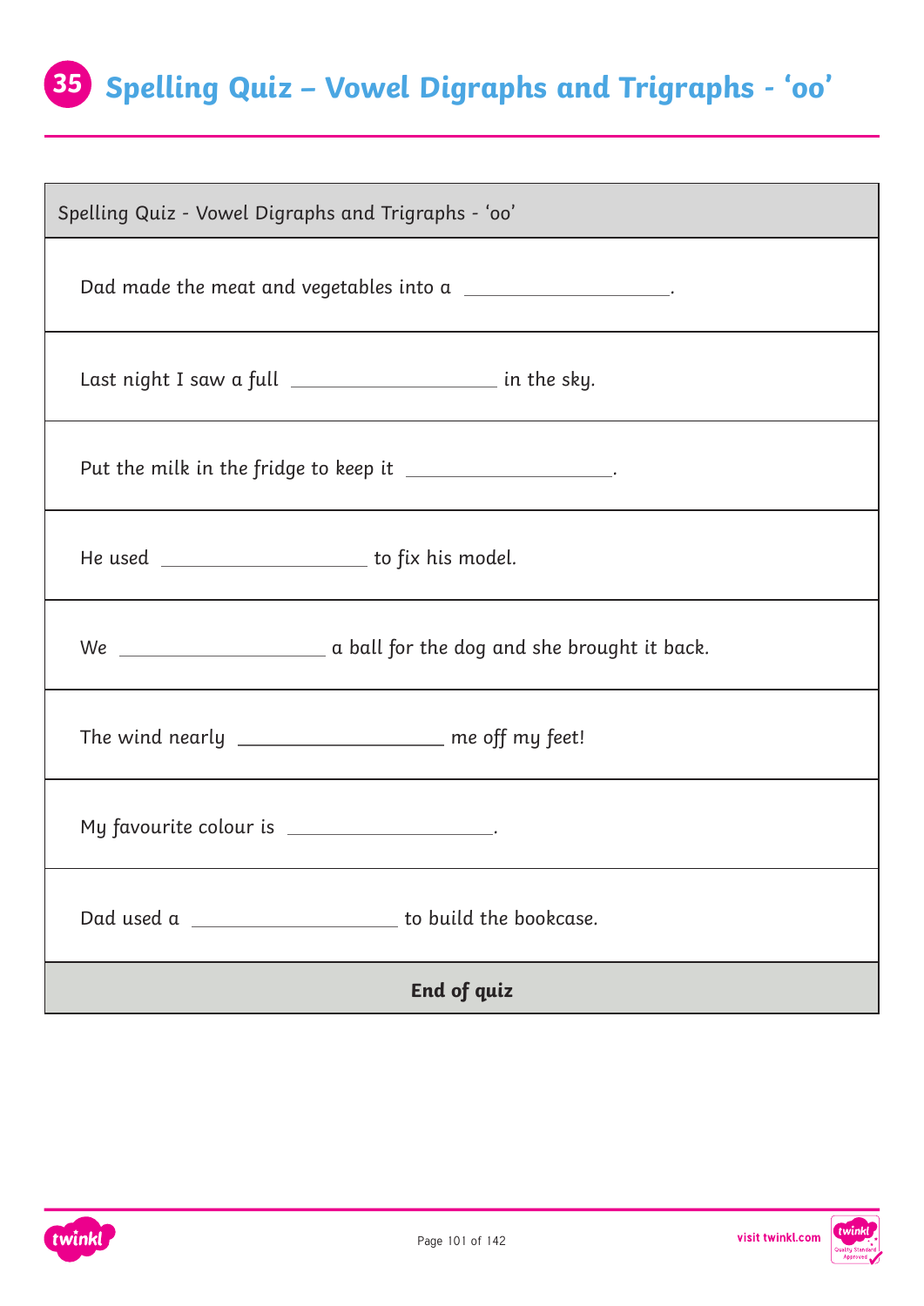# 35 Spelling Quiz – Vowel Digraphs and Trigraphs - 'oo'

| Spelling Quiz - Vowel Digraphs and Trigraphs - 'oo' |
|---|
| Dad made the meat and vegetables into a \_\_\_\_\_\_\_\_\_\_\_\_\_\_\_\_\_\_\_\_. |
| Last night I saw a full \_\_\_\_\_\_\_\_\_\_\_\_\_\_\_\_\_\_\_\_ in the sky. |
| Put the milk in the fridge to keep it \_\_\_\_\_\_\_\_\_\_\_\_\_\_\_\_\_\_\_\_. |
| He used \_\_\_\_\_\_\_\_\_\_\_\_\_\_\_\_\_\_\_\_ to fix his model. |
| We \_\_\_\_\_\_\_\_\_\_\_\_\_\_\_\_\_\_\_\_ a ball for the dog and she brought it back. |
| The wind nearly \_\_\_\_\_\_\_\_\_\_\_\_\_\_\_\_\_\_\_\_ me off my feet! |
| My favourite colour is \_\_\_\_\_\_\_\_\_\_\_\_\_\_\_\_\_\_\_\_. |
| Dad used a \_\_\_\_\_\_\_\_\_\_\_\_\_\_\_\_\_\_\_\_ to build the bookcase. |
| **End of quiz** |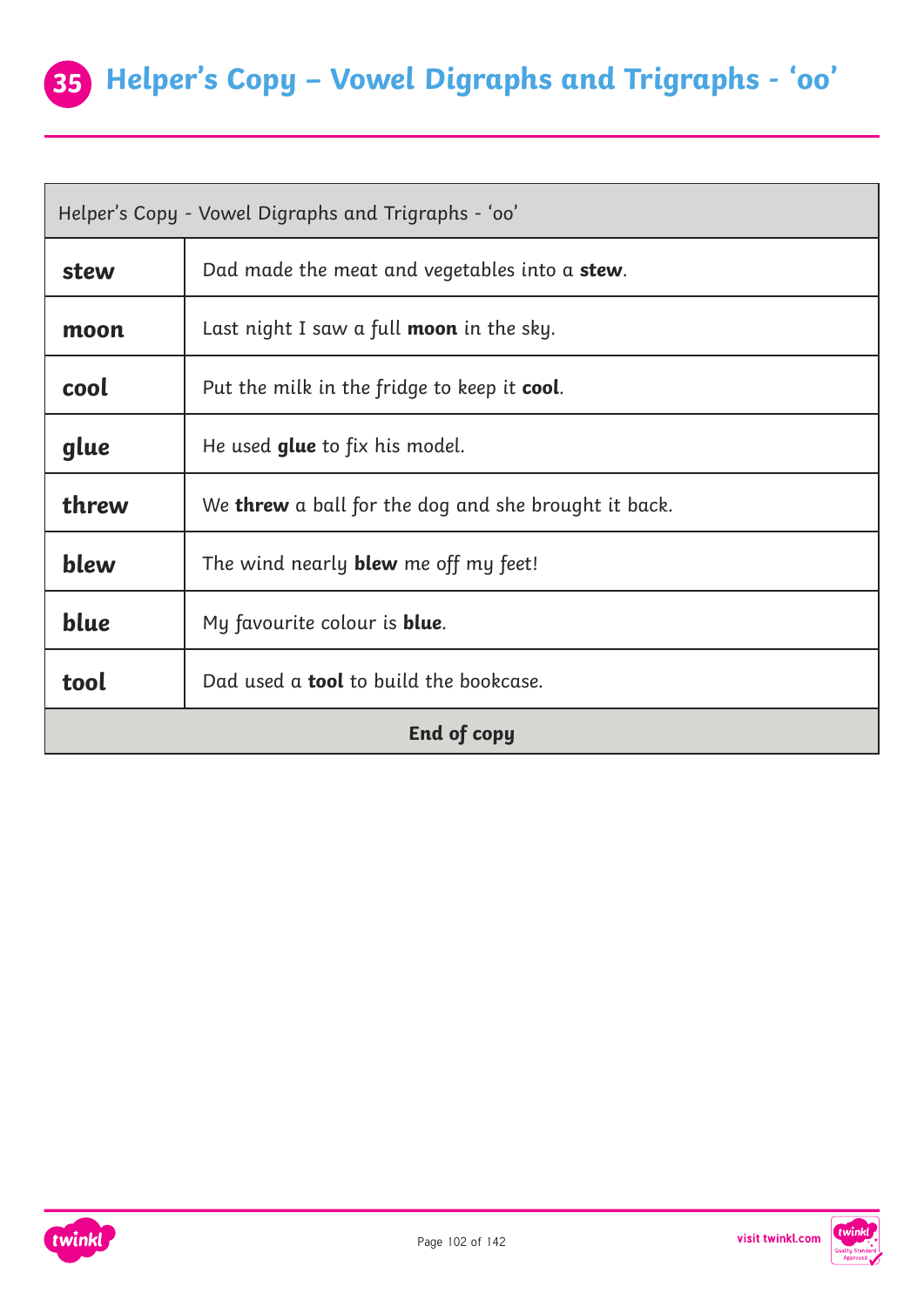# 35 Helper's Copy – Vowel Digraphs and Trigraphs - 'oo'

| Helper's Copy - Vowel Digraphs and Trigraphs - 'oo' | |
|---|---|
| **stew** | Dad made the meat and vegetables into a **stew**. |
| **moon** | Last night I saw a full **moon** in the sky. |
| **cool** | Put the milk in the fridge to keep it **cool**. |
| **glue** | He used **glue** to fix his model. |
| **threw** | We **threw** a ball for the dog and she brought it back. |
| **blew** | The wind nearly **blew** me off my feet! |
| **blue** | My favourite colour is **blue**. |
| **tool** | Dad used a **tool** to build the bookcase. |
| **End of copy** | |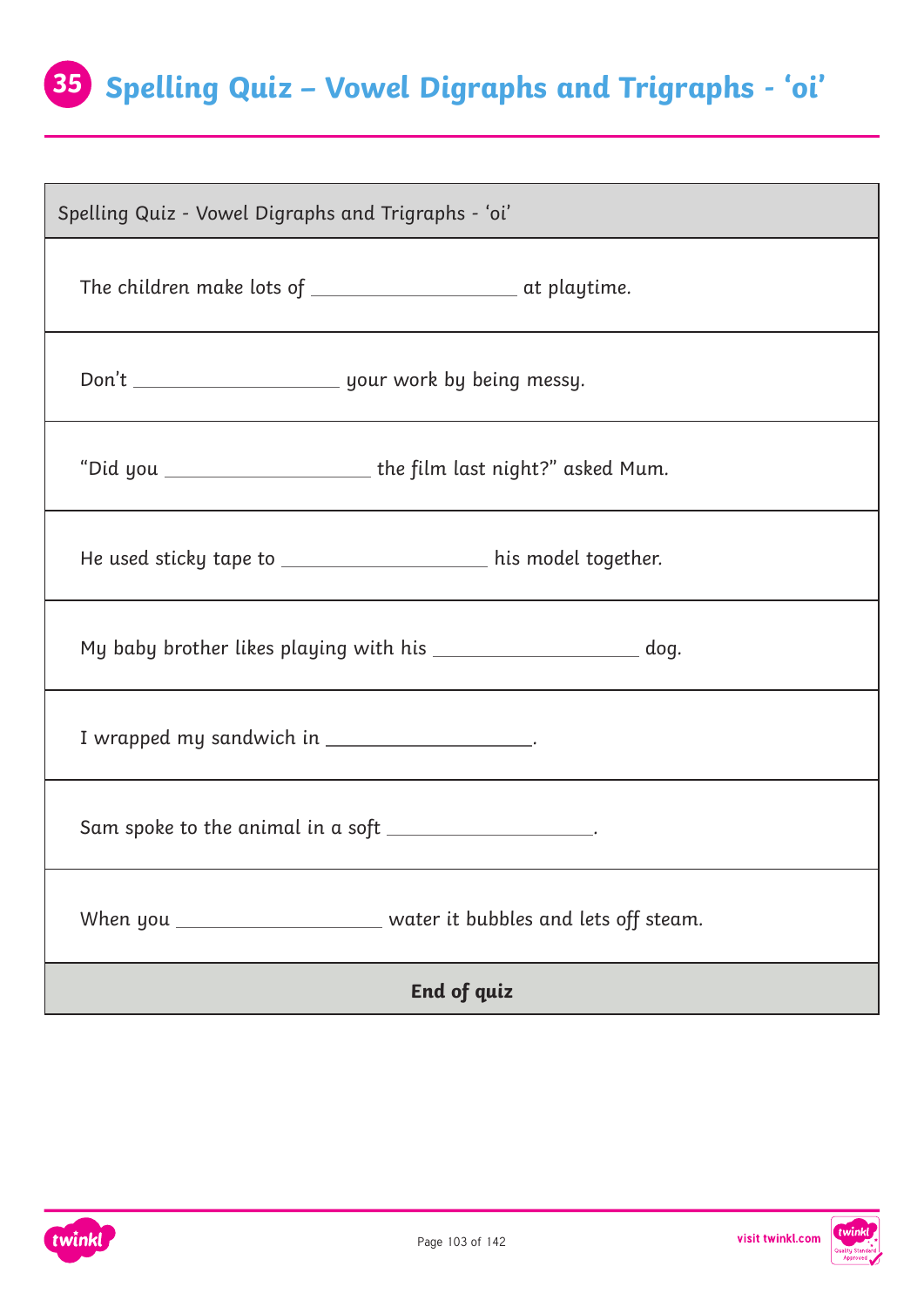# 35 Spelling Quiz – Vowel Digraphs and Trigraphs - 'oi'

| Spelling Quiz - Vowel Digraphs and Trigraphs - 'oi' |
|---|
| The children make lots of ____________________ at playtime. |
| Don't ____________________ your work by being messy. |
| "Did you ____________________ the film last night?" asked Mum. |
| He used sticky tape to ____________________ his model together. |
| My baby brother likes playing with his ____________________ dog. |
| I wrapped my sandwich in ____________________. |
| Sam spoke to the animal in a soft ____________________. |
| When you ____________________ water it bubbles and lets off steam. |
| **End of quiz** |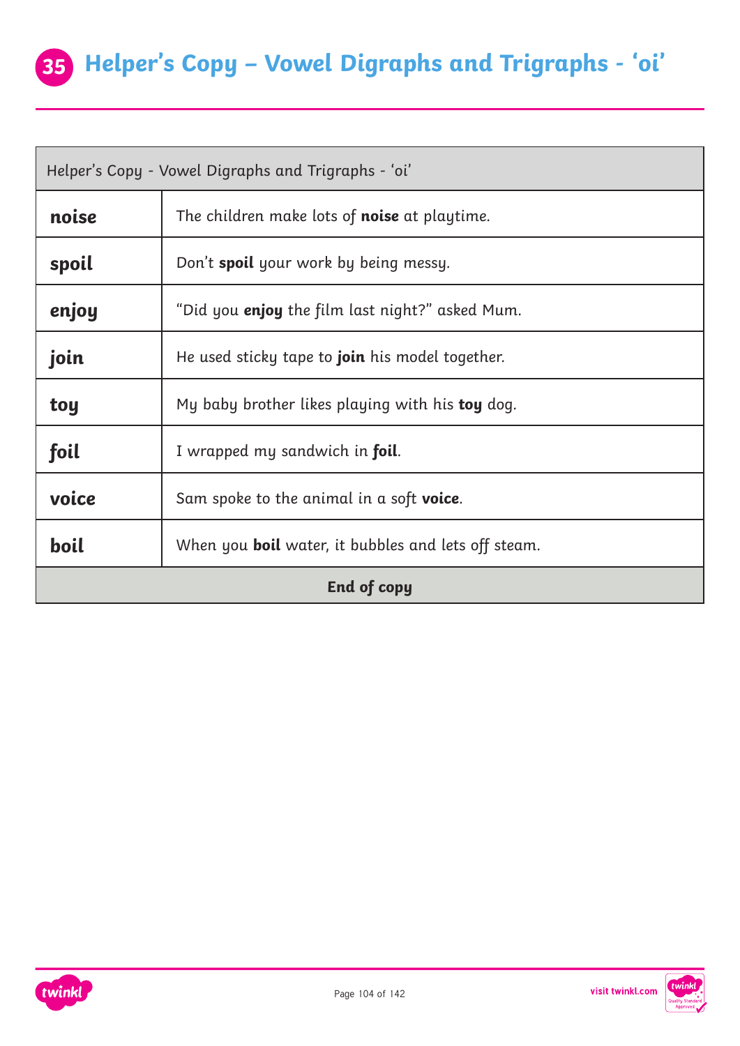# 35 Helper's Copy – Vowel Digraphs and Trigraphs - 'oi'

| Helper's Copy - Vowel Digraphs and Trigraphs - 'oi' | |
|---|---|
| **noise** | The children make lots of **noise** at playtime. |
| **spoil** | Don't **spoil** your work by being messy. |
| **enjoy** | "Did you **enjoy** the film last night?" asked Mum. |
| **join** | He used sticky tape to **join** his model together. |
| **toy** | My baby brother likes playing with his **toy** dog. |
| **foil** | I wrapped my sandwich in **foil**. |
| **voice** | Sam spoke to the animal in a soft **voice**. |
| **boil** | When you **boil** water, it bubbles and lets off steam. |
| **End of copy** | |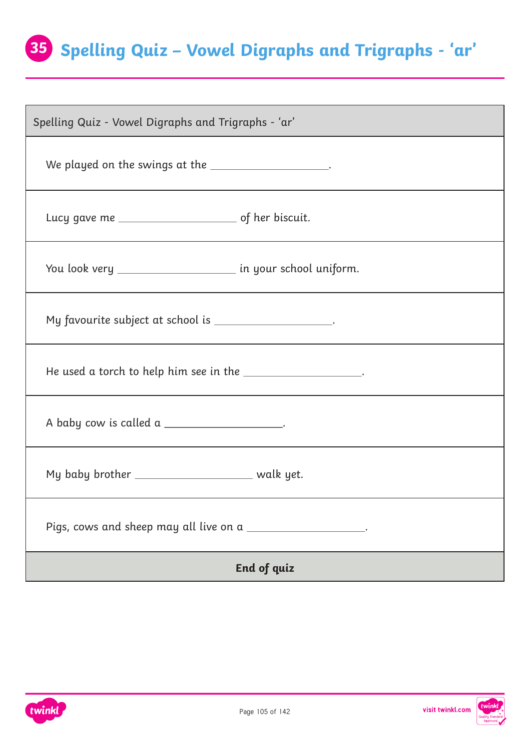# 35 Spelling Quiz – Vowel Digraphs and Trigraphs - 'ar'

| Spelling Quiz - Vowel Digraphs and Trigraphs - 'ar' |
| --- |
| We played on the swings at the ____________________. |
| Lucy gave me ____________________ of her biscuit. |
| You look very ____________________ in your school uniform. |
| My favourite subject at school is ____________________. |
| He used a torch to help him see in the ____________________. |
| A baby cow is called a ____________________. |
| My baby brother ____________________ walk yet. |
| Pigs, cows and sheep may all live on a ____________________. |
| **End of quiz** |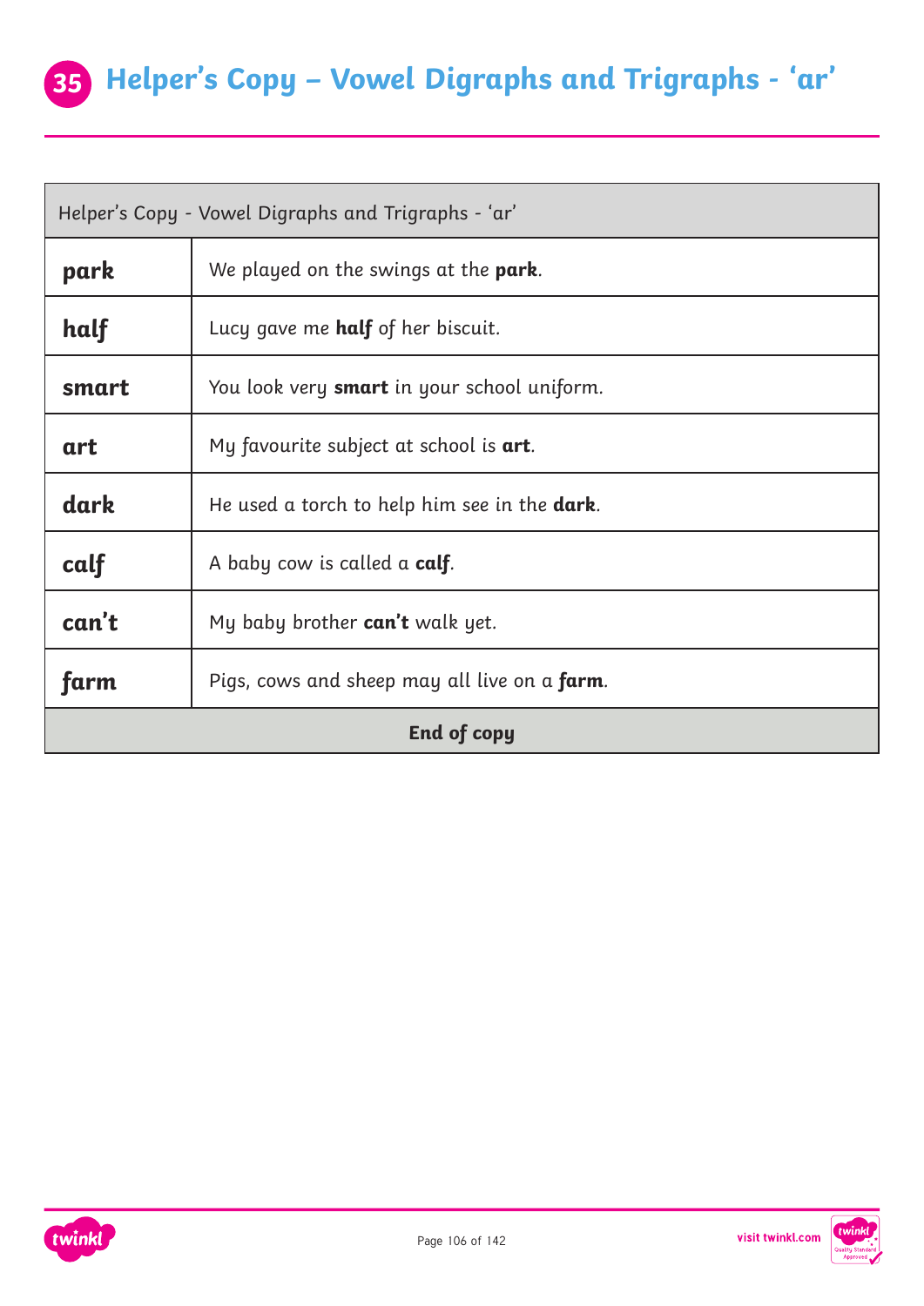# 35 Helper's Copy – Vowel Digraphs and Trigraphs - 'ar'

| Helper's Copy - Vowel Digraphs and Trigraphs - 'ar' | |
|---|---|
| **park** | We played on the swings at the **park**. |
| **half** | Lucy gave me **half** of her biscuit. |
| **smart** | You look very **smart** in your school uniform. |
| **art** | My favourite subject at school is **art**. |
| **dark** | He used a torch to help him see in the **dark**. |
| **calf** | A baby cow is called a **calf**. |
| **can't** | My baby brother **can't** walk yet. |
| **farm** | Pigs, cows and sheep may all live on a **farm**. |
| **End of copy** | |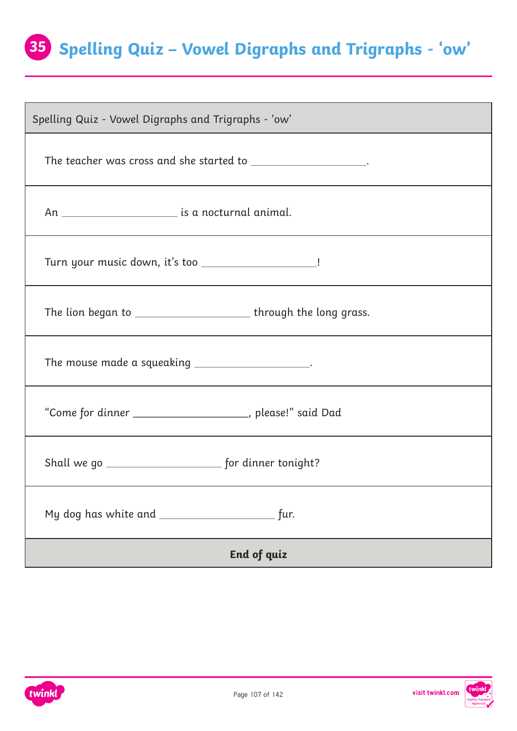# 35 Spelling Quiz – Vowel Digraphs and Trigraphs - 'ow'

| Spelling Quiz - Vowel Digraphs and Trigraphs - 'ow' |
| --- |
| The teacher was cross and she started to ____________________. |
| An ____________________ is a nocturnal animal. |
| Turn your music down, it's too ____________________! |
| The lion began to ____________________ through the long grass. |
| The mouse made a squeaking ____________________. |
| "Come for dinner ____________________, please!" said Dad |
| Shall we go ____________________ for dinner tonight? |
| My dog has white and ____________________ fur. |
| **End of quiz** |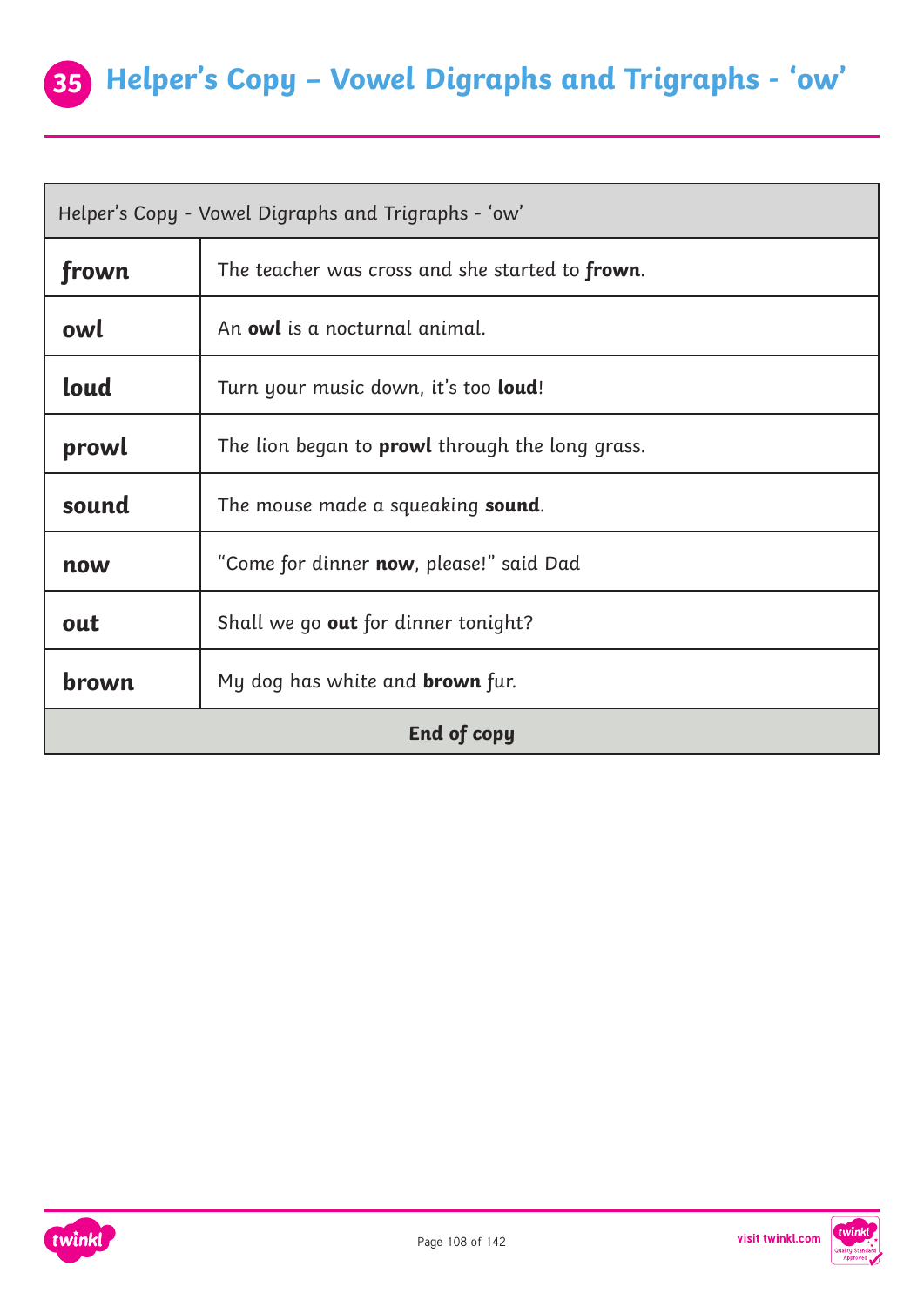# 35 Helper's Copy – Vowel Digraphs and Trigraphs - 'ow'

| Helper's Copy - Vowel Digraphs and Trigraphs - 'ow' | |
|---|---|
| **frown** | The teacher was cross and she started to **frown**. |
| **owl** | An **owl** is a nocturnal animal. |
| **loud** | Turn your music down, it's too **loud**! |
| **prowl** | The lion began to **prowl** through the long grass. |
| **sound** | The mouse made a squeaking **sound**. |
| **now** | "Come for dinner **now**, please!" said Dad |
| **out** | Shall we go **out** for dinner tonight? |
| **brown** | My dog has white and **brown** fur. |
| **End of copy** | |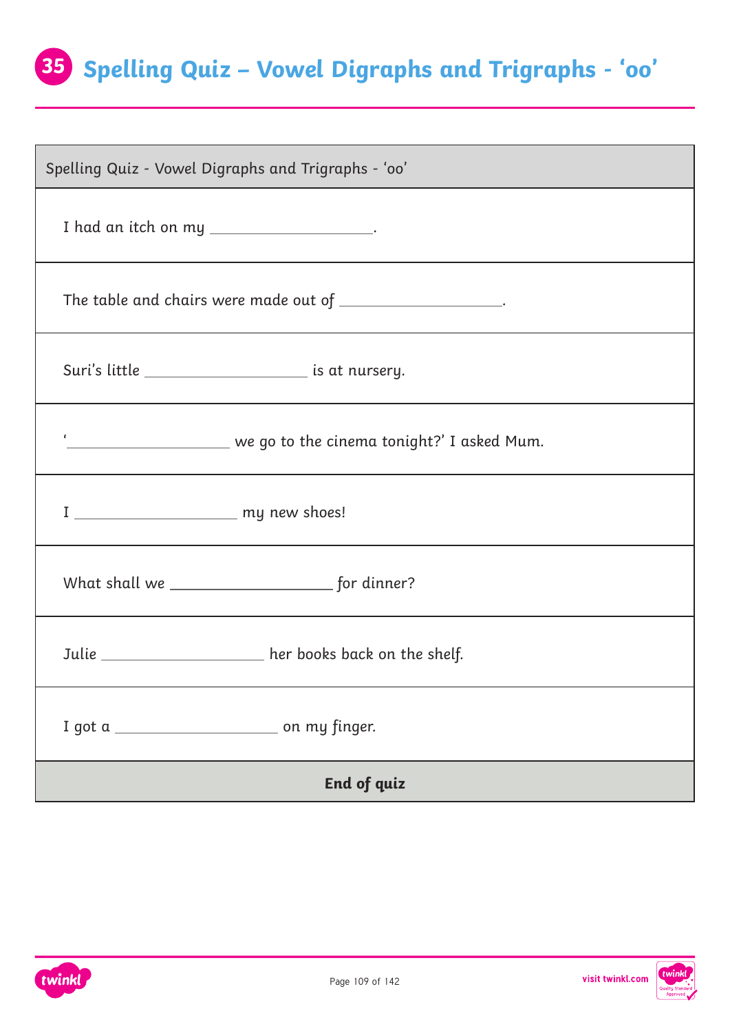# 35 Spelling Quiz – Vowel Digraphs and Trigraphs - 'oo'

| Spelling Quiz - Vowel Digraphs and Trigraphs - 'oo' |
| --- |
| I had an itch on my ____________________. |
| The table and chairs were made out of ____________________. |
| Suri's little ____________________ is at nursery. |
| '____________________ we go to the cinema tonight?' I asked Mum. |
| I ____________________ my new shoes! |
| What shall we ____________________ for dinner? |
| Julie ____________________ her books back on the shelf. |
| I got a ____________________ on my finger. |
| **End of quiz** |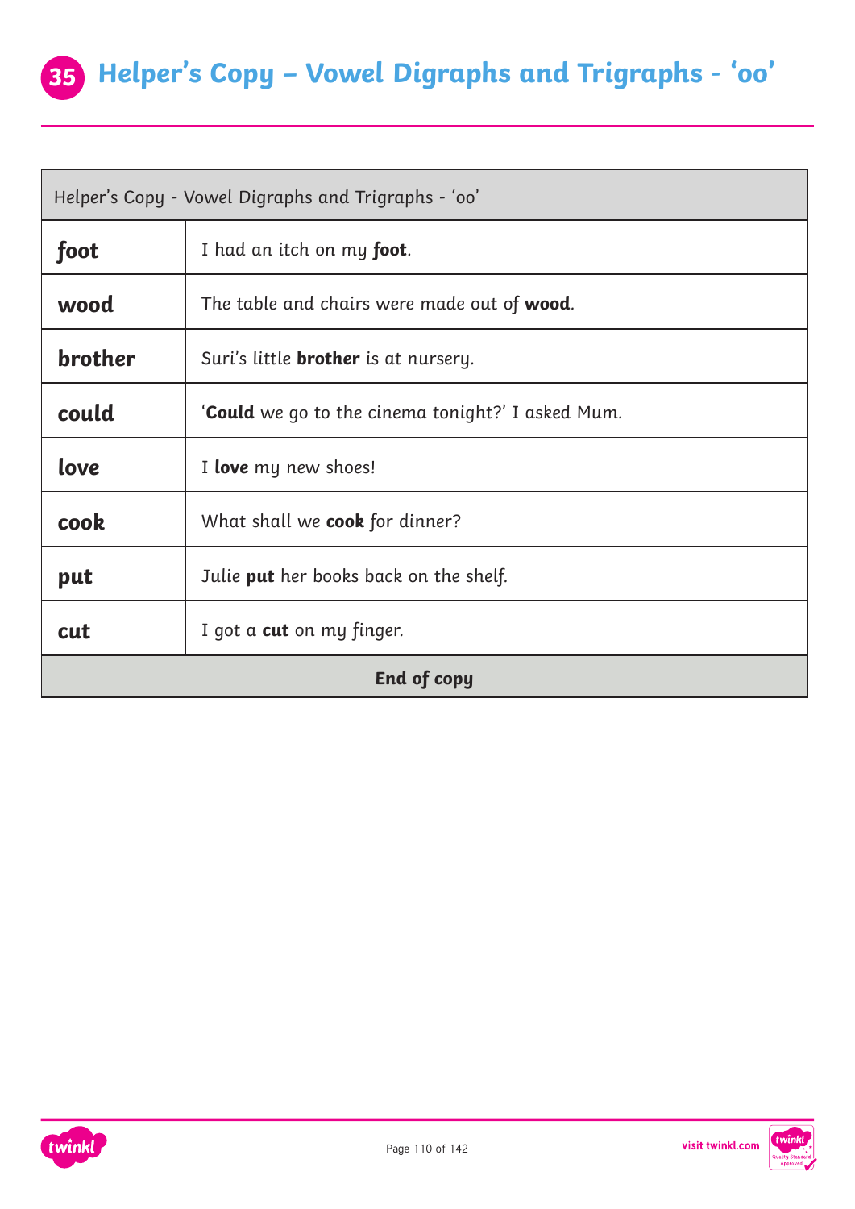# 35 Helper's Copy – Vowel Digraphs and Trigraphs - 'oo'

| Helper's Copy - Vowel Digraphs and Trigraphs - 'oo' | |
|---|---|
| **foot** | I had an itch on my **foot**. |
| **wood** | The table and chairs were made out of **wood**. |
| **brother** | Suri's little **brother** is at nursery. |
| **could** | '**Could** we go to the cinema tonight?' I asked Mum. |
| **love** | I **love** my new shoes! |
| **cook** | What shall we **cook** for dinner? |
| **put** | Julie **put** her books back on the shelf. |
| **cut** | I got a **cut** on my finger. |
| **End of copy** | |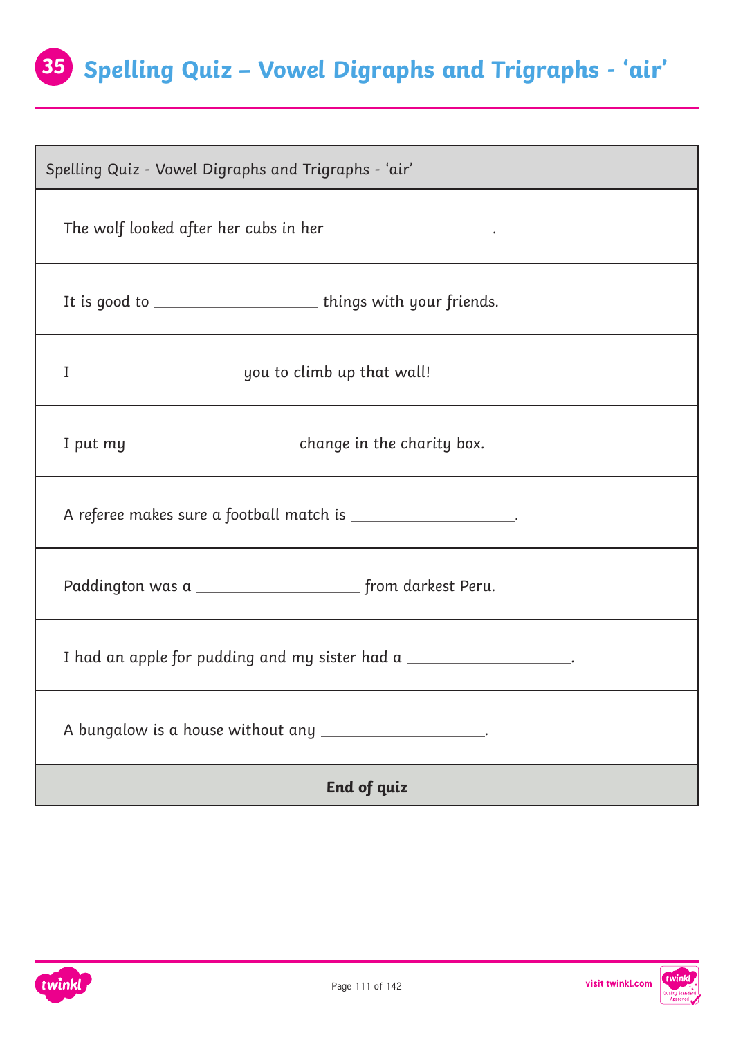# 35 Spelling Quiz – Vowel Digraphs and Trigraphs - 'air'

| Spelling Quiz - Vowel Digraphs and Trigraphs - 'air' |
| --- |
| The wolf looked after her cubs in her ____________________. |
| It is good to ____________________ things with your friends. |
| I ____________________ you to climb up that wall! |
| I put my ____________________ change in the charity box. |
| A referee makes sure a football match is ____________________. |
| Paddington was a ____________________ from darkest Peru. |
| I had an apple for pudding and my sister had a ____________________. |
| A bungalow is a house without any ____________________. |
| **End of quiz** |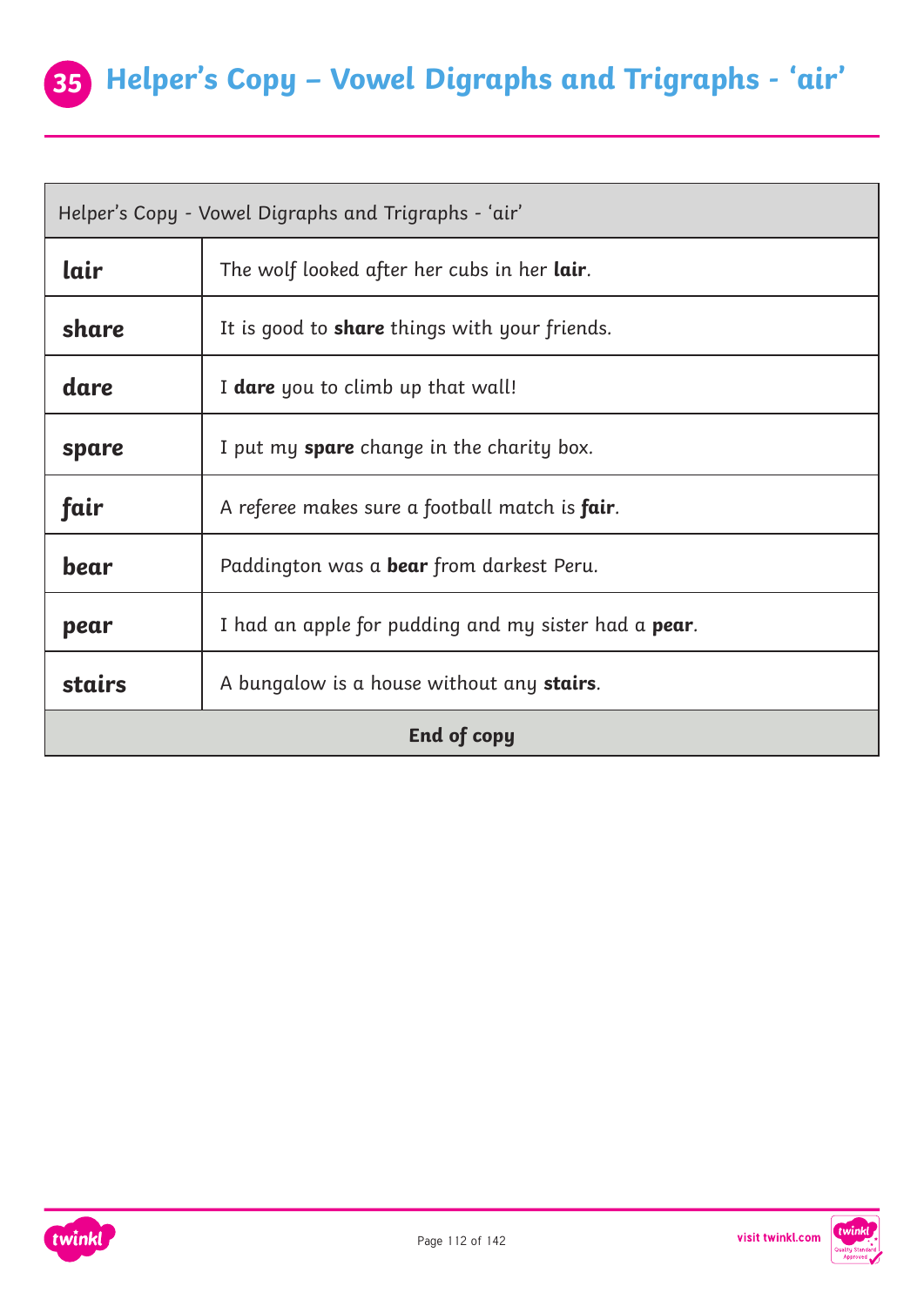# 35 Helper's Copy – Vowel Digraphs and Trigraphs - 'air'

| Helper's Copy - Vowel Digraphs and Trigraphs - 'air' | |
|---|---|
| **lair** | The wolf looked after her cubs in her **lair**. |
| **share** | It is good to **share** things with your friends. |
| **dare** | I **dare** you to climb up that wall! |
| **spare** | I put my **spare** change in the charity box. |
| **fair** | A referee makes sure a football match is **fair**. |
| **bear** | Paddington was a **bear** from darkest Peru. |
| **pear** | I had an apple for pudding and my sister had a **pear**. |
| **stairs** | A bungalow is a house without any **stairs**. |
| **End of copy** | |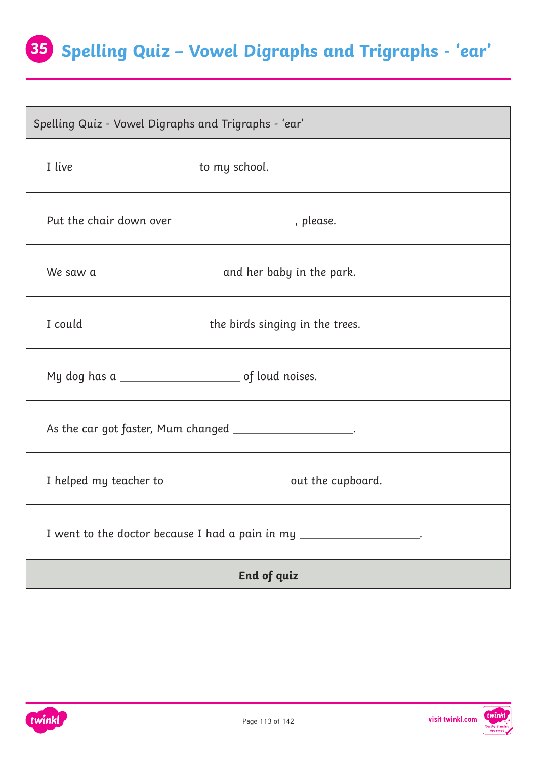# 35 Spelling Quiz – Vowel Digraphs and Trigraphs - 'ear'

| Spelling Quiz - Vowel Digraphs and Trigraphs - 'ear' |
|---|
| I live ____________________ to my school. |
| Put the chair down over ____________________, please. |
| We saw a ____________________ and her baby in the park. |
| I could ____________________ the birds singing in the trees. |
| My dog has a ____________________ of loud noises. |
| As the car got faster, Mum changed ____________________. |
| I helped my teacher to ____________________ out the cupboard. |
| I went to the doctor because I had a pain in my ____________________. |
| **End of quiz** |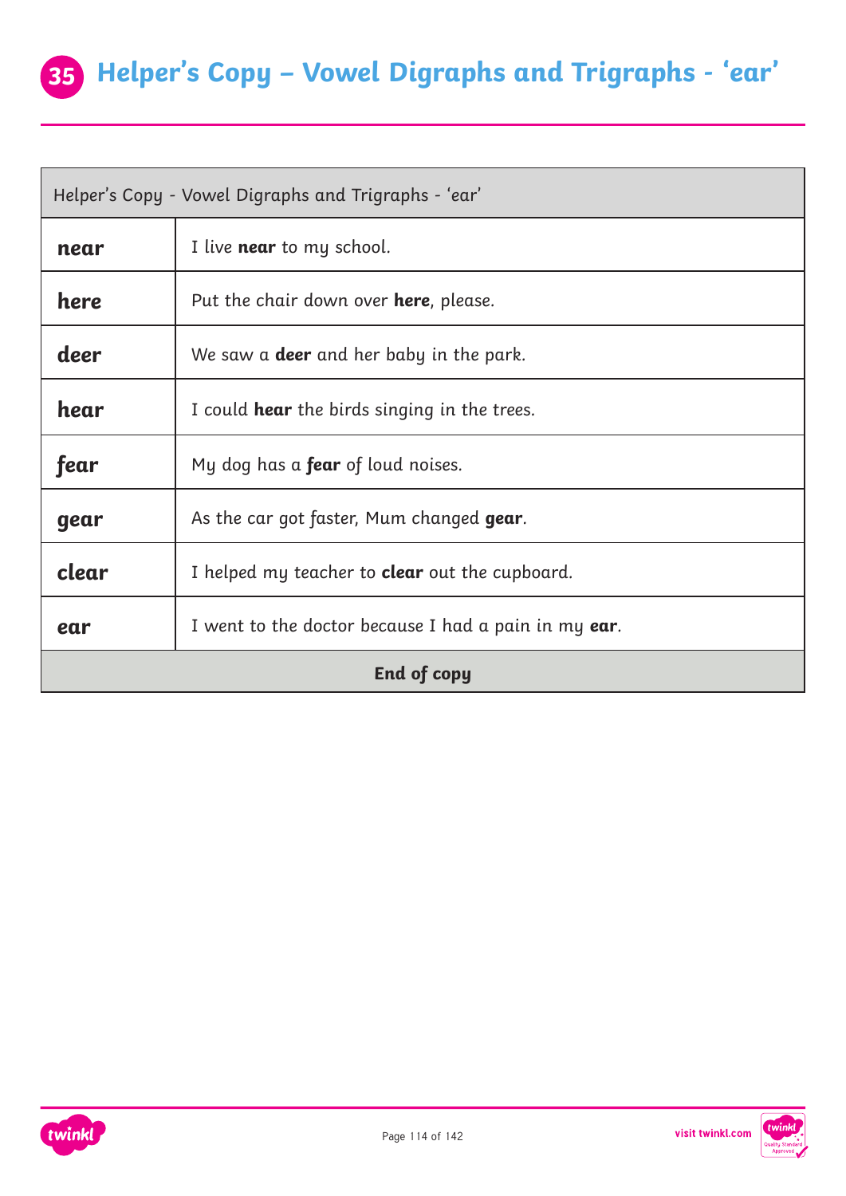# 35 Helper's Copy – Vowel Digraphs and Trigraphs - 'ear'

| Helper's Copy - Vowel Digraphs and Trigraphs - 'ear' | |
|---|---|
| **near** | I live **near** to my school. |
| **here** | Put the chair down over **here**, please. |
| **deer** | We saw a **deer** and her baby in the park. |
| **hear** | I could **hear** the birds singing in the trees. |
| **fear** | My dog has a **fear** of loud noises. |
| **gear** | As the car got faster, Mum changed **gear**. |
| **clear** | I helped my teacher to **clear** out the cupboard. |
| **ear** | I went to the doctor because I had a pain in my **ear**. |
| **End of copy** | |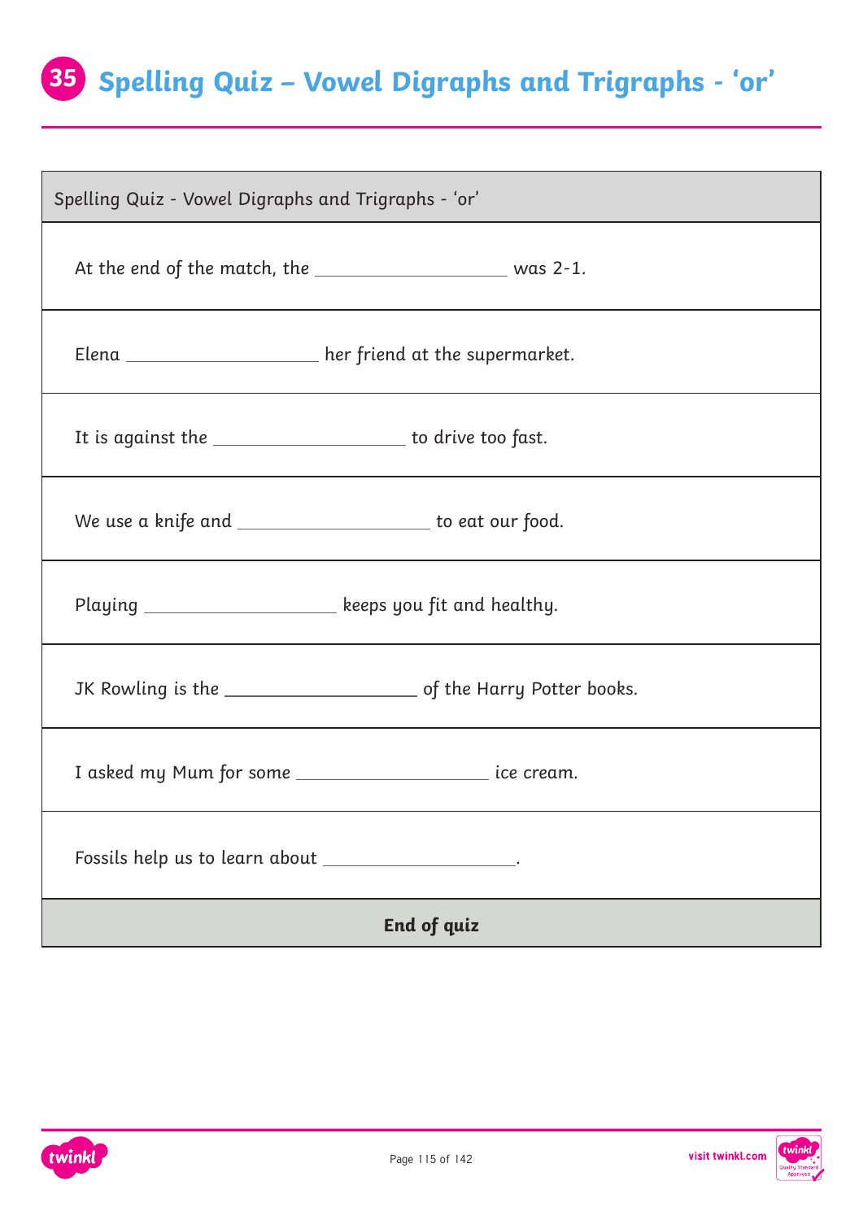# 35 Spelling Quiz – Vowel Digraphs and Trigraphs - 'or'

| Spelling Quiz - Vowel Digraphs and Trigraphs - 'or' |
|---|
| At the end of the match, the ____________________ was 2-1. |
| Elena ____________________ her friend at the supermarket. |
| It is against the ____________________ to drive too fast. |
| We use a knife and ____________________ to eat our food. |
| Playing ____________________ keeps you fit and healthy. |
| JK Rowling is the ____________________ of the Harry Potter books. |
| I asked my Mum for some ____________________ ice cream. |
| Fossils help us to learn about ____________________. |
| **End of quiz** |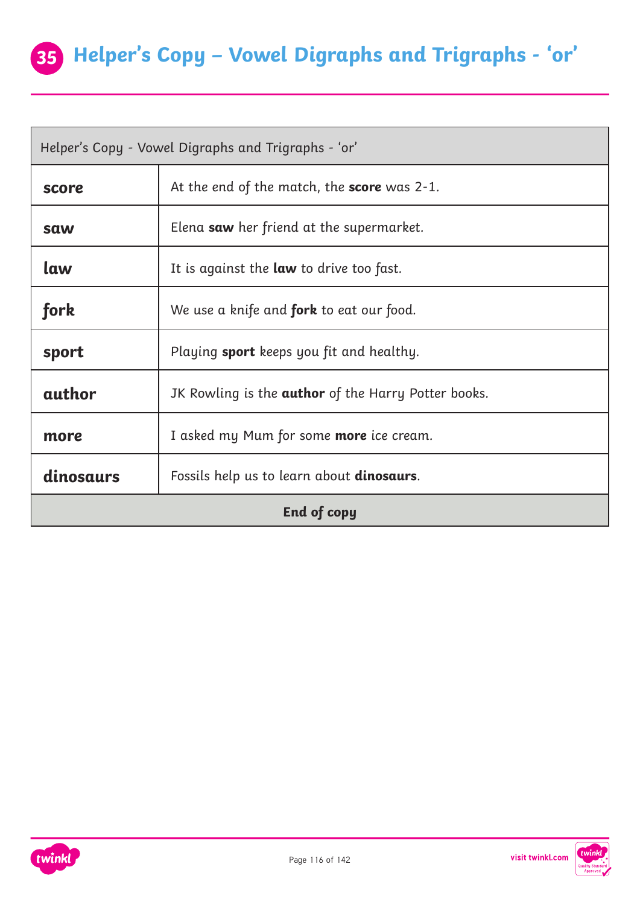# 35 Helper's Copy – Vowel Digraphs and Trigraphs - 'or'

| Helper's Copy - Vowel Digraphs and Trigraphs - 'or' | |
|---|---|
| **score** | At the end of the match, the **score** was 2-1. |
| **saw** | Elena **saw** her friend at the supermarket. |
| **law** | It is against the **law** to drive too fast. |
| **fork** | We use a knife and **fork** to eat our food. |
| **sport** | Playing **sport** keeps you fit and healthy. |
| **author** | JK Rowling is the **author** of the Harry Potter books. |
| **more** | I asked my Mum for some **more** ice cream. |
| **dinosaurs** | Fossils help us to learn about **dinosaurs**. |
| **End of copy** | |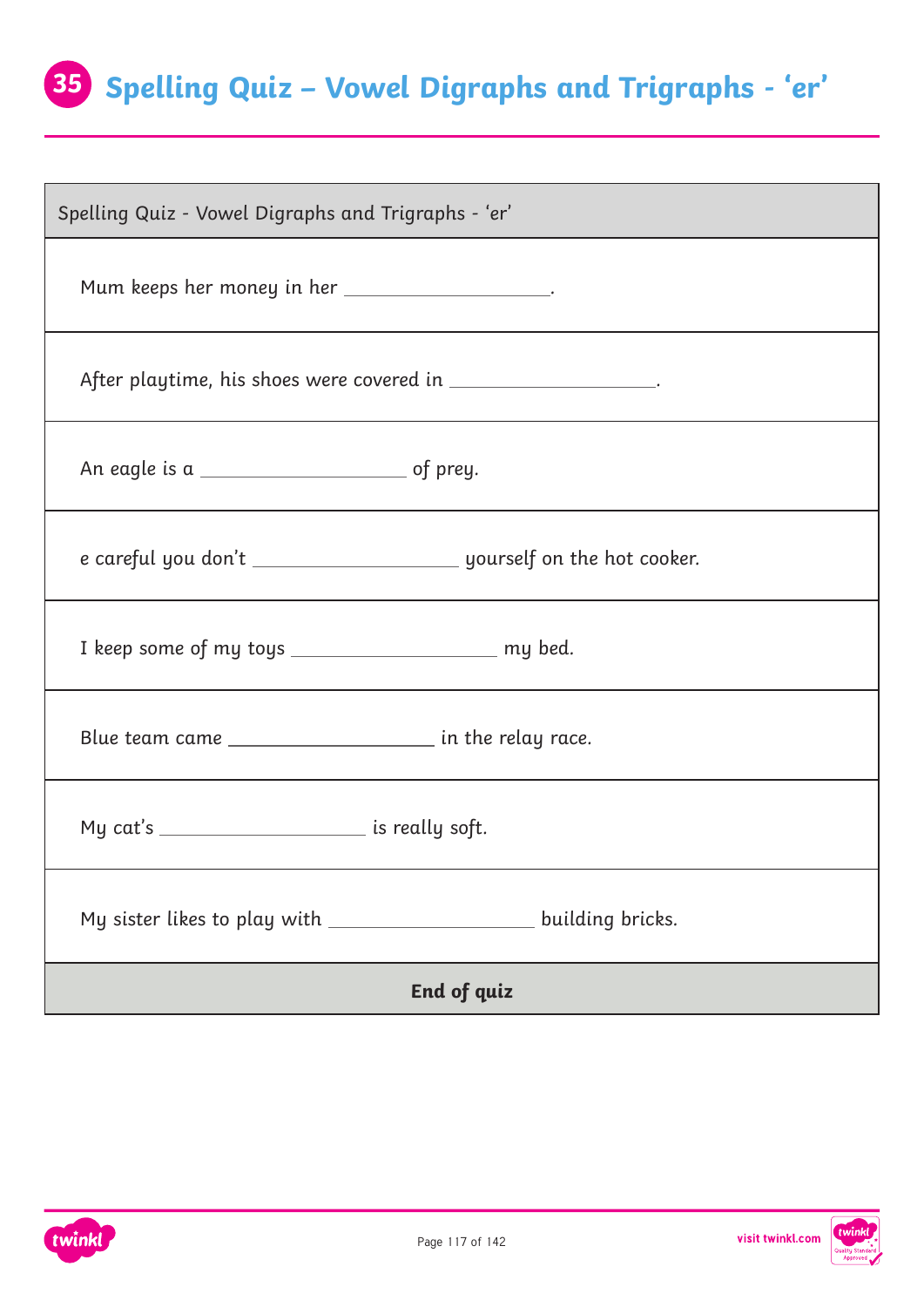# 35 Spelling Quiz – Vowel Digraphs and Trigraphs - 'er'

| Spelling Quiz - Vowel Digraphs and Trigraphs - 'er' |
| --- |
| Mum keeps her money in her ____________________. |
| After playtime, his shoes were covered in ____________________. |
| An eagle is a ____________________ of prey. |
| e careful you don't ____________________ yourself on the hot cooker. |
| I keep some of my toys ____________________ my bed. |
| Blue team came ____________________ in the relay race. |
| My cat's ____________________ is really soft. |
| My sister likes to play with ____________________ building bricks. |
| **End of quiz** |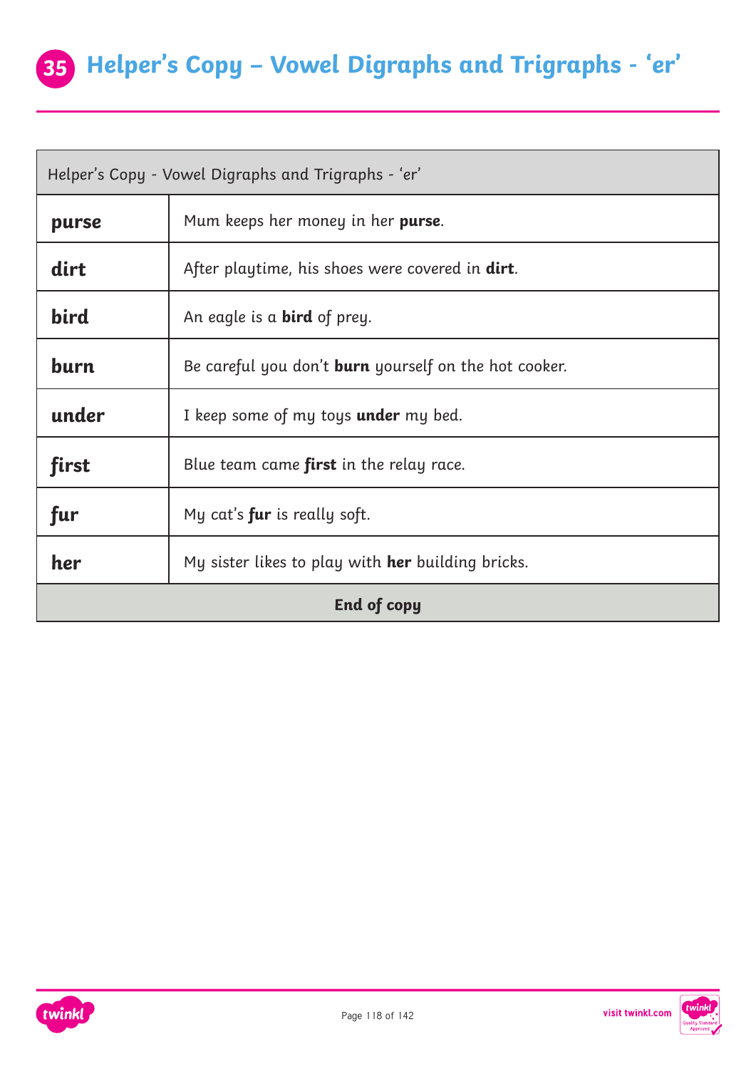# 35 Helper's Copy – Vowel Digraphs and Trigraphs - 'er'

| Helper's Copy - Vowel Digraphs and Trigraphs - 'er' | |
|---|---|
| **purse** | Mum keeps her money in her **purse**. |
| **dirt** | After playtime, his shoes were covered in **dirt**. |
| **bird** | An eagle is a **bird** of prey. |
| **burn** | Be careful you don't **burn** yourself on the hot cooker. |
| **under** | I keep some of my toys **under** my bed. |
| **first** | Blue team came **first** in the relay race. |
| **fur** | My cat's **fur** is really soft. |
| **her** | My sister likes to play with **her** building bricks. |
| **End of copy** | |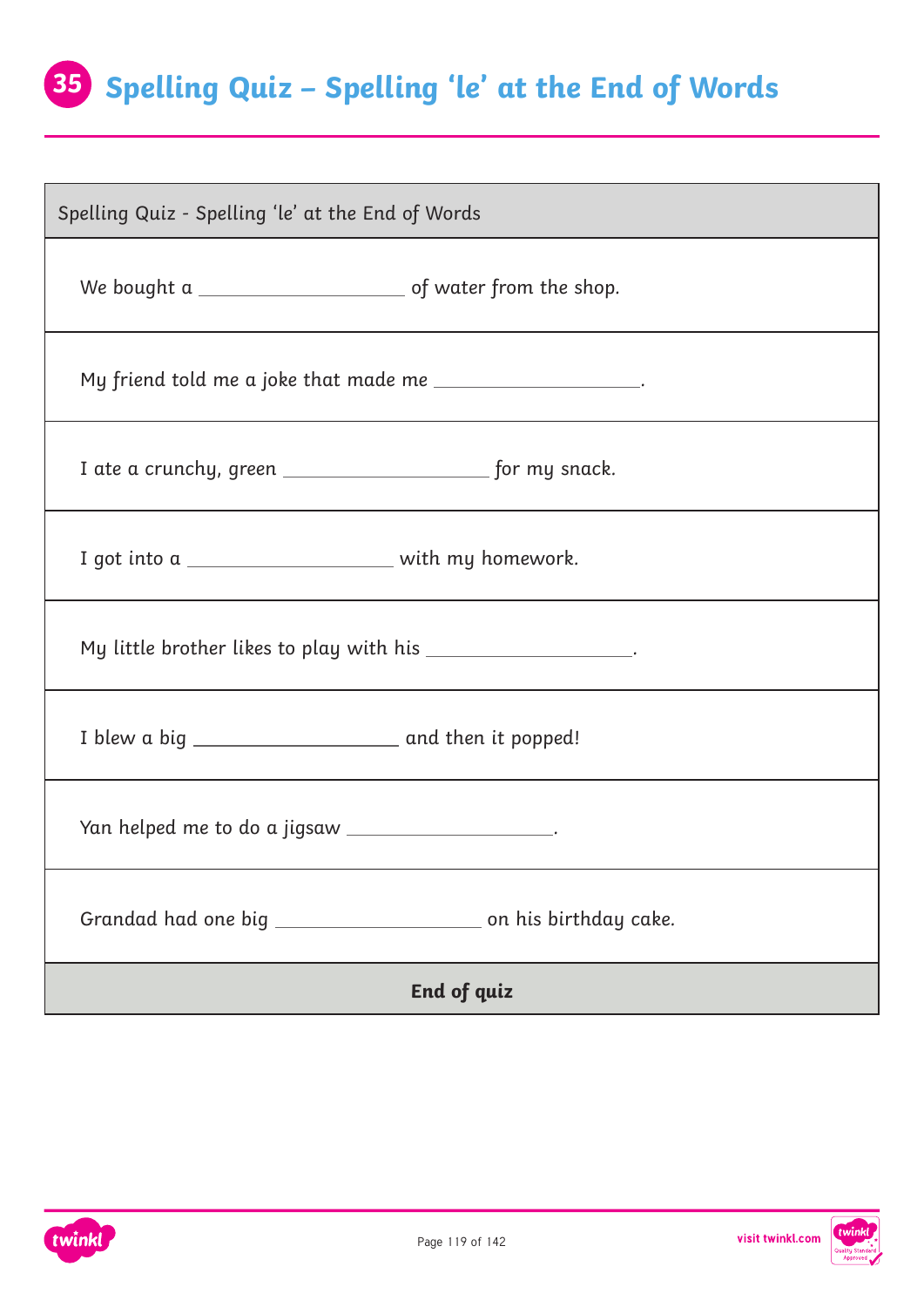# 35 Spelling Quiz – Spelling ‘le’ at the End of Words

| Spelling Quiz - Spelling ‘le’ at the End of Words |
| --- |
| We bought a ____________________ of water from the shop. |
| My friend told me a joke that made me ____________________. |
| I ate a crunchy, green ____________________ for my snack. |
| I got into a ____________________ with my homework. |
| My little brother likes to play with his ____________________. |
| I blew a big ____________________ and then it popped! |
| Yan helped me to do a jigsaw ____________________. |
| Grandad had one big ____________________ on his birthday cake. |
| **End of quiz** |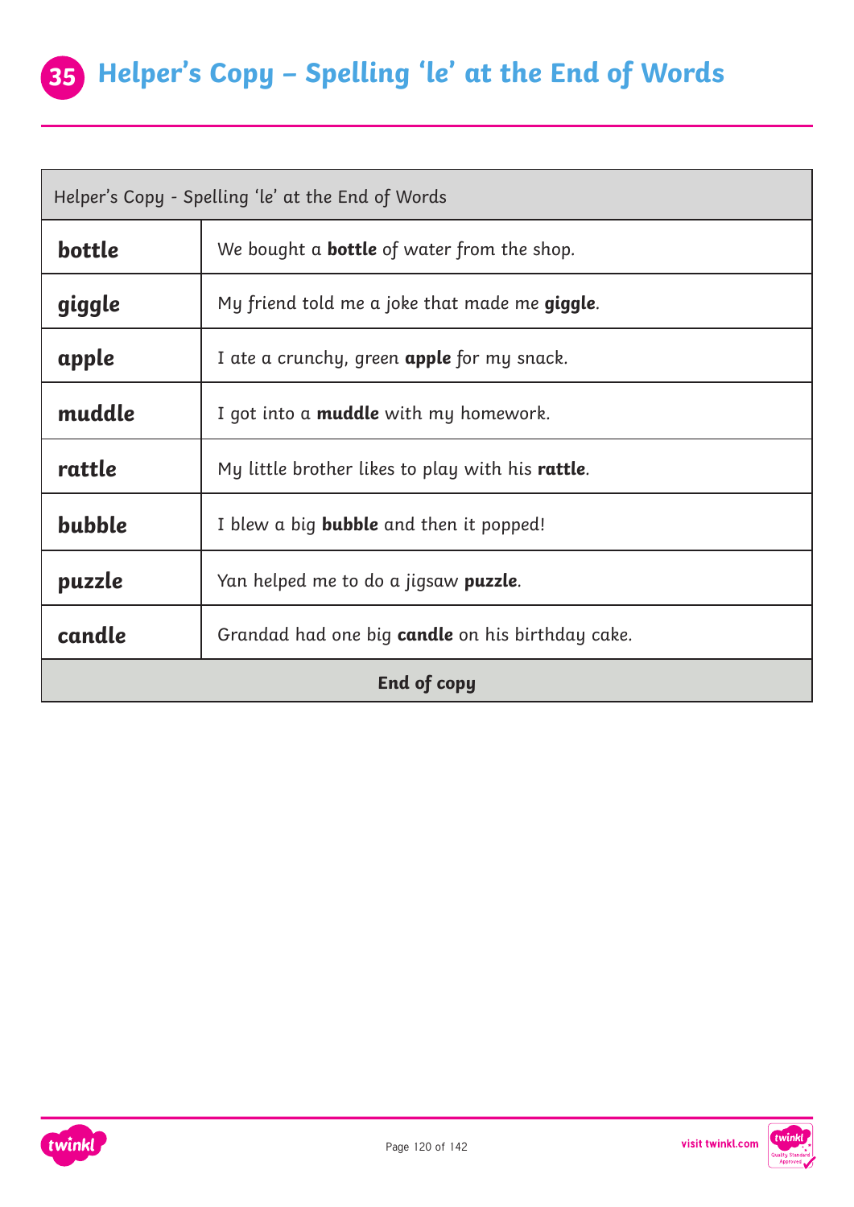# 35 Helper's Copy – Spelling 'le' at the End of Words

| Helper's Copy - Spelling 'le' at the End of Words | |
|---|---|
| **bottle** | We bought a **bottle** of water from the shop. |
| **giggle** | My friend told me a joke that made me **giggle**. |
| **apple** | I ate a crunchy, green **apple** for my snack. |
| **muddle** | I got into a **muddle** with my homework. |
| **rattle** | My little brother likes to play with his **rattle**. |
| **bubble** | I blew a big **bubble** and then it popped! |
| **puzzle** | Yan helped me to do a jigsaw **puzzle**. |
| **candle** | Grandad had one big **candle** on his birthday cake. |
| **End of copy** | |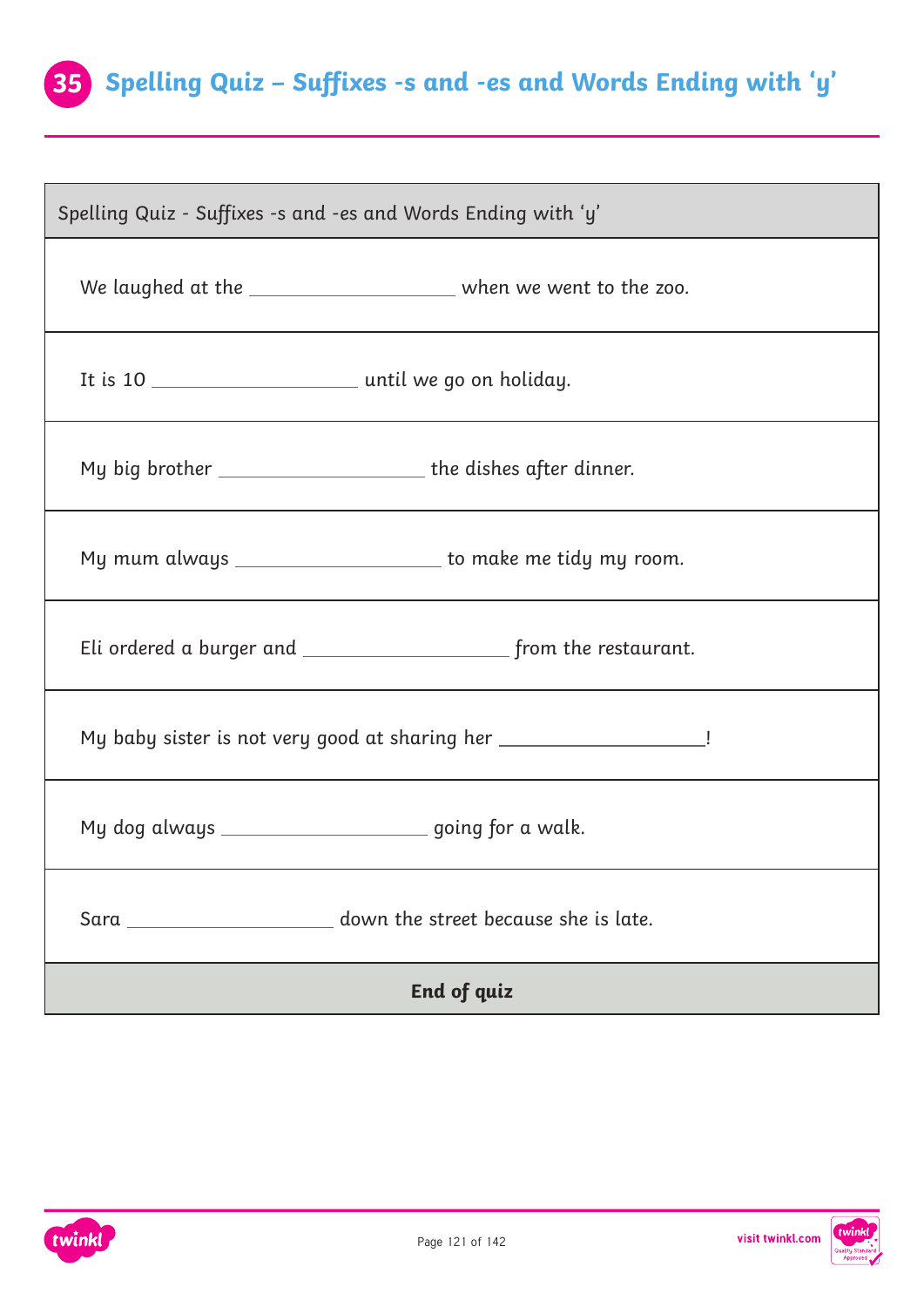## 35 Spelling Quiz – Suffixes -s and -es and Words Ending with 'y'

| Spelling Quiz - Suffixes -s and -es and Words Ending with 'y' |
|---|
| We laughed at the ____________________ when we went to the zoo. |
| It is 10 ____________________ until we go on holiday. |
| My big brother ____________________ the dishes after dinner. |
| My mum always ____________________ to make me tidy my room. |
| Eli ordered a burger and ____________________ from the restaurant. |
| My baby sister is not very good at sharing her ____________________! |
| My dog always ____________________ going for a walk. |
| Sara ____________________ down the street because she is late. |
| **End of quiz** |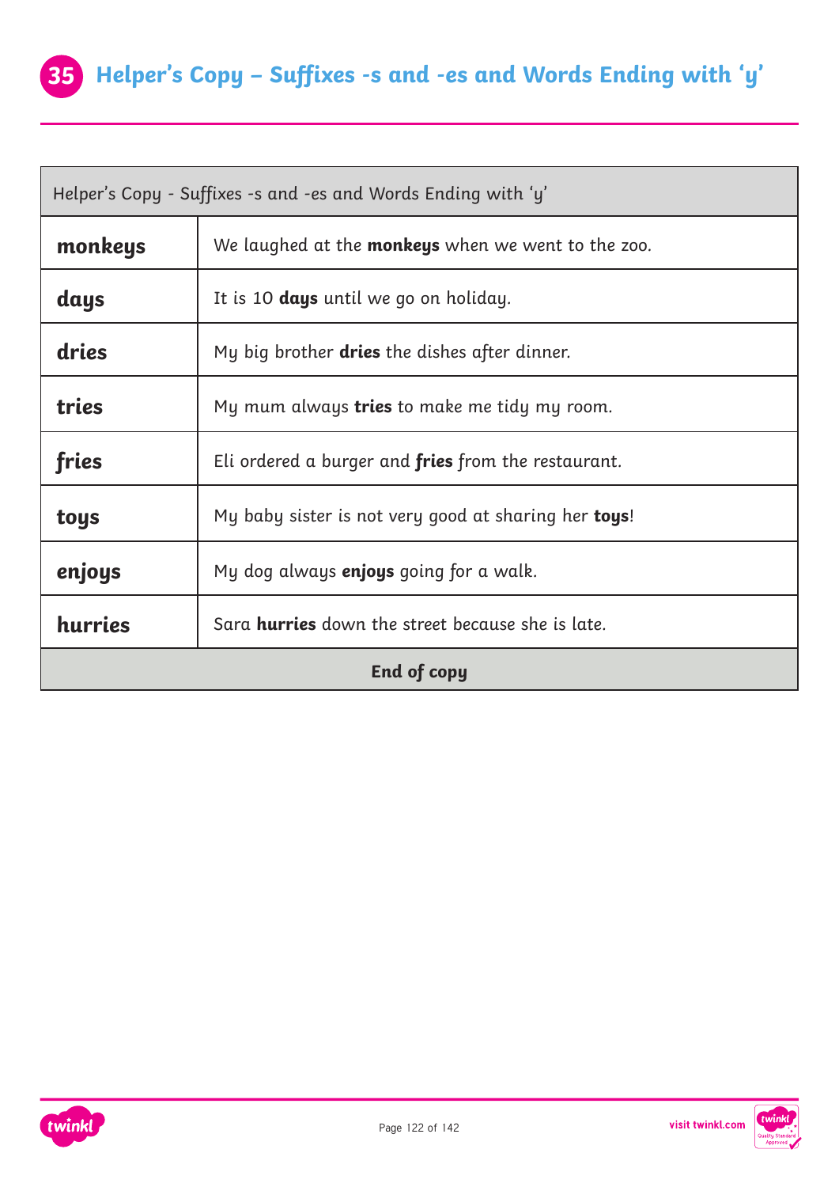# 35 Helper's Copy – Suffixes -s and -es and Words Ending with 'y'

| Helper's Copy - Suffixes -s and -es and Words Ending with 'y' | |
|---|---|
| **monkeys** | We laughed at the **monkeys** when we went to the zoo. |
| **days** | It is 10 **days** until we go on holiday. |
| **dries** | My big brother **dries** the dishes after dinner. |
| **tries** | My mum always **tries** to make me tidy my room. |
| **fries** | Eli ordered a burger and **fries** from the restaurant. |
| **toys** | My baby sister is not very good at sharing her **toys**! |
| **enjoys** | My dog always **enjoys** going for a walk. |
| **hurries** | Sara **hurries** down the street because she is late. |
| **End of copy** | |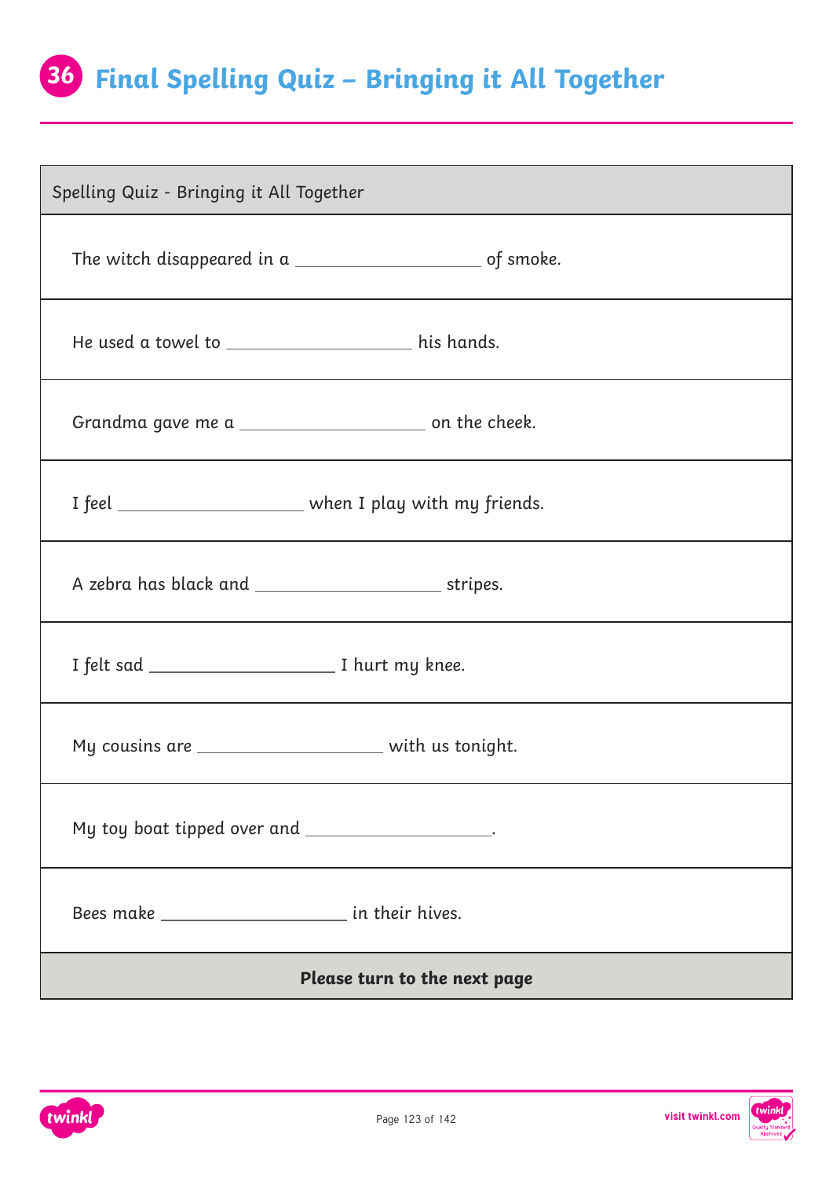# 36 Final Spelling Quiz – Bringing it All Together

| Spelling Quiz - Bringing it All Together |
| --- |
| The witch disappeared in a ____________________ of smoke. |
| He used a towel to ____________________ his hands. |
| Grandma gave me a ____________________ on the cheek. |
| I feel ____________________ when I play with my friends. |
| A zebra has black and ____________________ stripes. |
| I felt sad ____________________ I hurt my knee. |
| My cousins are ____________________ with us tonight. |
| My toy boat tipped over and ____________________. |
| Bees make ____________________ in their hives. |
| **Please turn to the next page** |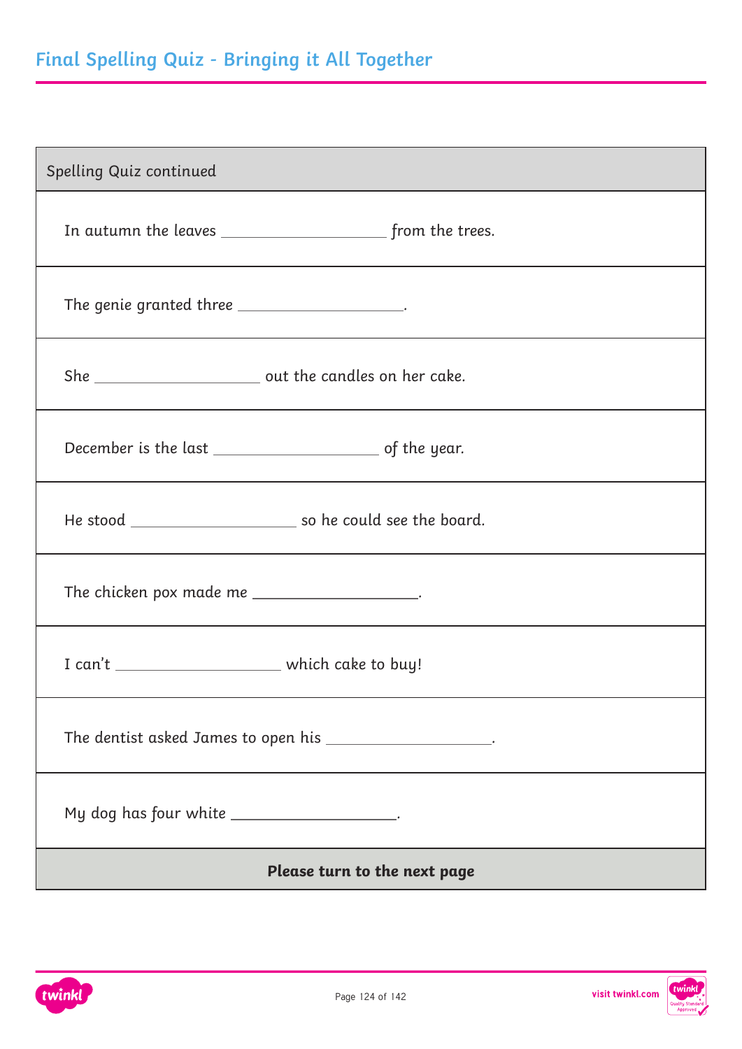## Final Spelling Quiz - Bringing it All Together

| Spelling Quiz continued |
|---|
| In autumn the leaves ____________________ from the trees. |
| The genie granted three ____________________. |
| She ____________________ out the candles on her cake. |
| December is the last ____________________ of the year. |
| He stood ____________________ so he could see the board. |
| The chicken pox made me ____________________. |
| I can’t ____________________ which cake to buy! |
| The dentist asked James to open his ____________________. |
| My dog has four white ____________________. |
| **Please turn to the next page** |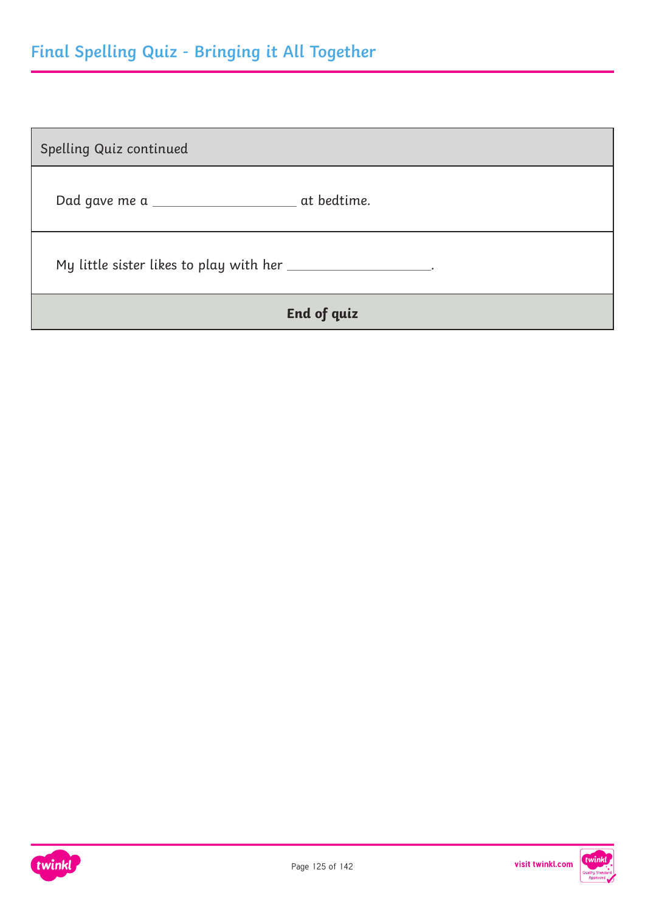## Final Spelling Quiz - Bringing it All Together

| Spelling Quiz continued |
| --- |
| Dad gave me a ____________________ at bedtime. |
| My little sister likes to play with her ____________________. |
| **End of quiz** |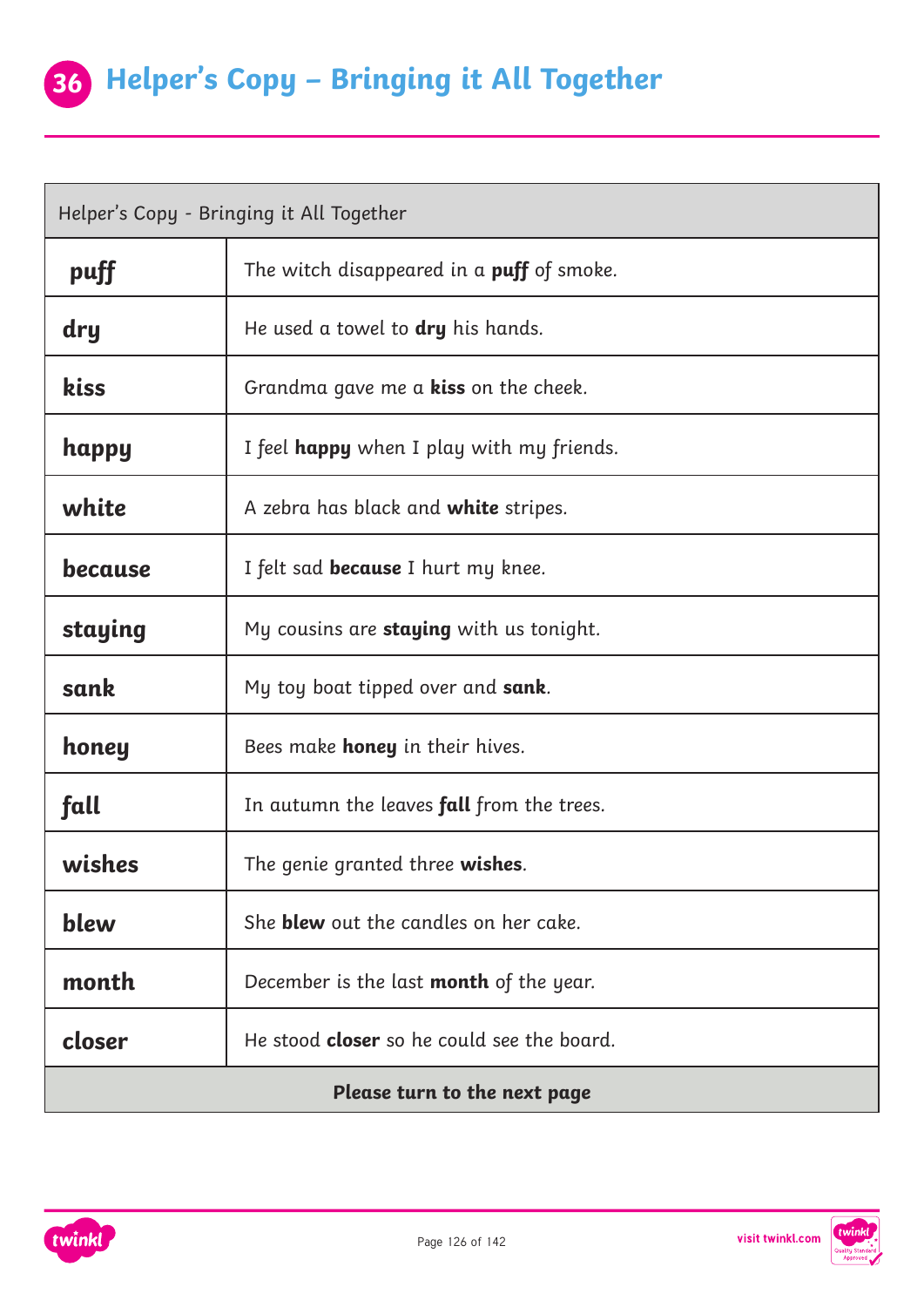# 36 Helper's Copy – Bringing it All Together

| Helper's Copy - Bringing it All Together | |
|---|---|
| **puff** | The witch disappeared in a **puff** of smoke. |
| **dry** | He used a towel to **dry** his hands. |
| **kiss** | Grandma gave me a **kiss** on the cheek. |
| **happy** | I feel **happy** when I play with my friends. |
| **white** | A zebra has black and **white** stripes. |
| **because** | I felt sad **because** I hurt my knee. |
| **staying** | My cousins are **staying** with us tonight. |
| **sank** | My toy boat tipped over and **sank**. |
| **honey** | Bees make **honey** in their hives. |
| **fall** | In autumn the leaves **fall** from the trees. |
| **wishes** | The genie granted three **wishes**. |
| **blew** | She **blew** out the candles on her cake. |
| **month** | December is the last **month** of the year. |
| **closer** | He stood **closer** so he could see the board. |
| **Please turn to the next page** | |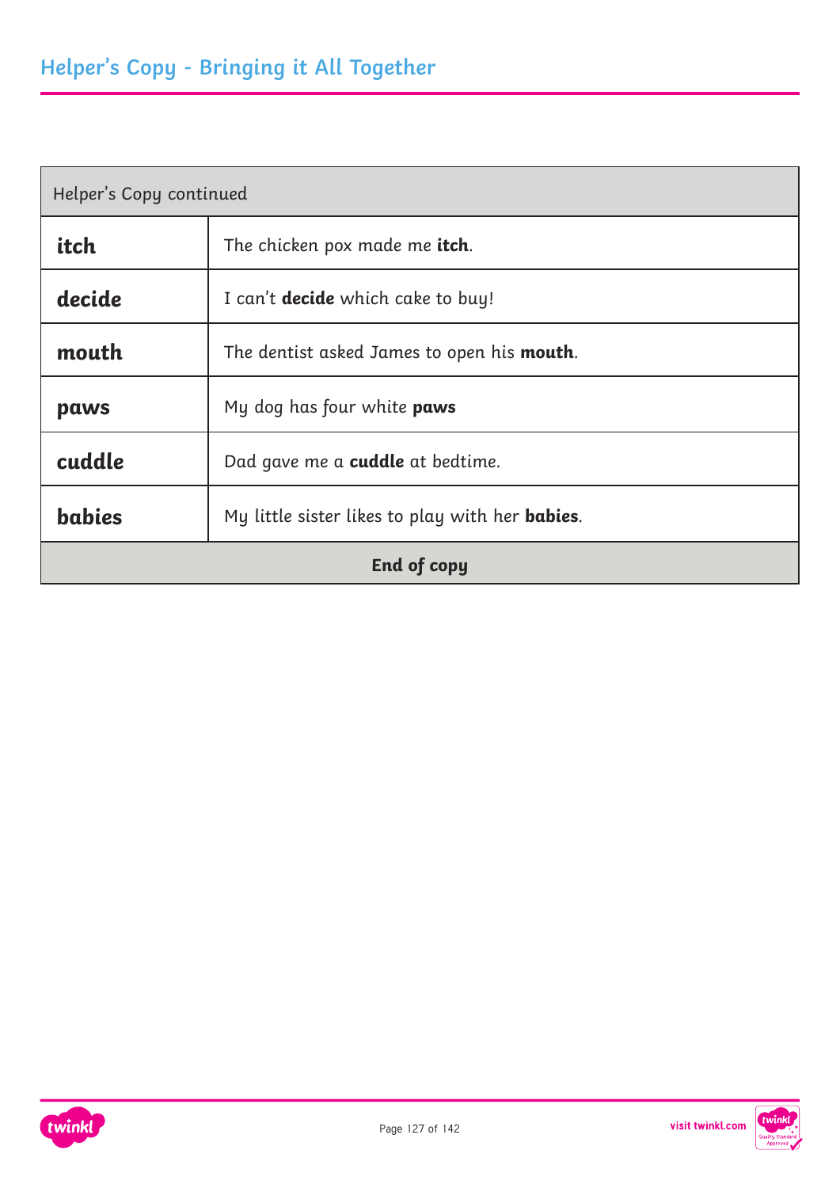## Helper's Copy - Bringing it All Together

| Helper's Copy continued | |
|---|---|
| **itch** | The chicken pox made me **itch**. |
| **decide** | I can't **decide** which cake to buy! |
| **mouth** | The dentist asked James to open his **mouth**. |
| **paws** | My dog has four white **paws** |
| **cuddle** | Dad gave me a **cuddle** at bedtime. |
| **babies** | My little sister likes to play with her **babies**. |
| **End of copy** | |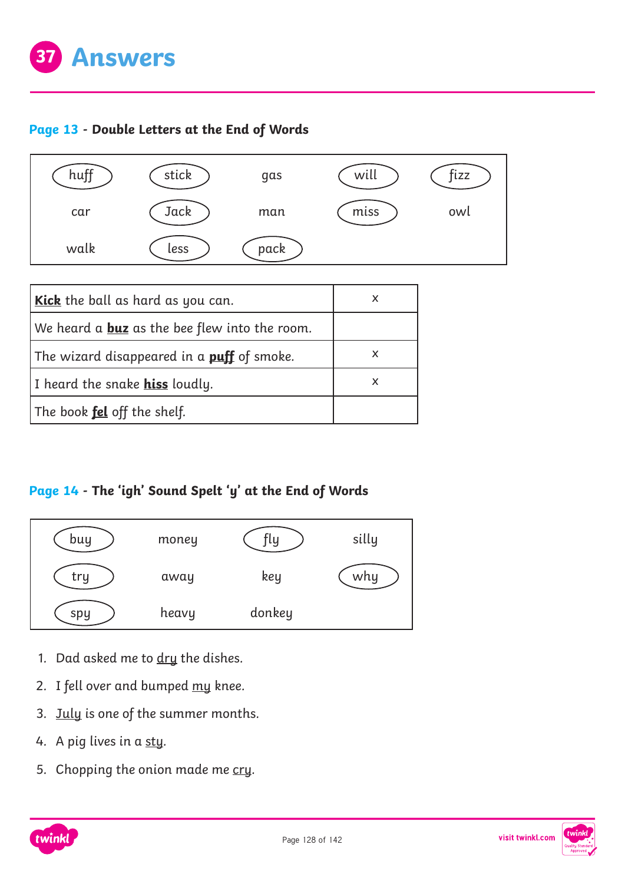# 37 Answers

## Page 13 - Double Letters at the End of Words

| | | | | |
|---|---|---|---|---|
| (huff) | (stick) | gas | (will) | (fizz) |
| car | (Jack) | man | (miss) | owl |
| walk | (less) | (pack) | | |

| | |
|---|---|
| **Kick** the ball as hard as you can. | x |
| We heard a **buz** as the bee flew into the room. | |
| The wizard disappeared in a **puff** of smoke. | x |
| I heard the snake **hiss** loudly. | x |
| The book **fel** off the shelf. | |

## Page 14 - The 'igh' Sound Spelt 'y' at the End of Words

| | | | |
|---|---|---|---|
| (buy) | money | (fly) | silly |
| (try) | away | key | (why) |
| (spy) | heavy | donkey | |

1. Dad asked me to <u>dry</u> the dishes.
2. I fell over and bumped <u>my</u> knee.
3. <u>July</u> is one of the summer months.
4. A pig lives in a <u>sty</u>.
5. Chopping the onion made me <u>cry</u>.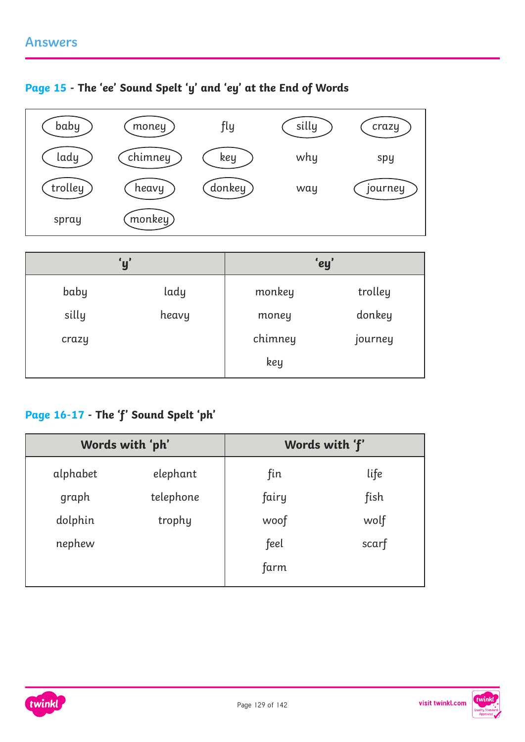## Answers

### Page 15 - The 'ee' Sound Spelt 'y' and 'ey' at the End of Words

| | | | | |
|---|---|---|---|---|
| (baby) | (money) | fly | (silly) | (crazy) |
| (lady) | (chimney) | (key) | why | spy |
| (trolley) | (heavy) | (donkey) | way | (journey) |
| spray | (monkey) | | | |

| 'y' | | 'ey' | |
|---|---|---|---|
| baby | lady | monkey | trolley |
| silly | heavy | money | donkey |
| crazy | | chimney | journey |
| | | key | |

### Page 16-17 - The 'f' Sound Spelt 'ph'

| Words with 'ph' | | Words with 'f' | |
|---|---|---|---|
| alphabet | elephant | fin | life |
| graph | telephone | fairy | fish |
| dolphin | trophy | woof | wolf |
| nephew | | feel | scarf |
| | | farm | |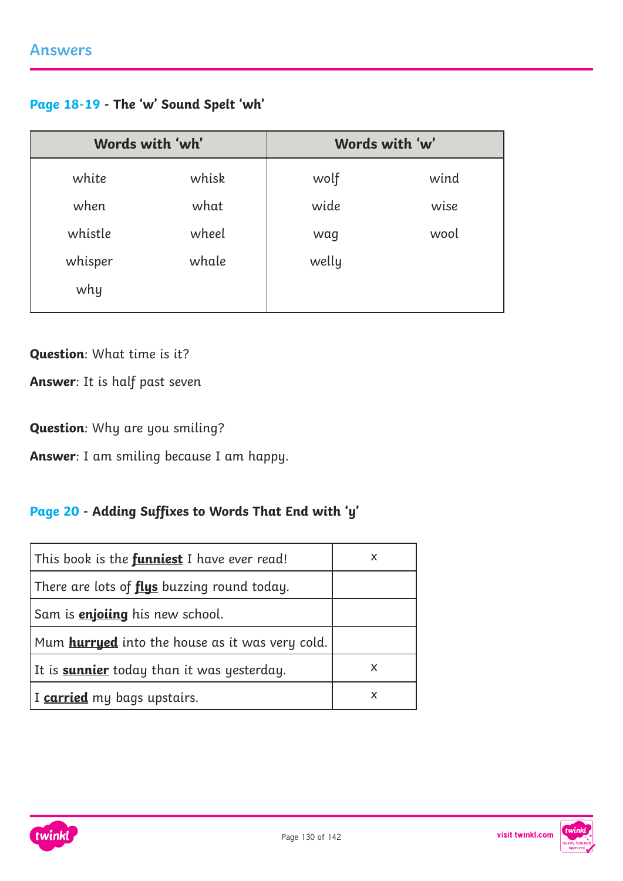## Answers

### Page 18-19 - The 'w' Sound Spelt 'wh'

| Words with 'wh' | | Words with 'w' | |
|---|---|---|---|
| white | whisk | wolf | wind |
| when | what | wide | wise |
| whistle | wheel | wag | wool |
| whisper | whale | welly | |
| why | | | |

**Question**: What time is it?

**Answer**: It is half past seven

**Question**: Why are you smiling?

**Answer**: I am smiling because I am happy.

### Page 20 - Adding Suffixes to Words That End with 'y'

| | |
|---|---|
| This book is the **funniest** I have ever read! | x |
| There are lots of **flys** buzzing round today. | |
| Sam is **enjoiing** his new school. | |
| Mum **hurryed** into the house as it was very cold. | |
| It is **sunnier** today than it was yesterday. | x |
| I **carried** my bags upstairs. | x |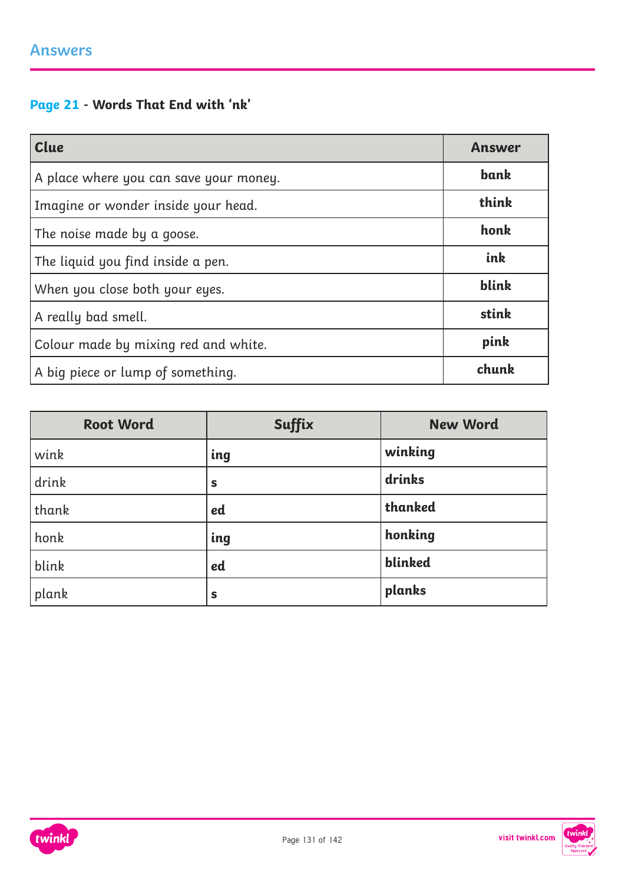## Answers

### Page 21 - Words That End with 'nk'

| Clue | Answer |
|---|---|
| A place where you can save your money. | **bank** |
| Imagine or wonder inside your head. | **think** |
| The noise made by a goose. | **honk** |
| The liquid you find inside a pen. | **ink** |
| When you close both your eyes. | **blink** |
| A really bad smell. | **stink** |
| Colour made by mixing red and white. | **pink** |
| A big piece or lump of something. | **chunk** |

| Root Word | Suffix | New Word |
|---|---|---|
| wink | **ing** | **winking** |
| drink | **s** | **drinks** |
| thank | **ed** | **thanked** |
| honk | **ing** | **honking** |
| blink | **ed** | **blinked** |
| plank | **s** | **planks** |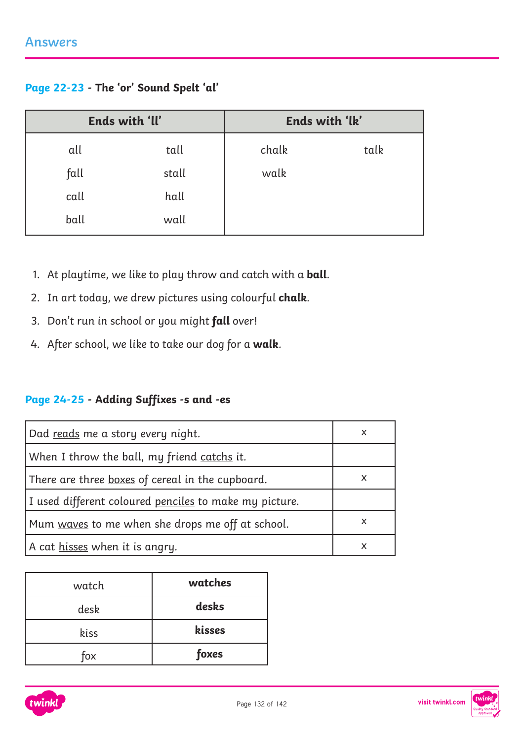## Answers

### Page 22-23 - The 'or' Sound Spelt 'al'

| Ends with 'll' | | Ends with 'lk' | |
|---|---|---|---|
| all | tall | chalk | talk |
| fall | stall | walk | |
| call | hall | | |
| ball | wall | | |

1. At playtime, we like to play throw and catch with a **ball**.
2. In art today, we drew pictures using colourful **chalk**.
3. Don't run in school or you might **fall** over!
4. After school, we like to take our dog for a **walk**.

### Page 24-25 - Adding Suffixes -s and -es

| | |
|---|---|
| Dad <u>reads</u> me a story every night. | x |
| When I throw the ball, my friend <u>catchs</u> it. | |
| There are three <u>boxes</u> of cereal in the cupboard. | x |
| I used different coloured <u>penciles</u> to make my picture. | |
| Mum <u>waves</u> to me when she drops me off at school. | x |
| A cat <u>hisses</u> when it is angry. | x |

| | |
|---|---|
| watch | **watches** |
| desk | **desks** |
| kiss | **kisses** |
| fox | **foxes** |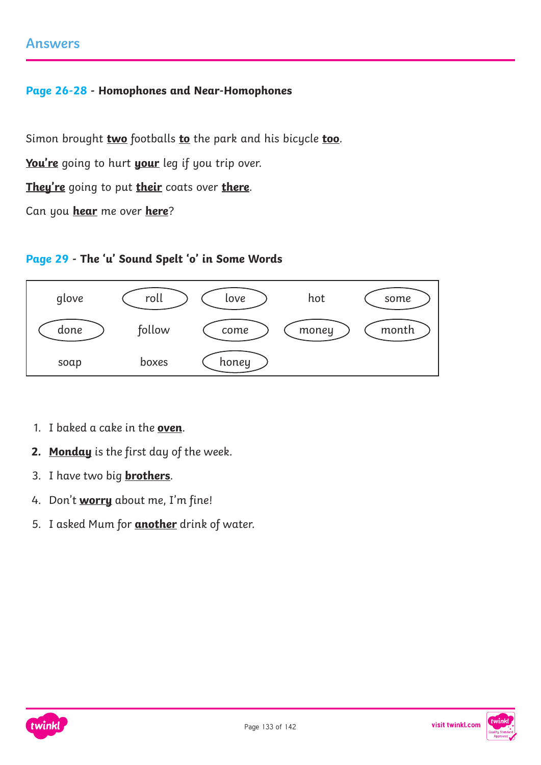## Answers

### Page 26-28 - Homophones and Near-Homophones

Simon brought **two** footballs **to** the park and his bicycle **too**.

**You're** going to hurt **your** leg if you trip over.

**They're** going to put **their** coats over **there**.

Can you **hear** me over **here**?

### Page 29 - The 'u' Sound Spelt 'o' in Some Words

| | | | | |
|---|---|---|---|---|
| glove | (roll) | (love) | hot | (some) |
| (done) | follow | (come) | (money) | (month) |
| soap | boxes | (honey) | | |

1. I baked a cake in the **oven**.
2. **Monday** is the first day of the week.
3. I have two big **brothers**.
4. Don't **worry** about me, I'm fine!
5. I asked Mum for **another** drink of water.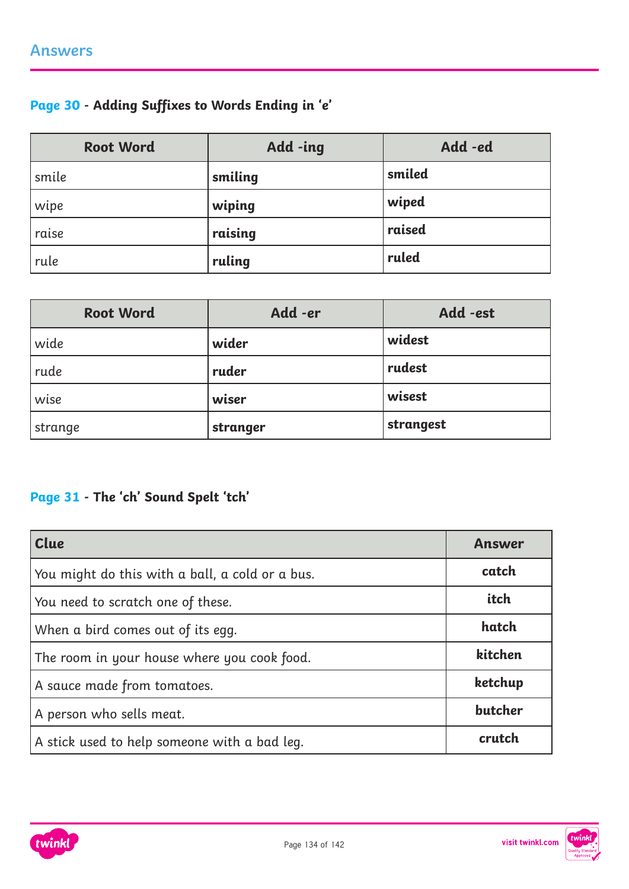## Answers

### Page 30 - Adding Suffixes to Words Ending in 'e'

| Root Word | Add -ing | Add -ed |
|---|---|---|
| smile | **smiling** | **smiled** |
| wipe | **wiping** | **wiped** |
| raise | **raising** | **raised** |
| rule | **ruling** | **ruled** |

| Root Word | Add -er | Add -est |
|---|---|---|
| wide | **wider** | **widest** |
| rude | **ruder** | **rudest** |
| wise | **wiser** | **wisest** |
| strange | **stranger** | **strangest** |

### Page 31 - The 'ch' Sound Spelt 'tch'

| Clue | Answer |
|---|---|
| You might do this with a ball, a cold or a bus. | **catch** |
| You need to scratch one of these. | **itch** |
| When a bird comes out of its egg. | **hatch** |
| The room in your house where you cook food. | **kitchen** |
| A sauce made from tomatoes. | **ketchup** |
| A person who sells meat. | **butcher** |
| A stick used to help someone with a bad leg. | **crutch** |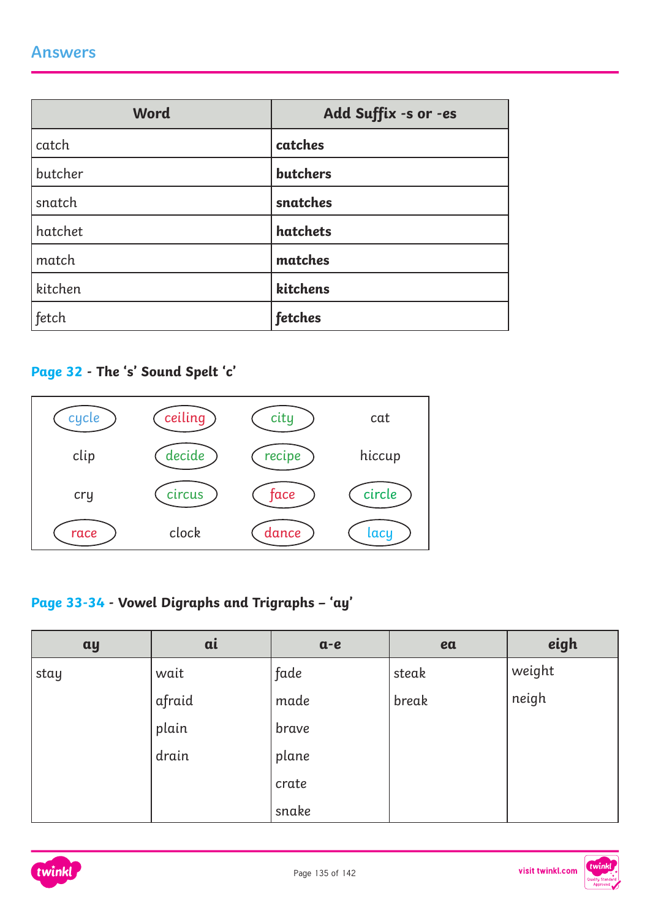## Answers

| Word | Add Suffix -s or -es |
|---|---|
| catch | **catches** |
| butcher | **butchers** |
| snatch | **snatches** |
| hatchet | **hatchets** |
| match | **matches** |
| kitchen | **kitchens** |
| fetch | **fetches** |

### Page 32 - The ‘s’ Sound Spelt ‘c’

| | | | |
|---|---|---|---|
| (cycle) | (ceiling) | (city) | cat |
| clip | (decide) | (recipe) | hiccup |
| cry | (circus) | (face) | (circle) |
| (race) | clock | (dance) | (lacy) |

### Page 33-34 - Vowel Digraphs and Trigraphs – ‘ay’

| ay | ai | a-e | ea | eigh |
|---|---|---|---|---|
| stay | wait | fade | steak | weight |
| | afraid | made | break | neigh |
| | plain | brave | | |
| | drain | plane | | |
| | | crate | | |
| | | snake | | |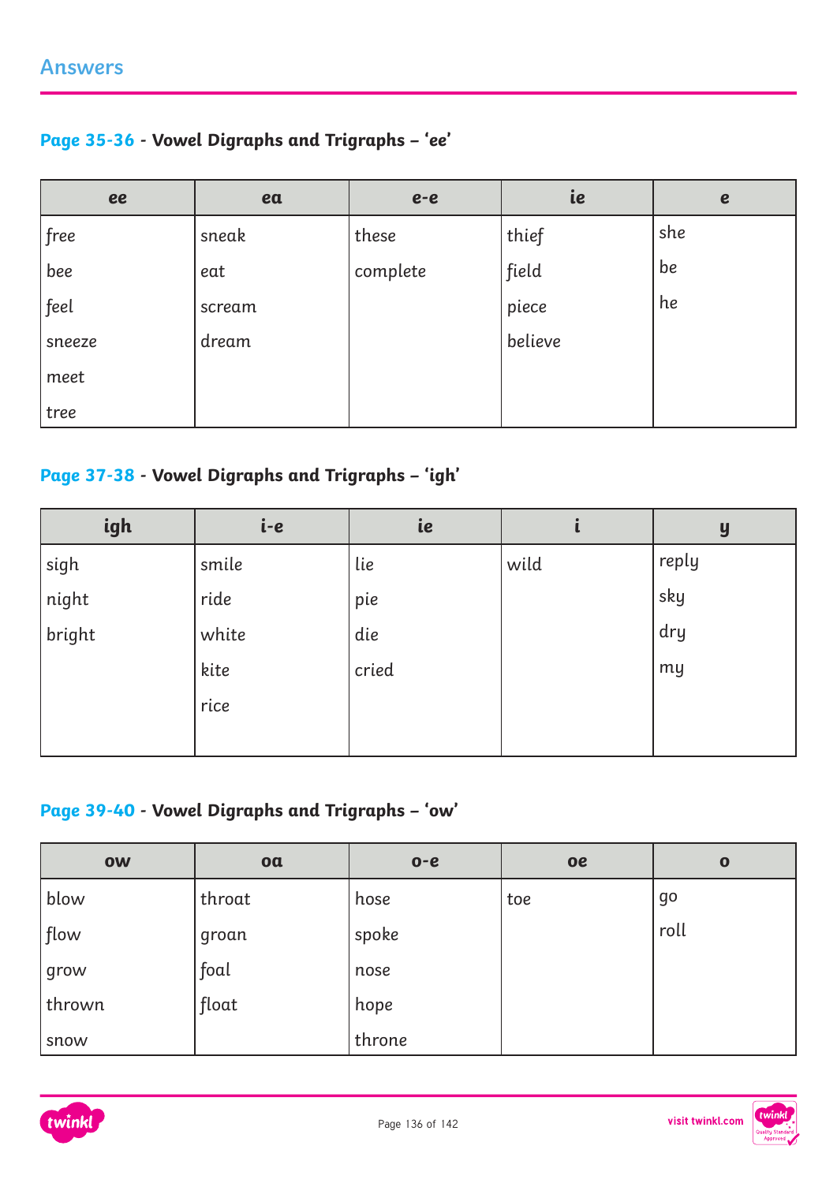## Answers

### Page 35-36 - Vowel Digraphs and Trigraphs – 'ee'

| ee | ea | e-e | ie | e |
|---|---|---|---|---|
| free | sneak | these | thief | she |
| bee | eat | complete | field | be |
| feel | scream | | piece | he |
| sneeze | dream | | believe | |
| meet | | | | |
| tree | | | | |

### Page 37-38 - Vowel Digraphs and Trigraphs – 'igh'

| igh | i-e | ie | i | y |
|---|---|---|---|---|
| sigh | smile | lie | wild | reply |
| night | ride | pie | | sky |
| bright | white | die | | dry |
| | kite | cried | | my |
| | rice | | | |

### Page 39-40 - Vowel Digraphs and Trigraphs – 'ow'

| ow | oa | o-e | oe | o |
|---|---|---|---|---|
| blow | throat | hose | toe | go |
| flow | groan | spoke | | roll |
| grow | foal | nose | | |
| thrown | float | hope | | |
| snow | | throne | | |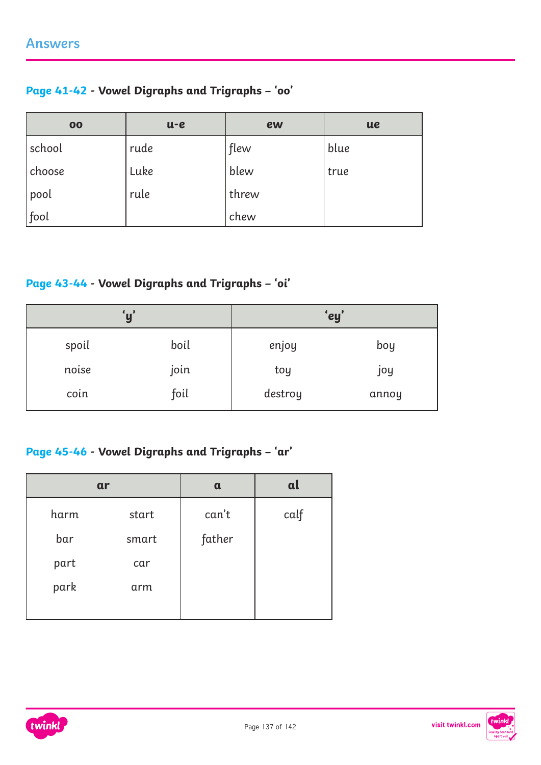## Answers

### Page 41-42 - Vowel Digraphs and Trigraphs – 'oo'

| oo | u-e | ew | ue |
|---|---|---|---|
| school | rude | flew | blue |
| choose | Luke | blew | true |
| pool | rule | threw | |
| fool | | chew | |

### Page 43-44 - Vowel Digraphs and Trigraphs – 'oi'

| 'y' | | 'ey' | |
|---|---|---|---|
| spoil | boil | enjoy | boy |
| noise | join | toy | joy |
| coin | foil | destroy | annoy |

### Page 45-46 - Vowel Digraphs and Trigraphs – 'ar'

| ar | | a | al |
|---|---|---|---|
| harm | start | can't | calf |
| bar | smart | father | |
| part | car | | |
| park | arm | | |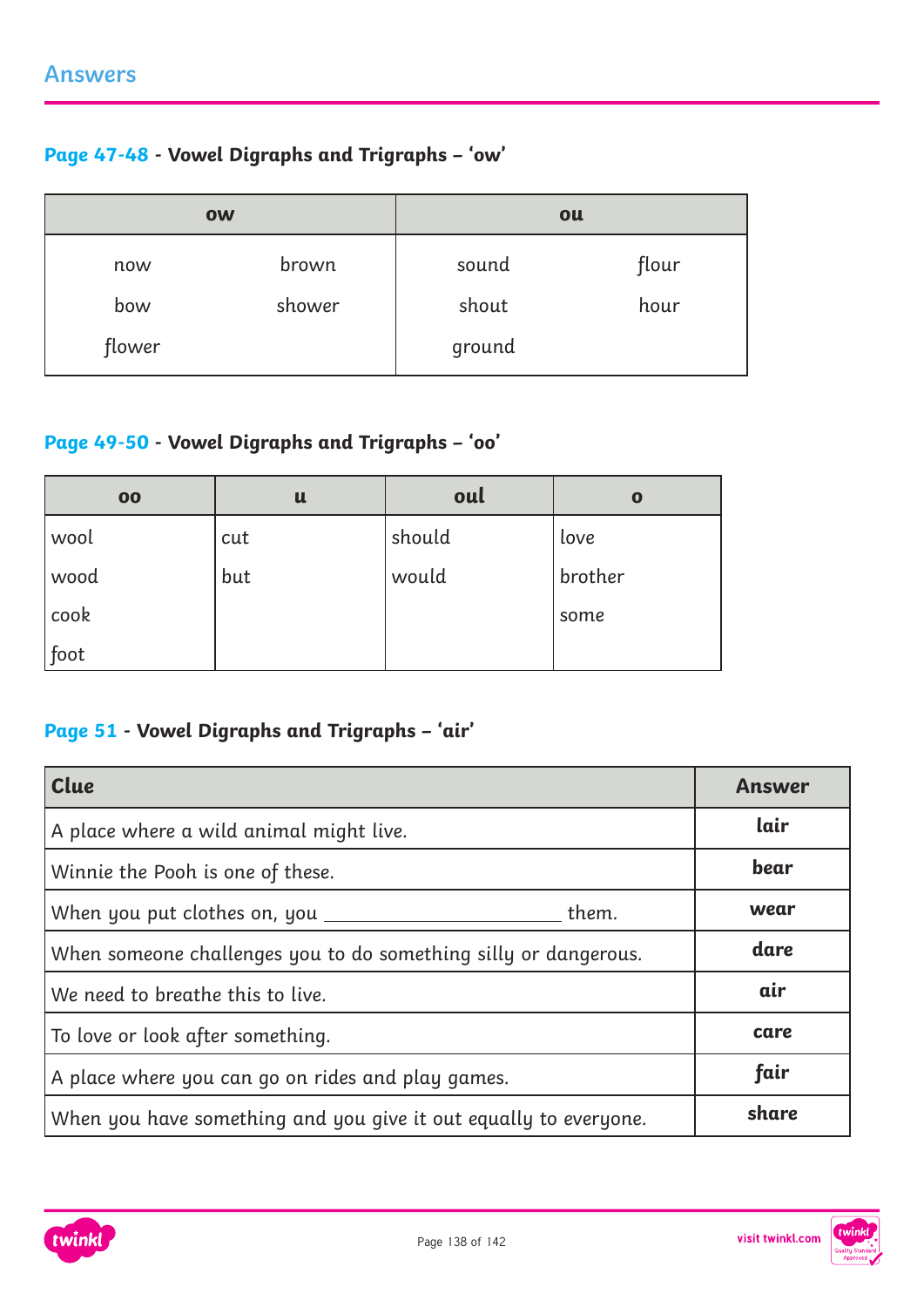## Answers

### Page 47-48 - Vowel Digraphs and Trigraphs – 'ow'

| ow | | ou | |
|---|---|---|---|
| now | brown | sound | flour |
| bow | shower | shout | hour |
| flower | | ground | |

### Page 49-50 - Vowel Digraphs and Trigraphs – 'oo'

| oo | u | oul | o |
|---|---|---|---|
| wool | cut | should | love |
| wood | but | would | brother |
| cook | | | some |
| foot | | | |

### Page 51 - Vowel Digraphs and Trigraphs – 'air'

| Clue | Answer |
|---|---|
| A place where a wild animal might live. | **lair** |
| Winnie the Pooh is one of these. | **bear** |
| When you put clothes on, you ______________________ them. | **wear** |
| When someone challenges you to do something silly or dangerous. | **dare** |
| We need to breathe this to live. | **air** |
| To love or look after something. | **care** |
| A place where you can go on rides and play games. | **fair** |
| When you have something and you give it out equally to everyone. | **share** |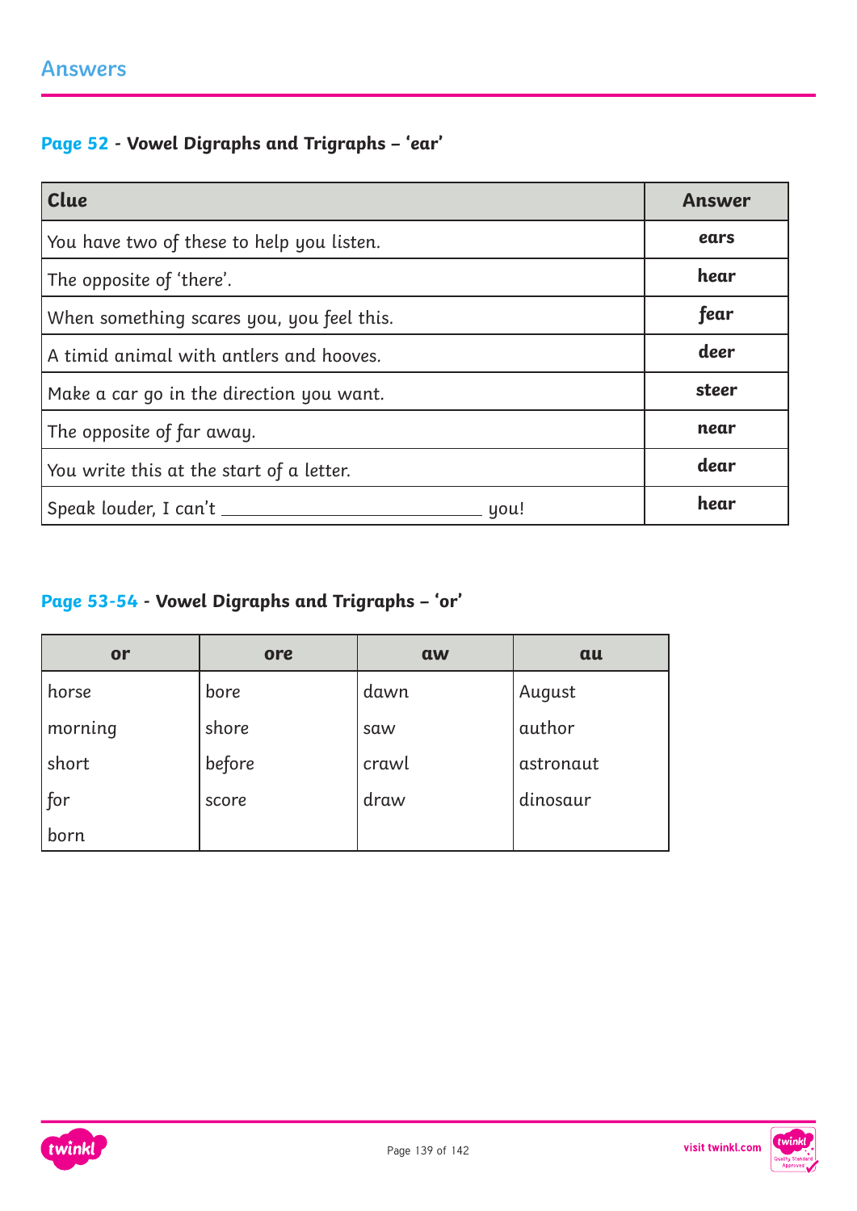## Answers

### Page 52 - Vowel Digraphs and Trigraphs – 'ear'

| Clue | Answer |
|---|---|
| You have two of these to help you listen. | **ears** |
| The opposite of 'there'. | **hear** |
| When something scares you, you feel this. | **fear** |
| A timid animal with antlers and hooves. | **deer** |
| Make a car go in the direction you want. | **steer** |
| The opposite of far away. | **near** |
| You write this at the start of a letter. | **dear** |
| Speak louder, I can't _________________ you! | **hear** |

### Page 53-54 - Vowel Digraphs and Trigraphs – 'or'

| or | ore | aw | au |
|---|---|---|---|
| horse | bore | dawn | August |
| morning | shore | saw | author |
| short | before | crawl | astronaut |
| for | score | draw | dinosaur |
| born | | | |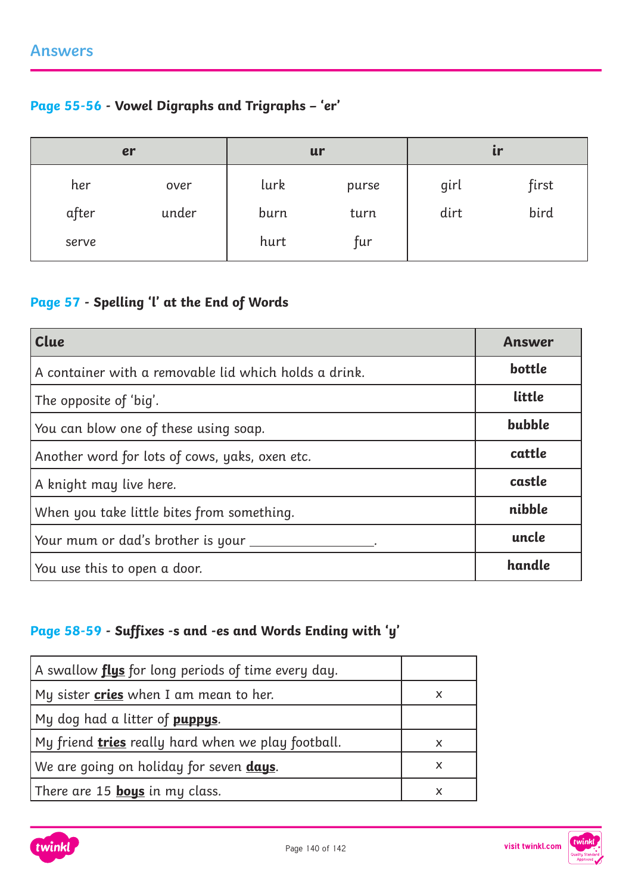## Answers

### Page 55-56 - Vowel Digraphs and Trigraphs – 'er'

| er | | ur | | ir | |
|---|---|---|---|---|---|
| her | over | lurk | purse | girl | first |
| after | under | burn | turn | dirt | bird |
| serve | | hurt | fur | | |

### Page 57 - Spelling 'l' at the End of Words

| Clue | Answer |
|---|---|
| A container with a removable lid which holds a drink. | **bottle** |
| The opposite of 'big'. | **little** |
| You can blow one of these using soap. | **bubble** |
| Another word for lots of cows, yaks, oxen etc. | **cattle** |
| A knight may live here. | **castle** |
| When you take little bites from something. | **nibble** |
| Your mum or dad's brother is your ________________. | **uncle** |
| You use this to open a door. | **handle** |

### Page 58-59 - Suffixes -s and -es and Words Ending with 'y'

| | |
|---|---|
| A swallow **flys** for long periods of time every day. | |
| My sister **cries** when I am mean to her. | x |
| My dog had a litter of **puppys**. | |
| My friend **tries** really hard when we play football. | x |
| We are going on holiday for seven **days**. | x |
| There are 15 **boys** in my class. | x |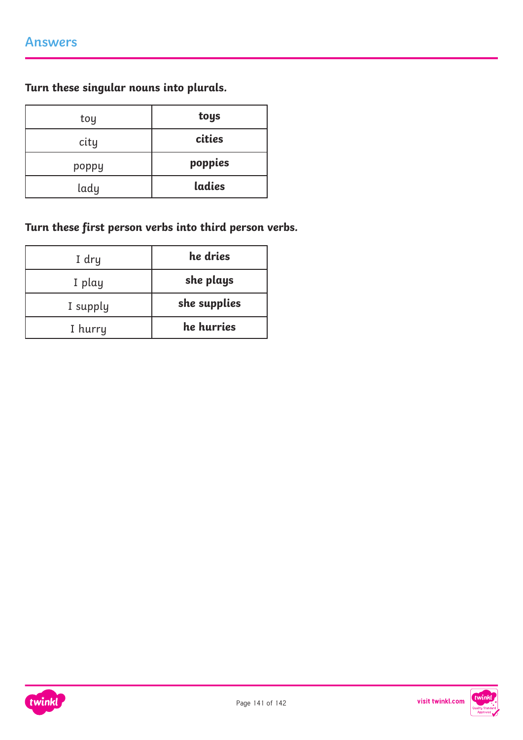## Answers

**Turn these singular nouns into plurals.**

| toy | **toys** |
|---|---|
| city | **cities** |
| poppy | **poppies** |
| lady | **ladies** |

**Turn these first person verbs into third person verbs.**

| I dry | **he dries** |
|---|---|
| I play | **she plays** |
| I supply | **she supplies** |
| I hurry | **he hurries** |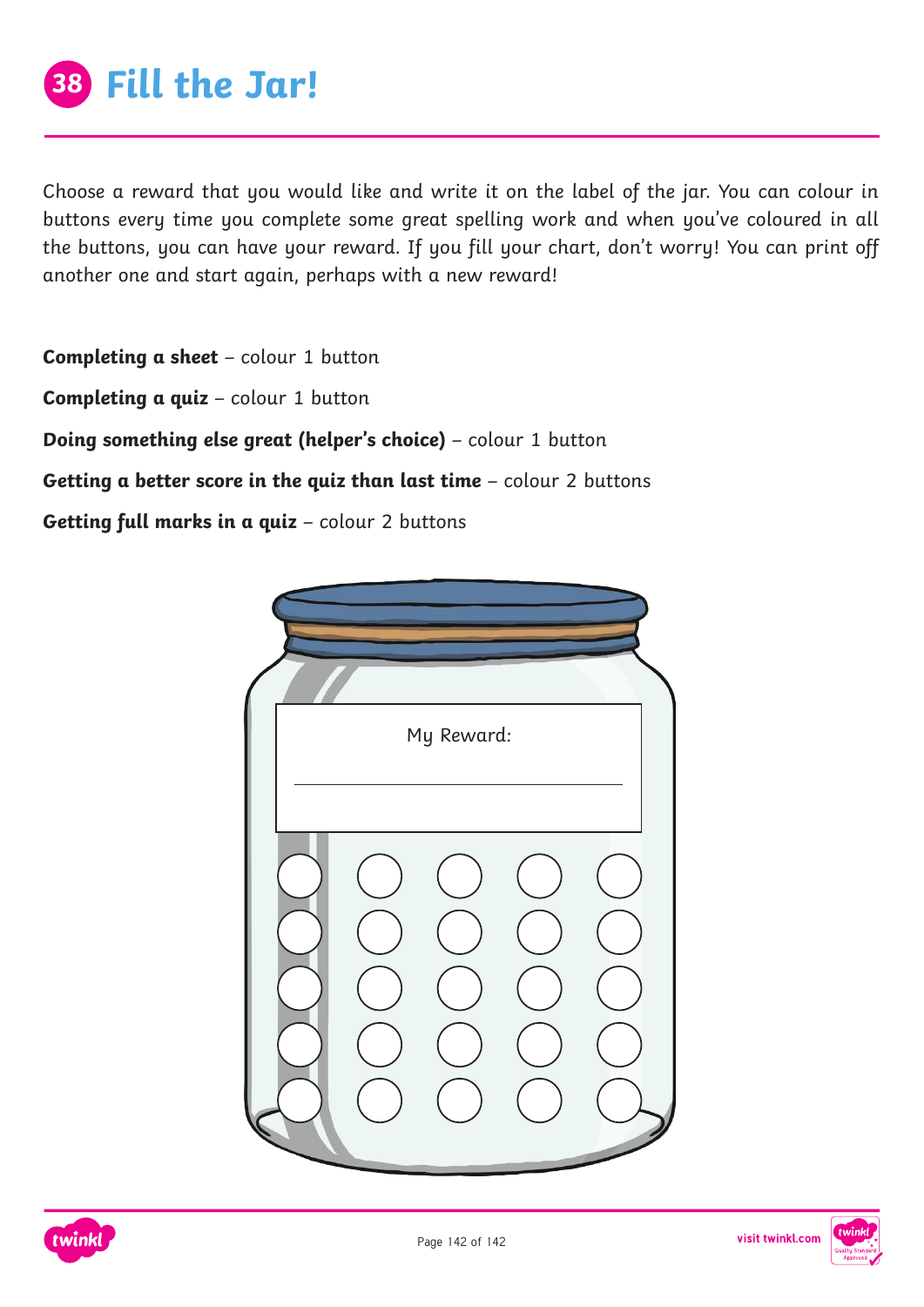# 38 Fill the Jar!

Choose a reward that you would like and write it on the label of the jar. You can colour in buttons every time you complete some great spelling work and when you've coloured in all the buttons, you can have your reward. If you fill your chart, don't worry! You can print off another one and start again, perhaps with a new reward!

**Completing a sheet** – colour 1 button

**Completing a quiz** – colour 1 button

**Doing something else great (helper's choice)** – colour 1 button

**Getting a better score in the quiz than last time** – colour 2 buttons

**Getting full marks in a quiz** – colour 2 buttons

My Reward:

_______________________________